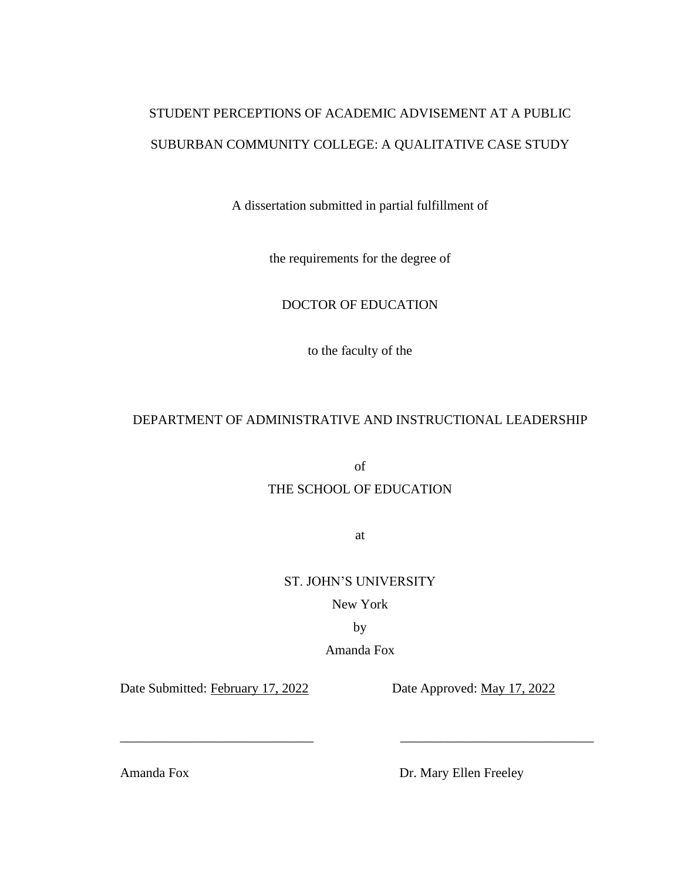# STUDENT PERCEPTIONS OF ACADEMIC ADVISEMENT AT A PUBLIC SUBURBAN COMMUNITY COLLEGE: A QUALITATIVE CASE STUDY

A dissertation submitted in partial fulfillment of

the requirements for the degree of

DOCTOR OF EDUCATION

to the faculty of the

DEPARTMENT OF ADMINISTRATIVE AND INSTRUCTIONAL LEADERSHIP

of

THE SCHOOL OF EDUCATION

at

ST. JOHN'S UNIVERSITY

New York

by

Amanda Fox

Date Submitted: February 17, 2022

Date Approved: May 17, 2022

_____________________________

Amanda Fox

_____________________________

Dr. Mary Ellen Freeley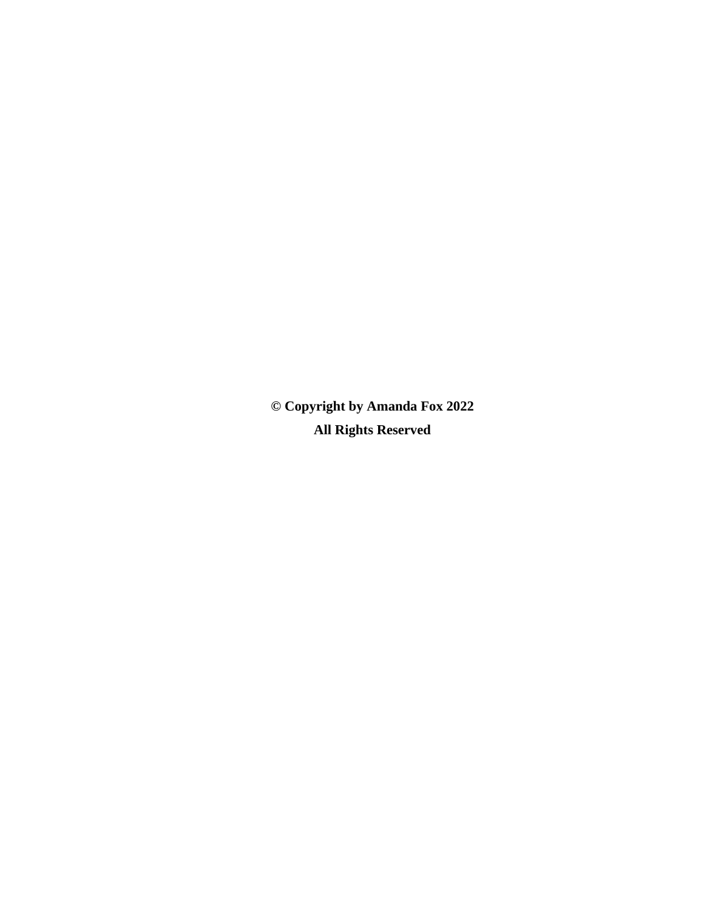**© Copyright by Amanda Fox 2022**

**All Rights Reserved**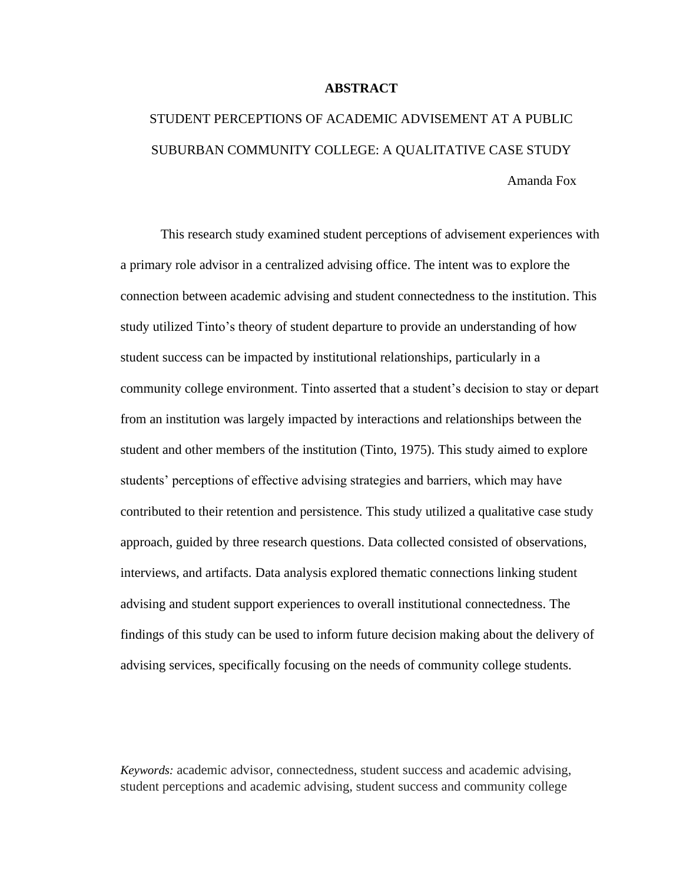# ABSTRACT

STUDENT PERCEPTIONS OF ACADEMIC ADVISEMENT AT A PUBLIC SUBURBAN COMMUNITY COLLEGE: A QUALITATIVE CASE STUDY

Amanda Fox

This research study examined student perceptions of advisement experiences with a primary role advisor in a centralized advising office. The intent was to explore the connection between academic advising and student connectedness to the institution. This study utilized Tinto's theory of student departure to provide an understanding of how student success can be impacted by institutional relationships, particularly in a community college environment. Tinto asserted that a student's decision to stay or depart from an institution was largely impacted by interactions and relationships between the student and other members of the institution (Tinto, 1975). This study aimed to explore students' perceptions of effective advising strategies and barriers, which may have contributed to their retention and persistence. This study utilized a qualitative case study approach, guided by three research questions. Data collected consisted of observations, interviews, and artifacts. Data analysis explored thematic connections linking student advising and student support experiences to overall institutional connectedness. The findings of this study can be used to inform future decision making about the delivery of advising services, specifically focusing on the needs of community college students.

*Keywords:* academic advisor, connectedness, student success and academic advising, student perceptions and academic advising, student success and community college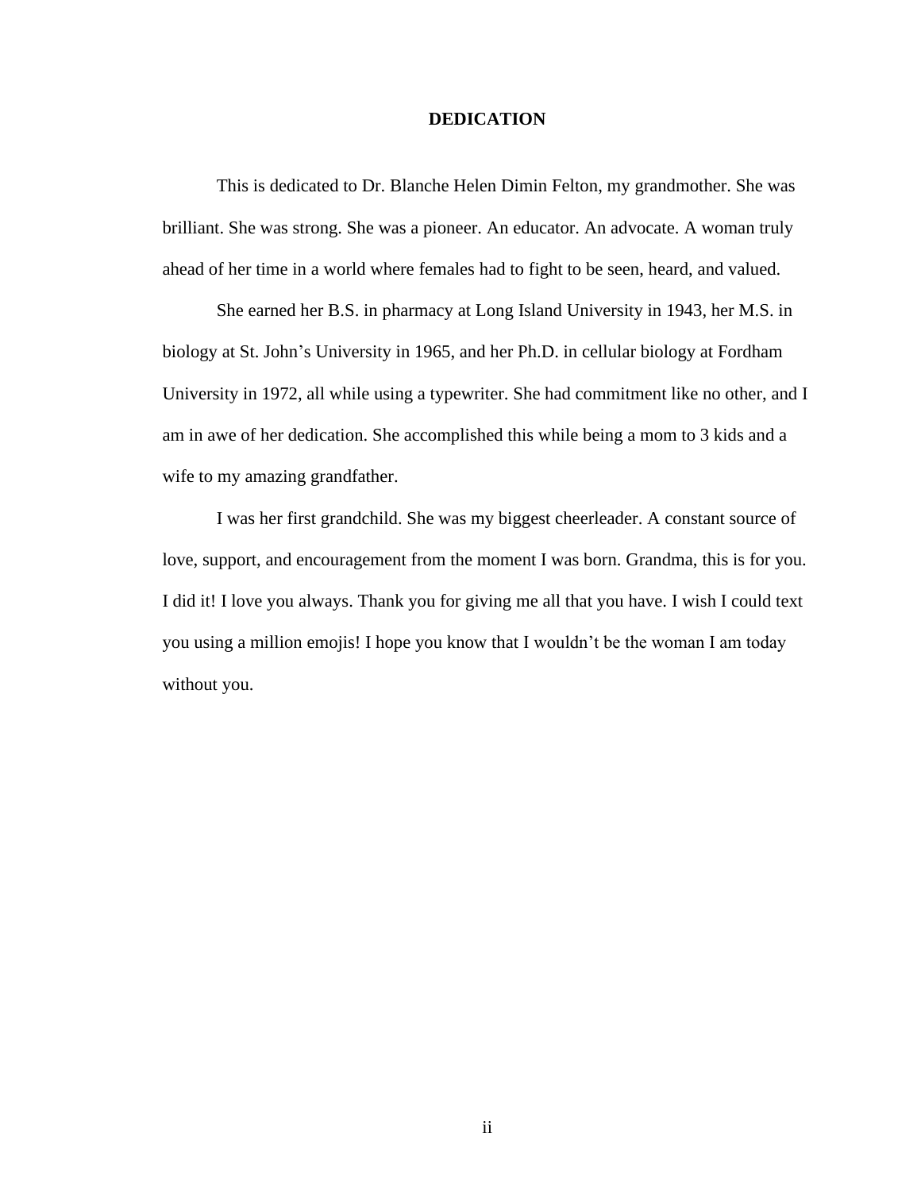# DEDICATION

This is dedicated to Dr. Blanche Helen Dimin Felton, my grandmother. She was brilliant. She was strong. She was a pioneer. An educator. An advocate. A woman truly ahead of her time in a world where females had to fight to be seen, heard, and valued.

She earned her B.S. in pharmacy at Long Island University in 1943, her M.S. in biology at St. John's University in 1965, and her Ph.D. in cellular biology at Fordham University in 1972, all while using a typewriter. She had commitment like no other, and I am in awe of her dedication. She accomplished this while being a mom to 3 kids and a wife to my amazing grandfather.

I was her first grandchild. She was my biggest cheerleader. A constant source of love, support, and encouragement from the moment I was born. Grandma, this is for you. I did it! I love you always. Thank you for giving me all that you have. I wish I could text you using a million emojis! I hope you know that I wouldn't be the woman I am today without you.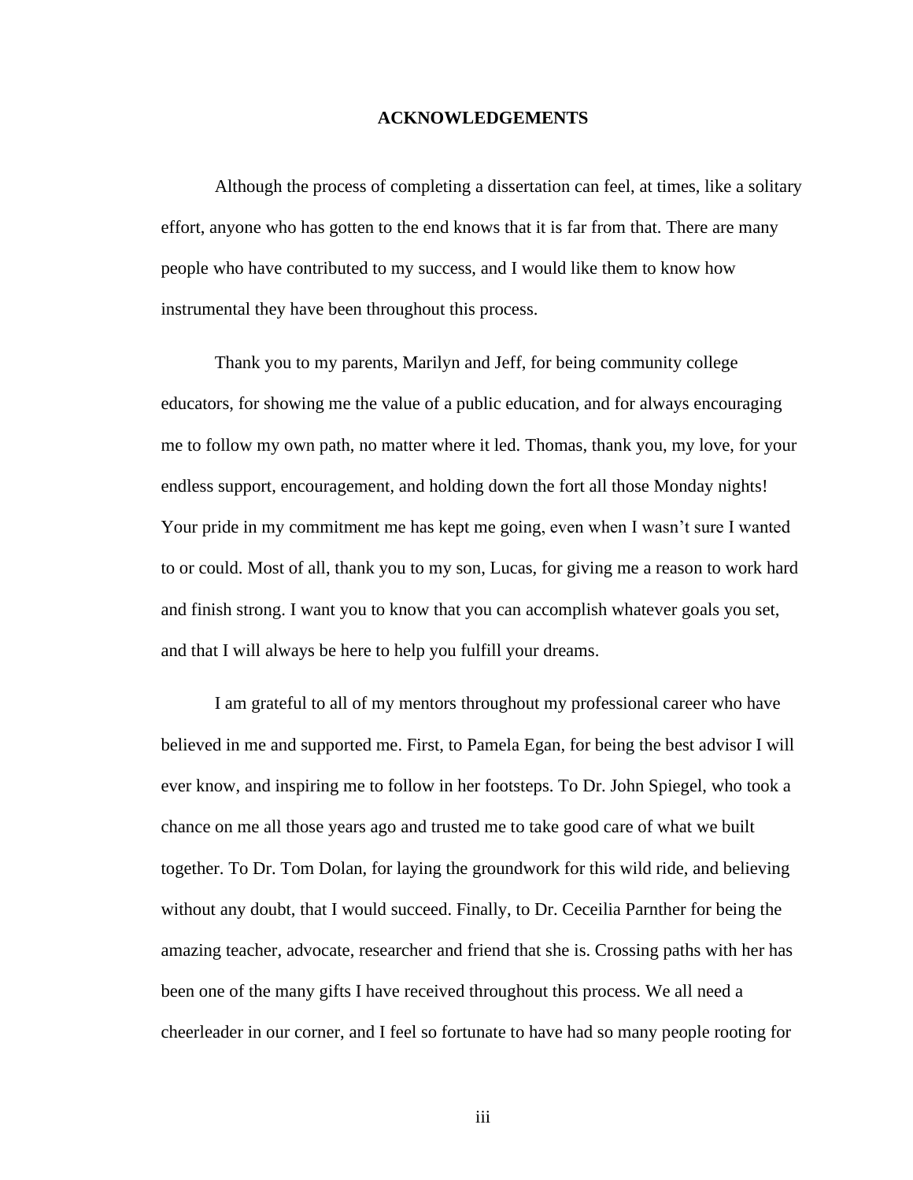**ACKNOWLEDGEMENTS**

Although the process of completing a dissertation can feel, at times, like a solitary effort, anyone who has gotten to the end knows that it is far from that. There are many people who have contributed to my success, and I would like them to know how instrumental they have been throughout this process.

Thank you to my parents, Marilyn and Jeff, for being community college educators, for showing me the value of a public education, and for always encouraging me to follow my own path, no matter where it led. Thomas, thank you, my love, for your endless support, encouragement, and holding down the fort all those Monday nights! Your pride in my commitment me has kept me going, even when I wasn't sure I wanted to or could. Most of all, thank you to my son, Lucas, for giving me a reason to work hard and finish strong. I want you to know that you can accomplish whatever goals you set, and that I will always be here to help you fulfill your dreams.

I am grateful to all of my mentors throughout my professional career who have believed in me and supported me. First, to Pamela Egan, for being the best advisor I will ever know, and inspiring me to follow in her footsteps. To Dr. John Spiegel, who took a chance on me all those years ago and trusted me to take good care of what we built together. To Dr. Tom Dolan, for laying the groundwork for this wild ride, and believing without any doubt, that I would succeed. Finally, to Dr. Ceceilia Parnther for being the amazing teacher, advocate, researcher and friend that she is. Crossing paths with her has been one of the many gifts I have received throughout this process. We all need a cheerleader in our corner, and I feel so fortunate to have had so many people rooting for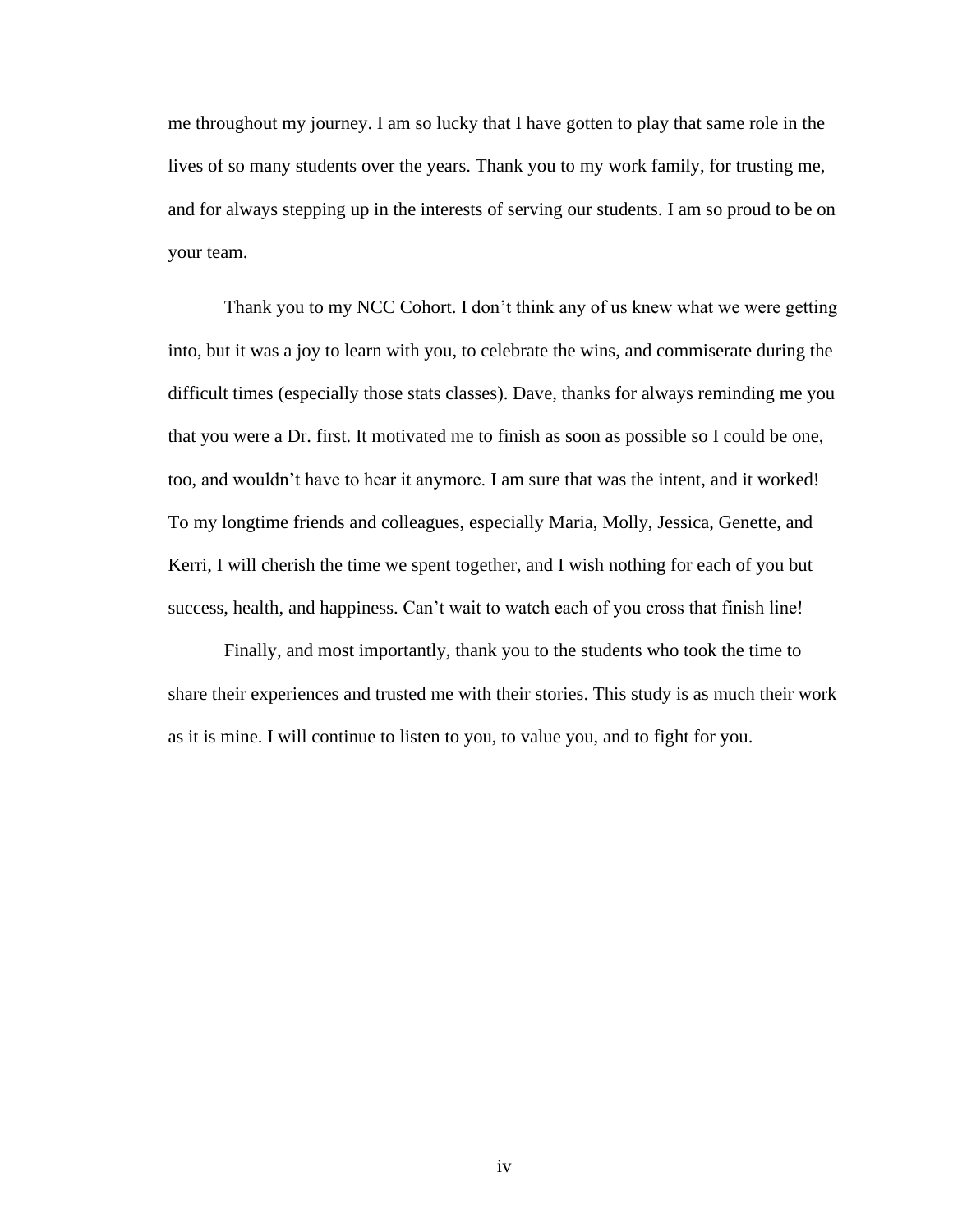me throughout my journey. I am so lucky that I have gotten to play that same role in the lives of so many students over the years. Thank you to my work family, for trusting me, and for always stepping up in the interests of serving our students. I am so proud to be on your team.

Thank you to my NCC Cohort. I don't think any of us knew what we were getting into, but it was a joy to learn with you, to celebrate the wins, and commiserate during the difficult times (especially those stats classes). Dave, thanks for always reminding me you that you were a Dr. first. It motivated me to finish as soon as possible so I could be one, too, and wouldn't have to hear it anymore. I am sure that was the intent, and it worked! To my longtime friends and colleagues, especially Maria, Molly, Jessica, Genette, and Kerri, I will cherish the time we spent together, and I wish nothing for each of you but success, health, and happiness. Can't wait to watch each of you cross that finish line!

Finally, and most importantly, thank you to the students who took the time to share their experiences and trusted me with their stories. This study is as much their work as it is mine. I will continue to listen to you, to value you, and to fight for you.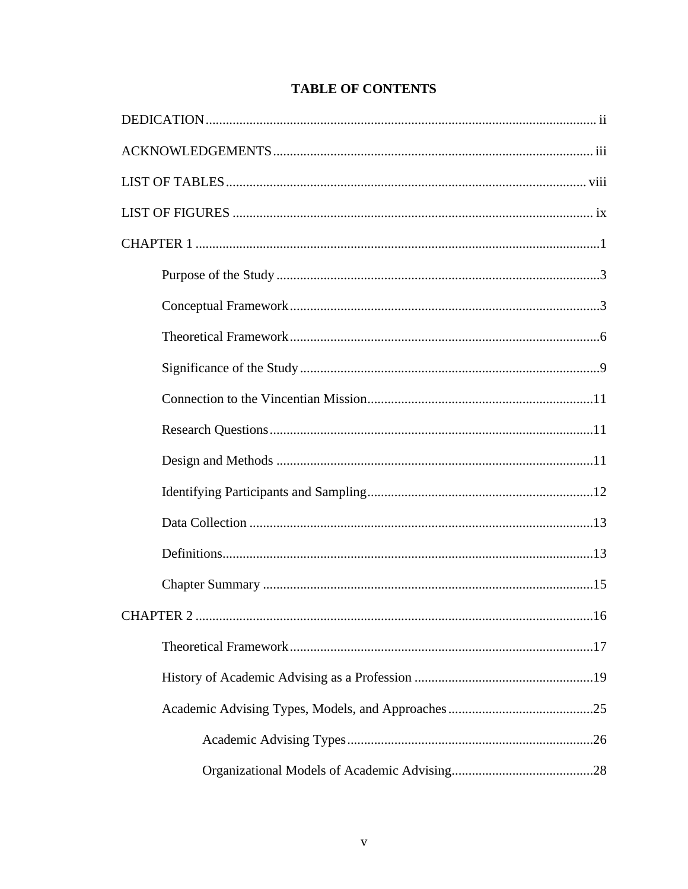# TABLE OF CONTENTS

DEDICATION ........................................................................................................ ii

ACKNOWLEDGEMENTS ...................................................................................... iii

LIST OF TABLES ............................................................................................... viii

LIST OF FIGURES ............................................................................................... ix

CHAPTER 1 ............................................................................................................1

- Purpose of the Study ..............................................................................................3
- Conceptual Framework ...........................................................................................3
- Theoretical Framework ...........................................................................................6
- Significance of the Study .........................................................................................9
- Connection to the Vincentian Mission ......................................................................11
- Research Questions ...............................................................................................11
- Design and Methods ..............................................................................................11
- Identifying Participants and Sampling ......................................................................12
- Data Collection .....................................................................................................13
- Definitions ...........................................................................................................13
- Chapter Summary .................................................................................................15

CHAPTER 2 ..........................................................................................................16

- Theoretical Framework ..........................................................................................17
- History of Academic Advising as a Profession .........................................................19
- Academic Advising Types, Models, and Approaches ................................................25
  - Academic Advising Types ...............................................................................26
  - Organizational Models of Academic Advising ....................................................28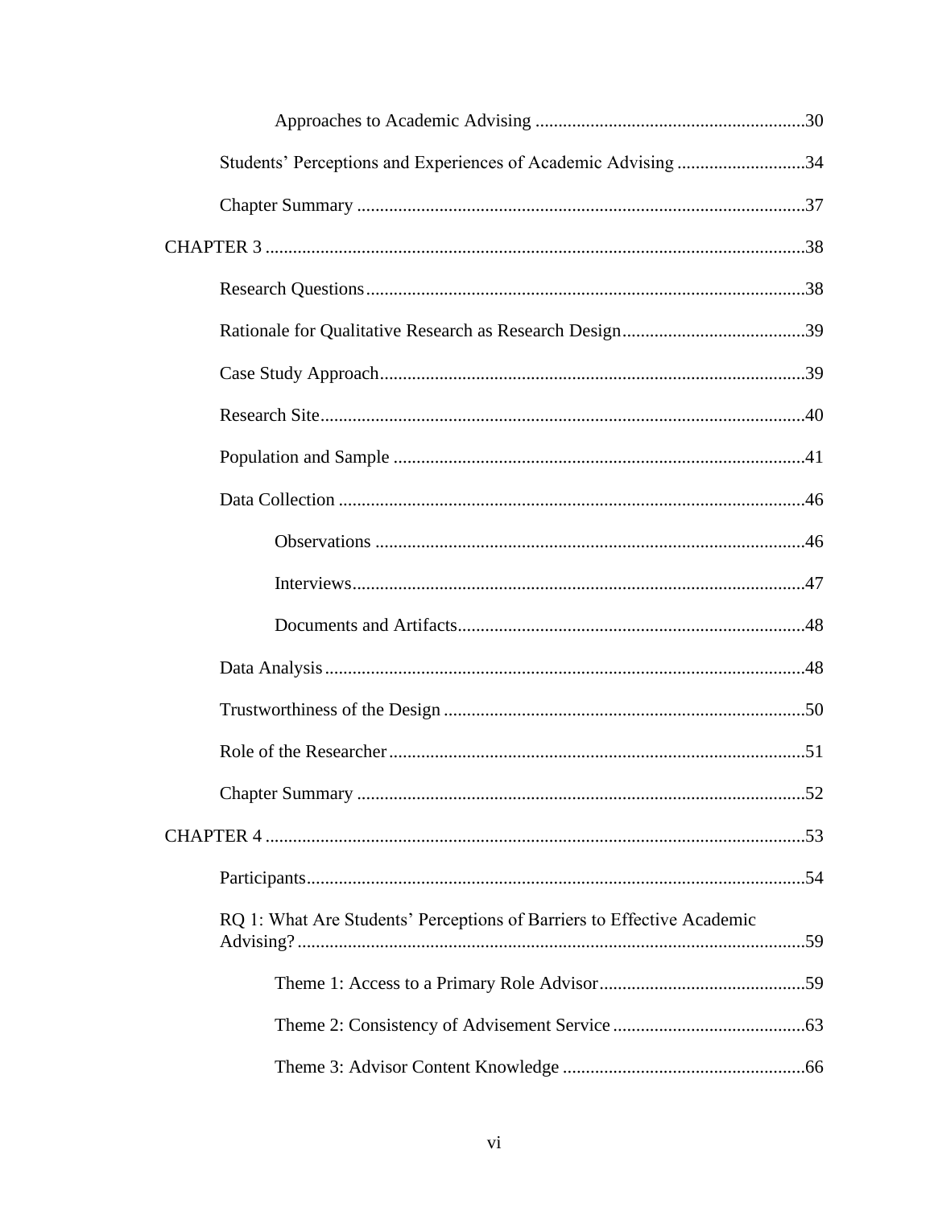Approaches to Academic Advising ..........................................................30

Students' Perceptions and Experiences of Academic Advising ............................34

Chapter Summary .................................................................................37

CHAPTER 3 .....................................................................................................38

Research Questions...............................................................................38

Rationale for Qualitative Research as Research Design........................................39

Case Study Approach............................................................................39

Research Site.........................................................................................40

Population and Sample .........................................................................41

Data Collection .....................................................................................46

Observations .............................................................................46

Interviews..................................................................................47

Documents and Artifacts...........................................................48

Data Analysis........................................................................................48

Trustworthiness of the Design ..............................................................50

Role of the Researcher..........................................................................51

Chapter Summary .................................................................................52

CHAPTER 4 .....................................................................................................53

Participants............................................................................................54

RQ 1: What Are Students' Perceptions of Barriers to Effective Academic Advising?..............................................................................................59

Theme 1: Access to a Primary Role Advisor.............................................59

Theme 2: Consistency of Advisement Service ..........................................63

Theme 3: Advisor Content Knowledge ....................................................66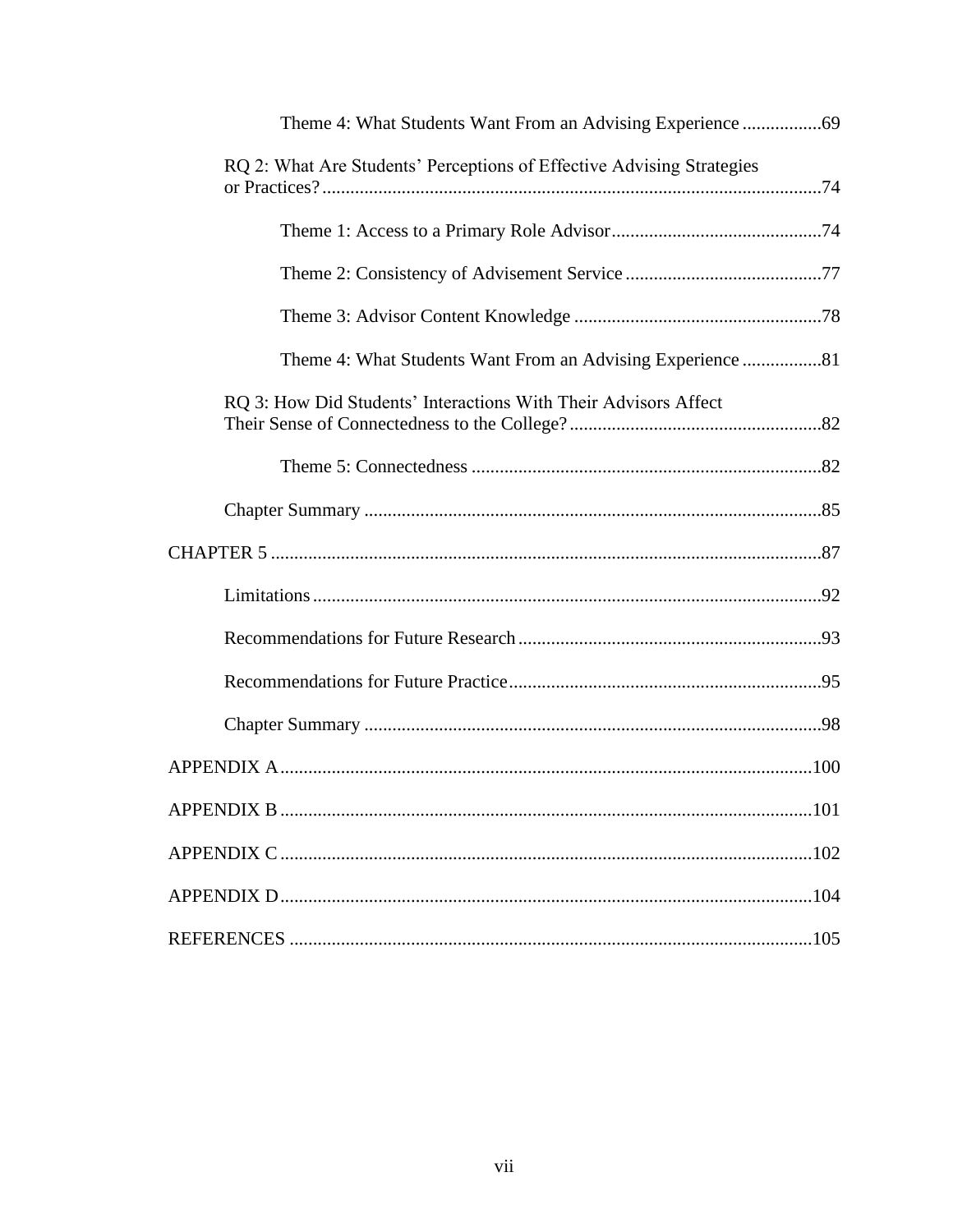Theme 4: What Students Want From an Advising Experience .................69

RQ 2: What Are Students' Perceptions of Effective Advising Strategies or Practices? .........................................................................................................74

Theme 1: Access to a Primary Role Advisor ............................................74

Theme 2: Consistency of Advisement Service .........................................77

Theme 3: Advisor Content Knowledge ....................................................78

Theme 4: What Students Want From an Advising Experience .................81

RQ 3: How Did Students' Interactions With Their Advisors Affect Their Sense of Connectedness to the College? .....................................................82

Theme 5: Connectedness ..........................................................................82

Chapter Summary .................................................................................................85

CHAPTER 5 ....................................................................................................................87

Limitations ............................................................................................................92

Recommendations for Future Research ................................................................93

Recommendations for Future Practice ..................................................................95

Chapter Summary .................................................................................................98

APPENDIX A ................................................................................................................100

APPENDIX B ................................................................................................................101

APPENDIX C ................................................................................................................102

APPENDIX D ................................................................................................................104

REFERENCES ...............................................................................................................105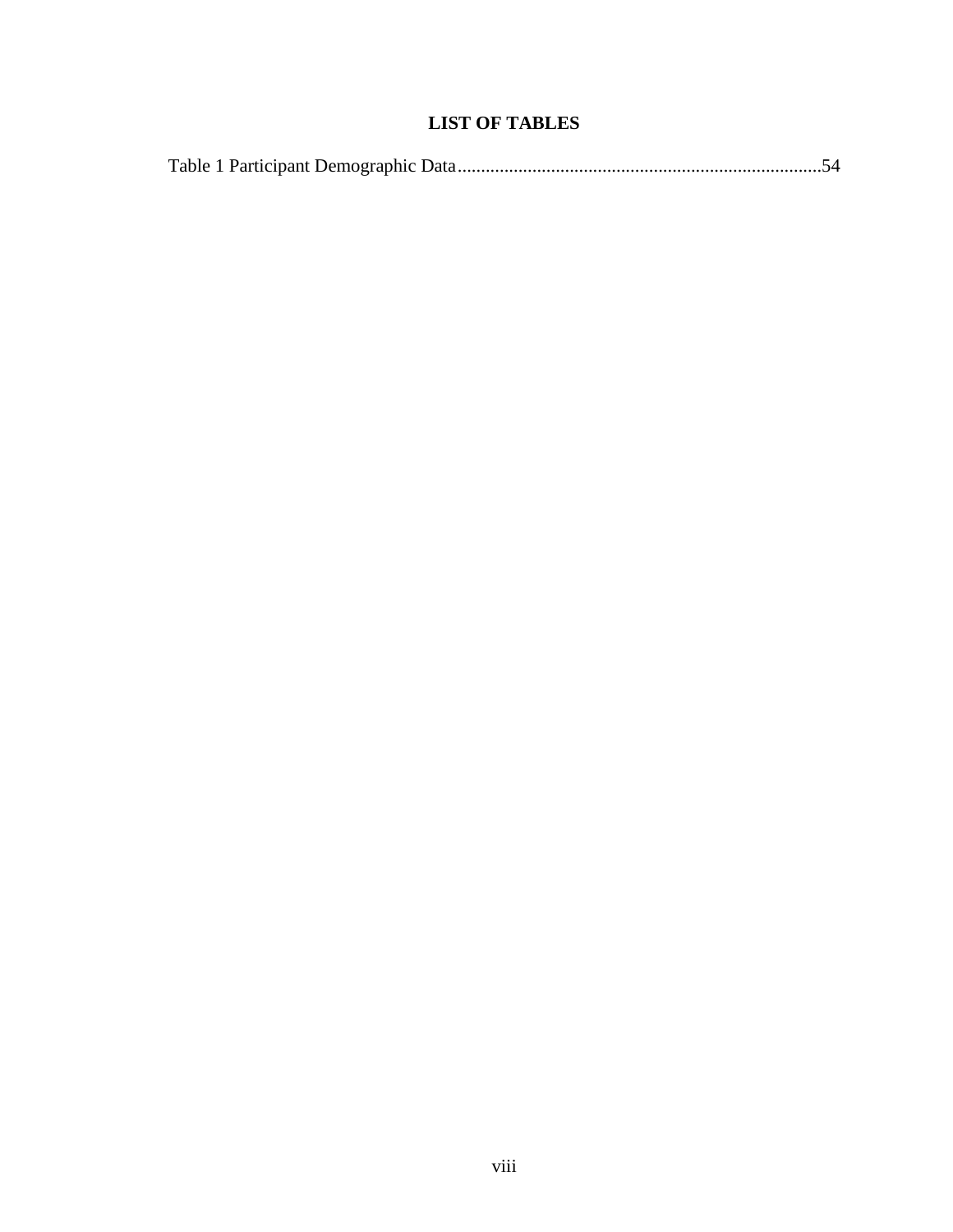# LIST OF TABLES

Table 1 Participant Demographic Data.............................................................................54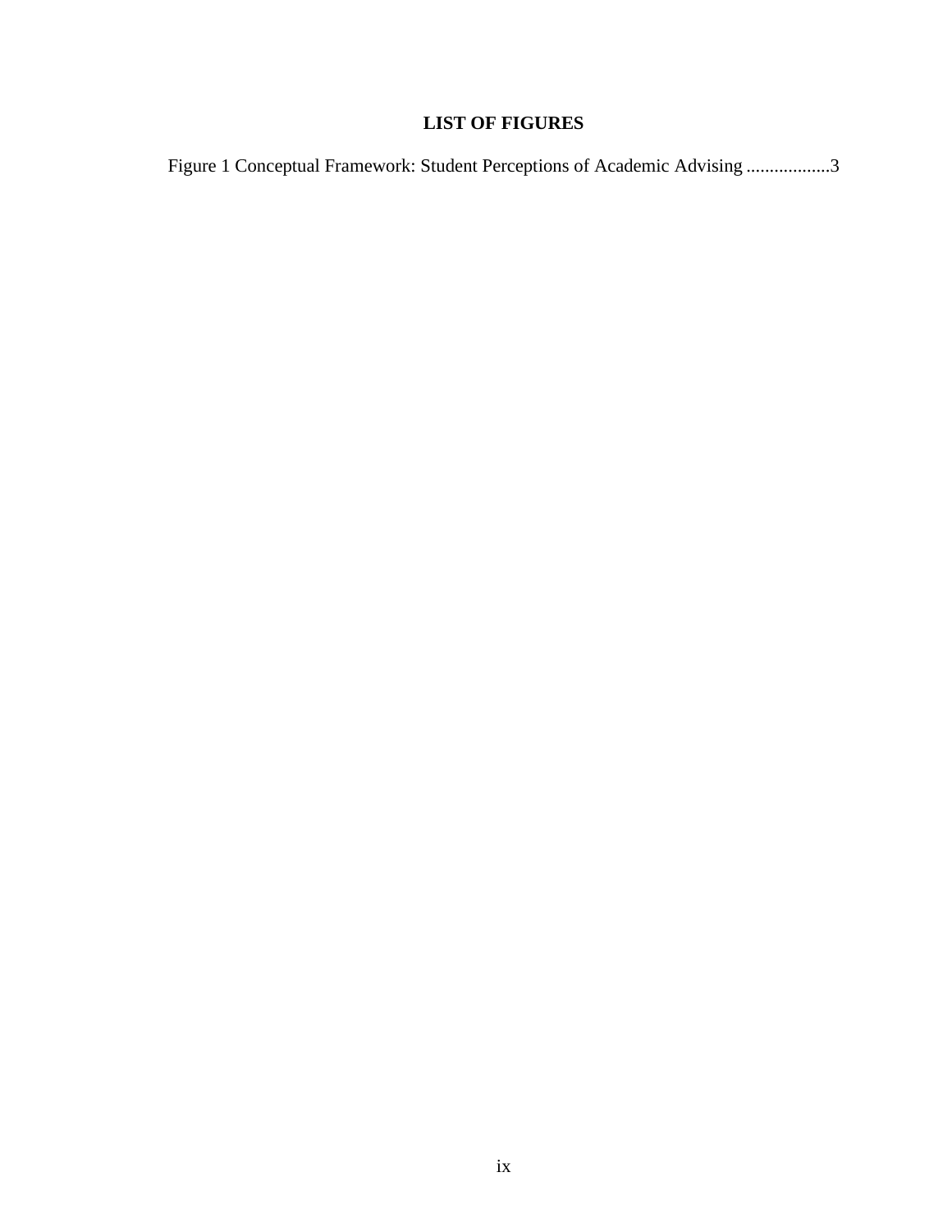# LIST OF FIGURES

Figure 1 Conceptual Framework: Student Perceptions of Academic Advising ..................3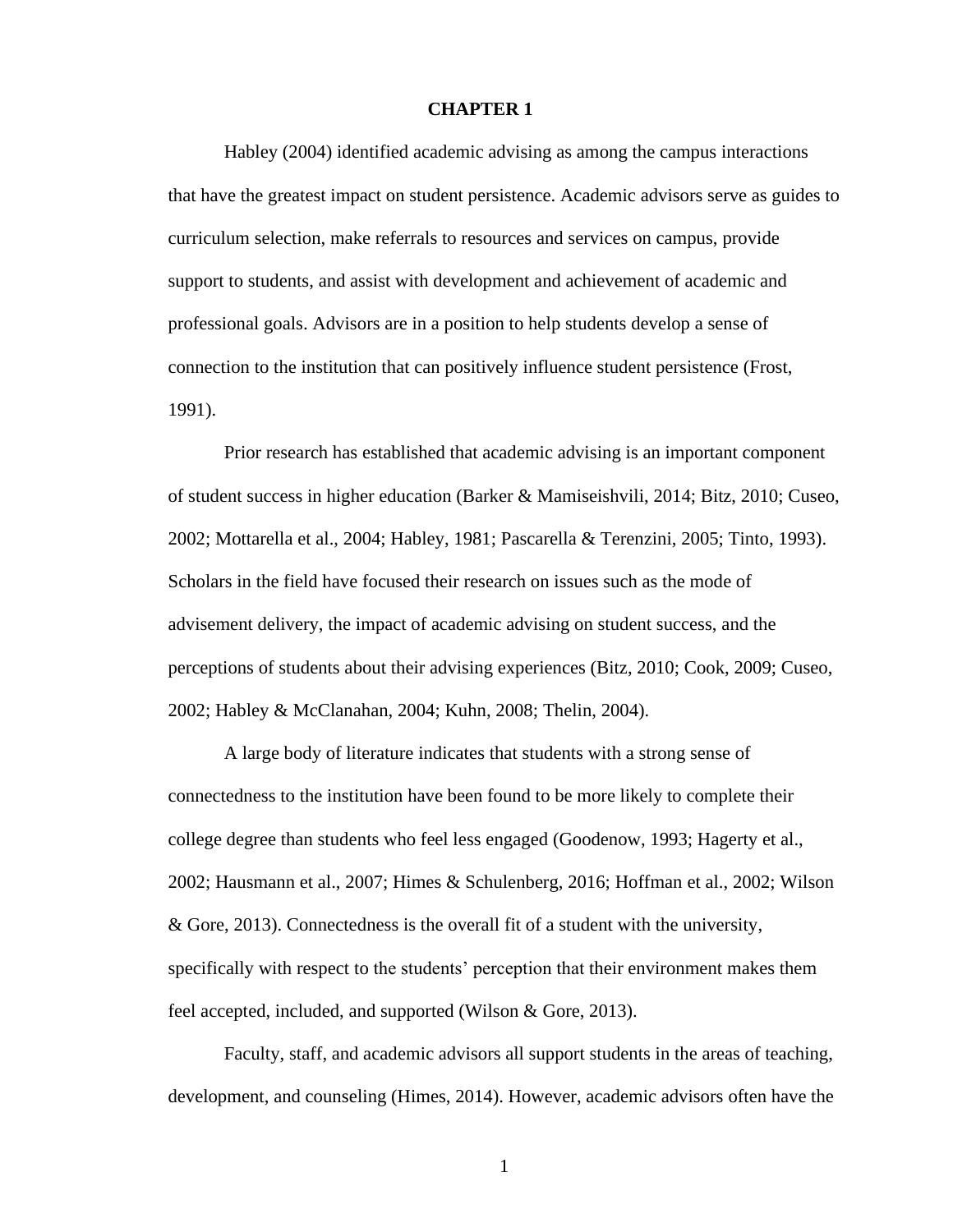# CHAPTER 1

Habley (2004) identified academic advising as among the campus interactions that have the greatest impact on student persistence. Academic advisors serve as guides to curriculum selection, make referrals to resources and services on campus, provide support to students, and assist with development and achievement of academic and professional goals. Advisors are in a position to help students develop a sense of connection to the institution that can positively influence student persistence (Frost, 1991).

Prior research has established that academic advising is an important component of student success in higher education (Barker & Mamiseishvili, 2014; Bitz, 2010; Cuseo, 2002; Mottarella et al., 2004; Habley, 1981; Pascarella & Terenzini, 2005; Tinto, 1993). Scholars in the field have focused their research on issues such as the mode of advisement delivery, the impact of academic advising on student success, and the perceptions of students about their advising experiences (Bitz, 2010; Cook, 2009; Cuseo, 2002; Habley & McClanahan, 2004; Kuhn, 2008; Thelin, 2004).

A large body of literature indicates that students with a strong sense of connectedness to the institution have been found to be more likely to complete their college degree than students who feel less engaged (Goodenow, 1993; Hagerty et al., 2002; Hausmann et al., 2007; Himes & Schulenberg, 2016; Hoffman et al., 2002; Wilson & Gore, 2013). Connectedness is the overall fit of a student with the university, specifically with respect to the students' perception that their environment makes them feel accepted, included, and supported (Wilson & Gore, 2013).

Faculty, staff, and academic advisors all support students in the areas of teaching, development, and counseling (Himes, 2014). However, academic advisors often have the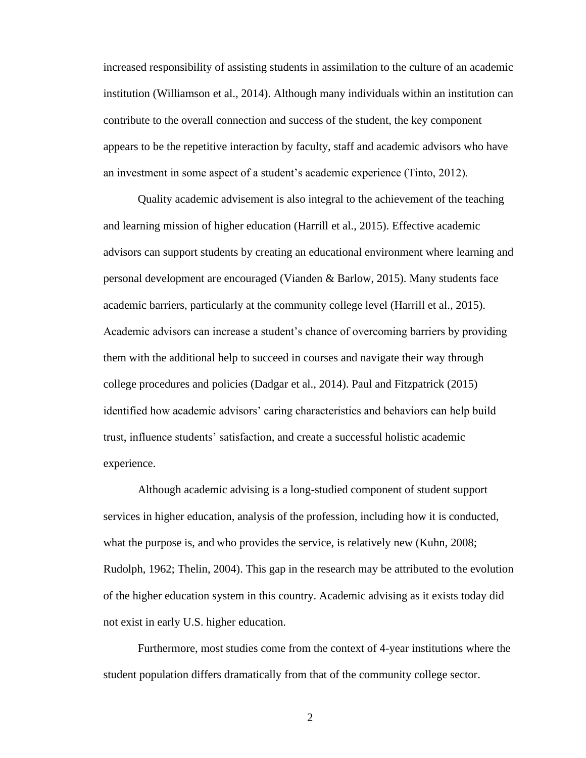increased responsibility of assisting students in assimilation to the culture of an academic institution (Williamson et al., 2014). Although many individuals within an institution can contribute to the overall connection and success of the student, the key component appears to be the repetitive interaction by faculty, staff and academic advisors who have an investment in some aspect of a student's academic experience (Tinto, 2012).

Quality academic advisement is also integral to the achievement of the teaching and learning mission of higher education (Harrill et al., 2015). Effective academic advisors can support students by creating an educational environment where learning and personal development are encouraged (Vianden & Barlow, 2015). Many students face academic barriers, particularly at the community college level (Harrill et al., 2015). Academic advisors can increase a student's chance of overcoming barriers by providing them with the additional help to succeed in courses and navigate their way through college procedures and policies (Dadgar et al., 2014). Paul and Fitzpatrick (2015) identified how academic advisors' caring characteristics and behaviors can help build trust, influence students' satisfaction, and create a successful holistic academic experience.

Although academic advising is a long-studied component of student support services in higher education, analysis of the profession, including how it is conducted, what the purpose is, and who provides the service, is relatively new (Kuhn, 2008; Rudolph, 1962; Thelin, 2004). This gap in the research may be attributed to the evolution of the higher education system in this country. Academic advising as it exists today did not exist in early U.S. higher education.

Furthermore, most studies come from the context of 4-year institutions where the student population differs dramatically from that of the community college sector.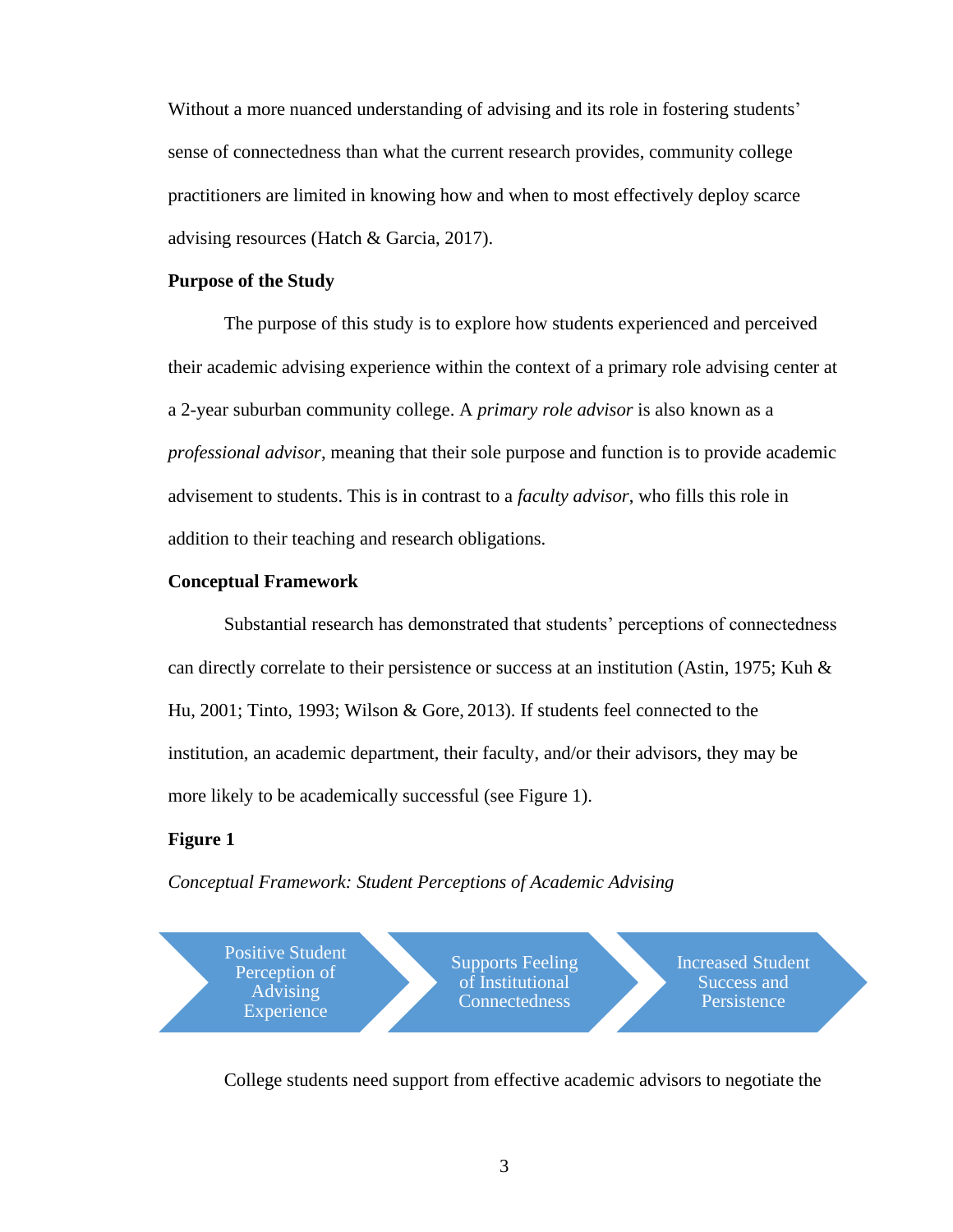Without a more nuanced understanding of advising and its role in fostering students' sense of connectedness than what the current research provides, community college practitioners are limited in knowing how and when to most effectively deploy scarce advising resources (Hatch & Garcia, 2017).

## Purpose of the Study

The purpose of this study is to explore how students experienced and perceived their academic advising experience within the context of a primary role advising center at a 2-year suburban community college. A *primary role advisor* is also known as a *professional advisor*, meaning that their sole purpose and function is to provide academic advisement to students. This is in contrast to a *faculty advisor*, who fills this role in addition to their teaching and research obligations.

## Conceptual Framework

Substantial research has demonstrated that students' perceptions of connectedness can directly correlate to their persistence or success at an institution (Astin, 1975; Kuh & Hu, 2001; Tinto, 1993; Wilson & Gore, 2013). If students feel connected to the institution, an academic department, their faculty, and/or their advisors, they may be more likely to be academically successful (see Figure 1).

**Figure 1**

*Conceptual Framework: Student Perceptions of Academic Advising*

Positive Student Perception of Advising Experience → Supports Feeling of Institutional Connectedness → Increased Student Success and Persistence

College students need support from effective academic advisors to negotiate the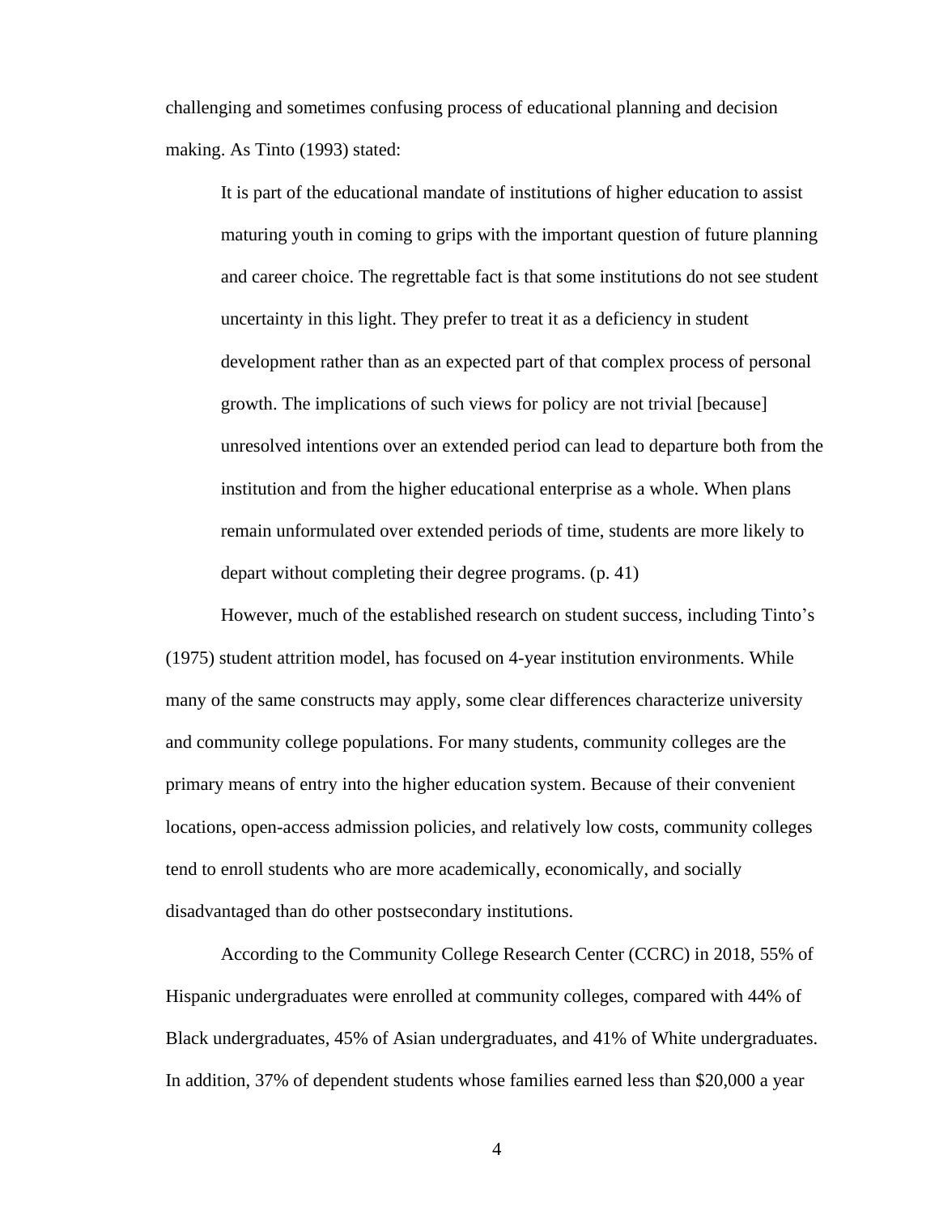challenging and sometimes confusing process of educational planning and decision making. As Tinto (1993) stated:

> It is part of the educational mandate of institutions of higher education to assist maturing youth in coming to grips with the important question of future planning and career choice. The regrettable fact is that some institutions do not see student uncertainty in this light. They prefer to treat it as a deficiency in student development rather than as an expected part of that complex process of personal growth. The implications of such views for policy are not trivial [because] unresolved intentions over an extended period can lead to departure both from the institution and from the higher educational enterprise as a whole. When plans remain unformulated over extended periods of time, students are more likely to depart without completing their degree programs. (p. 41)

However, much of the established research on student success, including Tinto's (1975) student attrition model, has focused on 4-year institution environments. While many of the same constructs may apply, some clear differences characterize university and community college populations. For many students, community colleges are the primary means of entry into the higher education system. Because of their convenient locations, open-access admission policies, and relatively low costs, community colleges tend to enroll students who are more academically, economically, and socially disadvantaged than do other postsecondary institutions.

According to the Community College Research Center (CCRC) in 2018, 55% of Hispanic undergraduates were enrolled at community colleges, compared with 44% of Black undergraduates, 45% of Asian undergraduates, and 41% of White undergraduates. In addition, 37% of dependent students whose families earned less than $20,000 a year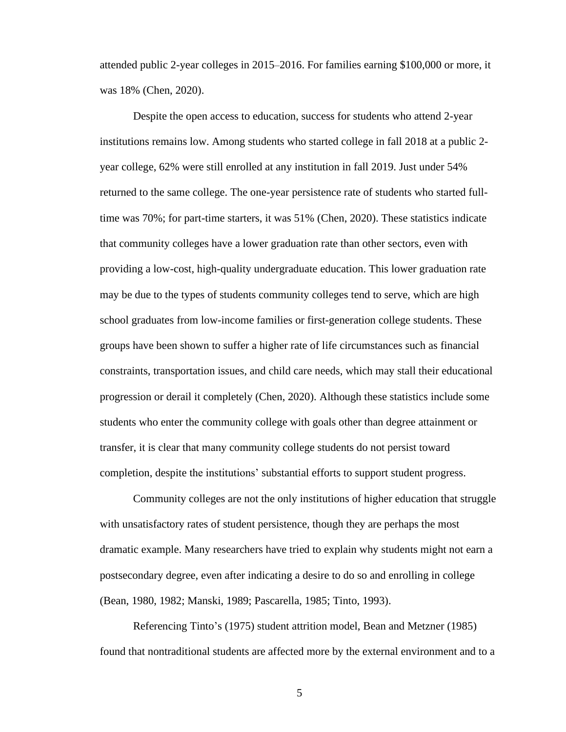attended public 2-year colleges in 2015–2016. For families earning $100,000 or more, it was 18% (Chen, 2020).

Despite the open access to education, success for students who attend 2-year institutions remains low. Among students who started college in fall 2018 at a public 2-year college, 62% were still enrolled at any institution in fall 2019. Just under 54% returned to the same college. The one-year persistence rate of students who started full-time was 70%; for part-time starters, it was 51% (Chen, 2020). These statistics indicate that community colleges have a lower graduation rate than other sectors, even with providing a low-cost, high-quality undergraduate education. This lower graduation rate may be due to the types of students community colleges tend to serve, which are high school graduates from low-income families or first-generation college students. These groups have been shown to suffer a higher rate of life circumstances such as financial constraints, transportation issues, and child care needs, which may stall their educational progression or derail it completely (Chen, 2020). Although these statistics include some students who enter the community college with goals other than degree attainment or transfer, it is clear that many community college students do not persist toward completion, despite the institutions' substantial efforts to support student progress.

Community colleges are not the only institutions of higher education that struggle with unsatisfactory rates of student persistence, though they are perhaps the most dramatic example. Many researchers have tried to explain why students might not earn a postsecondary degree, even after indicating a desire to do so and enrolling in college (Bean, 1980, 1982; Manski, 1989; Pascarella, 1985; Tinto, 1993).

Referencing Tinto's (1975) student attrition model, Bean and Metzner (1985) found that nontraditional students are affected more by the external environment and to a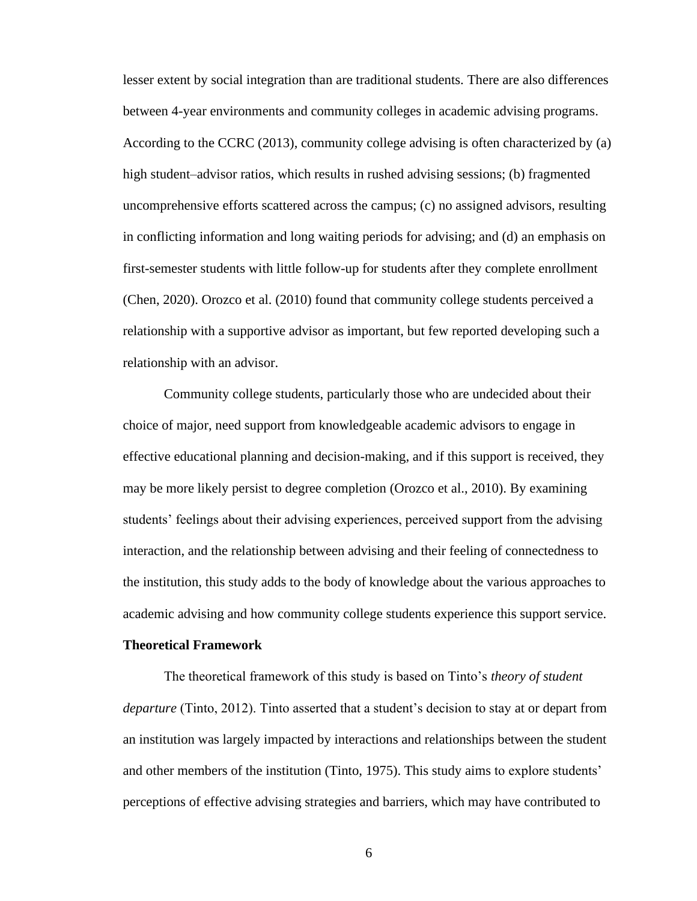lesser extent by social integration than are traditional students. There are also differences between 4-year environments and community colleges in academic advising programs. According to the CCRC (2013), community college advising is often characterized by (a) high student–advisor ratios, which results in rushed advising sessions; (b) fragmented uncomprehensive efforts scattered across the campus; (c) no assigned advisors, resulting in conflicting information and long waiting periods for advising; and (d) an emphasis on first-semester students with little follow-up for students after they complete enrollment (Chen, 2020). Orozco et al. (2010) found that community college students perceived a relationship with a supportive advisor as important, but few reported developing such a relationship with an advisor.

Community college students, particularly those who are undecided about their choice of major, need support from knowledgeable academic advisors to engage in effective educational planning and decision-making, and if this support is received, they may be more likely persist to degree completion (Orozco et al., 2010). By examining students' feelings about their advising experiences, perceived support from the advising interaction, and the relationship between advising and their feeling of connectedness to the institution, this study adds to the body of knowledge about the various approaches to academic advising and how community college students experience this support service.

## Theoretical Framework

The theoretical framework of this study is based on Tinto's *theory of student departure* (Tinto, 2012). Tinto asserted that a student's decision to stay at or depart from an institution was largely impacted by interactions and relationships between the student and other members of the institution (Tinto, 1975). This study aims to explore students' perceptions of effective advising strategies and barriers, which may have contributed to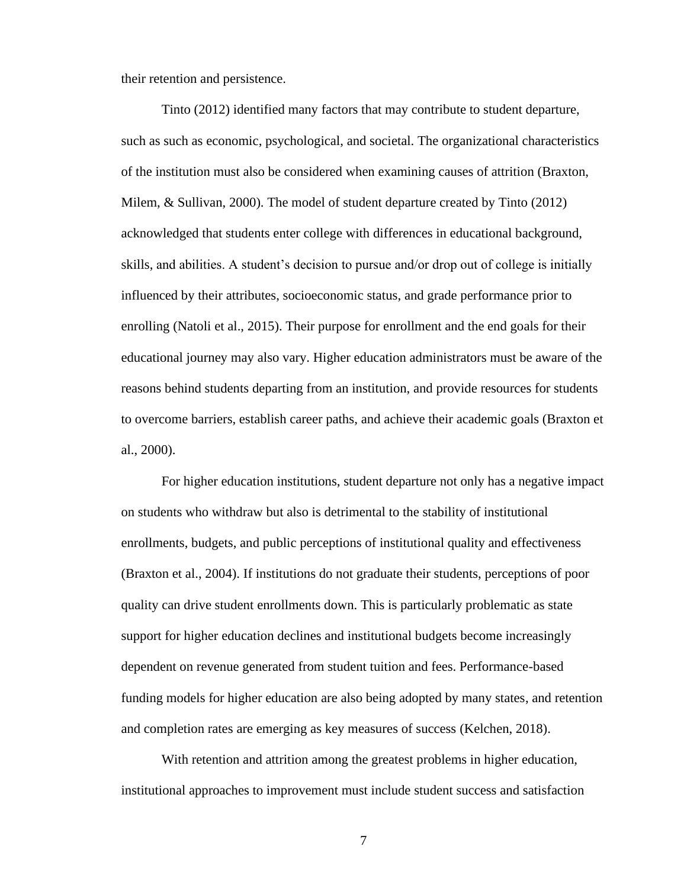their retention and persistence.

Tinto (2012) identified many factors that may contribute to student departure, such as such as economic, psychological, and societal. The organizational characteristics of the institution must also be considered when examining causes of attrition (Braxton, Milem, & Sullivan, 2000). The model of student departure created by Tinto (2012) acknowledged that students enter college with differences in educational background, skills, and abilities. A student's decision to pursue and/or drop out of college is initially influenced by their attributes, socioeconomic status, and grade performance prior to enrolling (Natoli et al., 2015). Their purpose for enrollment and the end goals for their educational journey may also vary. Higher education administrators must be aware of the reasons behind students departing from an institution, and provide resources for students to overcome barriers, establish career paths, and achieve their academic goals (Braxton et al., 2000).

For higher education institutions, student departure not only has a negative impact on students who withdraw but also is detrimental to the stability of institutional enrollments, budgets, and public perceptions of institutional quality and effectiveness (Braxton et al., 2004). If institutions do not graduate their students, perceptions of poor quality can drive student enrollments down. This is particularly problematic as state support for higher education declines and institutional budgets become increasingly dependent on revenue generated from student tuition and fees. Performance-based funding models for higher education are also being adopted by many states, and retention and completion rates are emerging as key measures of success (Kelchen, 2018).

With retention and attrition among the greatest problems in higher education, institutional approaches to improvement must include student success and satisfaction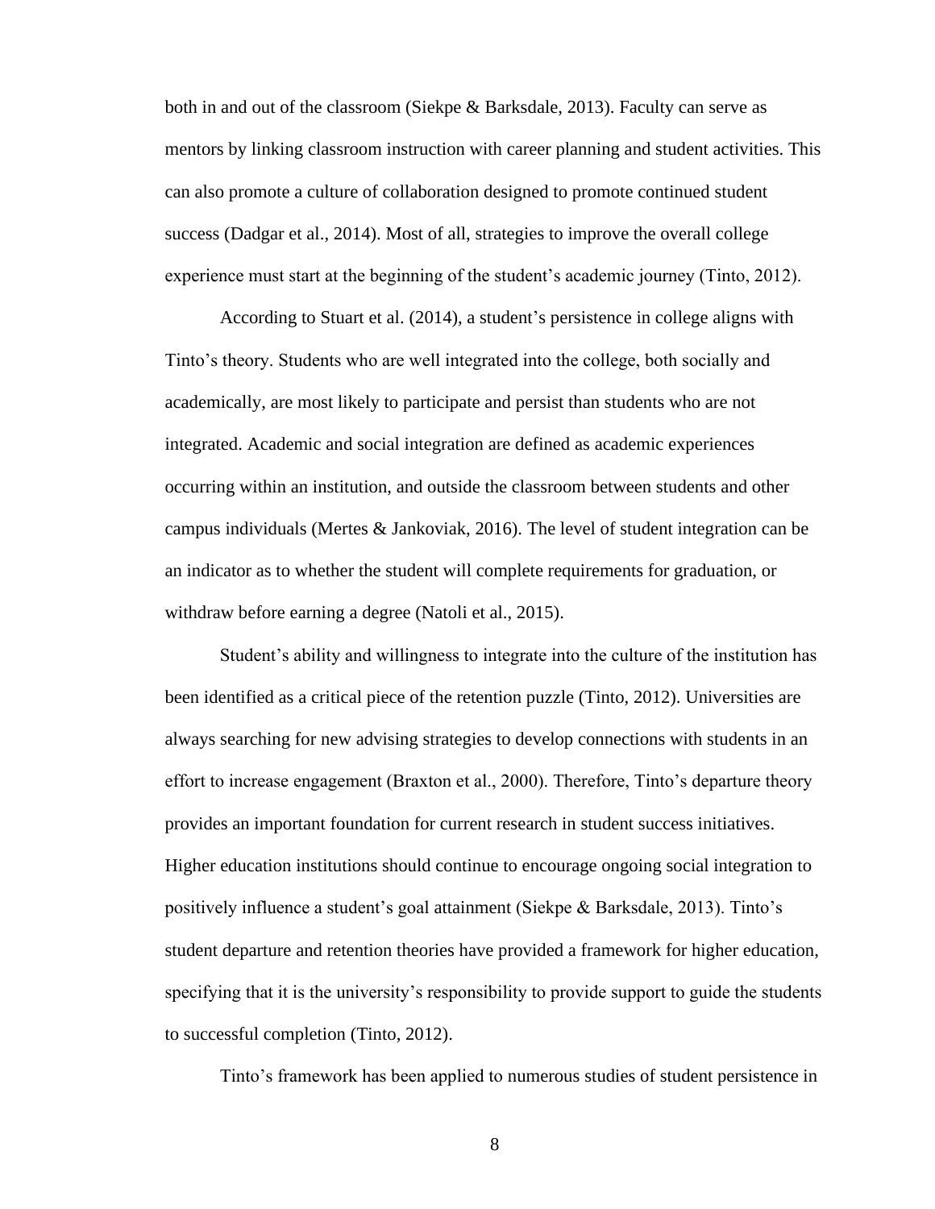both in and out of the classroom (Siekpe & Barksdale, 2013). Faculty can serve as mentors by linking classroom instruction with career planning and student activities. This can also promote a culture of collaboration designed to promote continued student success (Dadgar et al., 2014). Most of all, strategies to improve the overall college experience must start at the beginning of the student's academic journey (Tinto, 2012).

According to Stuart et al. (2014), a student's persistence in college aligns with Tinto's theory. Students who are well integrated into the college, both socially and academically, are most likely to participate and persist than students who are not integrated. Academic and social integration are defined as academic experiences occurring within an institution, and outside the classroom between students and other campus individuals (Mertes & Jankoviak, 2016). The level of student integration can be an indicator as to whether the student will complete requirements for graduation, or withdraw before earning a degree (Natoli et al., 2015).

Student's ability and willingness to integrate into the culture of the institution has been identified as a critical piece of the retention puzzle (Tinto, 2012). Universities are always searching for new advising strategies to develop connections with students in an effort to increase engagement (Braxton et al., 2000). Therefore, Tinto's departure theory provides an important foundation for current research in student success initiatives. Higher education institutions should continue to encourage ongoing social integration to positively influence a student's goal attainment (Siekpe & Barksdale, 2013). Tinto's student departure and retention theories have provided a framework for higher education, specifying that it is the university's responsibility to provide support to guide the students to successful completion (Tinto, 2012).

Tinto's framework has been applied to numerous studies of student persistence in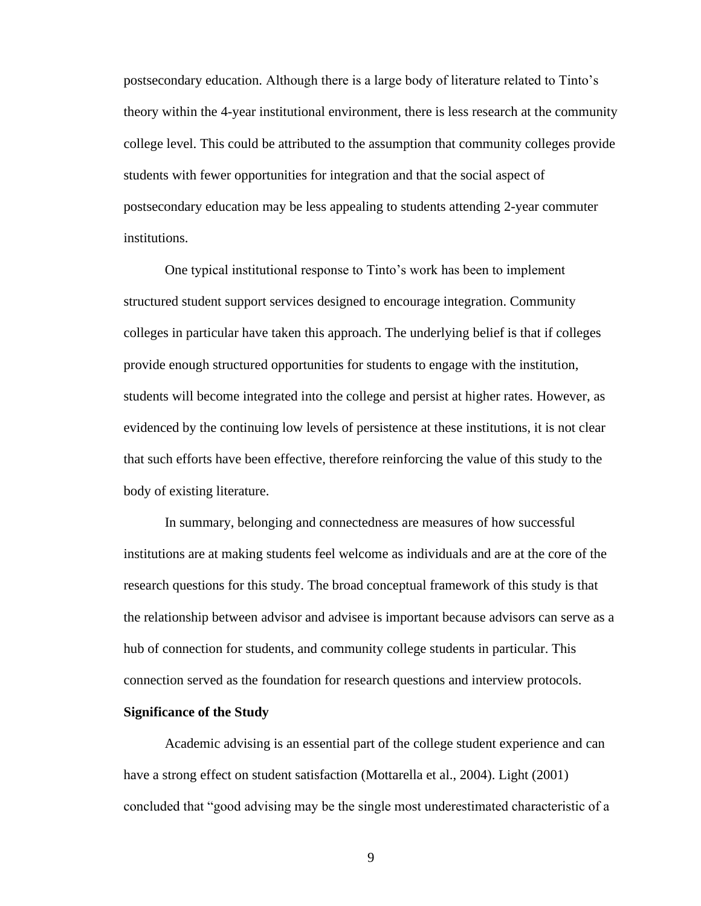postsecondary education. Although there is a large body of literature related to Tinto's theory within the 4-year institutional environment, there is less research at the community college level. This could be attributed to the assumption that community colleges provide students with fewer opportunities for integration and that the social aspect of postsecondary education may be less appealing to students attending 2-year commuter institutions.

One typical institutional response to Tinto's work has been to implement structured student support services designed to encourage integration. Community colleges in particular have taken this approach. The underlying belief is that if colleges provide enough structured opportunities for students to engage with the institution, students will become integrated into the college and persist at higher rates. However, as evidenced by the continuing low levels of persistence at these institutions, it is not clear that such efforts have been effective, therefore reinforcing the value of this study to the body of existing literature.

In summary, belonging and connectedness are measures of how successful institutions are at making students feel welcome as individuals and are at the core of the research questions for this study. The broad conceptual framework of this study is that the relationship between advisor and advisee is important because advisors can serve as a hub of connection for students, and community college students in particular. This connection served as the foundation for research questions and interview protocols.

**Significance of the Study**

Academic advising is an essential part of the college student experience and can have a strong effect on student satisfaction (Mottarella et al., 2004). Light (2001) concluded that "good advising may be the single most underestimated characteristic of a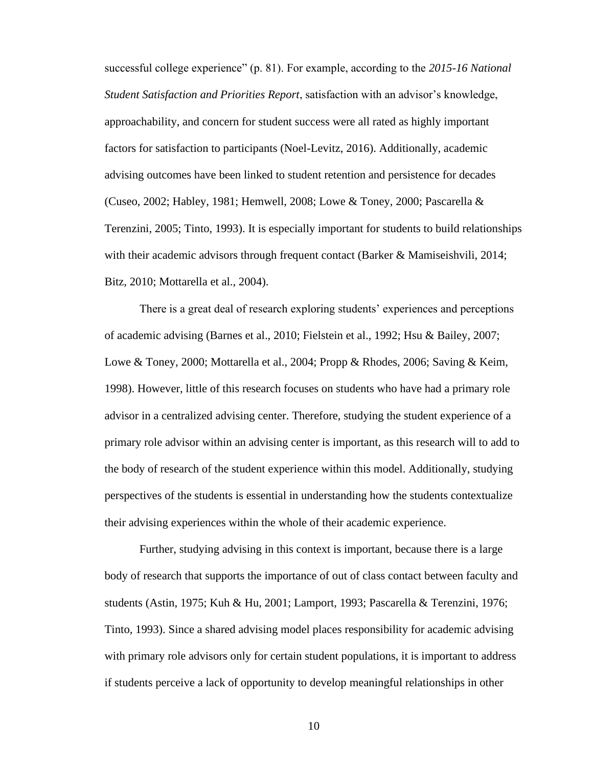successful college experience" (p. 81). For example, according to the *2015-16 National Student Satisfaction and Priorities Report*, satisfaction with an advisor's knowledge, approachability, and concern for student success were all rated as highly important factors for satisfaction to participants (Noel-Levitz, 2016). Additionally, academic advising outcomes have been linked to student retention and persistence for decades (Cuseo, 2002; Habley, 1981; Hemwell, 2008; Lowe & Toney, 2000; Pascarella & Terenzini, 2005; Tinto, 1993). It is especially important for students to build relationships with their academic advisors through frequent contact (Barker & Mamiseishvili, 2014; Bitz, 2010; Mottarella et al., 2004).

There is a great deal of research exploring students' experiences and perceptions of academic advising (Barnes et al., 2010; Fielstein et al., 1992; Hsu & Bailey, 2007; Lowe & Toney, 2000; Mottarella et al., 2004; Propp & Rhodes, 2006; Saving & Keim, 1998). However, little of this research focuses on students who have had a primary role advisor in a centralized advising center. Therefore, studying the student experience of a primary role advisor within an advising center is important, as this research will to add to the body of research of the student experience within this model. Additionally, studying perspectives of the students is essential in understanding how the students contextualize their advising experiences within the whole of their academic experience.

Further, studying advising in this context is important, because there is a large body of research that supports the importance of out of class contact between faculty and students (Astin, 1975; Kuh & Hu, 2001; Lamport, 1993; Pascarella & Terenzini, 1976; Tinto, 1993). Since a shared advising model places responsibility for academic advising with primary role advisors only for certain student populations, it is important to address if students perceive a lack of opportunity to develop meaningful relationships in other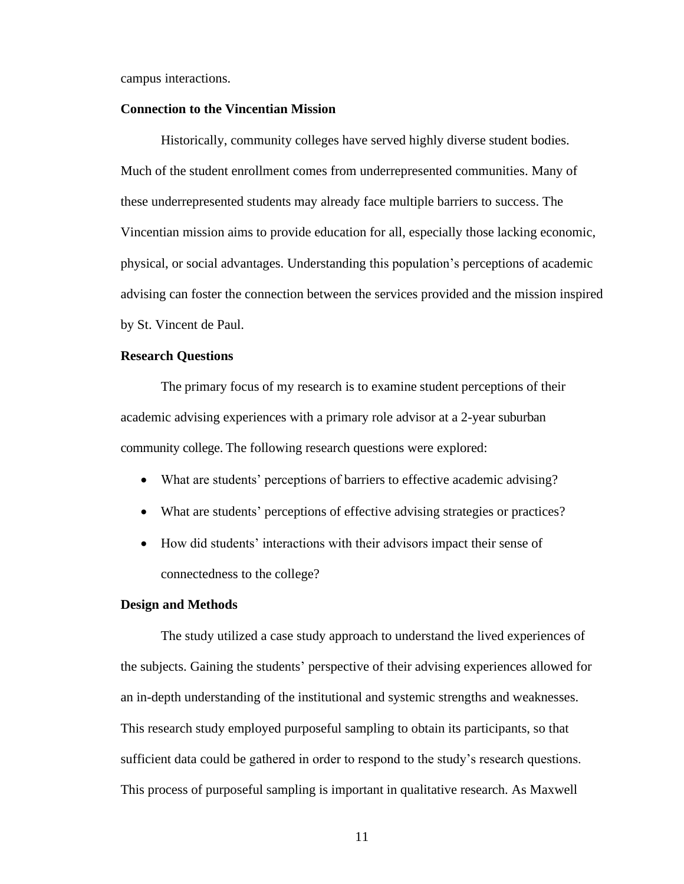campus interactions.

### Connection to the Vincentian Mission

Historically, community colleges have served highly diverse student bodies. Much of the student enrollment comes from underrepresented communities. Many of these underrepresented students may already face multiple barriers to success. The Vincentian mission aims to provide education for all, especially those lacking economic, physical, or social advantages. Understanding this population's perceptions of academic advising can foster the connection between the services provided and the mission inspired by St. Vincent de Paul.

### Research Questions

The primary focus of my research is to examine student perceptions of their academic advising experiences with a primary role advisor at a 2-year suburban community college. The following research questions were explored:

- What are students' perceptions of barriers to effective academic advising?
- What are students' perceptions of effective advising strategies or practices?
- How did students' interactions with their advisors impact their sense of connectedness to the college?

### Design and Methods

The study utilized a case study approach to understand the lived experiences of the subjects. Gaining the students' perspective of their advising experiences allowed for an in-depth understanding of the institutional and systemic strengths and weaknesses. This research study employed purposeful sampling to obtain its participants, so that sufficient data could be gathered in order to respond to the study's research questions. This process of purposeful sampling is important in qualitative research. As Maxwell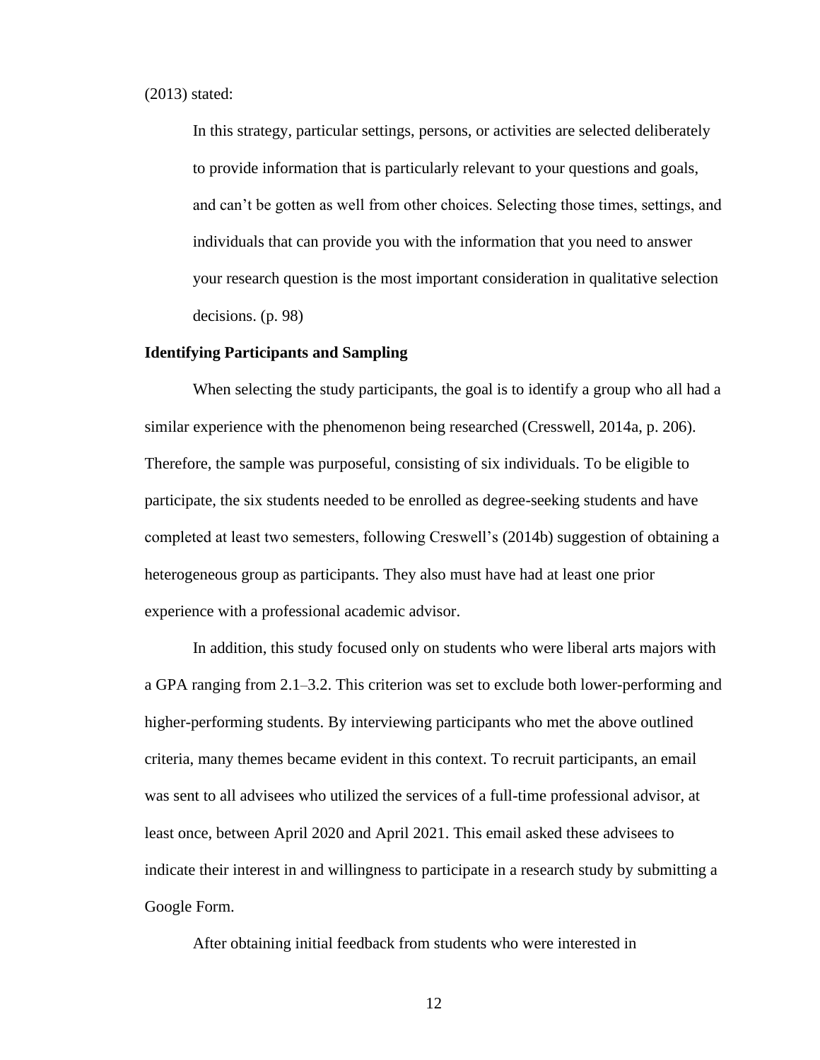(2013) stated:

> In this strategy, particular settings, persons, or activities are selected deliberately to provide information that is particularly relevant to your questions and goals, and can't be gotten as well from other choices. Selecting those times, settings, and individuals that can provide you with the information that you need to answer your research question is the most important consideration in qualitative selection decisions. (p. 98)

**Identifying Participants and Sampling**

When selecting the study participants, the goal is to identify a group who all had a similar experience with the phenomenon being researched (Cresswell, 2014a, p. 206). Therefore, the sample was purposeful, consisting of six individuals. To be eligible to participate, the six students needed to be enrolled as degree-seeking students and have completed at least two semesters, following Creswell's (2014b) suggestion of obtaining a heterogeneous group as participants. They also must have had at least one prior experience with a professional academic advisor.

In addition, this study focused only on students who were liberal arts majors with a GPA ranging from 2.1–3.2. This criterion was set to exclude both lower-performing and higher-performing students. By interviewing participants who met the above outlined criteria, many themes became evident in this context. To recruit participants, an email was sent to all advisees who utilized the services of a full-time professional advisor, at least once, between April 2020 and April 2021. This email asked these advisees to indicate their interest in and willingness to participate in a research study by submitting a Google Form.

After obtaining initial feedback from students who were interested in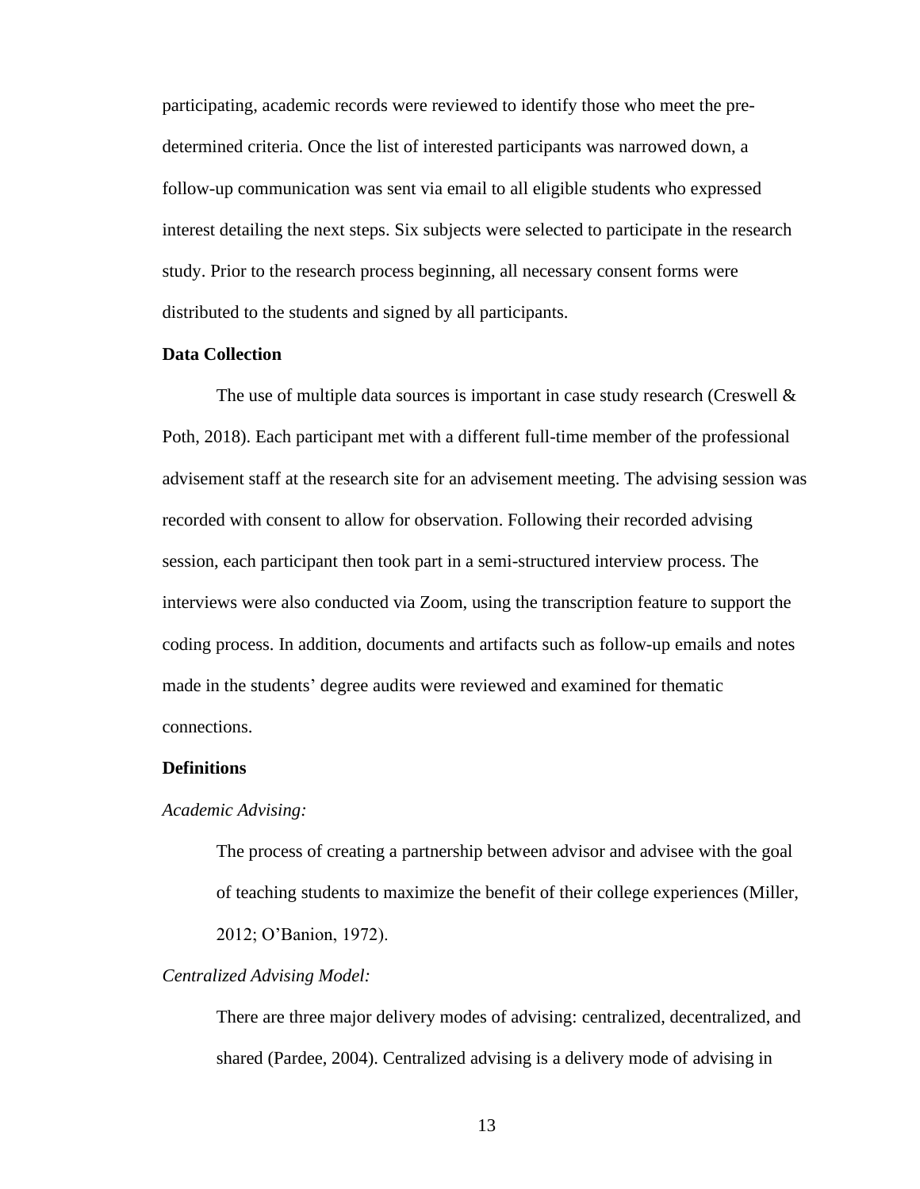participating, academic records were reviewed to identify those who meet the pre-determined criteria. Once the list of interested participants was narrowed down, a follow-up communication was sent via email to all eligible students who expressed interest detailing the next steps. Six subjects were selected to participate in the research study. Prior to the research process beginning, all necessary consent forms were distributed to the students and signed by all participants.

**Data Collection**

The use of multiple data sources is important in case study research (Creswell & Poth, 2018). Each participant met with a different full-time member of the professional advisement staff at the research site for an advisement meeting. The advising session was recorded with consent to allow for observation. Following their recorded advising session, each participant then took part in a semi-structured interview process. The interviews were also conducted via Zoom, using the transcription feature to support the coding process. In addition, documents and artifacts such as follow-up emails and notes made in the students' degree audits were reviewed and examined for thematic connections.

**Definitions**

*Academic Advising:*

> The process of creating a partnership between advisor and advisee with the goal of teaching students to maximize the benefit of their college experiences (Miller, 2012; O'Banion, 1972).

*Centralized Advising Model:*

> There are three major delivery modes of advising: centralized, decentralized, and shared (Pardee, 2004). Centralized advising is a delivery mode of advising in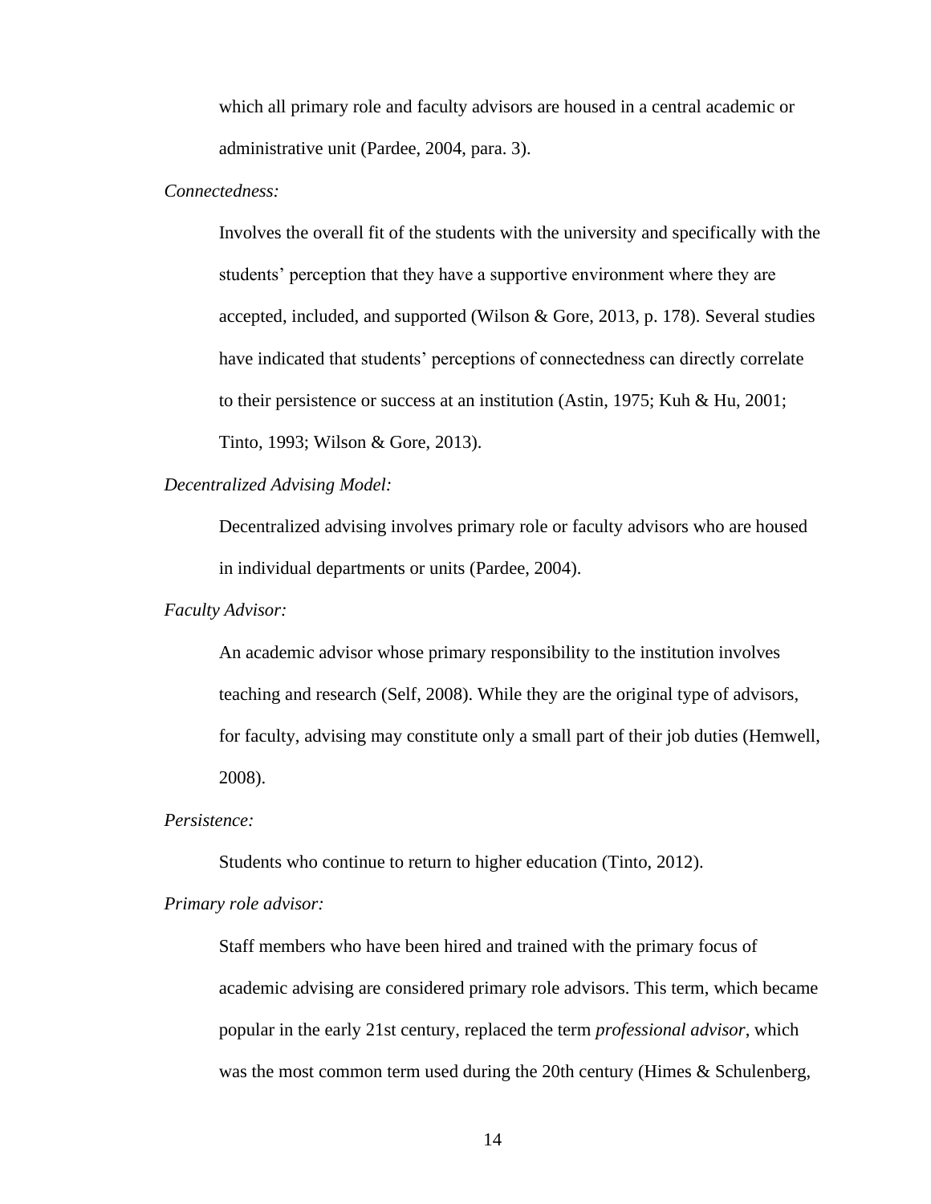which all primary role and faculty advisors are housed in a central academic or administrative unit (Pardee, 2004, para. 3).

*Connectedness:*

Involves the overall fit of the students with the university and specifically with the students' perception that they have a supportive environment where they are accepted, included, and supported (Wilson & Gore, 2013, p. 178). Several studies have indicated that students' perceptions of connectedness can directly correlate to their persistence or success at an institution (Astin, 1975; Kuh & Hu, 2001; Tinto, 1993; Wilson & Gore, 2013).

*Decentralized Advising Model:*

Decentralized advising involves primary role or faculty advisors who are housed in individual departments or units (Pardee, 2004).

*Faculty Advisor:*

An academic advisor whose primary responsibility to the institution involves teaching and research (Self, 2008). While they are the original type of advisors, for faculty, advising may constitute only a small part of their job duties (Hemwell, 2008).

*Persistence:*

Students who continue to return to higher education (Tinto, 2012).

*Primary role advisor:*

Staff members who have been hired and trained with the primary focus of academic advising are considered primary role advisors. This term, which became popular in the early 21st century, replaced the term *professional advisor*, which was the most common term used during the 20th century (Himes & Schulenberg,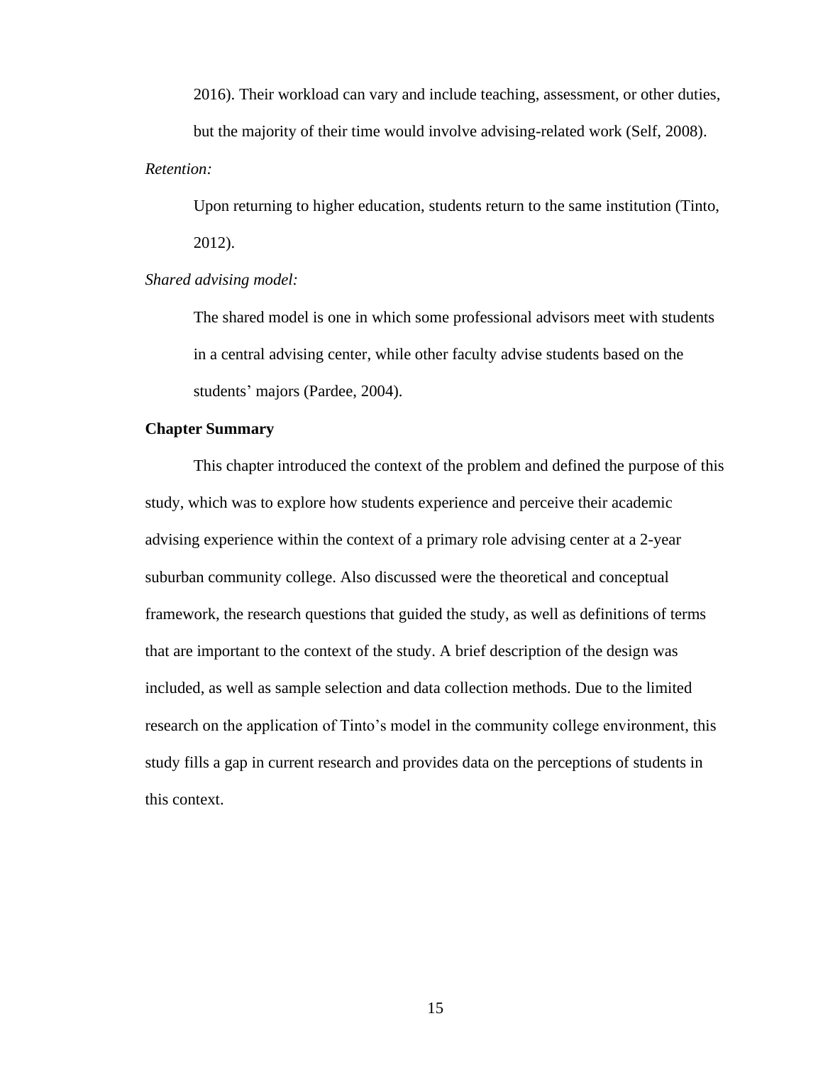2016). Their workload can vary and include teaching, assessment, or other duties, but the majority of their time would involve advising-related work (Self, 2008).

*Retention:*

Upon returning to higher education, students return to the same institution (Tinto, 2012).

*Shared advising model:*

The shared model is one in which some professional advisors meet with students in a central advising center, while other faculty advise students based on the students' majors (Pardee, 2004).

## Chapter Summary

This chapter introduced the context of the problem and defined the purpose of this study, which was to explore how students experience and perceive their academic advising experience within the context of a primary role advising center at a 2-year suburban community college. Also discussed were the theoretical and conceptual framework, the research questions that guided the study, as well as definitions of terms that are important to the context of the study. A brief description of the design was included, as well as sample selection and data collection methods. Due to the limited research on the application of Tinto's model in the community college environment, this study fills a gap in current research and provides data on the perceptions of students in this context.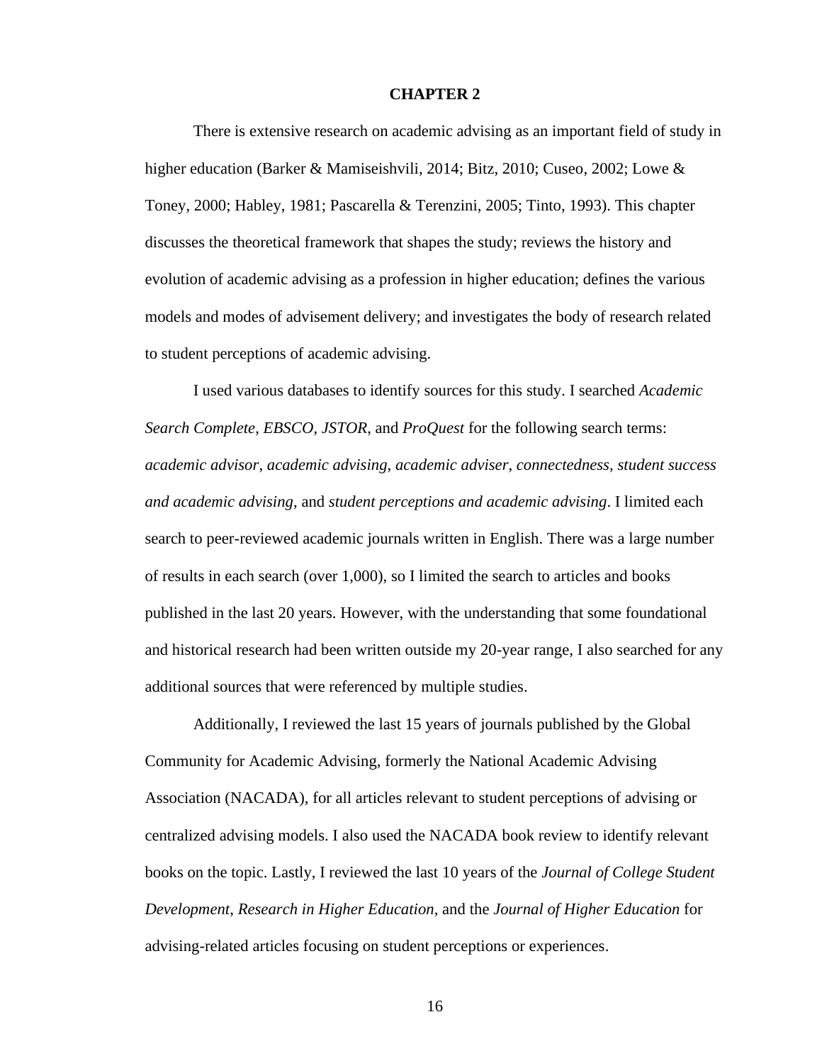# CHAPTER 2

There is extensive research on academic advising as an important field of study in higher education (Barker & Mamiseishvili, 2014; Bitz, 2010; Cuseo, 2002; Lowe & Toney, 2000; Habley, 1981; Pascarella & Terenzini, 2005; Tinto, 1993). This chapter discusses the theoretical framework that shapes the study; reviews the history and evolution of academic advising as a profession in higher education; defines the various models and modes of advisement delivery; and investigates the body of research related to student perceptions of academic advising.

I used various databases to identify sources for this study. I searched *Academic Search Complete*, *EBSCO*, *JSTOR*, and *ProQuest* for the following search terms: *academic advisor*, *academic advising*, *academic adviser*, *connectedness*, *student success and academic advising*, and *student perceptions and academic advising*. I limited each search to peer-reviewed academic journals written in English. There was a large number of results in each search (over 1,000), so I limited the search to articles and books published in the last 20 years. However, with the understanding that some foundational and historical research had been written outside my 20-year range, I also searched for any additional sources that were referenced by multiple studies.

Additionally, I reviewed the last 15 years of journals published by the Global Community for Academic Advising, formerly the National Academic Advising Association (NACADA), for all articles relevant to student perceptions of advising or centralized advising models. I also used the NACADA book review to identify relevant books on the topic. Lastly, I reviewed the last 10 years of the *Journal of College Student Development*, *Research in Higher Education*, and the *Journal of Higher Education* for advising-related articles focusing on student perceptions or experiences.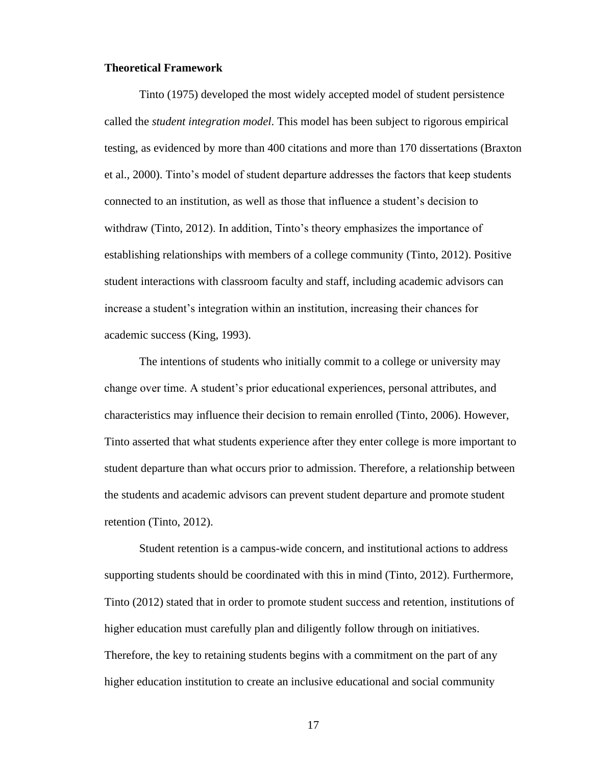**Theoretical Framework**

Tinto (1975) developed the most widely accepted model of student persistence called the *student integration model*. This model has been subject to rigorous empirical testing, as evidenced by more than 400 citations and more than 170 dissertations (Braxton et al., 2000). Tinto's model of student departure addresses the factors that keep students connected to an institution, as well as those that influence a student's decision to withdraw (Tinto, 2012). In addition, Tinto's theory emphasizes the importance of establishing relationships with members of a college community (Tinto, 2012). Positive student interactions with classroom faculty and staff, including academic advisors can increase a student's integration within an institution, increasing their chances for academic success (King, 1993).

The intentions of students who initially commit to a college or university may change over time. A student's prior educational experiences, personal attributes, and characteristics may influence their decision to remain enrolled (Tinto, 2006). However, Tinto asserted that what students experience after they enter college is more important to student departure than what occurs prior to admission. Therefore, a relationship between the students and academic advisors can prevent student departure and promote student retention (Tinto, 2012).

Student retention is a campus-wide concern, and institutional actions to address supporting students should be coordinated with this in mind (Tinto, 2012). Furthermore, Tinto (2012) stated that in order to promote student success and retention, institutions of higher education must carefully plan and diligently follow through on initiatives. Therefore, the key to retaining students begins with a commitment on the part of any higher education institution to create an inclusive educational and social community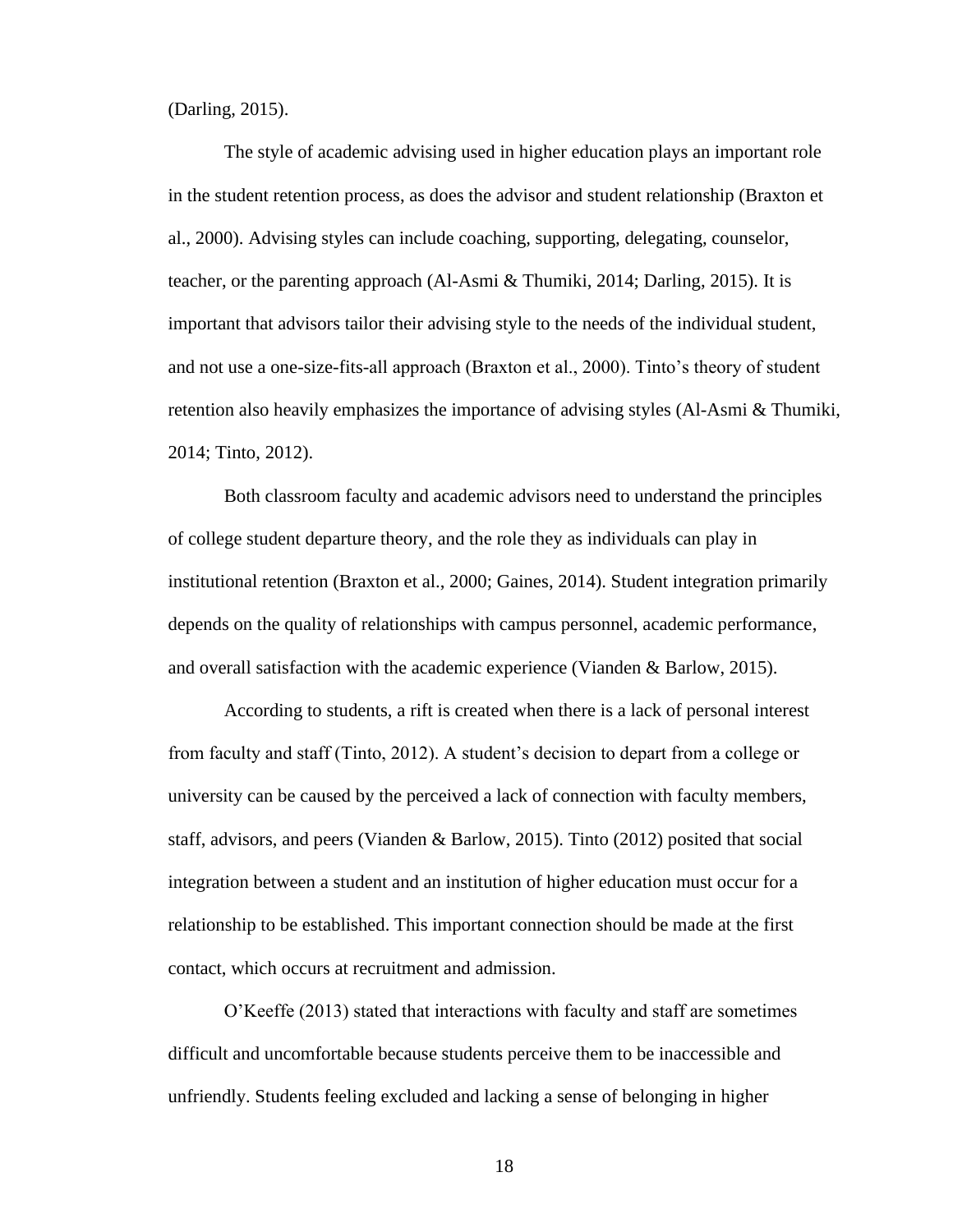(Darling, 2015).

The style of academic advising used in higher education plays an important role in the student retention process, as does the advisor and student relationship (Braxton et al., 2000). Advising styles can include coaching, supporting, delegating, counselor, teacher, or the parenting approach (Al-Asmi & Thumiki, 2014; Darling, 2015). It is important that advisors tailor their advising style to the needs of the individual student, and not use a one-size-fits-all approach (Braxton et al., 2000). Tinto's theory of student retention also heavily emphasizes the importance of advising styles (Al-Asmi & Thumiki, 2014; Tinto, 2012).

Both classroom faculty and academic advisors need to understand the principles of college student departure theory, and the role they as individuals can play in institutional retention (Braxton et al., 2000; Gaines, 2014). Student integration primarily depends on the quality of relationships with campus personnel, academic performance, and overall satisfaction with the academic experience (Vianden & Barlow, 2015).

According to students, a rift is created when there is a lack of personal interest from faculty and staff (Tinto, 2012). A student's decision to depart from a college or university can be caused by the perceived a lack of connection with faculty members, staff, advisors, and peers (Vianden & Barlow, 2015). Tinto (2012) posited that social integration between a student and an institution of higher education must occur for a relationship to be established. This important connection should be made at the first contact, which occurs at recruitment and admission.

O'Keeffe (2013) stated that interactions with faculty and staff are sometimes difficult and uncomfortable because students perceive them to be inaccessible and unfriendly. Students feeling excluded and lacking a sense of belonging in higher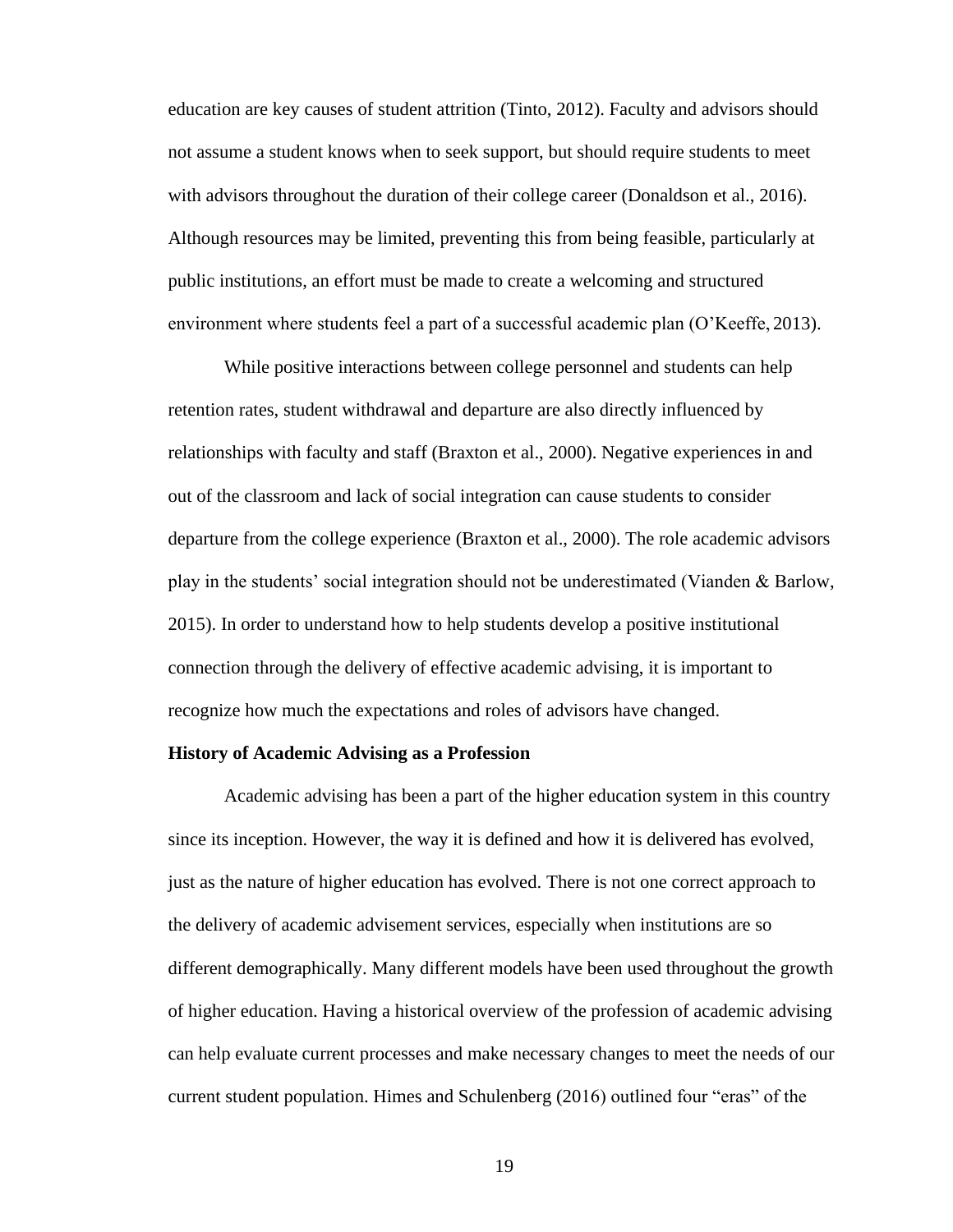education are key causes of student attrition (Tinto, 2012). Faculty and advisors should not assume a student knows when to seek support, but should require students to meet with advisors throughout the duration of their college career (Donaldson et al., 2016). Although resources may be limited, preventing this from being feasible, particularly at public institutions, an effort must be made to create a welcoming and structured environment where students feel a part of a successful academic plan (O'Keeffe, 2013).

While positive interactions between college personnel and students can help retention rates, student withdrawal and departure are also directly influenced by relationships with faculty and staff (Braxton et al., 2000). Negative experiences in and out of the classroom and lack of social integration can cause students to consider departure from the college experience (Braxton et al., 2000). The role academic advisors play in the students' social integration should not be underestimated (Vianden & Barlow, 2015). In order to understand how to help students develop a positive institutional connection through the delivery of effective academic advising, it is important to recognize how much the expectations and roles of advisors have changed.

**History of Academic Advising as a Profession**

Academic advising has been a part of the higher education system in this country since its inception. However, the way it is defined and how it is delivered has evolved, just as the nature of higher education has evolved. There is not one correct approach to the delivery of academic advisement services, especially when institutions are so different demographically. Many different models have been used throughout the growth of higher education. Having a historical overview of the profession of academic advising can help evaluate current processes and make necessary changes to meet the needs of our current student population. Himes and Schulenberg (2016) outlined four "eras" of the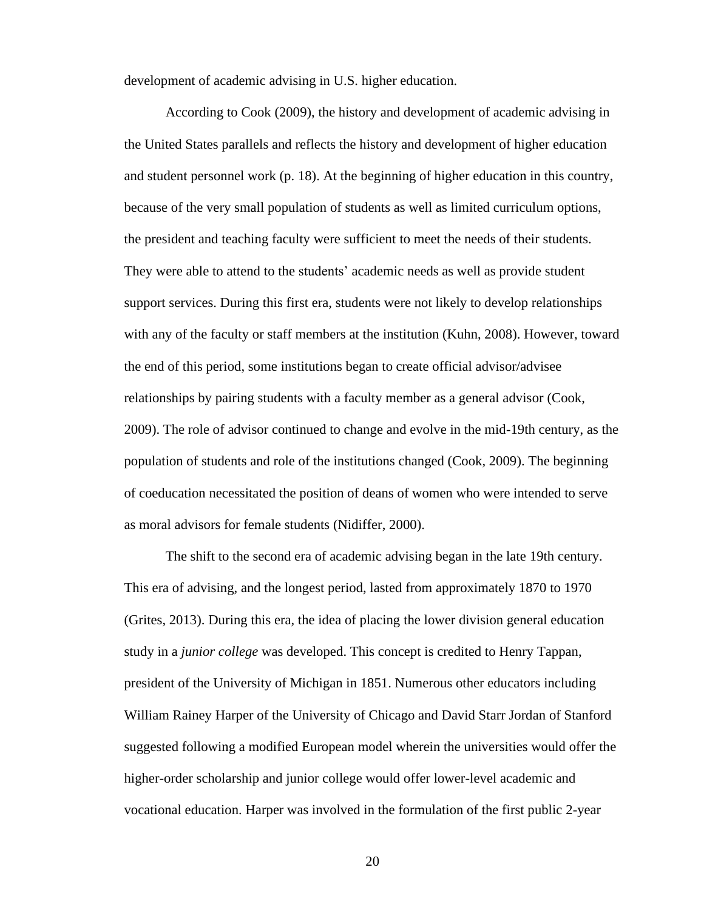development of academic advising in U.S. higher education.

According to Cook (2009), the history and development of academic advising in the United States parallels and reflects the history and development of higher education and student personnel work (p. 18). At the beginning of higher education in this country, because of the very small population of students as well as limited curriculum options, the president and teaching faculty were sufficient to meet the needs of their students. They were able to attend to the students' academic needs as well as provide student support services. During this first era, students were not likely to develop relationships with any of the faculty or staff members at the institution (Kuhn, 2008). However, toward the end of this period, some institutions began to create official advisor/advisee relationships by pairing students with a faculty member as a general advisor (Cook, 2009). The role of advisor continued to change and evolve in the mid-19th century, as the population of students and role of the institutions changed (Cook, 2009). The beginning of coeducation necessitated the position of deans of women who were intended to serve as moral advisors for female students (Nidiffer, 2000).

The shift to the second era of academic advising began in the late 19th century. This era of advising, and the longest period, lasted from approximately 1870 to 1970 (Grites, 2013). During this era, the idea of placing the lower division general education study in a *junior college* was developed. This concept is credited to Henry Tappan, president of the University of Michigan in 1851. Numerous other educators including William Rainey Harper of the University of Chicago and David Starr Jordan of Stanford suggested following a modified European model wherein the universities would offer the higher-order scholarship and junior college would offer lower-level academic and vocational education. Harper was involved in the formulation of the first public 2-year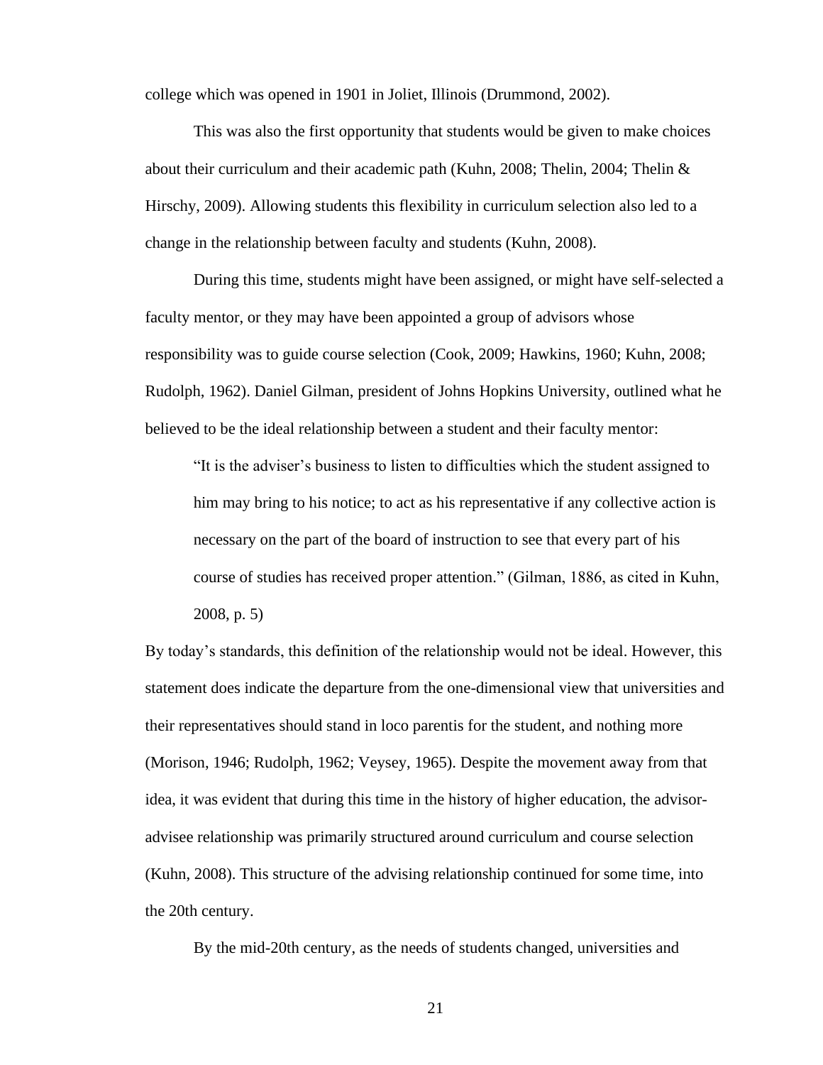college which was opened in 1901 in Joliet, Illinois (Drummond, 2002).

This was also the first opportunity that students would be given to make choices about their curriculum and their academic path (Kuhn, 2008; Thelin, 2004; Thelin & Hirschy, 2009). Allowing students this flexibility in curriculum selection also led to a change in the relationship between faculty and students (Kuhn, 2008).

During this time, students might have been assigned, or might have self-selected a faculty mentor, or they may have been appointed a group of advisors whose responsibility was to guide course selection (Cook, 2009; Hawkins, 1960; Kuhn, 2008; Rudolph, 1962). Daniel Gilman, president of Johns Hopkins University, outlined what he believed to be the ideal relationship between a student and their faculty mentor:

> "It is the adviser's business to listen to difficulties which the student assigned to him may bring to his notice; to act as his representative if any collective action is necessary on the part of the board of instruction to see that every part of his course of studies has received proper attention." (Gilman, 1886, as cited in Kuhn, 2008, p. 5)

By today's standards, this definition of the relationship would not be ideal. However, this statement does indicate the departure from the one-dimensional view that universities and their representatives should stand in loco parentis for the student, and nothing more (Morison, 1946; Rudolph, 1962; Veysey, 1965). Despite the movement away from that idea, it was evident that during this time in the history of higher education, the advisor-advisee relationship was primarily structured around curriculum and course selection (Kuhn, 2008). This structure of the advising relationship continued for some time, into the 20th century.

By the mid-20th century, as the needs of students changed, universities and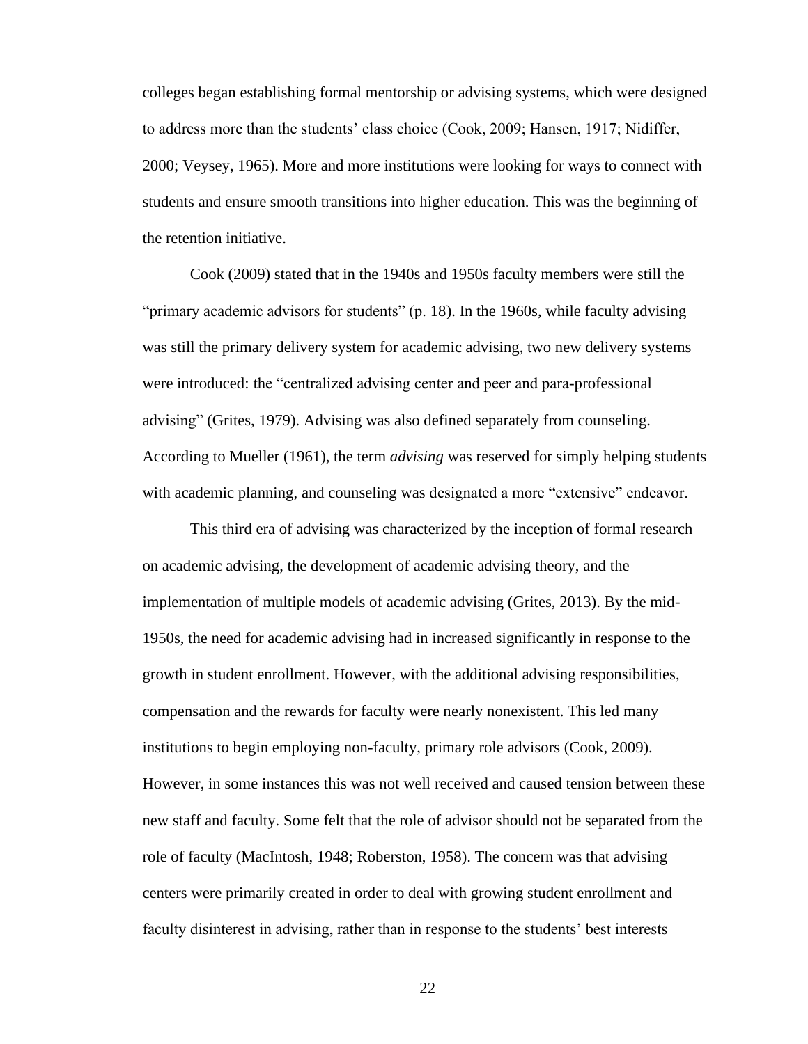colleges began establishing formal mentorship or advising systems, which were designed to address more than the students' class choice (Cook, 2009; Hansen, 1917; Nidiffer, 2000; Veysey, 1965). More and more institutions were looking for ways to connect with students and ensure smooth transitions into higher education. This was the beginning of the retention initiative.

Cook (2009) stated that in the 1940s and 1950s faculty members were still the "primary academic advisors for students" (p. 18). In the 1960s, while faculty advising was still the primary delivery system for academic advising, two new delivery systems were introduced: the "centralized advising center and peer and para-professional advising" (Grites, 1979). Advising was also defined separately from counseling. According to Mueller (1961), the term *advising* was reserved for simply helping students with academic planning, and counseling was designated a more "extensive" endeavor.

This third era of advising was characterized by the inception of formal research on academic advising, the development of academic advising theory, and the implementation of multiple models of academic advising (Grites, 2013). By the mid-1950s, the need for academic advising had in increased significantly in response to the growth in student enrollment. However, with the additional advising responsibilities, compensation and the rewards for faculty were nearly nonexistent. This led many institutions to begin employing non-faculty, primary role advisors (Cook, 2009). However, in some instances this was not well received and caused tension between these new staff and faculty. Some felt that the role of advisor should not be separated from the role of faculty (MacIntosh, 1948; Roberston, 1958). The concern was that advising centers were primarily created in order to deal with growing student enrollment and faculty disinterest in advising, rather than in response to the students' best interests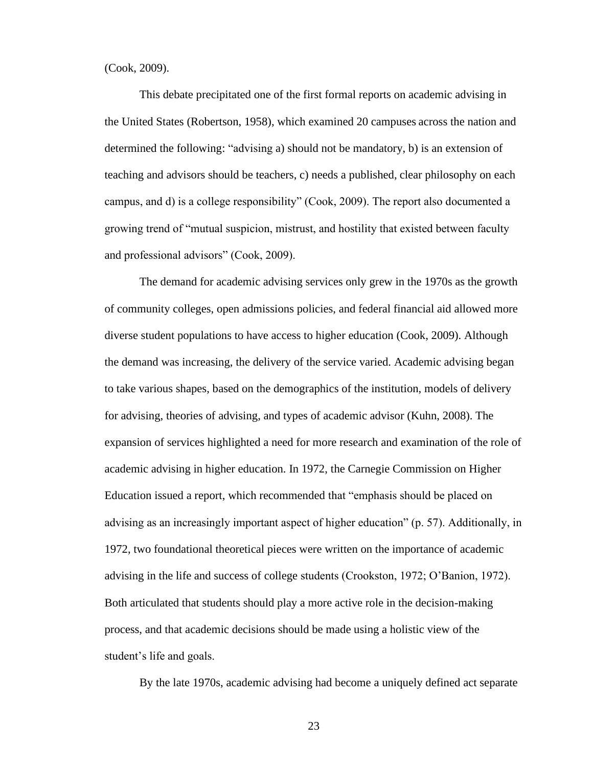(Cook, 2009).

This debate precipitated one of the first formal reports on academic advising in the United States (Robertson, 1958), which examined 20 campuses across the nation and determined the following: "advising a) should not be mandatory, b) is an extension of teaching and advisors should be teachers, c) needs a published, clear philosophy on each campus, and d) is a college responsibility" (Cook, 2009). The report also documented a growing trend of "mutual suspicion, mistrust, and hostility that existed between faculty and professional advisors" (Cook, 2009).

The demand for academic advising services only grew in the 1970s as the growth of community colleges, open admissions policies, and federal financial aid allowed more diverse student populations to have access to higher education (Cook, 2009). Although the demand was increasing, the delivery of the service varied. Academic advising began to take various shapes, based on the demographics of the institution, models of delivery for advising, theories of advising, and types of academic advisor (Kuhn, 2008). The expansion of services highlighted a need for more research and examination of the role of academic advising in higher education. In 1972, the Carnegie Commission on Higher Education issued a report, which recommended that "emphasis should be placed on advising as an increasingly important aspect of higher education" (p. 57). Additionally, in 1972, two foundational theoretical pieces were written on the importance of academic advising in the life and success of college students (Crookston, 1972; O'Banion, 1972). Both articulated that students should play a more active role in the decision-making process, and that academic decisions should be made using a holistic view of the student's life and goals.

By the late 1970s, academic advising had become a uniquely defined act separate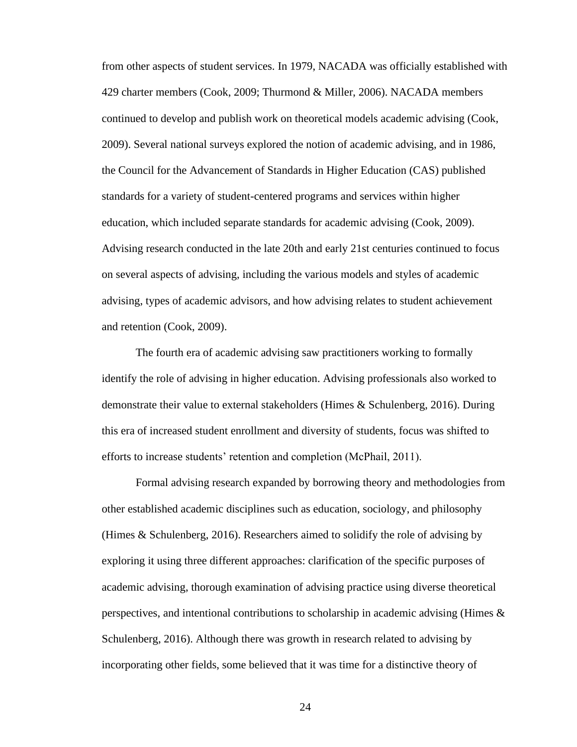from other aspects of student services. In 1979, NACADA was officially established with 429 charter members (Cook, 2009; Thurmond & Miller, 2006). NACADA members continued to develop and publish work on theoretical models academic advising (Cook, 2009). Several national surveys explored the notion of academic advising, and in 1986, the Council for the Advancement of Standards in Higher Education (CAS) published standards for a variety of student-centered programs and services within higher education, which included separate standards for academic advising (Cook, 2009). Advising research conducted in the late 20th and early 21st centuries continued to focus on several aspects of advising, including the various models and styles of academic advising, types of academic advisors, and how advising relates to student achievement and retention (Cook, 2009).

The fourth era of academic advising saw practitioners working to formally identify the role of advising in higher education. Advising professionals also worked to demonstrate their value to external stakeholders (Himes & Schulenberg, 2016). During this era of increased student enrollment and diversity of students, focus was shifted to efforts to increase students' retention and completion (McPhail, 2011).

Formal advising research expanded by borrowing theory and methodologies from other established academic disciplines such as education, sociology, and philosophy (Himes & Schulenberg, 2016). Researchers aimed to solidify the role of advising by exploring it using three different approaches: clarification of the specific purposes of academic advising, thorough examination of advising practice using diverse theoretical perspectives, and intentional contributions to scholarship in academic advising (Himes & Schulenberg, 2016). Although there was growth in research related to advising by incorporating other fields, some believed that it was time for a distinctive theory of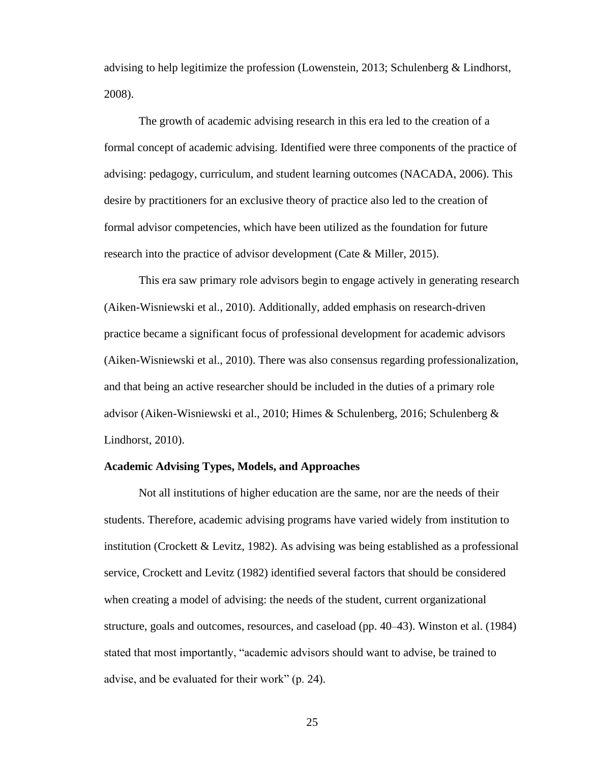advising to help legitimize the profession (Lowenstein, 2013; Schulenberg & Lindhorst, 2008).

The growth of academic advising research in this era led to the creation of a formal concept of academic advising. Identified were three components of the practice of advising: pedagogy, curriculum, and student learning outcomes (NACADA, 2006). This desire by practitioners for an exclusive theory of practice also led to the creation of formal advisor competencies, which have been utilized as the foundation for future research into the practice of advisor development (Cate & Miller, 2015).

This era saw primary role advisors begin to engage actively in generating research (Aiken-Wisniewski et al., 2010). Additionally, added emphasis on research-driven practice became a significant focus of professional development for academic advisors (Aiken-Wisniewski et al., 2010). There was also consensus regarding professionalization, and that being an active researcher should be included in the duties of a primary role advisor (Aiken-Wisniewski et al., 2010; Himes & Schulenberg, 2016; Schulenberg & Lindhorst, 2010).

**Academic Advising Types, Models, and Approaches**

Not all institutions of higher education are the same, nor are the needs of their students. Therefore, academic advising programs have varied widely from institution to institution (Crockett & Levitz, 1982). As advising was being established as a professional service, Crockett and Levitz (1982) identified several factors that should be considered when creating a model of advising: the needs of the student, current organizational structure, goals and outcomes, resources, and caseload (pp. 40–43). Winston et al. (1984) stated that most importantly, "academic advisors should want to advise, be trained to advise, and be evaluated for their work" (p. 24).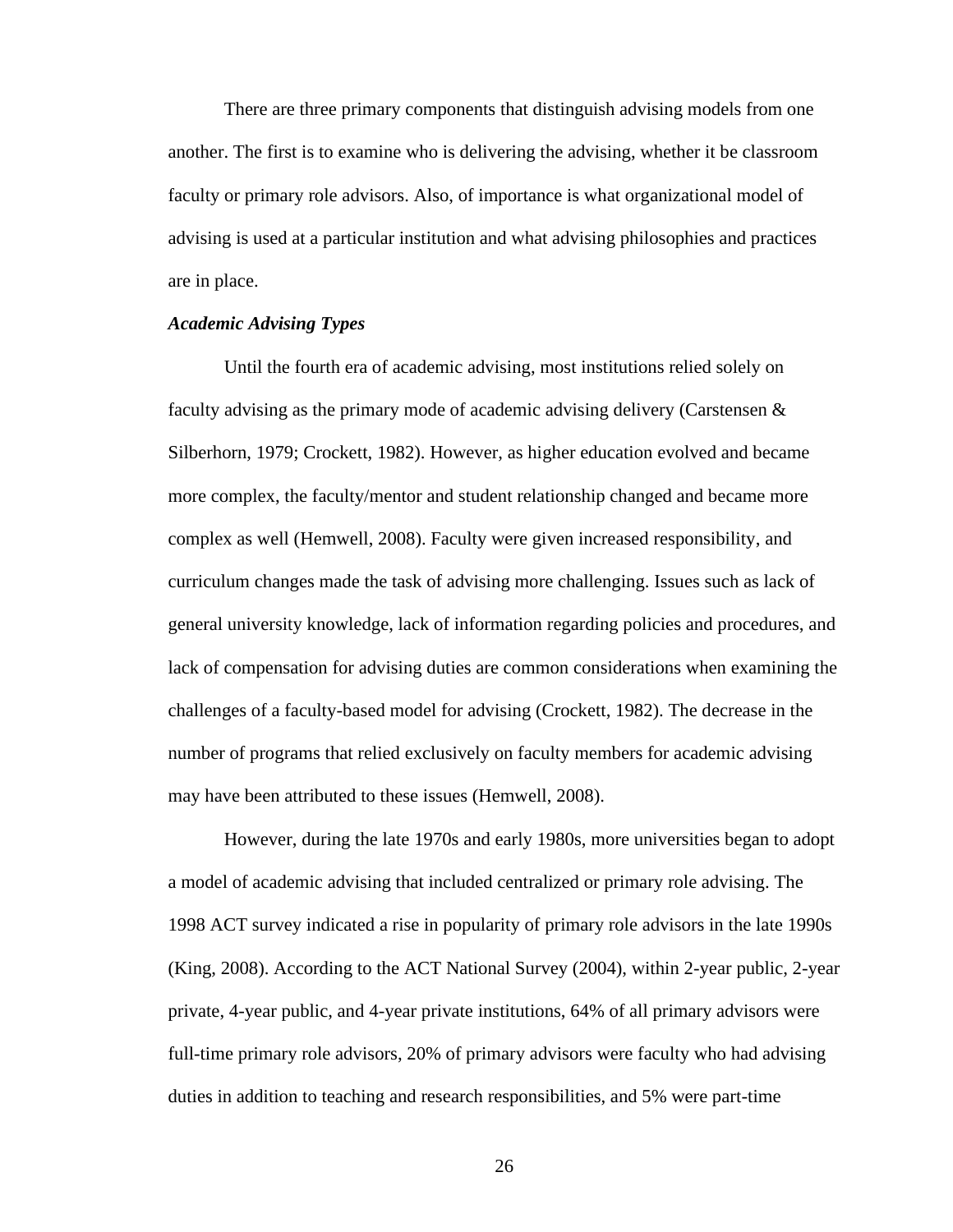There are three primary components that distinguish advising models from one another. The first is to examine who is delivering the advising, whether it be classroom faculty or primary role advisors. Also, of importance is what organizational model of advising is used at a particular institution and what advising philosophies and practices are in place.

### *Academic Advising Types*

Until the fourth era of academic advising, most institutions relied solely on faculty advising as the primary mode of academic advising delivery (Carstensen & Silberhorn, 1979; Crockett, 1982). However, as higher education evolved and became more complex, the faculty/mentor and student relationship changed and became more complex as well (Hemwell, 2008). Faculty were given increased responsibility, and curriculum changes made the task of advising more challenging. Issues such as lack of general university knowledge, lack of information regarding policies and procedures, and lack of compensation for advising duties are common considerations when examining the challenges of a faculty-based model for advising (Crockett, 1982). The decrease in the number of programs that relied exclusively on faculty members for academic advising may have been attributed to these issues (Hemwell, 2008).

However, during the late 1970s and early 1980s, more universities began to adopt a model of academic advising that included centralized or primary role advising. The 1998 ACT survey indicated a rise in popularity of primary role advisors in the late 1990s (King, 2008). According to the ACT National Survey (2004), within 2-year public, 2-year private, 4-year public, and 4-year private institutions, 64% of all primary advisors were full-time primary role advisors, 20% of primary advisors were faculty who had advising duties in addition to teaching and research responsibilities, and 5% were part-time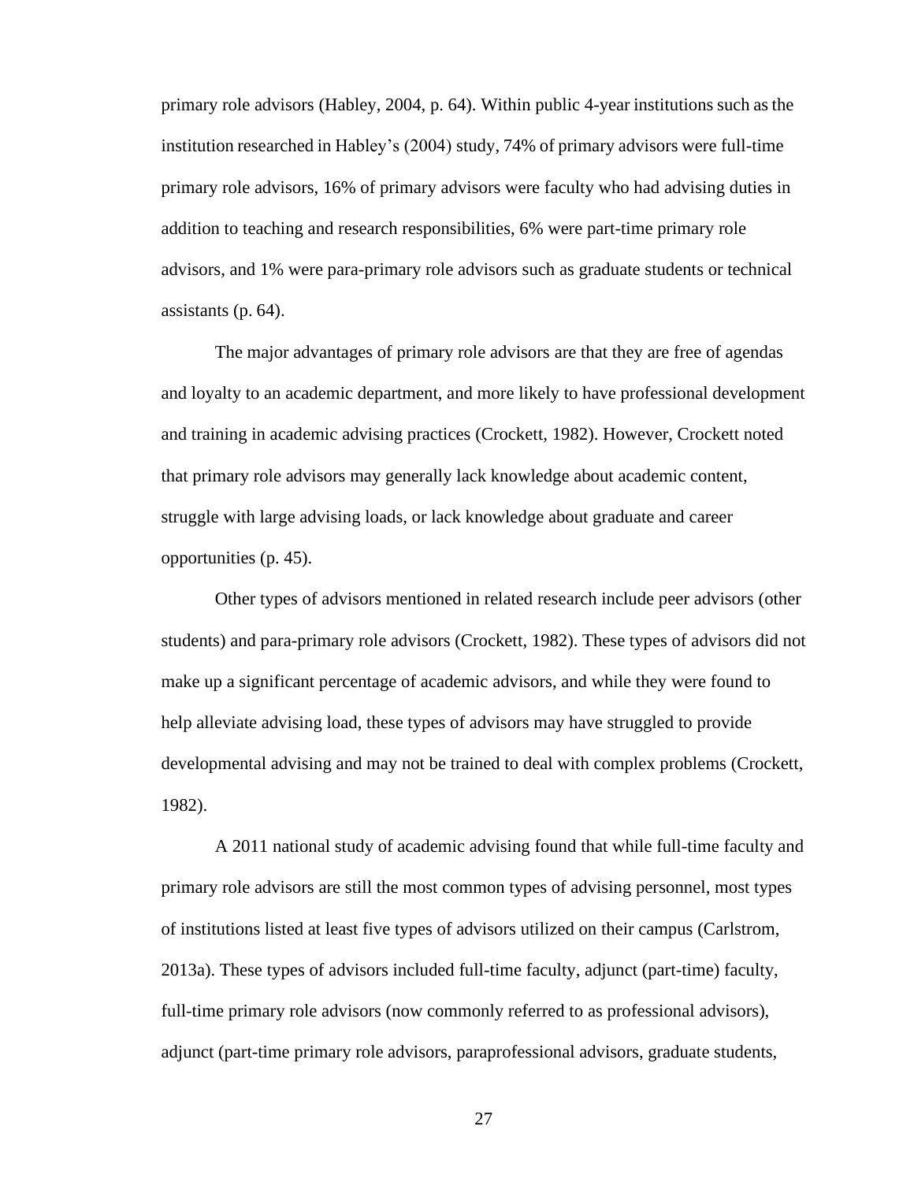primary role advisors (Habley, 2004, p. 64). Within public 4-year institutions such as the institution researched in Habley's (2004) study, 74% of primary advisors were full-time primary role advisors, 16% of primary advisors were faculty who had advising duties in addition to teaching and research responsibilities, 6% were part-time primary role advisors, and 1% were para-primary role advisors such as graduate students or technical assistants (p. 64).

The major advantages of primary role advisors are that they are free of agendas and loyalty to an academic department, and more likely to have professional development and training in academic advising practices (Crockett, 1982). However, Crockett noted that primary role advisors may generally lack knowledge about academic content, struggle with large advising loads, or lack knowledge about graduate and career opportunities (p. 45).

Other types of advisors mentioned in related research include peer advisors (other students) and para-primary role advisors (Crockett, 1982). These types of advisors did not make up a significant percentage of academic advisors, and while they were found to help alleviate advising load, these types of advisors may have struggled to provide developmental advising and may not be trained to deal with complex problems (Crockett, 1982).

A 2011 national study of academic advising found that while full-time faculty and primary role advisors are still the most common types of advising personnel, most types of institutions listed at least five types of advisors utilized on their campus (Carlstrom, 2013a). These types of advisors included full-time faculty, adjunct (part-time) faculty, full-time primary role advisors (now commonly referred to as professional advisors), adjunct (part-time primary role advisors, paraprofessional advisors, graduate students,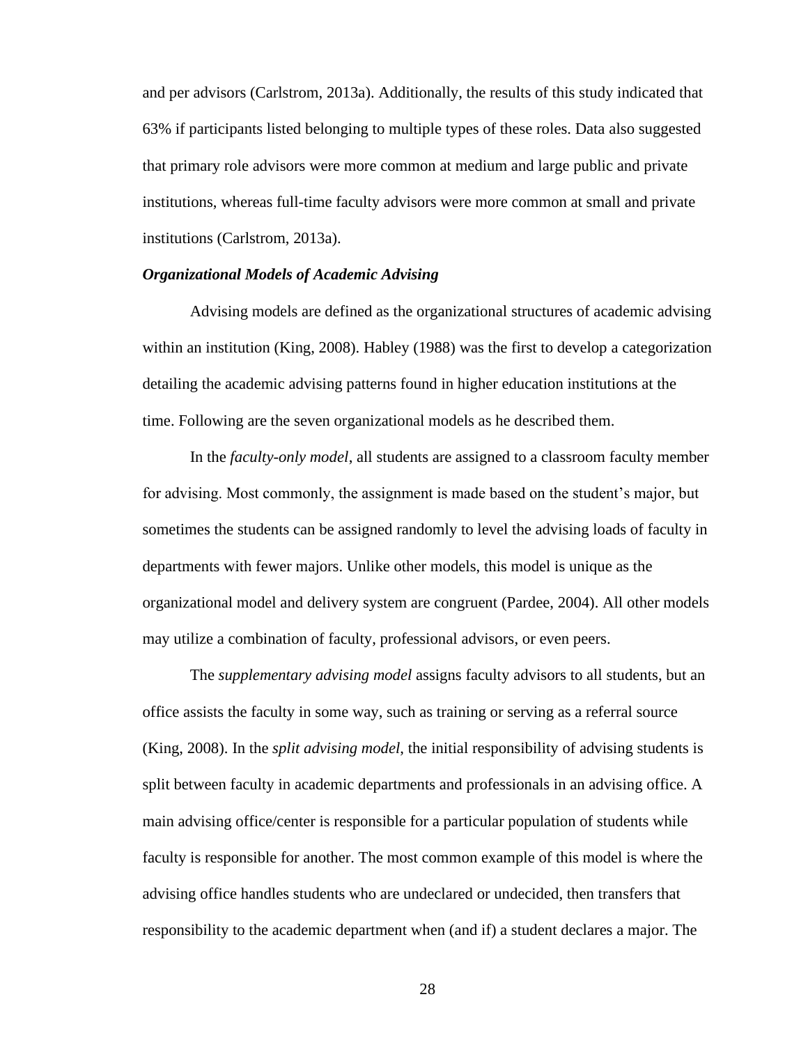and per advisors (Carlstrom, 2013a). Additionally, the results of this study indicated that 63% if participants listed belonging to multiple types of these roles. Data also suggested that primary role advisors were more common at medium and large public and private institutions, whereas full-time faculty advisors were more common at small and private institutions (Carlstrom, 2013a).

### *Organizational Models of Academic Advising*

Advising models are defined as the organizational structures of academic advising within an institution (King, 2008). Habley (1988) was the first to develop a categorization detailing the academic advising patterns found in higher education institutions at the time. Following are the seven organizational models as he described them.

In the *faculty-only model*, all students are assigned to a classroom faculty member for advising. Most commonly, the assignment is made based on the student's major, but sometimes the students can be assigned randomly to level the advising loads of faculty in departments with fewer majors. Unlike other models, this model is unique as the organizational model and delivery system are congruent (Pardee, 2004). All other models may utilize a combination of faculty, professional advisors, or even peers.

The *supplementary advising model* assigns faculty advisors to all students, but an office assists the faculty in some way, such as training or serving as a referral source (King, 2008). In the *split advising model*, the initial responsibility of advising students is split between faculty in academic departments and professionals in an advising office. A main advising office/center is responsible for a particular population of students while faculty is responsible for another. The most common example of this model is where the advising office handles students who are undeclared or undecided, then transfers that responsibility to the academic department when (and if) a student declares a major. The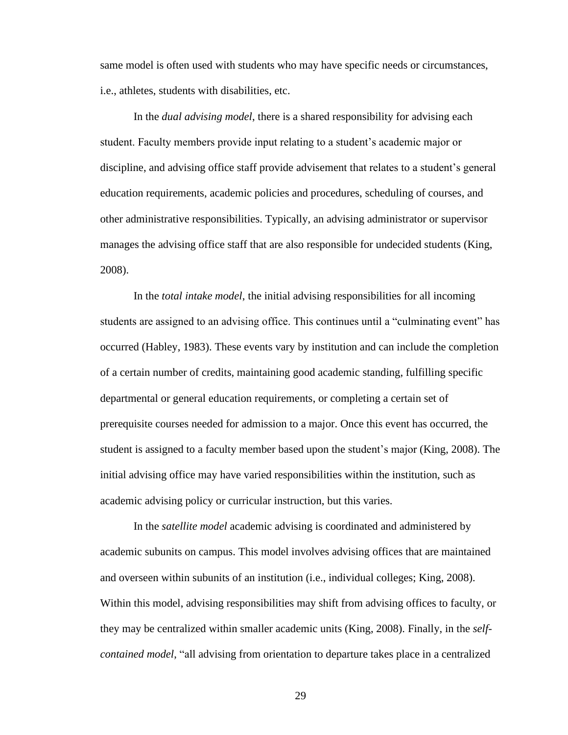same model is often used with students who may have specific needs or circumstances, i.e., athletes, students with disabilities, etc.

In the *dual advising model*, there is a shared responsibility for advising each student. Faculty members provide input relating to a student's academic major or discipline, and advising office staff provide advisement that relates to a student's general education requirements, academic policies and procedures, scheduling of courses, and other administrative responsibilities. Typically, an advising administrator or supervisor manages the advising office staff that are also responsible for undecided students (King, 2008).

In the *total intake model*, the initial advising responsibilities for all incoming students are assigned to an advising office. This continues until a "culminating event" has occurred (Habley, 1983). These events vary by institution and can include the completion of a certain number of credits, maintaining good academic standing, fulfilling specific departmental or general education requirements, or completing a certain set of prerequisite courses needed for admission to a major. Once this event has occurred, the student is assigned to a faculty member based upon the student's major (King, 2008). The initial advising office may have varied responsibilities within the institution, such as academic advising policy or curricular instruction, but this varies.

In the *satellite model* academic advising is coordinated and administered by academic subunits on campus. This model involves advising offices that are maintained and overseen within subunits of an institution (i.e., individual colleges; King, 2008). Within this model, advising responsibilities may shift from advising offices to faculty, or they may be centralized within smaller academic units (King, 2008). Finally, in the *self-contained model*, "all advising from orientation to departure takes place in a centralized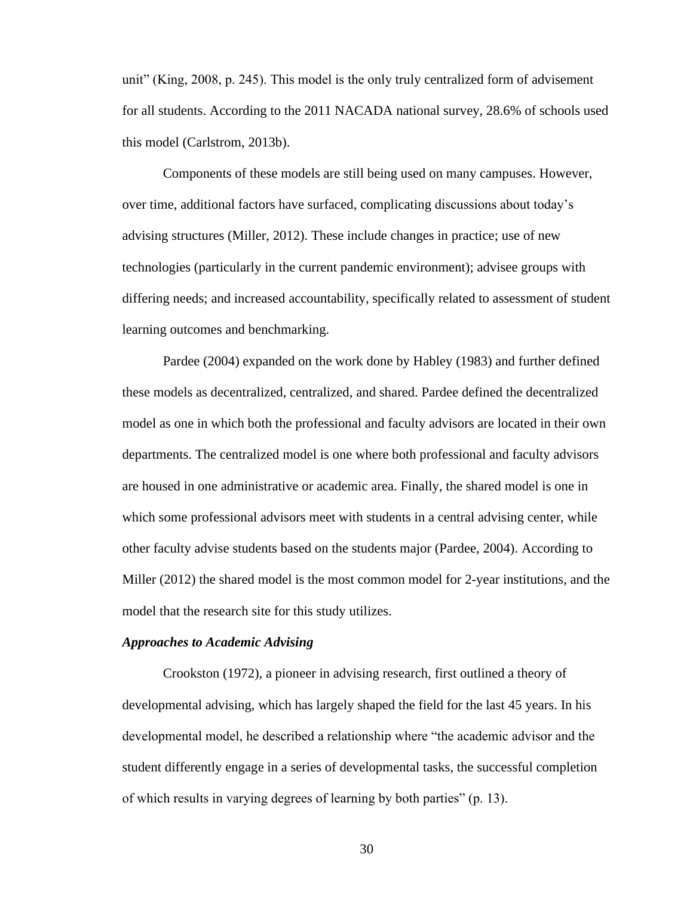unit” (King, 2008, p. 245). This model is the only truly centralized form of advisement for all students. According to the 2011 NACADA national survey, 28.6% of schools used this model (Carlstrom, 2013b).

Components of these models are still being used on many campuses. However, over time, additional factors have surfaced, complicating discussions about today’s advising structures (Miller, 2012). These include changes in practice; use of new technologies (particularly in the current pandemic environment); advisee groups with differing needs; and increased accountability, specifically related to assessment of student learning outcomes and benchmarking.

Pardee (2004) expanded on the work done by Habley (1983) and further defined these models as decentralized, centralized, and shared. Pardee defined the decentralized model as one in which both the professional and faculty advisors are located in their own departments. The centralized model is one where both professional and faculty advisors are housed in one administrative or academic area. Finally, the shared model is one in which some professional advisors meet with students in a central advising center, while other faculty advise students based on the students major (Pardee, 2004). According to Miller (2012) the shared model is the most common model for 2-year institutions, and the model that the research site for this study utilizes.

### ***Approaches to Academic Advising***

Crookston (1972), a pioneer in advising research, first outlined a theory of developmental advising, which has largely shaped the field for the last 45 years. In his developmental model, he described a relationship where “the academic advisor and the student differently engage in a series of developmental tasks, the successful completion of which results in varying degrees of learning by both parties” (p. 13).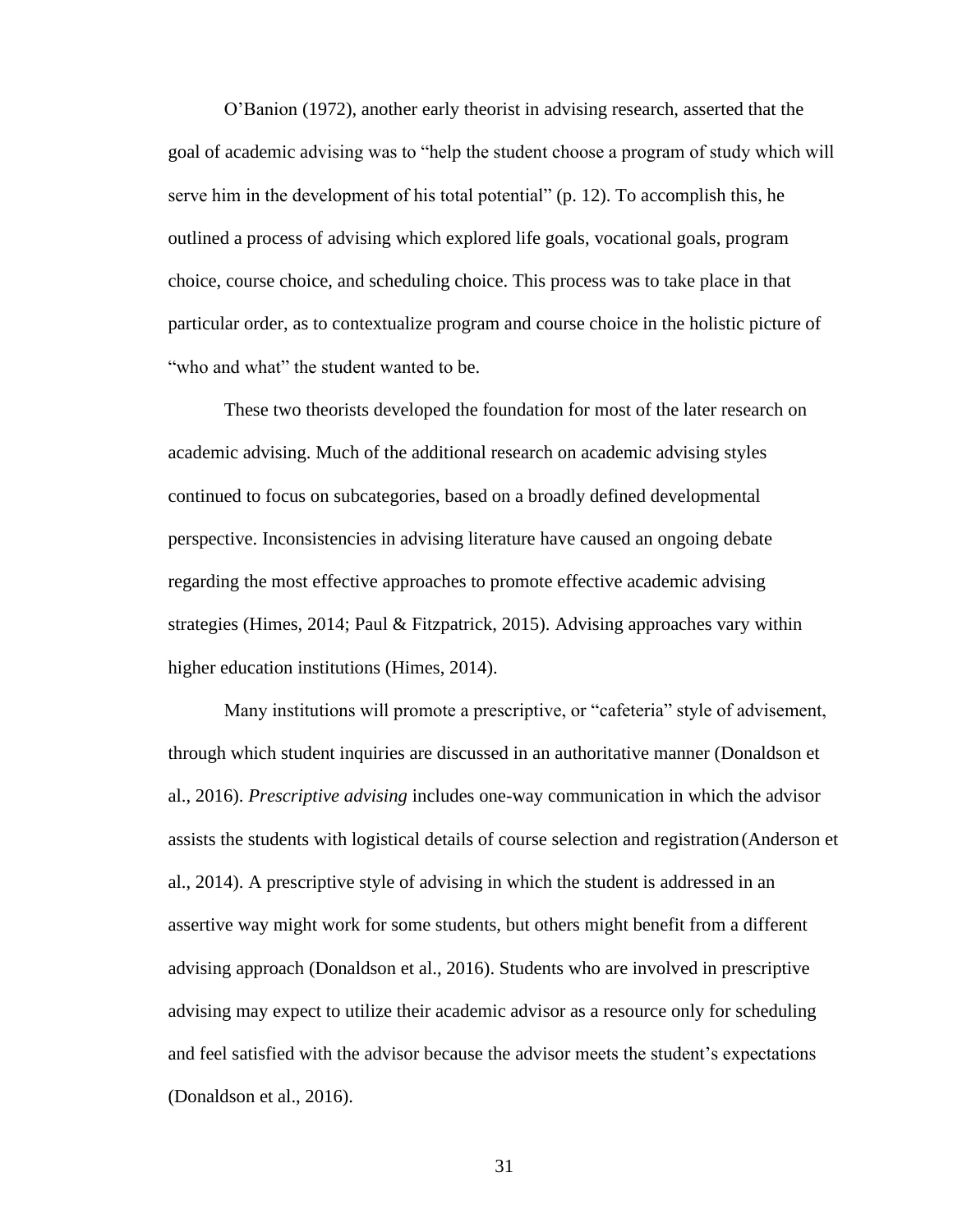O'Banion (1972), another early theorist in advising research, asserted that the goal of academic advising was to "help the student choose a program of study which will serve him in the development of his total potential" (p. 12). To accomplish this, he outlined a process of advising which explored life goals, vocational goals, program choice, course choice, and scheduling choice. This process was to take place in that particular order, as to contextualize program and course choice in the holistic picture of "who and what" the student wanted to be.

These two theorists developed the foundation for most of the later research on academic advising. Much of the additional research on academic advising styles continued to focus on subcategories, based on a broadly defined developmental perspective. Inconsistencies in advising literature have caused an ongoing debate regarding the most effective approaches to promote effective academic advising strategies (Himes, 2014; Paul & Fitzpatrick, 2015). Advising approaches vary within higher education institutions (Himes, 2014).

Many institutions will promote a prescriptive, or "cafeteria" style of advisement, through which student inquiries are discussed in an authoritative manner (Donaldson et al., 2016). *Prescriptive advising* includes one-way communication in which the advisor assists the students with logistical details of course selection and registration (Anderson et al., 2014). A prescriptive style of advising in which the student is addressed in an assertive way might work for some students, but others might benefit from a different advising approach (Donaldson et al., 2016). Students who are involved in prescriptive advising may expect to utilize their academic advisor as a resource only for scheduling and feel satisfied with the advisor because the advisor meets the student's expectations (Donaldson et al., 2016).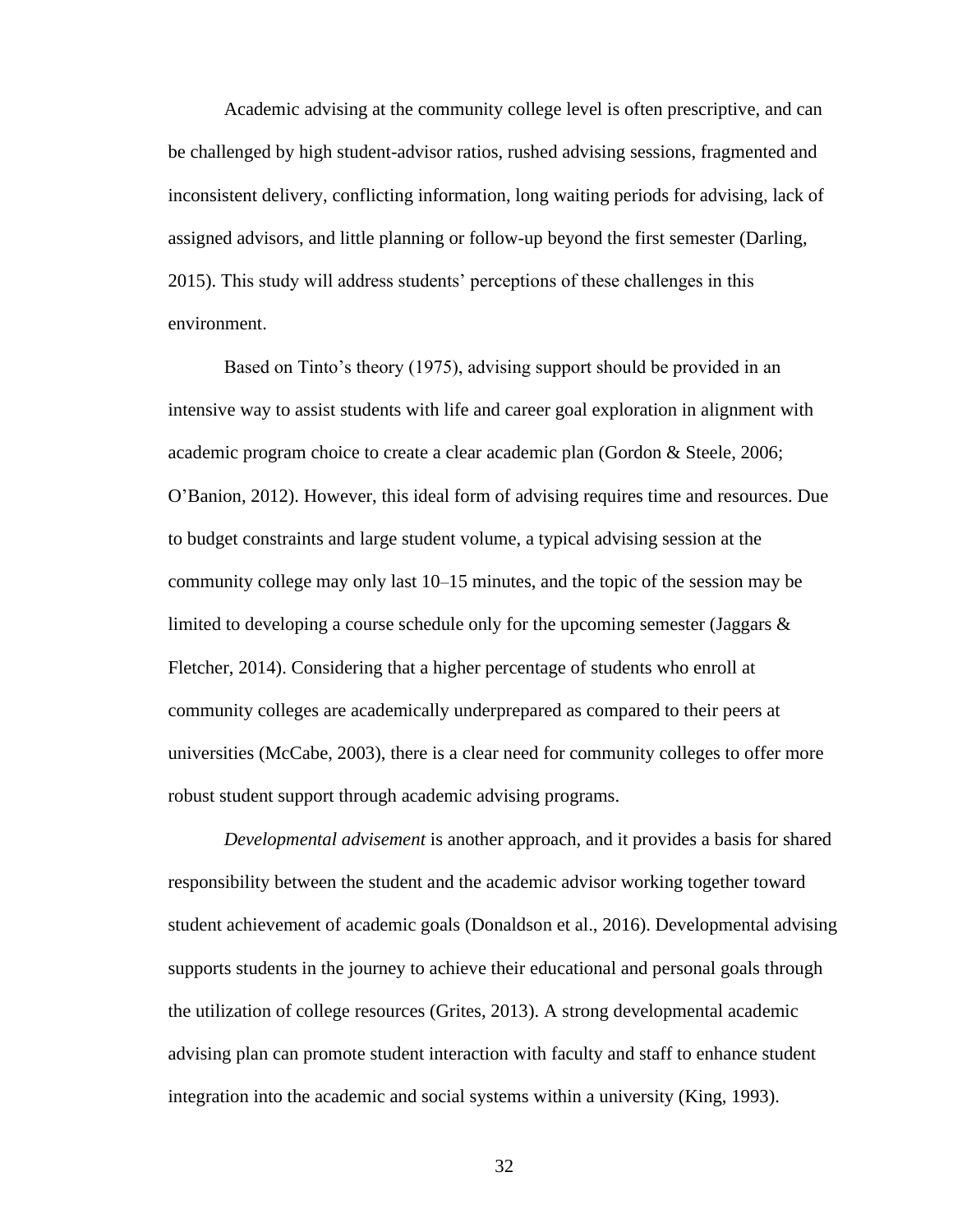Academic advising at the community college level is often prescriptive, and can be challenged by high student-advisor ratios, rushed advising sessions, fragmented and inconsistent delivery, conflicting information, long waiting periods for advising, lack of assigned advisors, and little planning or follow-up beyond the first semester (Darling, 2015). This study will address students' perceptions of these challenges in this environment.

Based on Tinto's theory (1975), advising support should be provided in an intensive way to assist students with life and career goal exploration in alignment with academic program choice to create a clear academic plan (Gordon & Steele, 2006; O'Banion, 2012). However, this ideal form of advising requires time and resources. Due to budget constraints and large student volume, a typical advising session at the community college may only last 10–15 minutes, and the topic of the session may be limited to developing a course schedule only for the upcoming semester (Jaggars & Fletcher, 2014). Considering that a higher percentage of students who enroll at community colleges are academically underprepared as compared to their peers at universities (McCabe, 2003), there is a clear need for community colleges to offer more robust student support through academic advising programs.

*Developmental advisement* is another approach, and it provides a basis for shared responsibility between the student and the academic advisor working together toward student achievement of academic goals (Donaldson et al., 2016). Developmental advising supports students in the journey to achieve their educational and personal goals through the utilization of college resources (Grites, 2013). A strong developmental academic advising plan can promote student interaction with faculty and staff to enhance student integration into the academic and social systems within a university (King, 1993).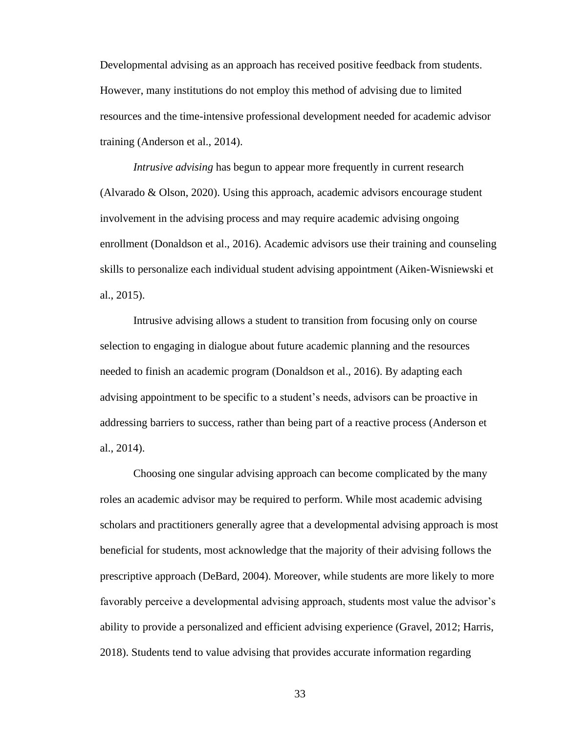Developmental advising as an approach has received positive feedback from students. However, many institutions do not employ this method of advising due to limited resources and the time-intensive professional development needed for academic advisor training (Anderson et al., 2014).

*Intrusive advising* has begun to appear more frequently in current research (Alvarado & Olson, 2020). Using this approach, academic advisors encourage student involvement in the advising process and may require academic advising ongoing enrollment (Donaldson et al., 2016). Academic advisors use their training and counseling skills to personalize each individual student advising appointment (Aiken-Wisniewski et al., 2015).

Intrusive advising allows a student to transition from focusing only on course selection to engaging in dialogue about future academic planning and the resources needed to finish an academic program (Donaldson et al., 2016). By adapting each advising appointment to be specific to a student's needs, advisors can be proactive in addressing barriers to success, rather than being part of a reactive process (Anderson et al., 2014).

Choosing one singular advising approach can become complicated by the many roles an academic advisor may be required to perform. While most academic advising scholars and practitioners generally agree that a developmental advising approach is most beneficial for students, most acknowledge that the majority of their advising follows the prescriptive approach (DeBard, 2004). Moreover, while students are more likely to more favorably perceive a developmental advising approach, students most value the advisor's ability to provide a personalized and efficient advising experience (Gravel, 2012; Harris, 2018). Students tend to value advising that provides accurate information regarding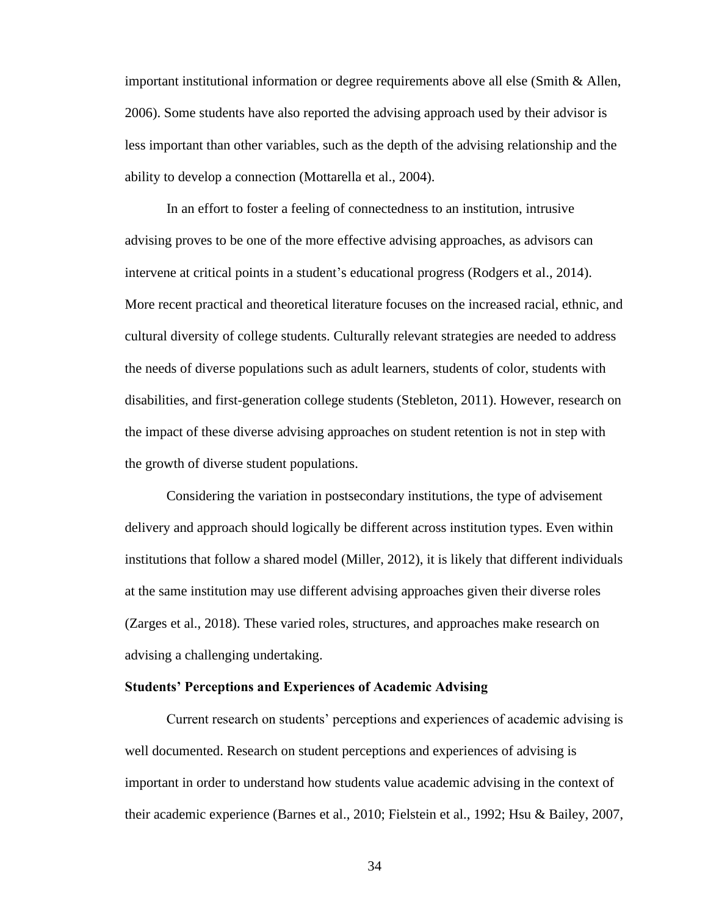important institutional information or degree requirements above all else (Smith & Allen, 2006). Some students have also reported the advising approach used by their advisor is less important than other variables, such as the depth of the advising relationship and the ability to develop a connection (Mottarella et al., 2004).

In an effort to foster a feeling of connectedness to an institution, intrusive advising proves to be one of the more effective advising approaches, as advisors can intervene at critical points in a student's educational progress (Rodgers et al., 2014). More recent practical and theoretical literature focuses on the increased racial, ethnic, and cultural diversity of college students. Culturally relevant strategies are needed to address the needs of diverse populations such as adult learners, students of color, students with disabilities, and first-generation college students (Stebleton, 2011). However, research on the impact of these diverse advising approaches on student retention is not in step with the growth of diverse student populations.

Considering the variation in postsecondary institutions, the type of advisement delivery and approach should logically be different across institution types. Even within institutions that follow a shared model (Miller, 2012), it is likely that different individuals at the same institution may use different advising approaches given their diverse roles (Zarges et al., 2018). These varied roles, structures, and approaches make research on advising a challenging undertaking.

**Students' Perceptions and Experiences of Academic Advising**

Current research on students' perceptions and experiences of academic advising is well documented. Research on student perceptions and experiences of advising is important in order to understand how students value academic advising in the context of their academic experience (Barnes et al., 2010; Fielstein et al., 1992; Hsu & Bailey, 2007,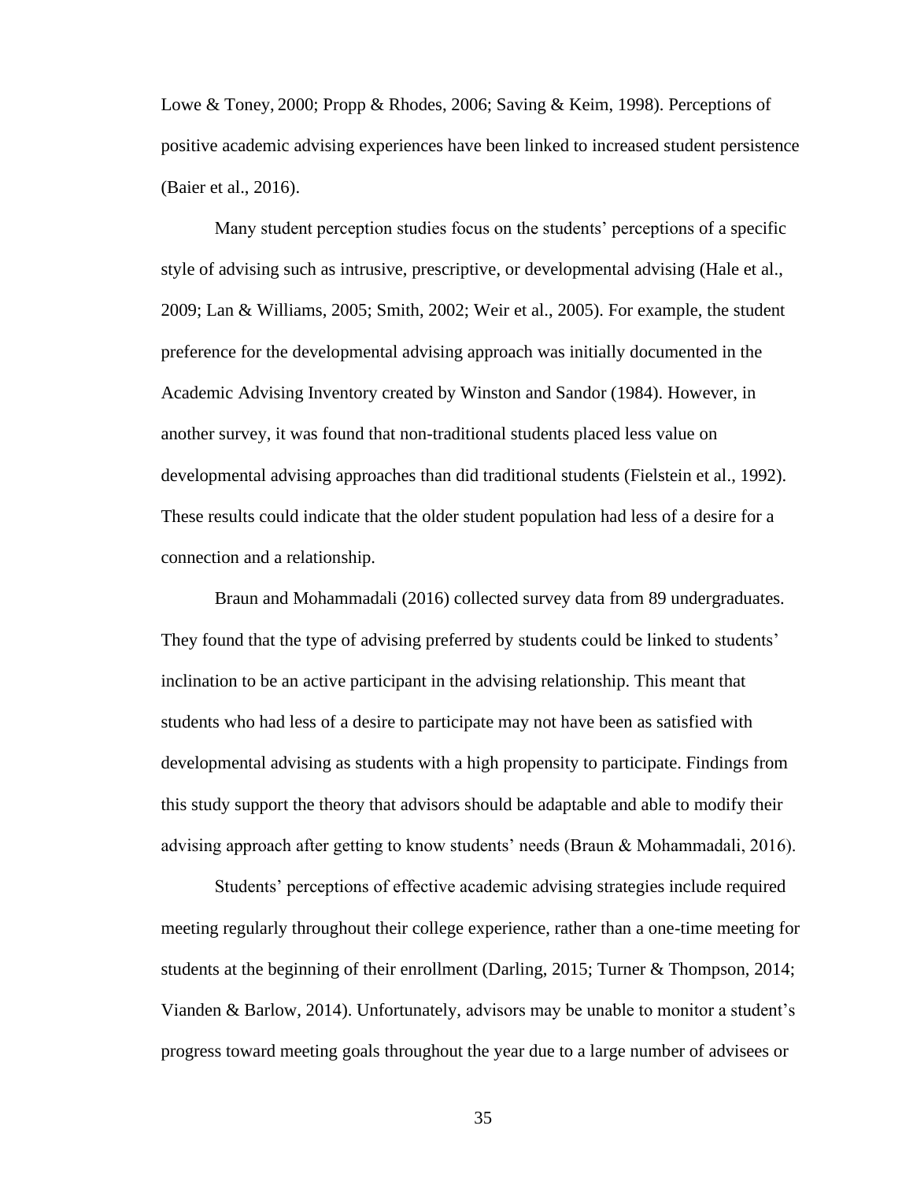Lowe & Toney, 2000; Propp & Rhodes, 2006; Saving & Keim, 1998). Perceptions of positive academic advising experiences have been linked to increased student persistence (Baier et al., 2016).

Many student perception studies focus on the students' perceptions of a specific style of advising such as intrusive, prescriptive, or developmental advising (Hale et al., 2009; Lan & Williams, 2005; Smith, 2002; Weir et al., 2005). For example, the student preference for the developmental advising approach was initially documented in the Academic Advising Inventory created by Winston and Sandor (1984). However, in another survey, it was found that non-traditional students placed less value on developmental advising approaches than did traditional students (Fielstein et al., 1992). These results could indicate that the older student population had less of a desire for a connection and a relationship.

Braun and Mohammadali (2016) collected survey data from 89 undergraduates. They found that the type of advising preferred by students could be linked to students' inclination to be an active participant in the advising relationship. This meant that students who had less of a desire to participate may not have been as satisfied with developmental advising as students with a high propensity to participate. Findings from this study support the theory that advisors should be adaptable and able to modify their advising approach after getting to know students' needs (Braun & Mohammadali, 2016).

Students' perceptions of effective academic advising strategies include required meeting regularly throughout their college experience, rather than a one-time meeting for students at the beginning of their enrollment (Darling, 2015; Turner & Thompson, 2014; Vianden & Barlow, 2014). Unfortunately, advisors may be unable to monitor a student's progress toward meeting goals throughout the year due to a large number of advisees or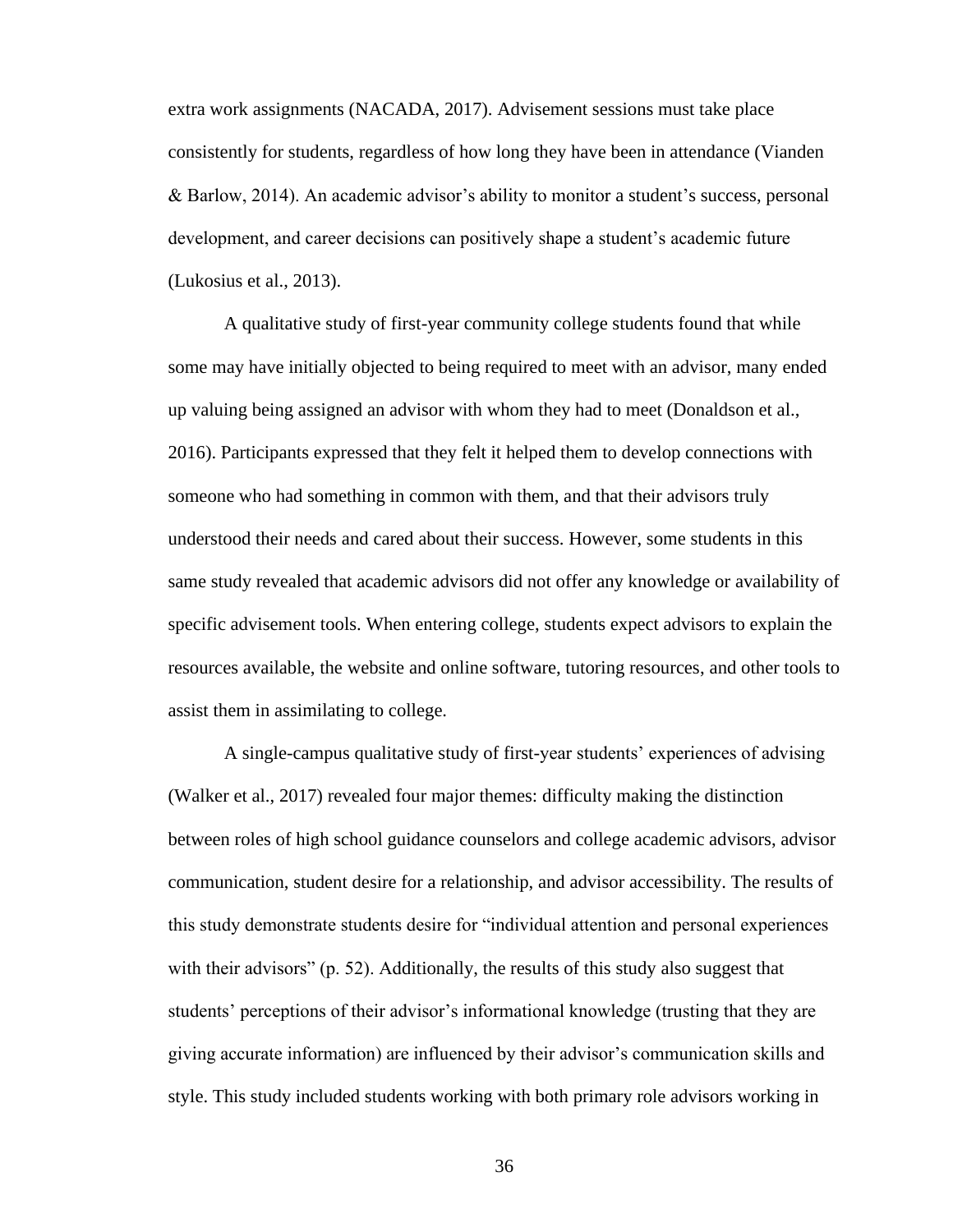extra work assignments (NACADA, 2017). Advisement sessions must take place consistently for students, regardless of how long they have been in attendance (Vianden & Barlow, 2014). An academic advisor's ability to monitor a student's success, personal development, and career decisions can positively shape a student's academic future (Lukosius et al., 2013).

A qualitative study of first-year community college students found that while some may have initially objected to being required to meet with an advisor, many ended up valuing being assigned an advisor with whom they had to meet (Donaldson et al., 2016). Participants expressed that they felt it helped them to develop connections with someone who had something in common with them, and that their advisors truly understood their needs and cared about their success. However, some students in this same study revealed that academic advisors did not offer any knowledge or availability of specific advisement tools. When entering college, students expect advisors to explain the resources available, the website and online software, tutoring resources, and other tools to assist them in assimilating to college.

A single-campus qualitative study of first-year students' experiences of advising (Walker et al., 2017) revealed four major themes: difficulty making the distinction between roles of high school guidance counselors and college academic advisors, advisor communication, student desire for a relationship, and advisor accessibility. The results of this study demonstrate students desire for "individual attention and personal experiences with their advisors" (p. 52). Additionally, the results of this study also suggest that students' perceptions of their advisor's informational knowledge (trusting that they are giving accurate information) are influenced by their advisor's communication skills and style. This study included students working with both primary role advisors working in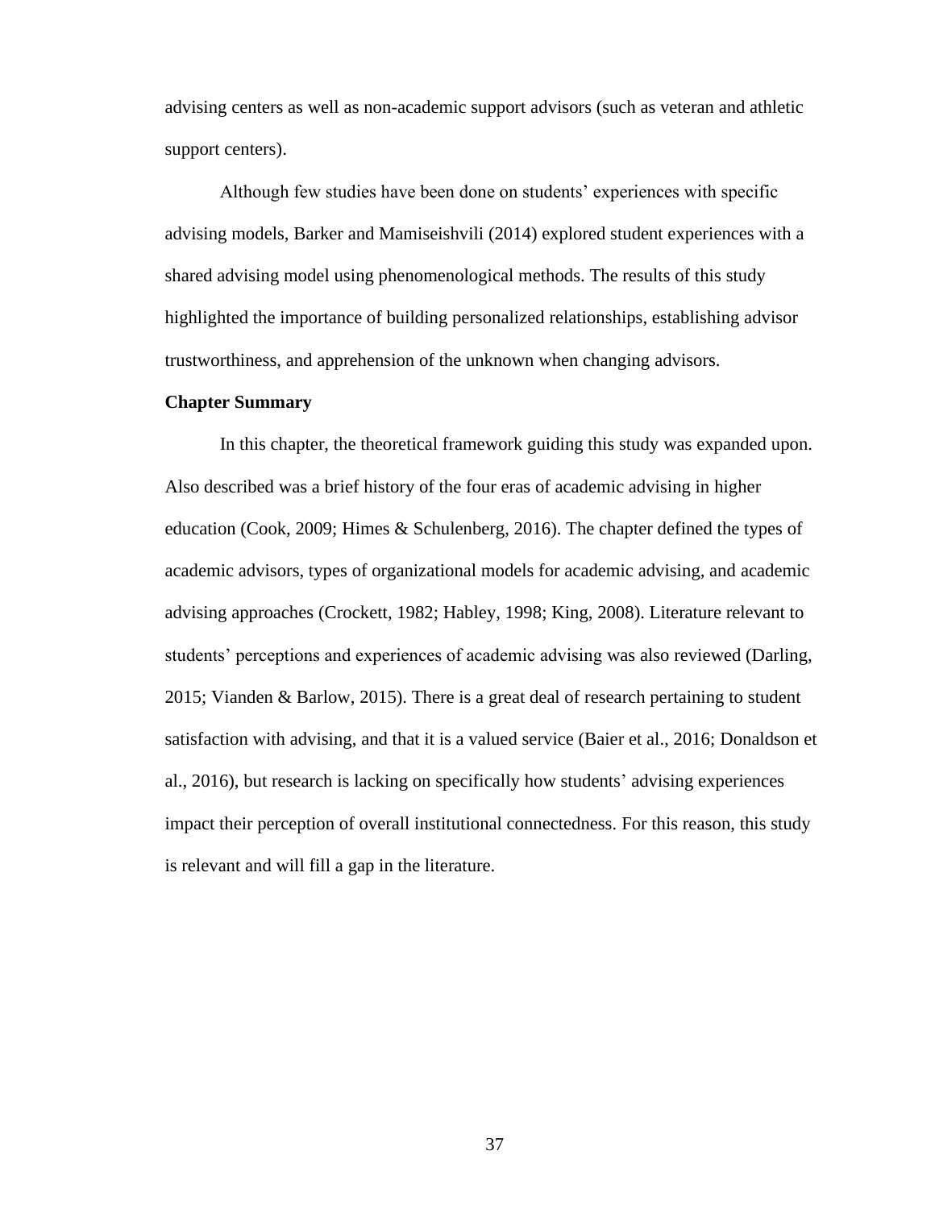advising centers as well as non-academic support advisors (such as veteran and athletic support centers).

Although few studies have been done on students' experiences with specific advising models, Barker and Mamiseishvili (2014) explored student experiences with a shared advising model using phenomenological methods. The results of this study highlighted the importance of building personalized relationships, establishing advisor trustworthiness, and apprehension of the unknown when changing advisors.

**Chapter Summary**

In this chapter, the theoretical framework guiding this study was expanded upon. Also described was a brief history of the four eras of academic advising in higher education (Cook, 2009; Himes & Schulenberg, 2016). The chapter defined the types of academic advisors, types of organizational models for academic advising, and academic advising approaches (Crockett, 1982; Habley, 1998; King, 2008). Literature relevant to students' perceptions and experiences of academic advising was also reviewed (Darling, 2015; Vianden & Barlow, 2015). There is a great deal of research pertaining to student satisfaction with advising, and that it is a valued service (Baier et al., 2016; Donaldson et al., 2016), but research is lacking on specifically how students' advising experiences impact their perception of overall institutional connectedness. For this reason, this study is relevant and will fill a gap in the literature.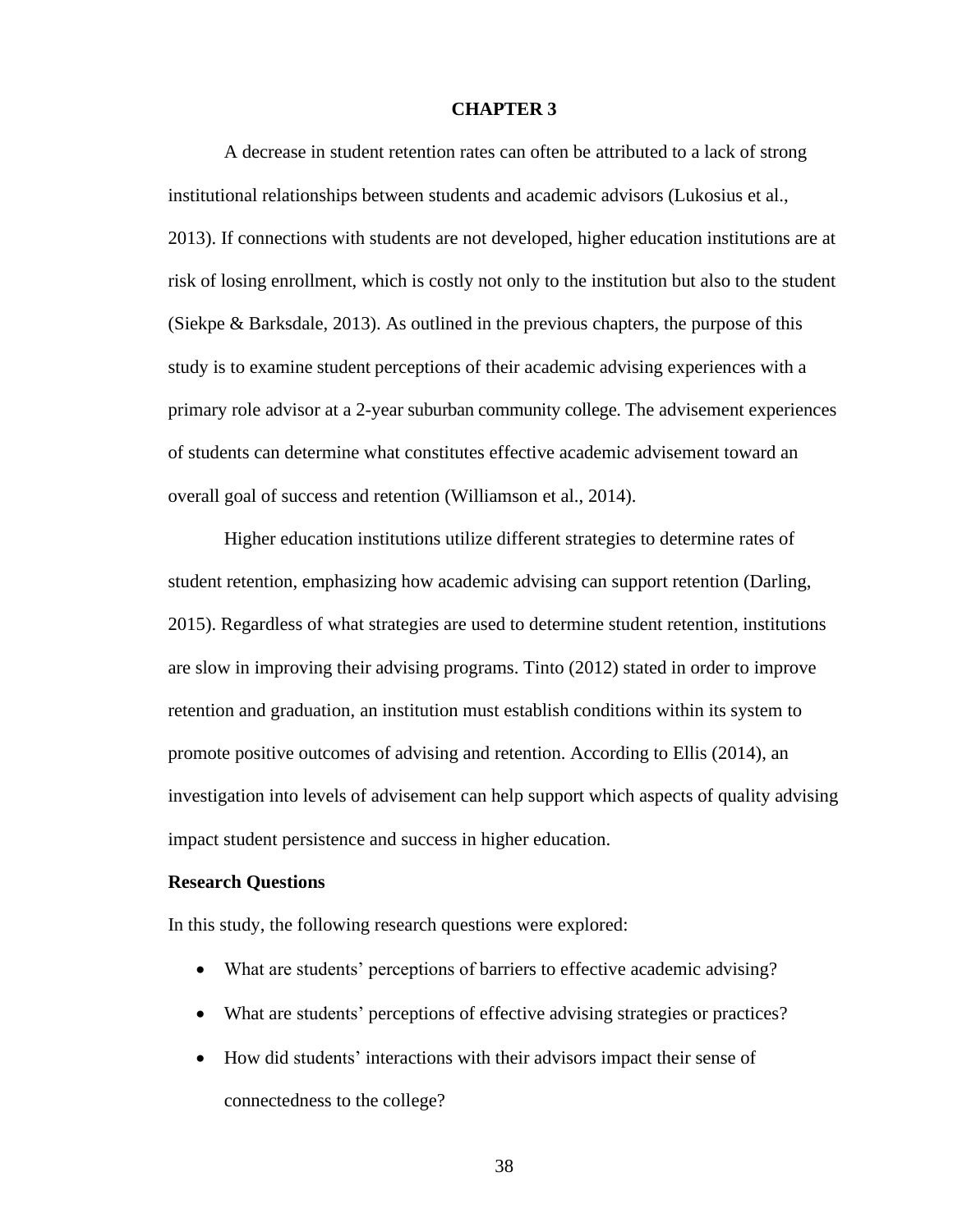# CHAPTER 3

A decrease in student retention rates can often be attributed to a lack of strong institutional relationships between students and academic advisors (Lukosius et al., 2013). If connections with students are not developed, higher education institutions are at risk of losing enrollment, which is costly not only to the institution but also to the student (Siekpe & Barksdale, 2013). As outlined in the previous chapters, the purpose of this study is to examine student perceptions of their academic advising experiences with a primary role advisor at a 2-year suburban community college. The advisement experiences of students can determine what constitutes effective academic advisement toward an overall goal of success and retention (Williamson et al., 2014).

Higher education institutions utilize different strategies to determine rates of student retention, emphasizing how academic advising can support retention (Darling, 2015). Regardless of what strategies are used to determine student retention, institutions are slow in improving their advising programs. Tinto (2012) stated in order to improve retention and graduation, an institution must establish conditions within its system to promote positive outcomes of advising and retention. According to Ellis (2014), an investigation into levels of advisement can help support which aspects of quality advising impact student persistence and success in higher education.

## Research Questions

In this study, the following research questions were explored:

- What are students' perceptions of barriers to effective academic advising?
- What are students' perceptions of effective advising strategies or practices?
- How did students' interactions with their advisors impact their sense of connectedness to the college?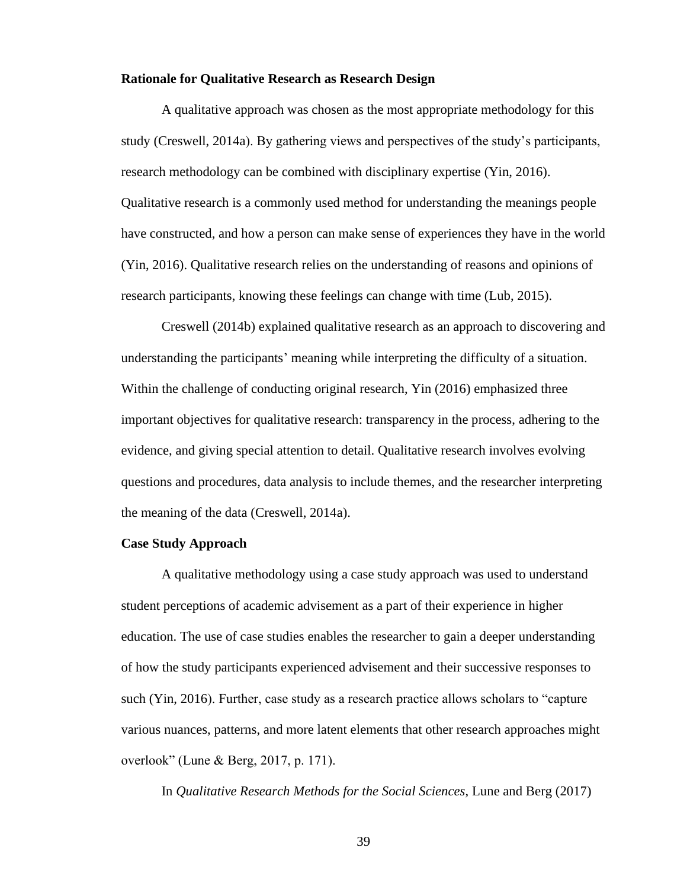**Rationale for Qualitative Research as Research Design**

A qualitative approach was chosen as the most appropriate methodology for this study (Creswell, 2014a). By gathering views and perspectives of the study's participants, research methodology can be combined with disciplinary expertise (Yin, 2016). Qualitative research is a commonly used method for understanding the meanings people have constructed, and how a person can make sense of experiences they have in the world (Yin, 2016). Qualitative research relies on the understanding of reasons and opinions of research participants, knowing these feelings can change with time (Lub, 2015).

Creswell (2014b) explained qualitative research as an approach to discovering and understanding the participants' meaning while interpreting the difficulty of a situation. Within the challenge of conducting original research, Yin (2016) emphasized three important objectives for qualitative research: transparency in the process, adhering to the evidence, and giving special attention to detail. Qualitative research involves evolving questions and procedures, data analysis to include themes, and the researcher interpreting the meaning of the data (Creswell, 2014a).

**Case Study Approach**

A qualitative methodology using a case study approach was used to understand student perceptions of academic advisement as a part of their experience in higher education. The use of case studies enables the researcher to gain a deeper understanding of how the study participants experienced advisement and their successive responses to such (Yin, 2016). Further, case study as a research practice allows scholars to "capture various nuances, patterns, and more latent elements that other research approaches might overlook" (Lune & Berg, 2017, p. 171).

In *Qualitative Research Methods for the Social Sciences*, Lune and Berg (2017)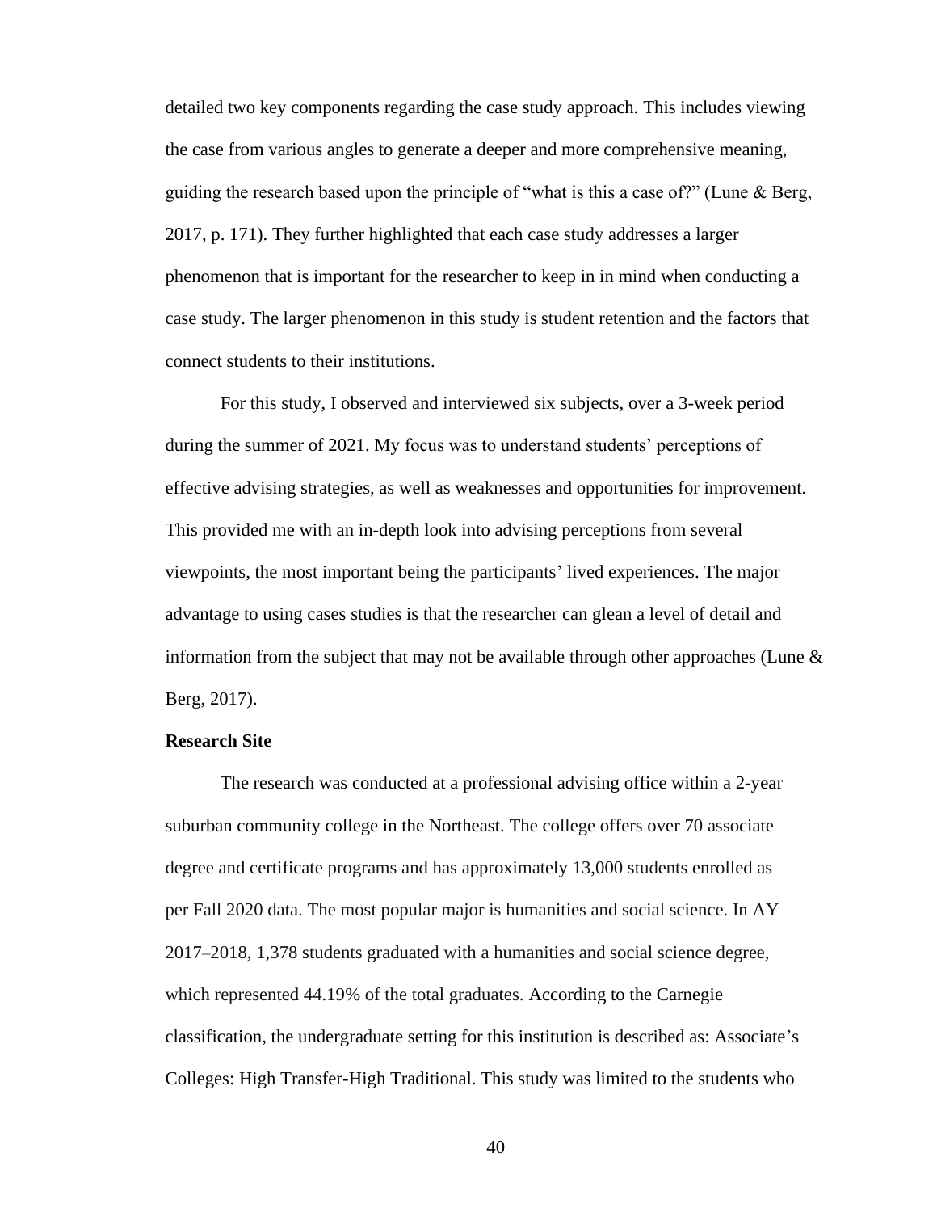detailed two key components regarding the case study approach. This includes viewing the case from various angles to generate a deeper and more comprehensive meaning, guiding the research based upon the principle of "what is this a case of?" (Lune & Berg, 2017, p. 171). They further highlighted that each case study addresses a larger phenomenon that is important for the researcher to keep in in mind when conducting a case study. The larger phenomenon in this study is student retention and the factors that connect students to their institutions.

For this study, I observed and interviewed six subjects, over a 3-week period during the summer of 2021. My focus was to understand students' perceptions of effective advising strategies, as well as weaknesses and opportunities for improvement. This provided me with an in-depth look into advising perceptions from several viewpoints, the most important being the participants' lived experiences. The major advantage to using cases studies is that the researcher can glean a level of detail and information from the subject that may not be available through other approaches (Lune & Berg, 2017).

**Research Site**

The research was conducted at a professional advising office within a 2-year suburban community college in the Northeast. The college offers over 70 associate degree and certificate programs and has approximately 13,000 students enrolled as per Fall 2020 data. The most popular major is humanities and social science. In AY 2017–2018, 1,378 students graduated with a humanities and social science degree, which represented 44.19% of the total graduates. According to the Carnegie classification, the undergraduate setting for this institution is described as: Associate's Colleges: High Transfer-High Traditional. This study was limited to the students who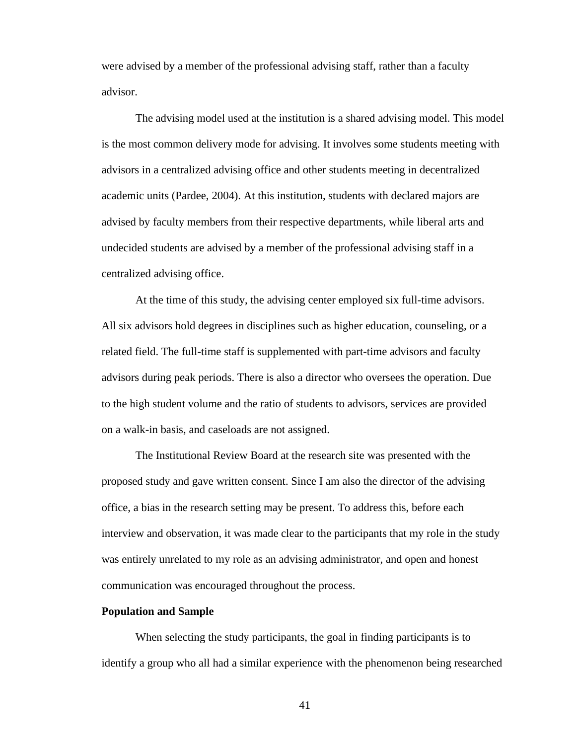were advised by a member of the professional advising staff, rather than a faculty advisor.

The advising model used at the institution is a shared advising model. This model is the most common delivery mode for advising. It involves some students meeting with advisors in a centralized advising office and other students meeting in decentralized academic units (Pardee, 2004). At this institution, students with declared majors are advised by faculty members from their respective departments, while liberal arts and undecided students are advised by a member of the professional advising staff in a centralized advising office.

At the time of this study, the advising center employed six full-time advisors. All six advisors hold degrees in disciplines such as higher education, counseling, or a related field. The full-time staff is supplemented with part-time advisors and faculty advisors during peak periods. There is also a director who oversees the operation. Due to the high student volume and the ratio of students to advisors, services are provided on a walk-in basis, and caseloads are not assigned.

The Institutional Review Board at the research site was presented with the proposed study and gave written consent. Since I am also the director of the advising office, a bias in the research setting may be present. To address this, before each interview and observation, it was made clear to the participants that my role in the study was entirely unrelated to my role as an advising administrator, and open and honest communication was encouraged throughout the process.

**Population and Sample**

When selecting the study participants, the goal in finding participants is to identify a group who all had a similar experience with the phenomenon being researched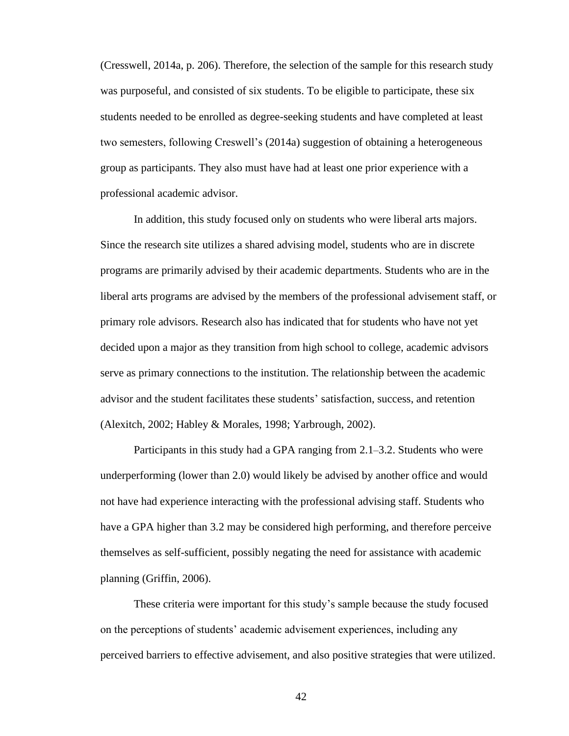(Cresswell, 2014a, p. 206). Therefore, the selection of the sample for this research study was purposeful, and consisted of six students. To be eligible to participate, these six students needed to be enrolled as degree-seeking students and have completed at least two semesters, following Creswell's (2014a) suggestion of obtaining a heterogeneous group as participants. They also must have had at least one prior experience with a professional academic advisor.

In addition, this study focused only on students who were liberal arts majors. Since the research site utilizes a shared advising model, students who are in discrete programs are primarily advised by their academic departments. Students who are in the liberal arts programs are advised by the members of the professional advisement staff, or primary role advisors. Research also has indicated that for students who have not yet decided upon a major as they transition from high school to college, academic advisors serve as primary connections to the institution. The relationship between the academic advisor and the student facilitates these students' satisfaction, success, and retention (Alexitch, 2002; Habley & Morales, 1998; Yarbrough, 2002).

Participants in this study had a GPA ranging from 2.1–3.2. Students who were underperforming (lower than 2.0) would likely be advised by another office and would not have had experience interacting with the professional advising staff. Students who have a GPA higher than 3.2 may be considered high performing, and therefore perceive themselves as self-sufficient, possibly negating the need for assistance with academic planning (Griffin, 2006).

These criteria were important for this study's sample because the study focused on the perceptions of students' academic advisement experiences, including any perceived barriers to effective advisement, and also positive strategies that were utilized.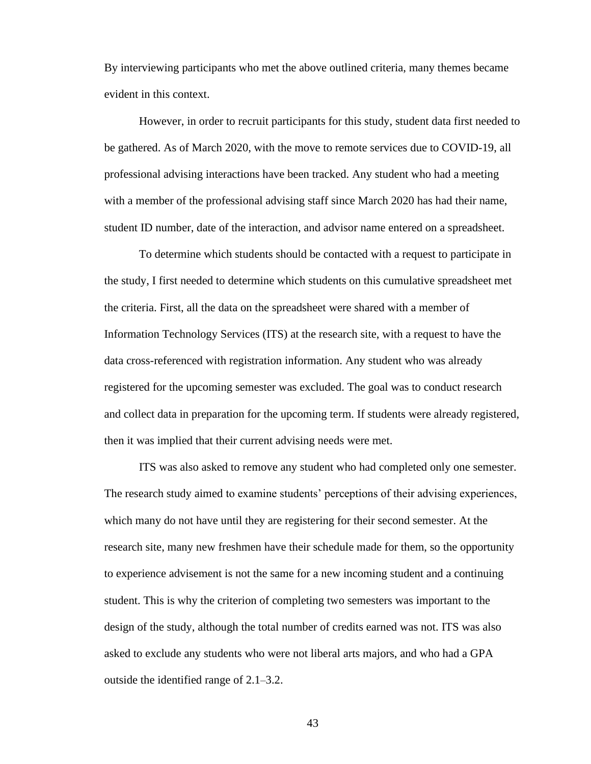By interviewing participants who met the above outlined criteria, many themes became evident in this context.

However, in order to recruit participants for this study, student data first needed to be gathered. As of March 2020, with the move to remote services due to COVID-19, all professional advising interactions have been tracked. Any student who had a meeting with a member of the professional advising staff since March 2020 has had their name, student ID number, date of the interaction, and advisor name entered on a spreadsheet.

To determine which students should be contacted with a request to participate in the study, I first needed to determine which students on this cumulative spreadsheet met the criteria. First, all the data on the spreadsheet were shared with a member of Information Technology Services (ITS) at the research site, with a request to have the data cross-referenced with registration information. Any student who was already registered for the upcoming semester was excluded. The goal was to conduct research and collect data in preparation for the upcoming term. If students were already registered, then it was implied that their current advising needs were met.

ITS was also asked to remove any student who had completed only one semester. The research study aimed to examine students' perceptions of their advising experiences, which many do not have until they are registering for their second semester. At the research site, many new freshmen have their schedule made for them, so the opportunity to experience advisement is not the same for a new incoming student and a continuing student. This is why the criterion of completing two semesters was important to the design of the study, although the total number of credits earned was not. ITS was also asked to exclude any students who were not liberal arts majors, and who had a GPA outside the identified range of 2.1–3.2.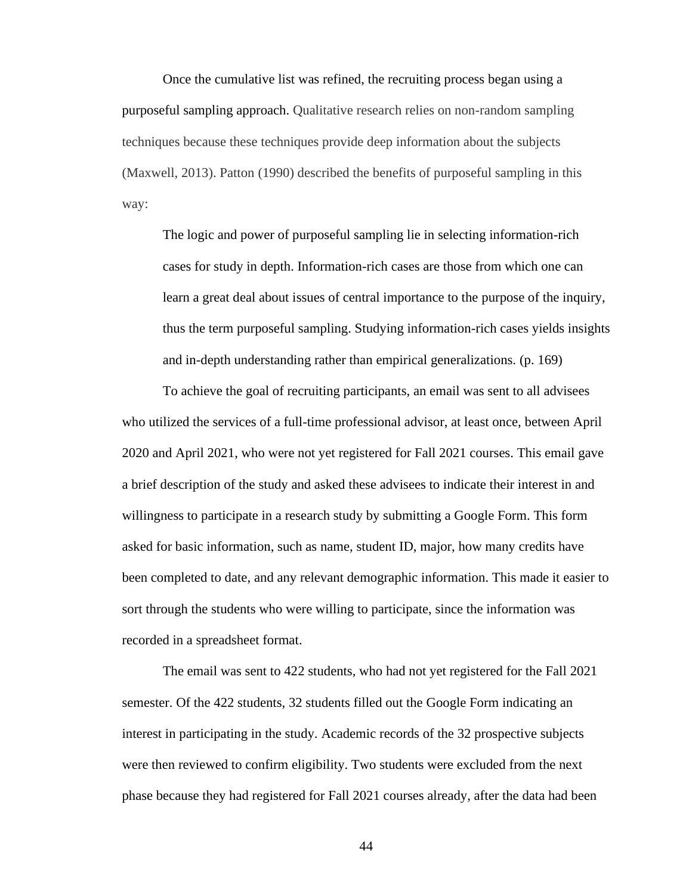Once the cumulative list was refined, the recruiting process began using a purposeful sampling approach. Qualitative research relies on non-random sampling techniques because these techniques provide deep information about the subjects (Maxwell, 2013). Patton (1990) described the benefits of purposeful sampling in this way:

> The logic and power of purposeful sampling lie in selecting information-rich cases for study in depth. Information-rich cases are those from which one can learn a great deal about issues of central importance to the purpose of the inquiry, thus the term purposeful sampling. Studying information-rich cases yields insights and in-depth understanding rather than empirical generalizations. (p. 169)

To achieve the goal of recruiting participants, an email was sent to all advisees who utilized the services of a full-time professional advisor, at least once, between April 2020 and April 2021, who were not yet registered for Fall 2021 courses. This email gave a brief description of the study and asked these advisees to indicate their interest in and willingness to participate in a research study by submitting a Google Form. This form asked for basic information, such as name, student ID, major, how many credits have been completed to date, and any relevant demographic information. This made it easier to sort through the students who were willing to participate, since the information was recorded in a spreadsheet format.

The email was sent to 422 students, who had not yet registered for the Fall 2021 semester. Of the 422 students, 32 students filled out the Google Form indicating an interest in participating in the study. Academic records of the 32 prospective subjects were then reviewed to confirm eligibility. Two students were excluded from the next phase because they had registered for Fall 2021 courses already, after the data had been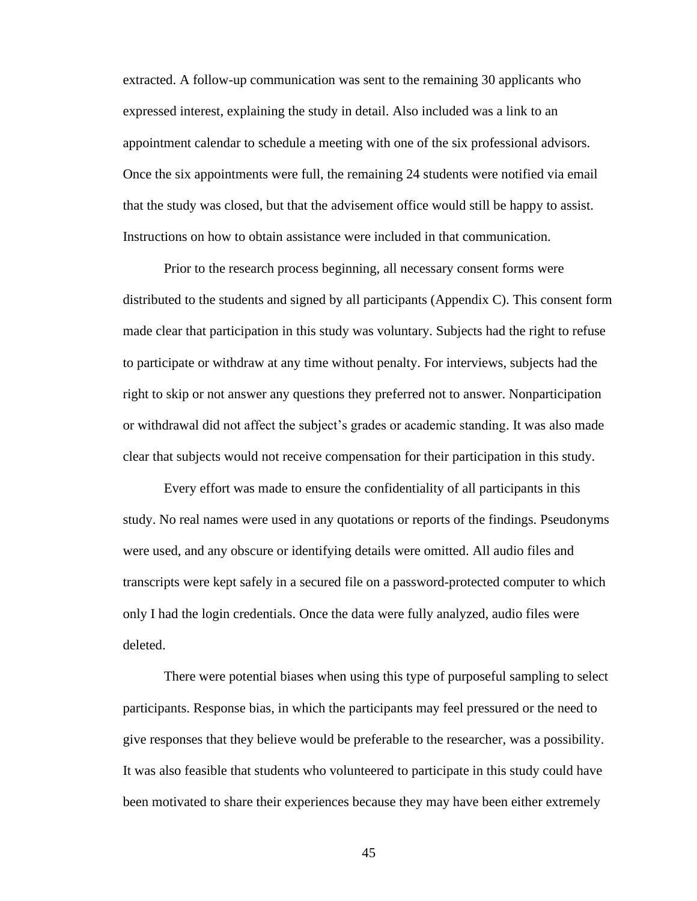extracted. A follow-up communication was sent to the remaining 30 applicants who expressed interest, explaining the study in detail. Also included was a link to an appointment calendar to schedule a meeting with one of the six professional advisors. Once the six appointments were full, the remaining 24 students were notified via email that the study was closed, but that the advisement office would still be happy to assist. Instructions on how to obtain assistance were included in that communication.

Prior to the research process beginning, all necessary consent forms were distributed to the students and signed by all participants (Appendix C). This consent form made clear that participation in this study was voluntary. Subjects had the right to refuse to participate or withdraw at any time without penalty. For interviews, subjects had the right to skip or not answer any questions they preferred not to answer. Nonparticipation or withdrawal did not affect the subject's grades or academic standing. It was also made clear that subjects would not receive compensation for their participation in this study.

Every effort was made to ensure the confidentiality of all participants in this study. No real names were used in any quotations or reports of the findings. Pseudonyms were used, and any obscure or identifying details were omitted. All audio files and transcripts were kept safely in a secured file on a password-protected computer to which only I had the login credentials. Once the data were fully analyzed, audio files were deleted.

There were potential biases when using this type of purposeful sampling to select participants. Response bias, in which the participants may feel pressured or the need to give responses that they believe would be preferable to the researcher, was a possibility. It was also feasible that students who volunteered to participate in this study could have been motivated to share their experiences because they may have been either extremely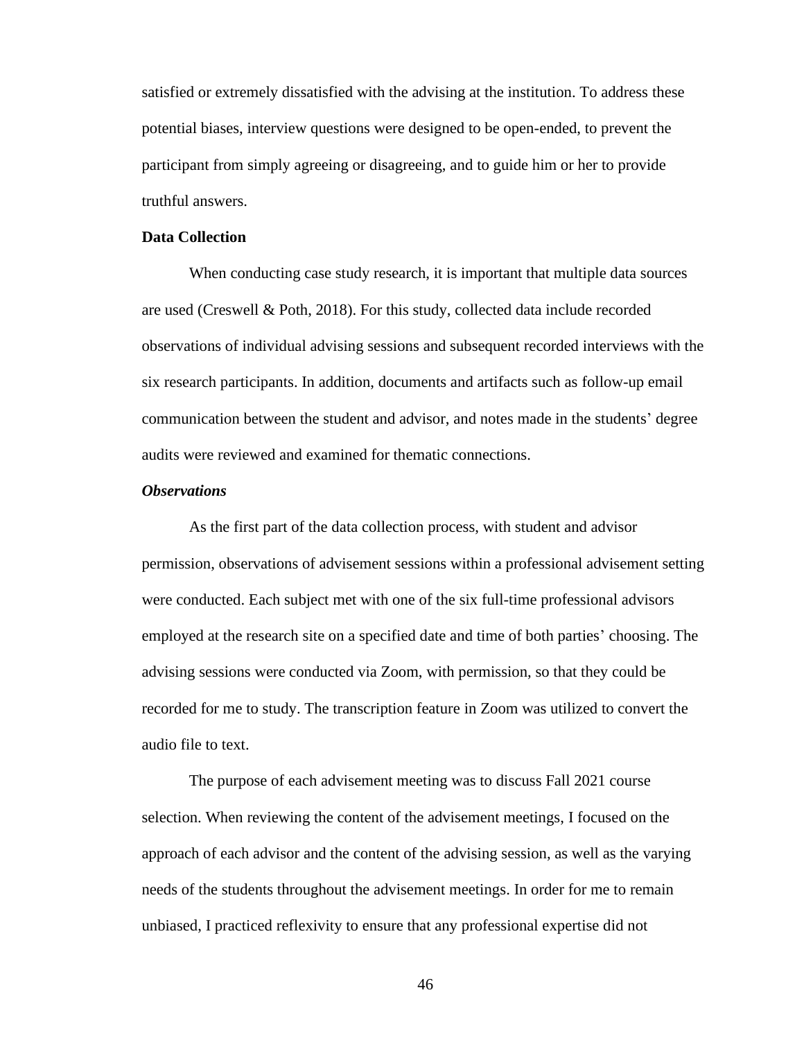satisfied or extremely dissatisfied with the advising at the institution. To address these potential biases, interview questions were designed to be open-ended, to prevent the participant from simply agreeing or disagreeing, and to guide him or her to provide truthful answers.

## Data Collection

When conducting case study research, it is important that multiple data sources are used (Creswell & Poth, 2018). For this study, collected data include recorded observations of individual advising sessions and subsequent recorded interviews with the six research participants. In addition, documents and artifacts such as follow-up email communication between the student and advisor, and notes made in the students' degree audits were reviewed and examined for thematic connections.

### *Observations*

As the first part of the data collection process, with student and advisor permission, observations of advisement sessions within a professional advisement setting were conducted. Each subject met with one of the six full-time professional advisors employed at the research site on a specified date and time of both parties' choosing. The advising sessions were conducted via Zoom, with permission, so that they could be recorded for me to study. The transcription feature in Zoom was utilized to convert the audio file to text.

The purpose of each advisement meeting was to discuss Fall 2021 course selection. When reviewing the content of the advisement meetings, I focused on the approach of each advisor and the content of the advising session, as well as the varying needs of the students throughout the advisement meetings. In order for me to remain unbiased, I practiced reflexivity to ensure that any professional expertise did not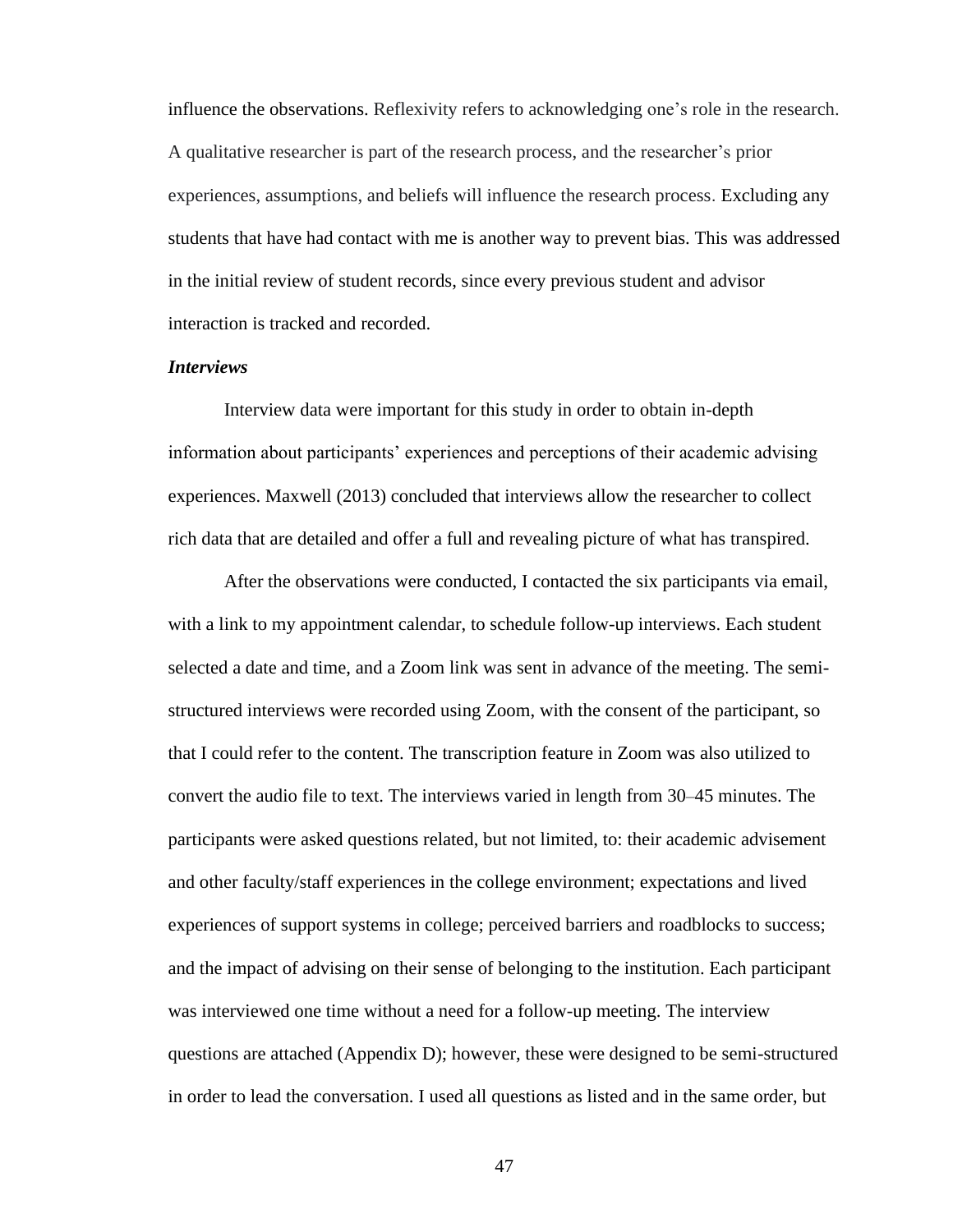influence the observations. Reflexivity refers to acknowledging one's role in the research. A qualitative researcher is part of the research process, and the researcher's prior experiences, assumptions, and beliefs will influence the research process. Excluding any students that have had contact with me is another way to prevent bias. This was addressed in the initial review of student records, since every previous student and advisor interaction is tracked and recorded.

### *Interviews*

Interview data were important for this study in order to obtain in-depth information about participants' experiences and perceptions of their academic advising experiences. Maxwell (2013) concluded that interviews allow the researcher to collect rich data that are detailed and offer a full and revealing picture of what has transpired.

After the observations were conducted, I contacted the six participants via email, with a link to my appointment calendar, to schedule follow-up interviews. Each student selected a date and time, and a Zoom link was sent in advance of the meeting. The semi-structured interviews were recorded using Zoom, with the consent of the participant, so that I could refer to the content. The transcription feature in Zoom was also utilized to convert the audio file to text. The interviews varied in length from 30–45 minutes. The participants were asked questions related, but not limited, to: their academic advisement and other faculty/staff experiences in the college environment; expectations and lived experiences of support systems in college; perceived barriers and roadblocks to success; and the impact of advising on their sense of belonging to the institution. Each participant was interviewed one time without a need for a follow-up meeting. The interview questions are attached (Appendix D); however, these were designed to be semi-structured in order to lead the conversation. I used all questions as listed and in the same order, but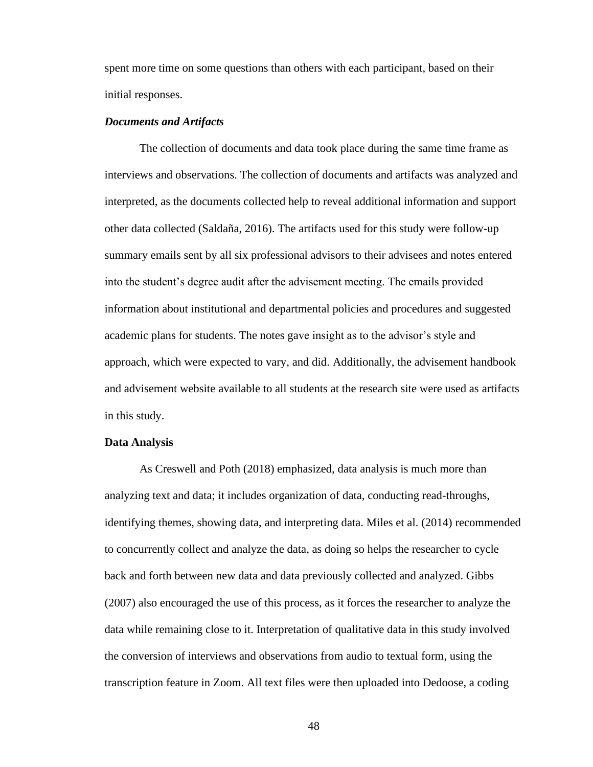spent more time on some questions than others with each participant, based on their initial responses.

### ***Documents and Artifacts***

The collection of documents and data took place during the same time frame as interviews and observations. The collection of documents and artifacts was analyzed and interpreted, as the documents collected help to reveal additional information and support other data collected (Saldaña, 2016). The artifacts used for this study were follow-up summary emails sent by all six professional advisors to their advisees and notes entered into the student's degree audit after the advisement meeting. The emails provided information about institutional and departmental policies and procedures and suggested academic plans for students. The notes gave insight as to the advisor's style and approach, which were expected to vary, and did. Additionally, the advisement handbook and advisement website available to all students at the research site were used as artifacts in this study.

## **Data Analysis**

As Creswell and Poth (2018) emphasized, data analysis is much more than analyzing text and data; it includes organization of data, conducting read-throughs, identifying themes, showing data, and interpreting data. Miles et al. (2014) recommended to concurrently collect and analyze the data, as doing so helps the researcher to cycle back and forth between new data and data previously collected and analyzed. Gibbs (2007) also encouraged the use of this process, as it forces the researcher to analyze the data while remaining close to it. Interpretation of qualitative data in this study involved the conversion of interviews and observations from audio to textual form, using the transcription feature in Zoom. All text files were then uploaded into Dedoose, a coding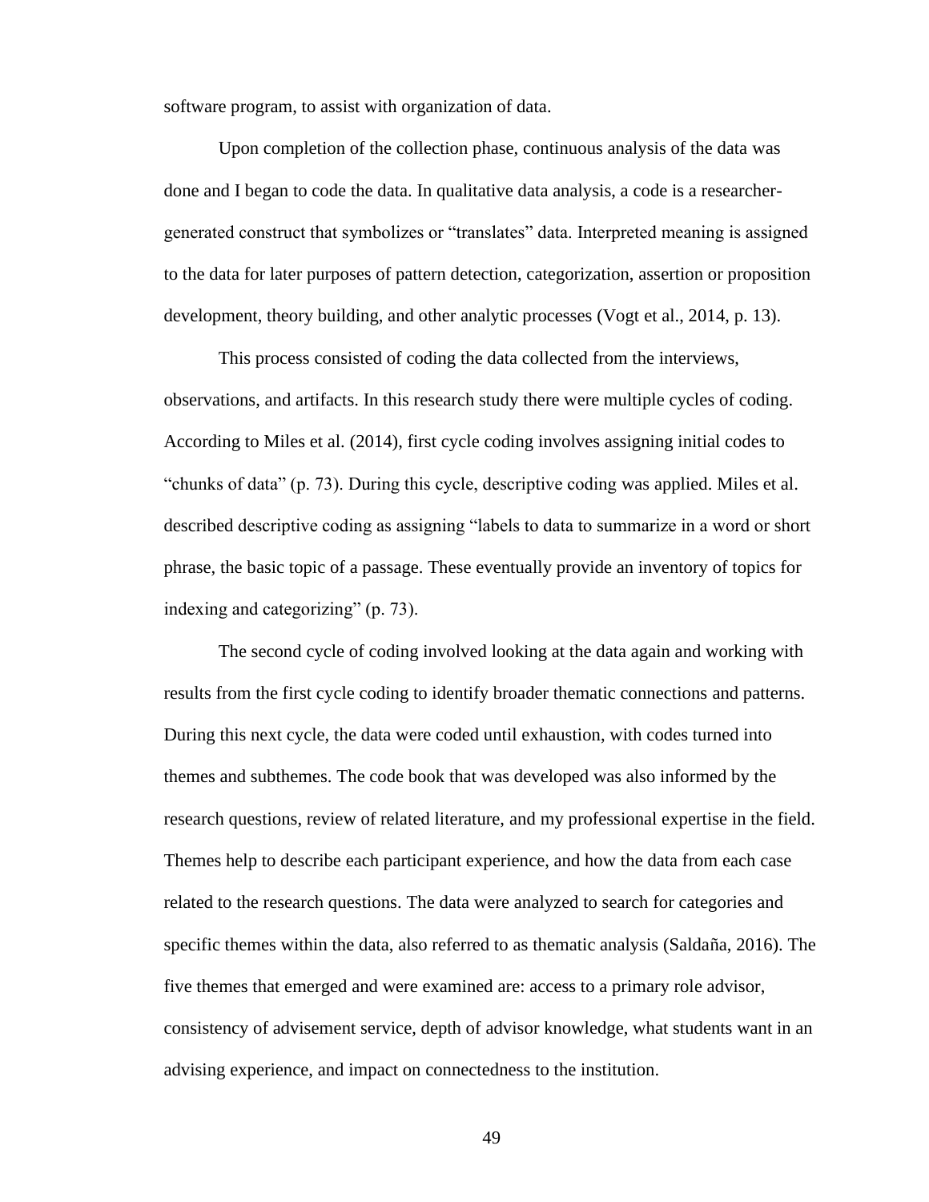software program, to assist with organization of data.

Upon completion of the collection phase, continuous analysis of the data was done and I began to code the data. In qualitative data analysis, a code is a researcher-generated construct that symbolizes or "translates" data. Interpreted meaning is assigned to the data for later purposes of pattern detection, categorization, assertion or proposition development, theory building, and other analytic processes (Vogt et al., 2014, p. 13).

This process consisted of coding the data collected from the interviews, observations, and artifacts. In this research study there were multiple cycles of coding. According to Miles et al. (2014), first cycle coding involves assigning initial codes to "chunks of data" (p. 73). During this cycle, descriptive coding was applied. Miles et al. described descriptive coding as assigning "labels to data to summarize in a word or short phrase, the basic topic of a passage. These eventually provide an inventory of topics for indexing and categorizing" (p. 73).

The second cycle of coding involved looking at the data again and working with results from the first cycle coding to identify broader thematic connections and patterns. During this next cycle, the data were coded until exhaustion, with codes turned into themes and subthemes. The code book that was developed was also informed by the research questions, review of related literature, and my professional expertise in the field. Themes help to describe each participant experience, and how the data from each case related to the research questions. The data were analyzed to search for categories and specific themes within the data, also referred to as thematic analysis (Saldaña, 2016). The five themes that emerged and were examined are: access to a primary role advisor, consistency of advisement service, depth of advisor knowledge, what students want in an advising experience, and impact on connectedness to the institution.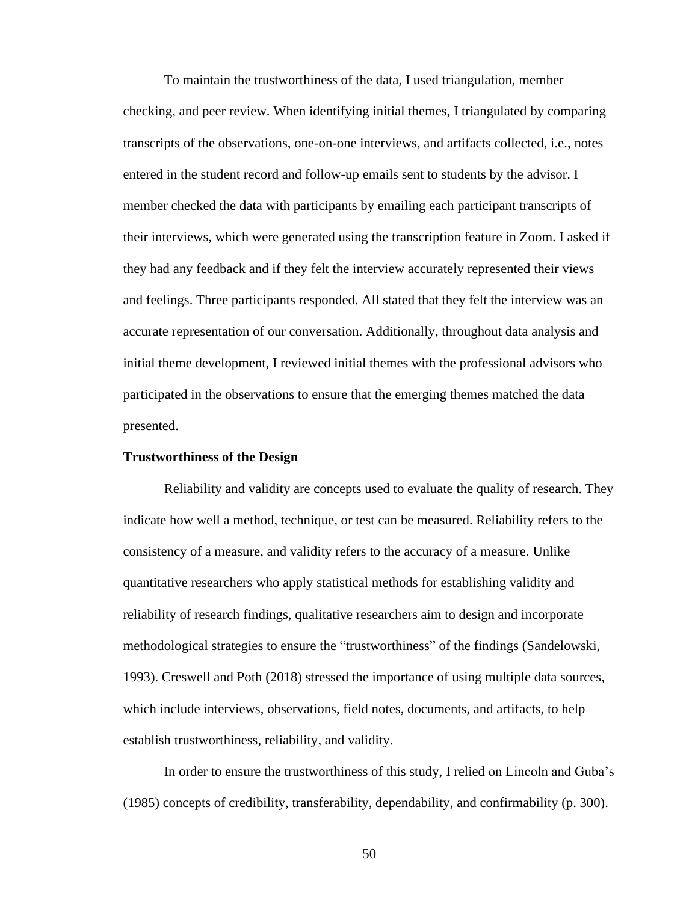To maintain the trustworthiness of the data, I used triangulation, member checking, and peer review. When identifying initial themes, I triangulated by comparing transcripts of the observations, one-on-one interviews, and artifacts collected, i.e., notes entered in the student record and follow-up emails sent to students by the advisor. I member checked the data with participants by emailing each participant transcripts of their interviews, which were generated using the transcription feature in Zoom. I asked if they had any feedback and if they felt the interview accurately represented their views and feelings. Three participants responded. All stated that they felt the interview was an accurate representation of our conversation. Additionally, throughout data analysis and initial theme development, I reviewed initial themes with the professional advisors who participated in the observations to ensure that the emerging themes matched the data presented.

### Trustworthiness of the Design

Reliability and validity are concepts used to evaluate the quality of research. They indicate how well a method, technique, or test can be measured. Reliability refers to the consistency of a measure, and validity refers to the accuracy of a measure. Unlike quantitative researchers who apply statistical methods for establishing validity and reliability of research findings, qualitative researchers aim to design and incorporate methodological strategies to ensure the "trustworthiness" of the findings (Sandelowski, 1993). Creswell and Poth (2018) stressed the importance of using multiple data sources, which include interviews, observations, field notes, documents, and artifacts, to help establish trustworthiness, reliability, and validity.

In order to ensure the trustworthiness of this study, I relied on Lincoln and Guba's (1985) concepts of credibility, transferability, dependability, and confirmability (p. 300).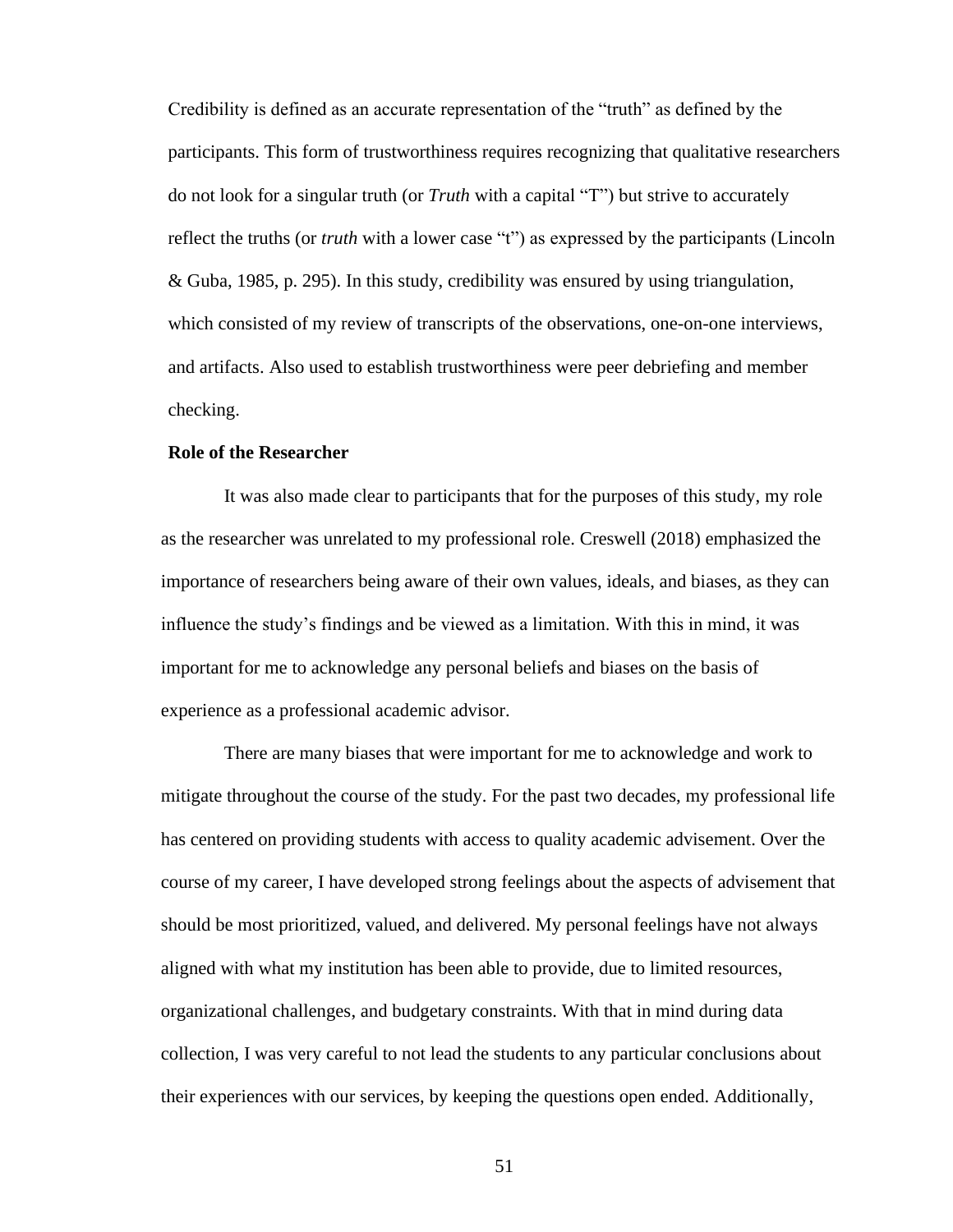Credibility is defined as an accurate representation of the "truth" as defined by the participants. This form of trustworthiness requires recognizing that qualitative researchers do not look for a singular truth (or *Truth* with a capital "T") but strive to accurately reflect the truths (or *truth* with a lower case "t") as expressed by the participants (Lincoln & Guba, 1985, p. 295). In this study, credibility was ensured by using triangulation, which consisted of my review of transcripts of the observations, one-on-one interviews, and artifacts. Also used to establish trustworthiness were peer debriefing and member checking.

**Role of the Researcher**

It was also made clear to participants that for the purposes of this study, my role as the researcher was unrelated to my professional role. Creswell (2018) emphasized the importance of researchers being aware of their own values, ideals, and biases, as they can influence the study's findings and be viewed as a limitation. With this in mind, it was important for me to acknowledge any personal beliefs and biases on the basis of experience as a professional academic advisor.

There are many biases that were important for me to acknowledge and work to mitigate throughout the course of the study. For the past two decades, my professional life has centered on providing students with access to quality academic advisement. Over the course of my career, I have developed strong feelings about the aspects of advisement that should be most prioritized, valued, and delivered. My personal feelings have not always aligned with what my institution has been able to provide, due to limited resources, organizational challenges, and budgetary constraints. With that in mind during data collection, I was very careful to not lead the students to any particular conclusions about their experiences with our services, by keeping the questions open ended. Additionally,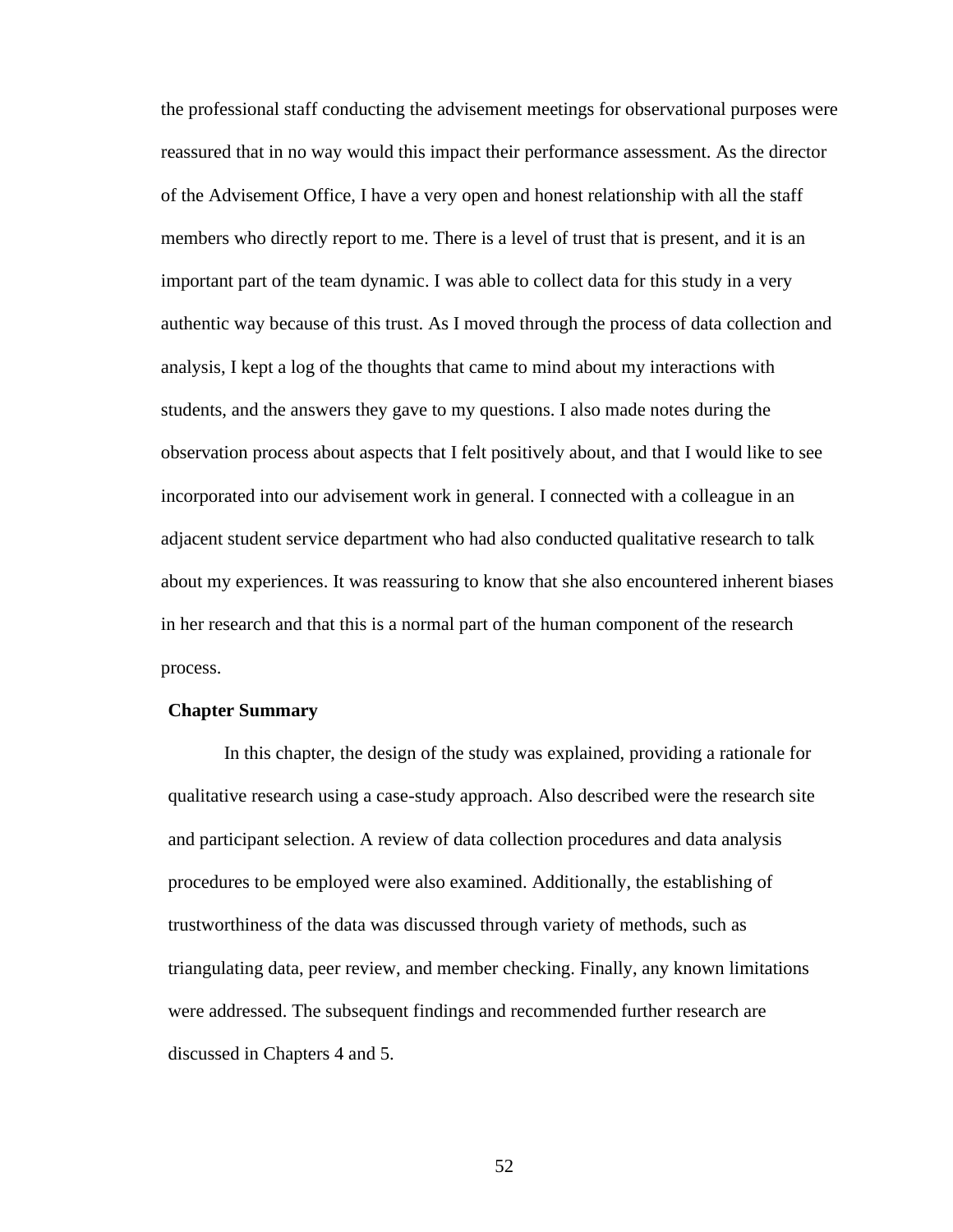the professional staff conducting the advisement meetings for observational purposes were reassured that in no way would this impact their performance assessment. As the director of the Advisement Office, I have a very open and honest relationship with all the staff members who directly report to me. There is a level of trust that is present, and it is an important part of the team dynamic. I was able to collect data for this study in a very authentic way because of this trust. As I moved through the process of data collection and analysis, I kept a log of the thoughts that came to mind about my interactions with students, and the answers they gave to my questions. I also made notes during the observation process about aspects that I felt positively about, and that I would like to see incorporated into our advisement work in general. I connected with a colleague in an adjacent student service department who had also conducted qualitative research to talk about my experiences. It was reassuring to know that she also encountered inherent biases in her research and that this is a normal part of the human component of the research process.

**Chapter Summary**

In this chapter, the design of the study was explained, providing a rationale for qualitative research using a case-study approach. Also described were the research site and participant selection. A review of data collection procedures and data analysis procedures to be employed were also examined. Additionally, the establishing of trustworthiness of the data was discussed through variety of methods, such as triangulating data, peer review, and member checking. Finally, any known limitations were addressed. The subsequent findings and recommended further research are discussed in Chapters 4 and 5.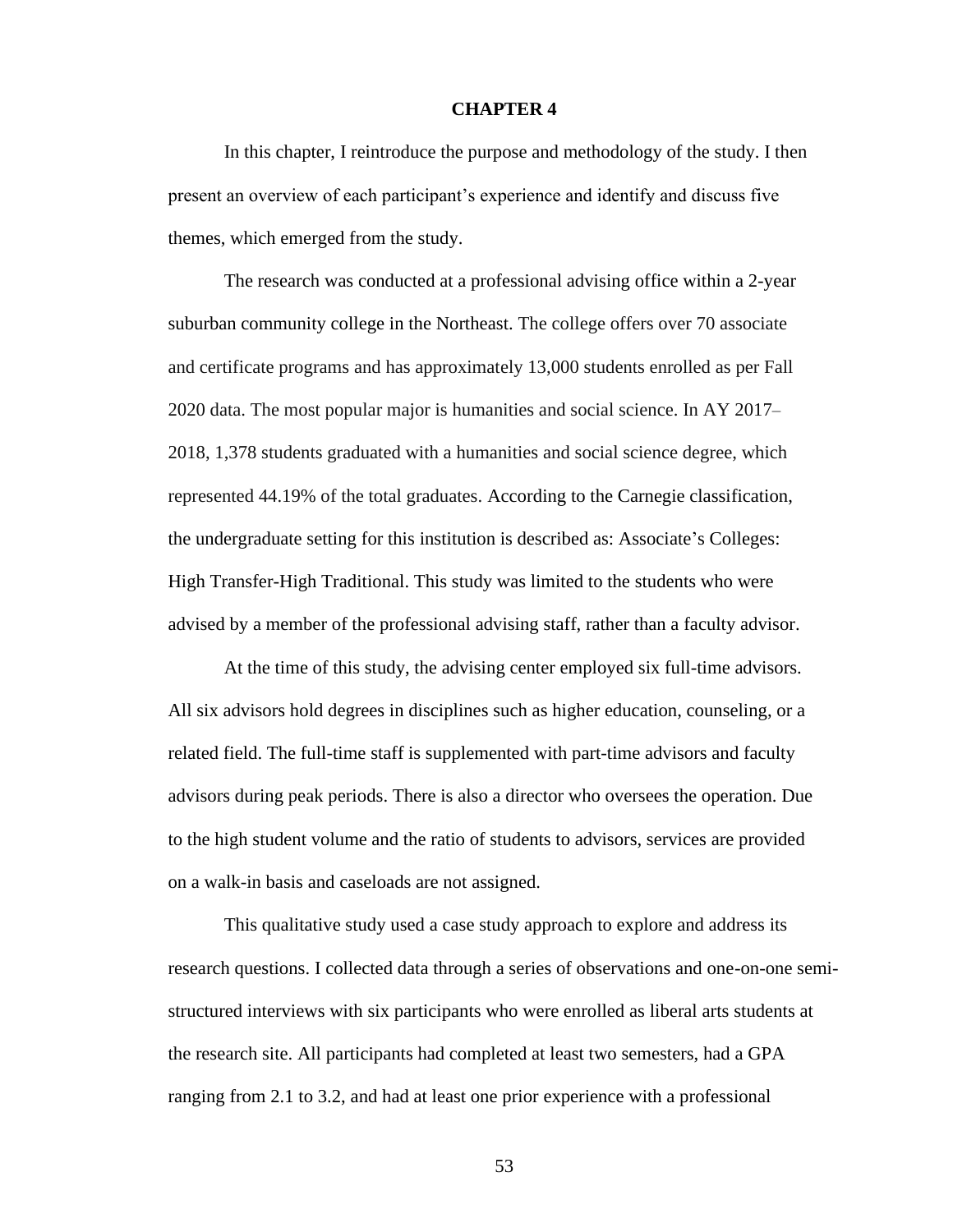# CHAPTER 4

In this chapter, I reintroduce the purpose and methodology of the study. I then present an overview of each participant's experience and identify and discuss five themes, which emerged from the study.

The research was conducted at a professional advising office within a 2-year suburban community college in the Northeast. The college offers over 70 associate and certificate programs and has approximately 13,000 students enrolled as per Fall 2020 data. The most popular major is humanities and social science. In AY 2017–2018, 1,378 students graduated with a humanities and social science degree, which represented 44.19% of the total graduates. According to the Carnegie classification, the undergraduate setting for this institution is described as: Associate's Colleges: High Transfer-High Traditional. This study was limited to the students who were advised by a member of the professional advising staff, rather than a faculty advisor.

At the time of this study, the advising center employed six full-time advisors. All six advisors hold degrees in disciplines such as higher education, counseling, or a related field. The full-time staff is supplemented with part-time advisors and faculty advisors during peak periods. There is also a director who oversees the operation. Due to the high student volume and the ratio of students to advisors, services are provided on a walk-in basis and caseloads are not assigned.

This qualitative study used a case study approach to explore and address its research questions. I collected data through a series of observations and one-on-one semi-structured interviews with six participants who were enrolled as liberal arts students at the research site. All participants had completed at least two semesters, had a GPA ranging from 2.1 to 3.2, and had at least one prior experience with a professional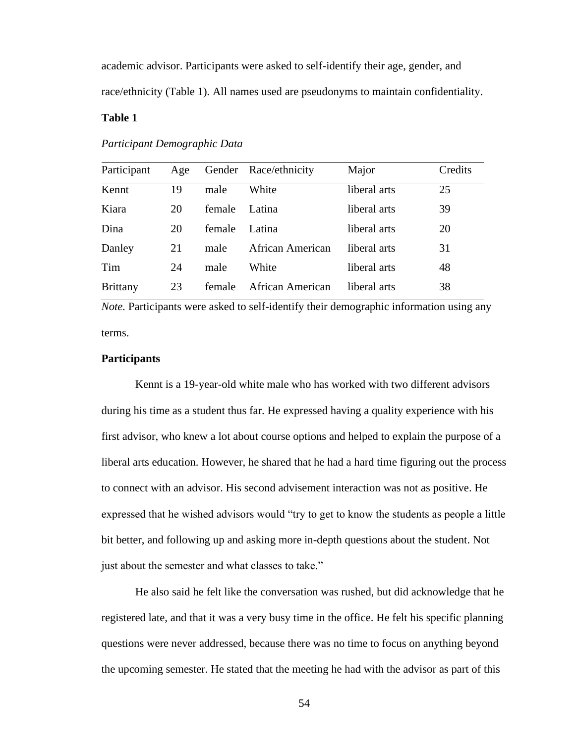academic advisor. Participants were asked to self-identify their age, gender, and race/ethnicity (Table 1). All names used are pseudonyms to maintain confidentiality.

**Table 1**

*Participant Demographic Data*

| Participant | Age | Gender | Race/ethnicity | Major | Credits |
|---|---|---|---|---|---|
| Kennt | 19 | male | White | liberal arts | 25 |
| Kiara | 20 | female | Latina | liberal arts | 39 |
| Dina | 20 | female | Latina | liberal arts | 20 |
| Danley | 21 | male | African American | liberal arts | 31 |
| Tim | 24 | male | White | liberal arts | 48 |
| Brittany | 23 | female | African American | liberal arts | 38 |

*Note.* Participants were asked to self-identify their demographic information using any terms.

### Participants

Kennt is a 19-year-old white male who has worked with two different advisors during his time as a student thus far. He expressed having a quality experience with his first advisor, who knew a lot about course options and helped to explain the purpose of a liberal arts education. However, he shared that he had a hard time figuring out the process to connect with an advisor. His second advisement interaction was not as positive. He expressed that he wished advisors would "try to get to know the students as people a little bit better, and following up and asking more in-depth questions about the student. Not just about the semester and what classes to take."

He also said he felt like the conversation was rushed, but did acknowledge that he registered late, and that it was a very busy time in the office. He felt his specific planning questions were never addressed, because there was no time to focus on anything beyond the upcoming semester. He stated that the meeting he had with the advisor as part of this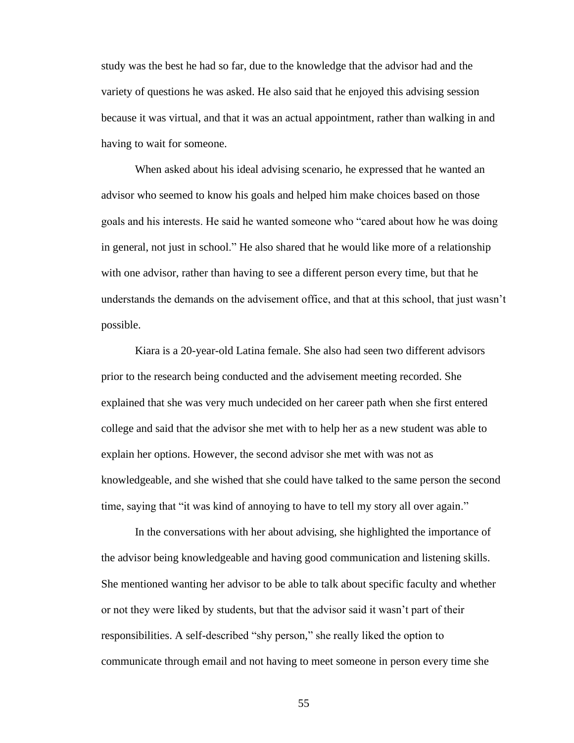study was the best he had so far, due to the knowledge that the advisor had and the variety of questions he was asked. He also said that he enjoyed this advising session because it was virtual, and that it was an actual appointment, rather than walking in and having to wait for someone.

When asked about his ideal advising scenario, he expressed that he wanted an advisor who seemed to know his goals and helped him make choices based on those goals and his interests. He said he wanted someone who "cared about how he was doing in general, not just in school." He also shared that he would like more of a relationship with one advisor, rather than having to see a different person every time, but that he understands the demands on the advisement office, and that at this school, that just wasn't possible.

Kiara is a 20-year-old Latina female. She also had seen two different advisors prior to the research being conducted and the advisement meeting recorded. She explained that she was very much undecided on her career path when she first entered college and said that the advisor she met with to help her as a new student was able to explain her options. However, the second advisor she met with was not as knowledgeable, and she wished that she could have talked to the same person the second time, saying that "it was kind of annoying to have to tell my story all over again."

In the conversations with her about advising, she highlighted the importance of the advisor being knowledgeable and having good communication and listening skills. She mentioned wanting her advisor to be able to talk about specific faculty and whether or not they were liked by students, but that the advisor said it wasn't part of their responsibilities. A self-described "shy person," she really liked the option to communicate through email and not having to meet someone in person every time she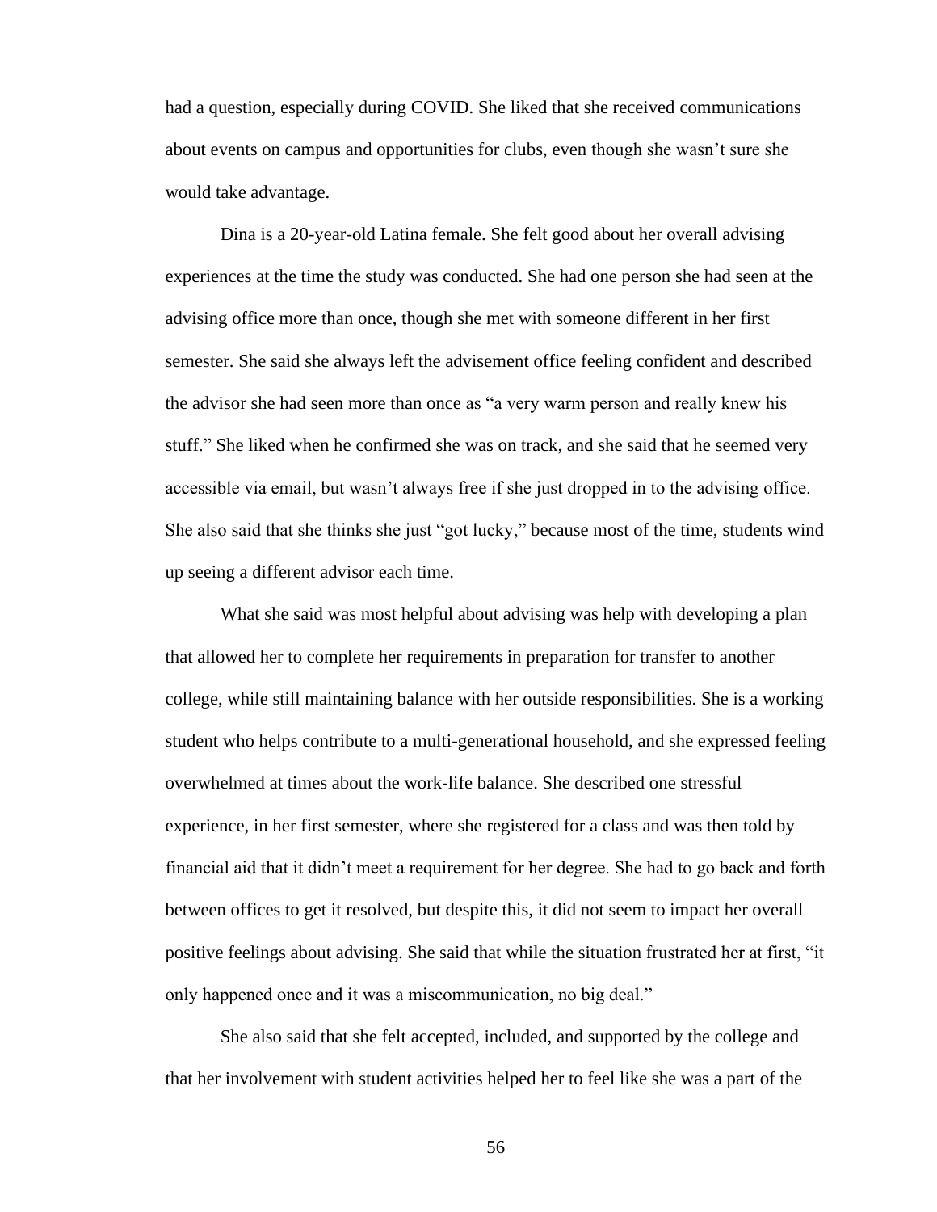had a question, especially during COVID. She liked that she received communications about events on campus and opportunities for clubs, even though she wasn't sure she would take advantage.

Dina is a 20-year-old Latina female. She felt good about her overall advising experiences at the time the study was conducted. She had one person she had seen at the advising office more than once, though she met with someone different in her first semester. She said she always left the advisement office feeling confident and described the advisor she had seen more than once as "a very warm person and really knew his stuff." She liked when he confirmed she was on track, and she said that he seemed very accessible via email, but wasn't always free if she just dropped in to the advising office. She also said that she thinks she just "got lucky," because most of the time, students wind up seeing a different advisor each time.

What she said was most helpful about advising was help with developing a plan that allowed her to complete her requirements in preparation for transfer to another college, while still maintaining balance with her outside responsibilities. She is a working student who helps contribute to a multi-generational household, and she expressed feeling overwhelmed at times about the work-life balance. She described one stressful experience, in her first semester, where she registered for a class and was then told by financial aid that it didn't meet a requirement for her degree. She had to go back and forth between offices to get it resolved, but despite this, it did not seem to impact her overall positive feelings about advising. She said that while the situation frustrated her at first, "it only happened once and it was a miscommunication, no big deal."

She also said that she felt accepted, included, and supported by the college and that her involvement with student activities helped her to feel like she was a part of the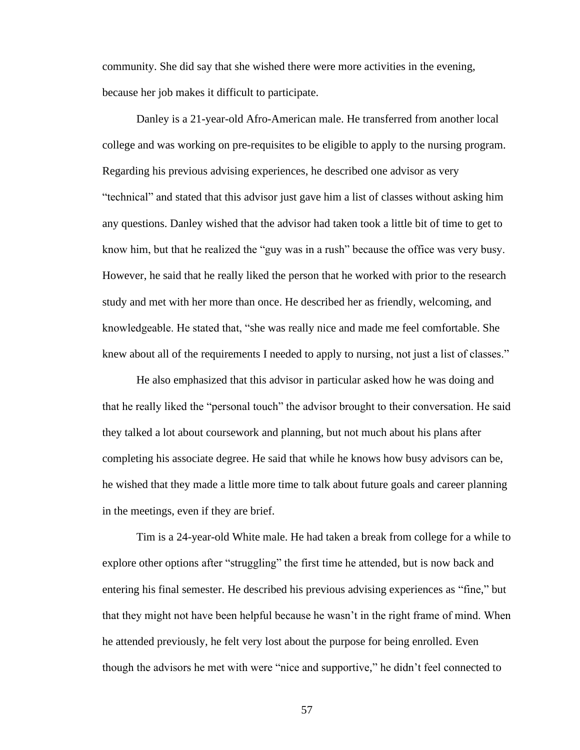community. She did say that she wished there were more activities in the evening, because her job makes it difficult to participate.

Danley is a 21-year-old Afro-American male. He transferred from another local college and was working on pre-requisites to be eligible to apply to the nursing program. Regarding his previous advising experiences, he described one advisor as very "technical" and stated that this advisor just gave him a list of classes without asking him any questions. Danley wished that the advisor had taken took a little bit of time to get to know him, but that he realized the "guy was in a rush" because the office was very busy. However, he said that he really liked the person that he worked with prior to the research study and met with her more than once. He described her as friendly, welcoming, and knowledgeable. He stated that, "she was really nice and made me feel comfortable. She knew about all of the requirements I needed to apply to nursing, not just a list of classes."

He also emphasized that this advisor in particular asked how he was doing and that he really liked the "personal touch" the advisor brought to their conversation. He said they talked a lot about coursework and planning, but not much about his plans after completing his associate degree. He said that while he knows how busy advisors can be, he wished that they made a little more time to talk about future goals and career planning in the meetings, even if they are brief.

Tim is a 24-year-old White male. He had taken a break from college for a while to explore other options after "struggling" the first time he attended, but is now back and entering his final semester. He described his previous advising experiences as "fine," but that they might not have been helpful because he wasn't in the right frame of mind. When he attended previously, he felt very lost about the purpose for being enrolled. Even though the advisors he met with were "nice and supportive," he didn't feel connected to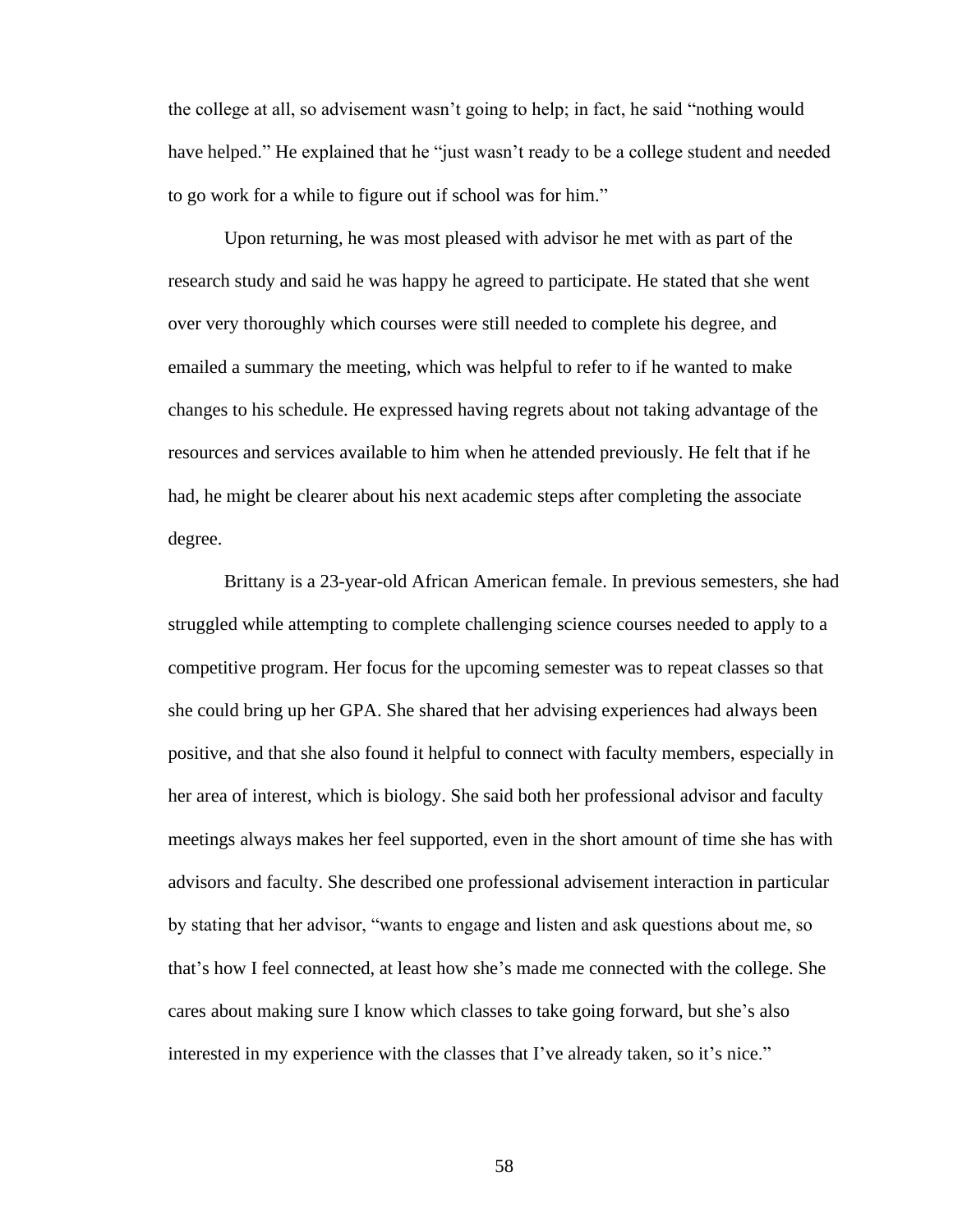the college at all, so advisement wasn't going to help; in fact, he said "nothing would have helped." He explained that he "just wasn't ready to be a college student and needed to go work for a while to figure out if school was for him."

Upon returning, he was most pleased with advisor he met with as part of the research study and said he was happy he agreed to participate. He stated that she went over very thoroughly which courses were still needed to complete his degree, and emailed a summary the meeting, which was helpful to refer to if he wanted to make changes to his schedule. He expressed having regrets about not taking advantage of the resources and services available to him when he attended previously. He felt that if he had, he might be clearer about his next academic steps after completing the associate degree.

Brittany is a 23-year-old African American female. In previous semesters, she had struggled while attempting to complete challenging science courses needed to apply to a competitive program. Her focus for the upcoming semester was to repeat classes so that she could bring up her GPA. She shared that her advising experiences had always been positive, and that she also found it helpful to connect with faculty members, especially in her area of interest, which is biology. She said both her professional advisor and faculty meetings always makes her feel supported, even in the short amount of time she has with advisors and faculty. She described one professional advisement interaction in particular by stating that her advisor, "wants to engage and listen and ask questions about me, so that's how I feel connected, at least how she's made me connected with the college. She cares about making sure I know which classes to take going forward, but she's also interested in my experience with the classes that I've already taken, so it's nice."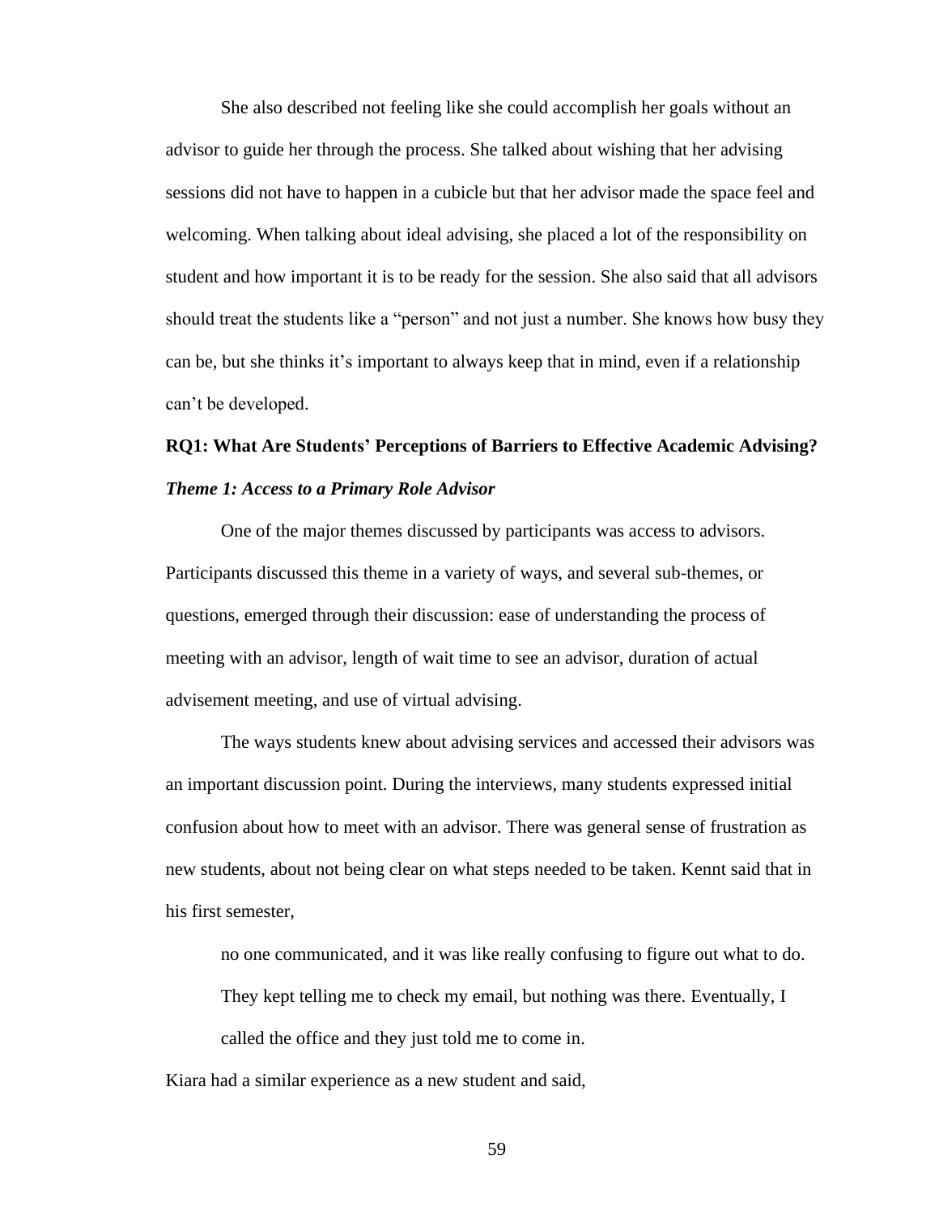She also described not feeling like she could accomplish her goals without an advisor to guide her through the process. She talked about wishing that her advising sessions did not have to happen in a cubicle but that her advisor made the space feel and welcoming. When talking about ideal advising, she placed a lot of the responsibility on student and how important it is to be ready for the session. She also said that all advisors should treat the students like a "person" and not just a number. She knows how busy they can be, but she thinks it's important to always keep that in mind, even if a relationship can't be developed.

## RQ1: What Are Students' Perceptions of Barriers to Effective Academic Advising?

### *Theme 1: Access to a Primary Role Advisor*

One of the major themes discussed by participants was access to advisors. Participants discussed this theme in a variety of ways, and several sub-themes, or questions, emerged through their discussion: ease of understanding the process of meeting with an advisor, length of wait time to see an advisor, duration of actual advisement meeting, and use of virtual advising.

The ways students knew about advising services and accessed their advisors was an important discussion point. During the interviews, many students expressed initial confusion about how to meet with an advisor. There was general sense of frustration as new students, about not being clear on what steps needed to be taken. Kennt said that in his first semester,

> no one communicated, and it was like really confusing to figure out what to do. They kept telling me to check my email, but nothing was there. Eventually, I called the office and they just told me to come in.

Kiara had a similar experience as a new student and said,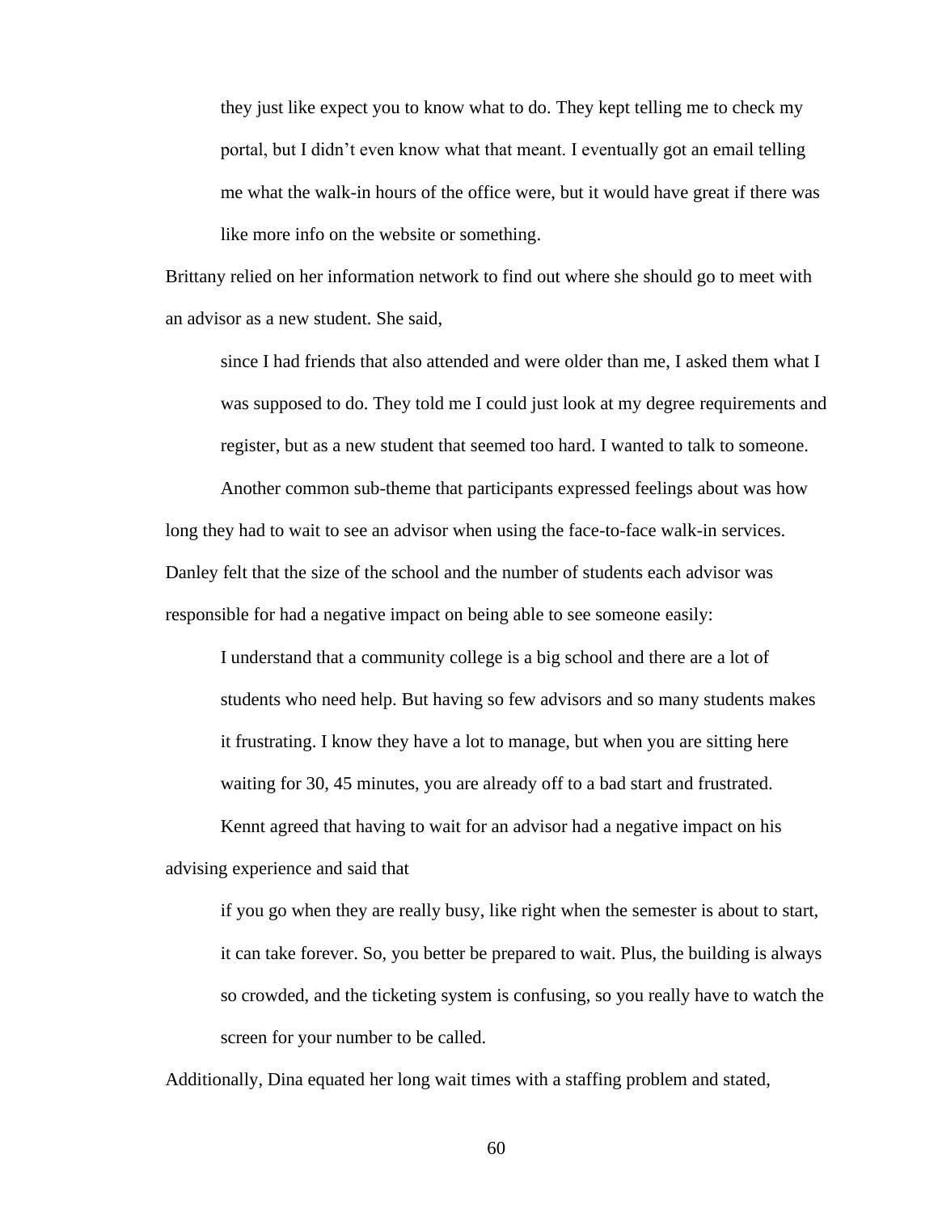> they just like expect you to know what to do. They kept telling me to check my portal, but I didn't even know what that meant. I eventually got an email telling me what the walk-in hours of the office were, but it would have great if there was like more info on the website or something.

Brittany relied on her information network to find out where she should go to meet with an advisor as a new student. She said,

> since I had friends that also attended and were older than me, I asked them what I was supposed to do. They told me I could just look at my degree requirements and register, but as a new student that seemed too hard. I wanted to talk to someone.

Another common sub-theme that participants expressed feelings about was how long they had to wait to see an advisor when using the face-to-face walk-in services. Danley felt that the size of the school and the number of students each advisor was responsible for had a negative impact on being able to see someone easily:

> I understand that a community college is a big school and there are a lot of students who need help. But having so few advisors and so many students makes it frustrating. I know they have a lot to manage, but when you are sitting here waiting for 30, 45 minutes, you are already off to a bad start and frustrated.

Kennt agreed that having to wait for an advisor had a negative impact on his advising experience and said that

> if you go when they are really busy, like right when the semester is about to start, it can take forever. So, you better be prepared to wait. Plus, the building is always so crowded, and the ticketing system is confusing, so you really have to watch the screen for your number to be called.

Additionally, Dina equated her long wait times with a staffing problem and stated,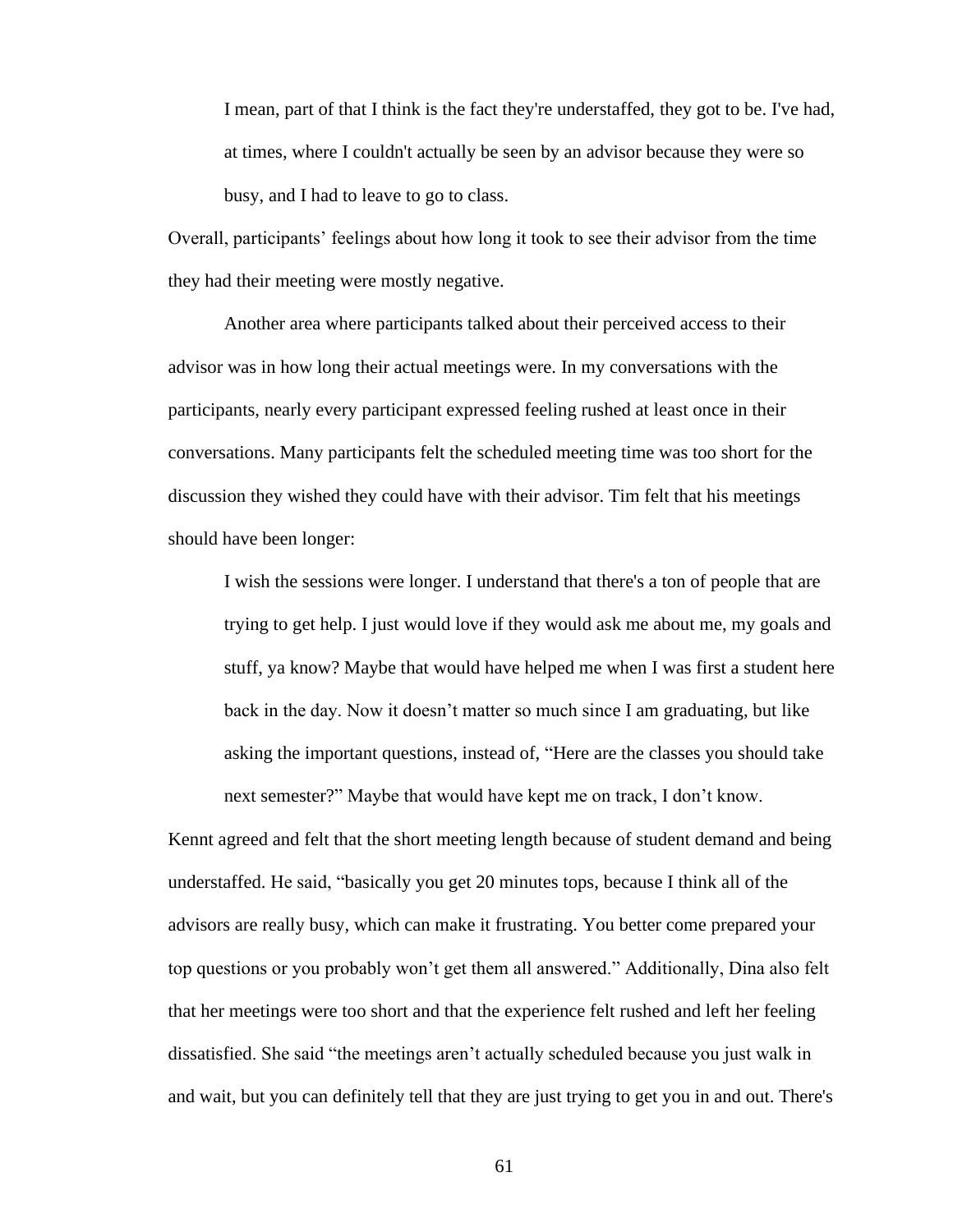> I mean, part of that I think is the fact they're understaffed, they got to be. I've had, at times, where I couldn't actually be seen by an advisor because they were so busy, and I had to leave to go to class.

Overall, participants' feelings about how long it took to see their advisor from the time they had their meeting were mostly negative.

Another area where participants talked about their perceived access to their advisor was in how long their actual meetings were. In my conversations with the participants, nearly every participant expressed feeling rushed at least once in their conversations. Many participants felt the scheduled meeting time was too short for the discussion they wished they could have with their advisor. Tim felt that his meetings should have been longer:

> I wish the sessions were longer. I understand that there's a ton of people that are trying to get help. I just would love if they would ask me about me, my goals and stuff, ya know? Maybe that would have helped me when I was first a student here back in the day. Now it doesn't matter so much since I am graduating, but like asking the important questions, instead of, "Here are the classes you should take next semester?" Maybe that would have kept me on track, I don't know.

Kennt agreed and felt that the short meeting length because of student demand and being understaffed. He said, "basically you get 20 minutes tops, because I think all of the advisors are really busy, which can make it frustrating. You better come prepared your top questions or you probably won't get them all answered." Additionally, Dina also felt that her meetings were too short and that the experience felt rushed and left her feeling dissatisfied. She said "the meetings aren't actually scheduled because you just walk in and wait, but you can definitely tell that they are just trying to get you in and out. There's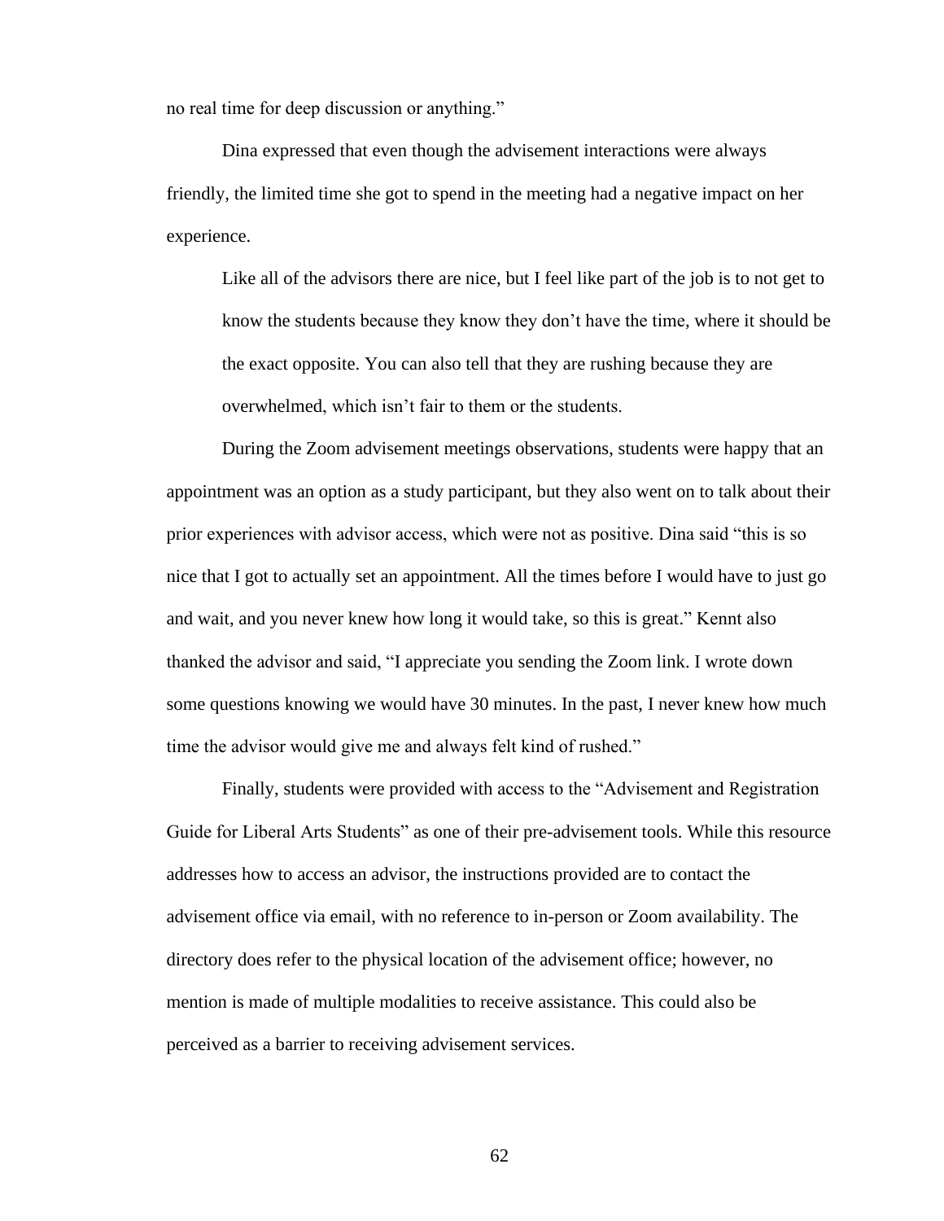no real time for deep discussion or anything."

Dina expressed that even though the advisement interactions were always friendly, the limited time she got to spend in the meeting had a negative impact on her experience.

> Like all of the advisors there are nice, but I feel like part of the job is to not get to know the students because they know they don't have the time, where it should be the exact opposite. You can also tell that they are rushing because they are overwhelmed, which isn't fair to them or the students.

During the Zoom advisement meetings observations, students were happy that an appointment was an option as a study participant, but they also went on to talk about their prior experiences with advisor access, which were not as positive. Dina said "this is so nice that I got to actually set an appointment. All the times before I would have to just go and wait, and you never knew how long it would take, so this is great." Kennt also thanked the advisor and said, "I appreciate you sending the Zoom link. I wrote down some questions knowing we would have 30 minutes. In the past, I never knew how much time the advisor would give me and always felt kind of rushed."

Finally, students were provided with access to the "Advisement and Registration Guide for Liberal Arts Students" as one of their pre-advisement tools. While this resource addresses how to access an advisor, the instructions provided are to contact the advisement office via email, with no reference to in-person or Zoom availability. The directory does refer to the physical location of the advisement office; however, no mention is made of multiple modalities to receive assistance. This could also be perceived as a barrier to receiving advisement services.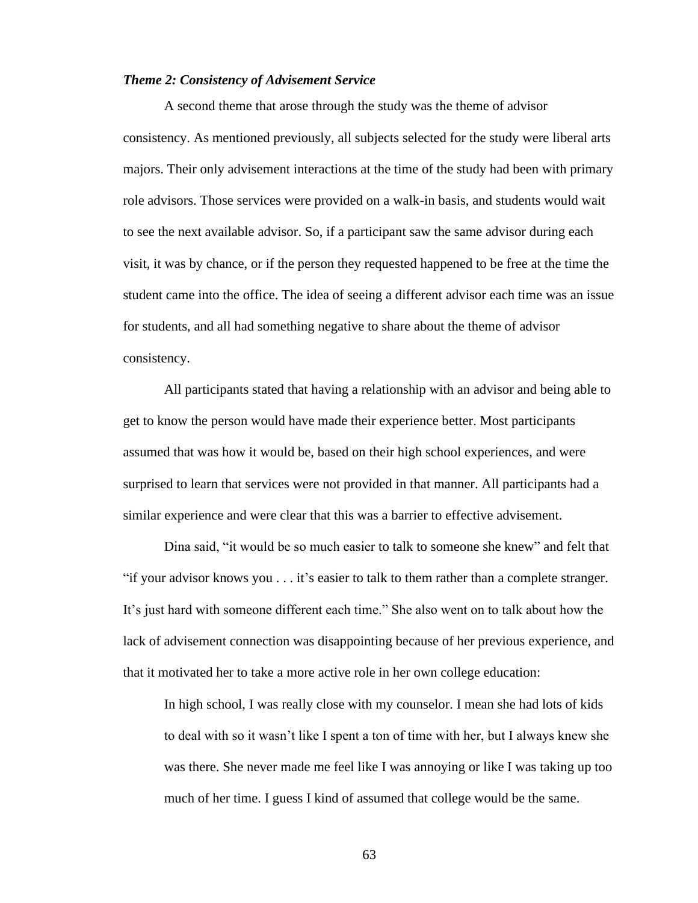### *Theme 2: Consistency of Advisement Service*

A second theme that arose through the study was the theme of advisor consistency. As mentioned previously, all subjects selected for the study were liberal arts majors. Their only advisement interactions at the time of the study had been with primary role advisors. Those services were provided on a walk-in basis, and students would wait to see the next available advisor. So, if a participant saw the same advisor during each visit, it was by chance, or if the person they requested happened to be free at the time the student came into the office. The idea of seeing a different advisor each time was an issue for students, and all had something negative to share about the theme of advisor consistency.

All participants stated that having a relationship with an advisor and being able to get to know the person would have made their experience better. Most participants assumed that was how it would be, based on their high school experiences, and were surprised to learn that services were not provided in that manner. All participants had a similar experience and were clear that this was a barrier to effective advisement.

Dina said, "it would be so much easier to talk to someone she knew" and felt that "if your advisor knows you . . . it's easier to talk to them rather than a complete stranger. It's just hard with someone different each time." She also went on to talk about how the lack of advisement connection was disappointing because of her previous experience, and that it motivated her to take a more active role in her own college education:

> In high school, I was really close with my counselor. I mean she had lots of kids to deal with so it wasn't like I spent a ton of time with her, but I always knew she was there. She never made me feel like I was annoying or like I was taking up too much of her time. I guess I kind of assumed that college would be the same.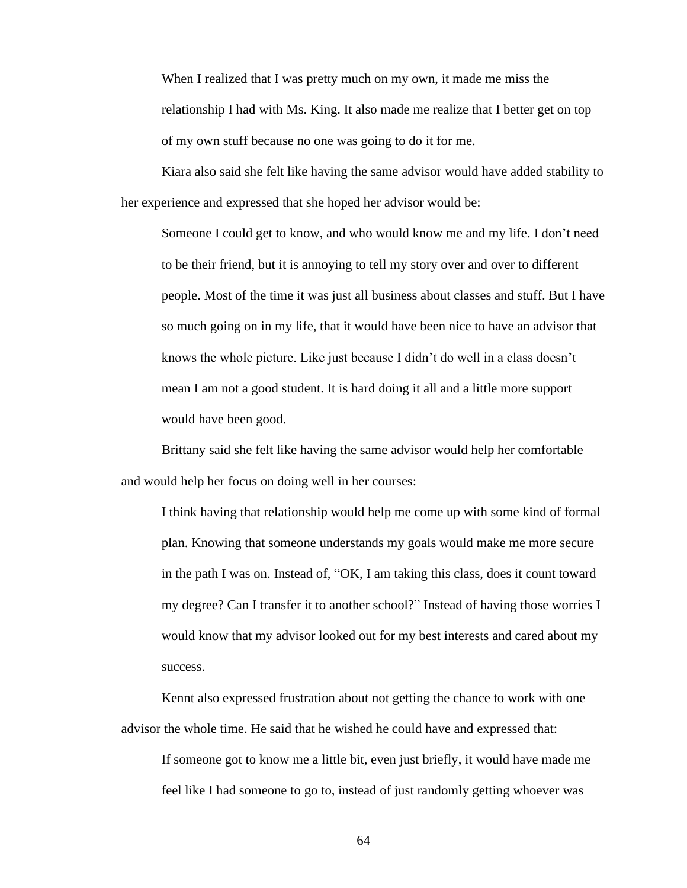> When I realized that I was pretty much on my own, it made me miss the relationship I had with Ms. King. It also made me realize that I better get on top of my own stuff because no one was going to do it for me.

Kiara also said she felt like having the same advisor would have added stability to her experience and expressed that she hoped her advisor would be:

> Someone I could get to know, and who would know me and my life. I don't need to be their friend, but it is annoying to tell my story over and over to different people. Most of the time it was just all business about classes and stuff. But I have so much going on in my life, that it would have been nice to have an advisor that knows the whole picture. Like just because I didn't do well in a class doesn't mean I am not a good student. It is hard doing it all and a little more support would have been good.

Brittany said she felt like having the same advisor would help her comfortable and would help her focus on doing well in her courses:

> I think having that relationship would help me come up with some kind of formal plan. Knowing that someone understands my goals would make me more secure in the path I was on. Instead of, "OK, I am taking this class, does it count toward my degree? Can I transfer it to another school?" Instead of having those worries I would know that my advisor looked out for my best interests and cared about my success.

Kennt also expressed frustration about not getting the chance to work with one advisor the whole time. He said that he wished he could have and expressed that:

> If someone got to know me a little bit, even just briefly, it would have made me feel like I had someone to go to, instead of just randomly getting whoever was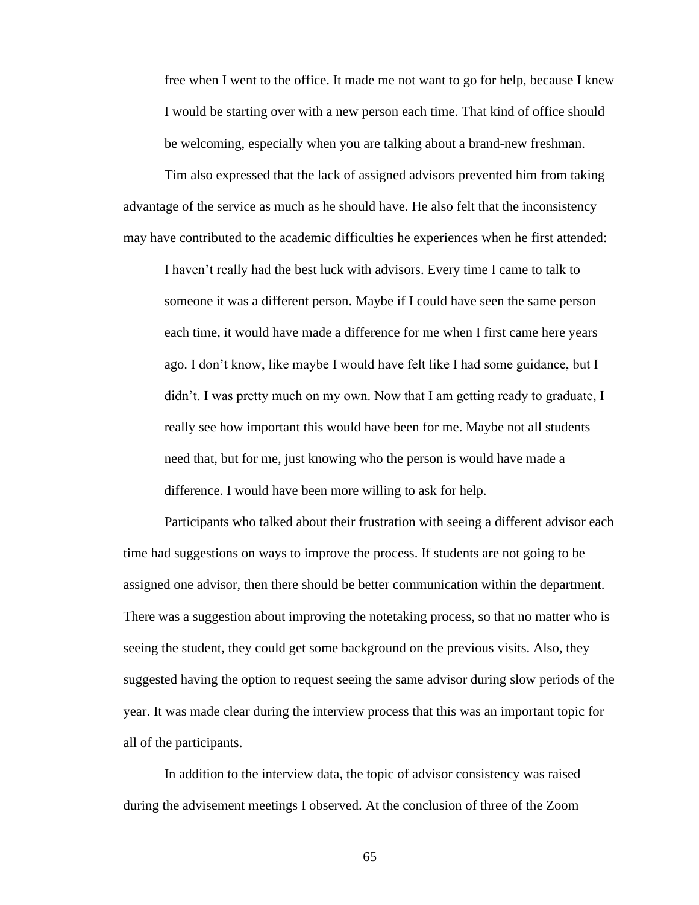> free when I went to the office. It made me not want to go for help, because I knew I would be starting over with a new person each time. That kind of office should be welcoming, especially when you are talking about a brand-new freshman.

Tim also expressed that the lack of assigned advisors prevented him from taking advantage of the service as much as he should have. He also felt that the inconsistency may have contributed to the academic difficulties he experiences when he first attended:

> I haven't really had the best luck with advisors. Every time I came to talk to someone it was a different person. Maybe if I could have seen the same person each time, it would have made a difference for me when I first came here years ago. I don't know, like maybe I would have felt like I had some guidance, but I didn't. I was pretty much on my own. Now that I am getting ready to graduate, I really see how important this would have been for me. Maybe not all students need that, but for me, just knowing who the person is would have made a difference. I would have been more willing to ask for help.

Participants who talked about their frustration with seeing a different advisor each time had suggestions on ways to improve the process. If students are not going to be assigned one advisor, then there should be better communication within the department. There was a suggestion about improving the notetaking process, so that no matter who is seeing the student, they could get some background on the previous visits. Also, they suggested having the option to request seeing the same advisor during slow periods of the year. It was made clear during the interview process that this was an important topic for all of the participants.

In addition to the interview data, the topic of advisor consistency was raised during the advisement meetings I observed. At the conclusion of three of the Zoom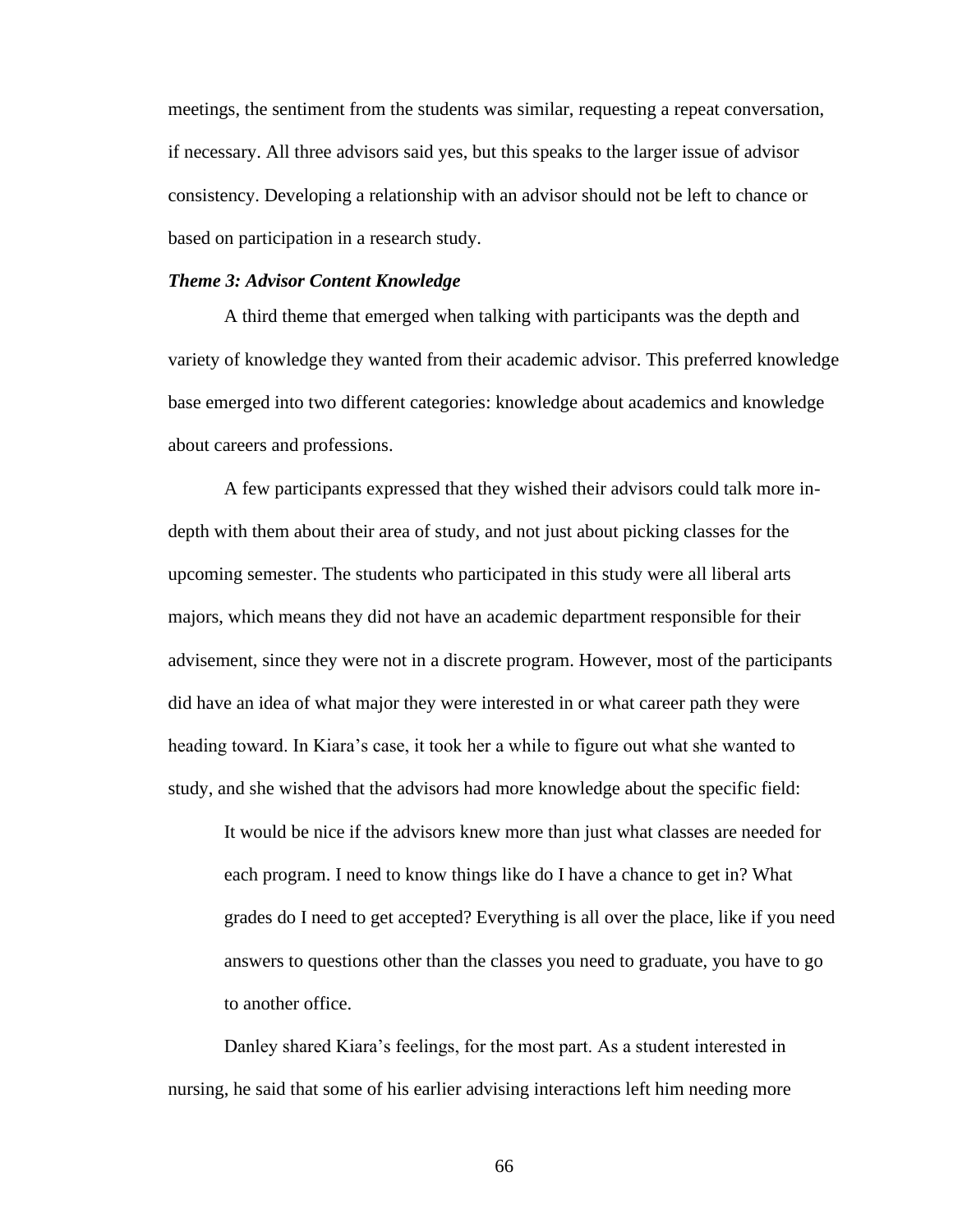meetings, the sentiment from the students was similar, requesting a repeat conversation, if necessary. All three advisors said yes, but this speaks to the larger issue of advisor consistency. Developing a relationship with an advisor should not be left to chance or based on participation in a research study.

***Theme 3: Advisor Content Knowledge***

A third theme that emerged when talking with participants was the depth and variety of knowledge they wanted from their academic advisor. This preferred knowledge base emerged into two different categories: knowledge about academics and knowledge about careers and professions.

A few participants expressed that they wished their advisors could talk more in-depth with them about their area of study, and not just about picking classes for the upcoming semester. The students who participated in this study were all liberal arts majors, which means they did not have an academic department responsible for their advisement, since they were not in a discrete program. However, most of the participants did have an idea of what major they were interested in or what career path they were heading toward. In Kiara's case, it took her a while to figure out what she wanted to study, and she wished that the advisors had more knowledge about the specific field:

> It would be nice if the advisors knew more than just what classes are needed for each program. I need to know things like do I have a chance to get in? What grades do I need to get accepted? Everything is all over the place, like if you need answers to questions other than the classes you need to graduate, you have to go to another office.

Danley shared Kiara's feelings, for the most part. As a student interested in nursing, he said that some of his earlier advising interactions left him needing more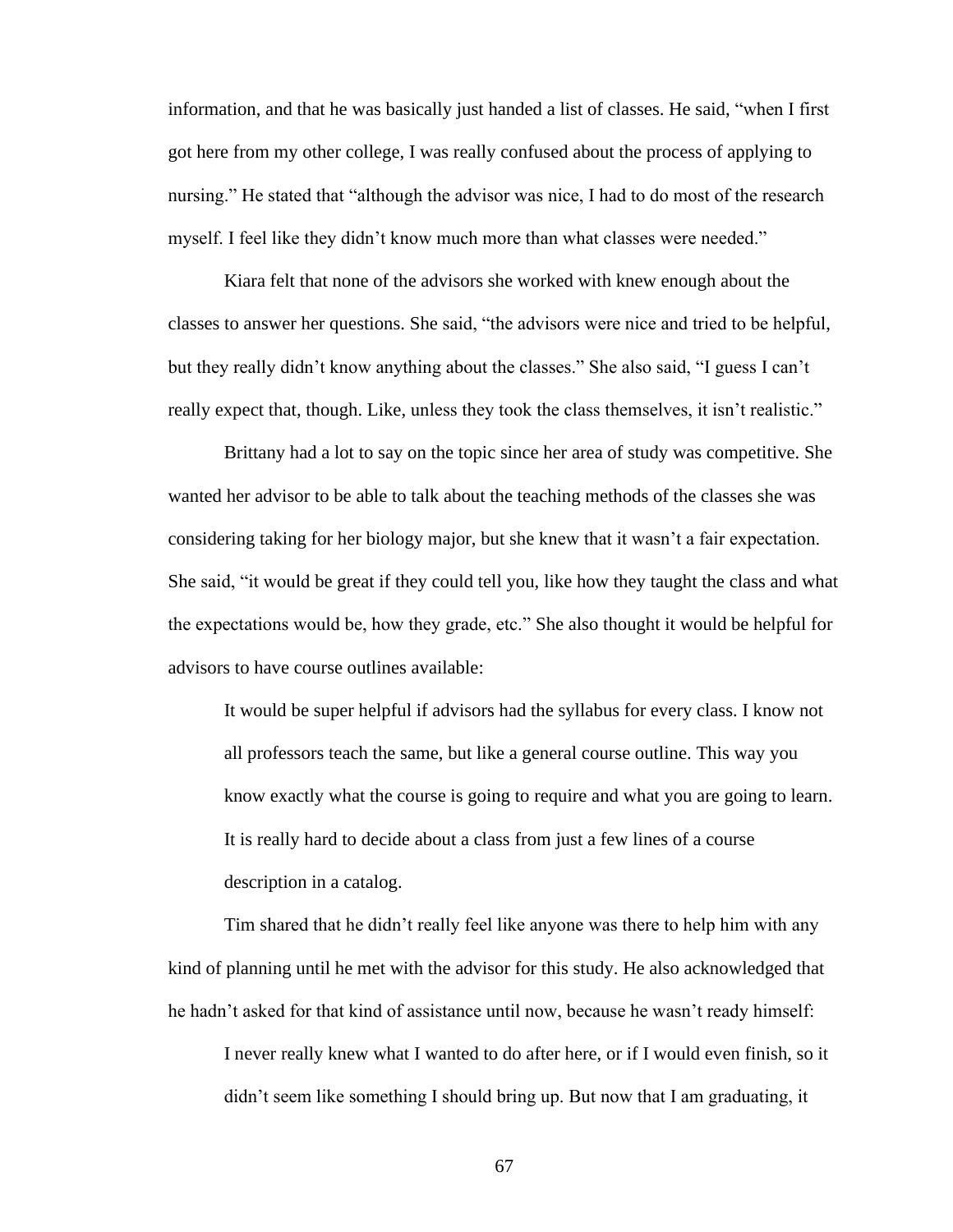information, and that he was basically just handed a list of classes. He said, "when I first got here from my other college, I was really confused about the process of applying to nursing." He stated that "although the advisor was nice, I had to do most of the research myself. I feel like they didn't know much more than what classes were needed."

Kiara felt that none of the advisors she worked with knew enough about the classes to answer her questions. She said, "the advisors were nice and tried to be helpful, but they really didn't know anything about the classes." She also said, "I guess I can't really expect that, though. Like, unless they took the class themselves, it isn't realistic."

Brittany had a lot to say on the topic since her area of study was competitive. She wanted her advisor to be able to talk about the teaching methods of the classes she was considering taking for her biology major, but she knew that it wasn't a fair expectation. She said, "it would be great if they could tell you, like how they taught the class and what the expectations would be, how they grade, etc." She also thought it would be helpful for advisors to have course outlines available:

> It would be super helpful if advisors had the syllabus for every class. I know not all professors teach the same, but like a general course outline. This way you know exactly what the course is going to require and what you are going to learn. It is really hard to decide about a class from just a few lines of a course description in a catalog.

Tim shared that he didn't really feel like anyone was there to help him with any kind of planning until he met with the advisor for this study. He also acknowledged that he hadn't asked for that kind of assistance until now, because he wasn't ready himself:

> I never really knew what I wanted to do after here, or if I would even finish, so it didn't seem like something I should bring up. But now that I am graduating, it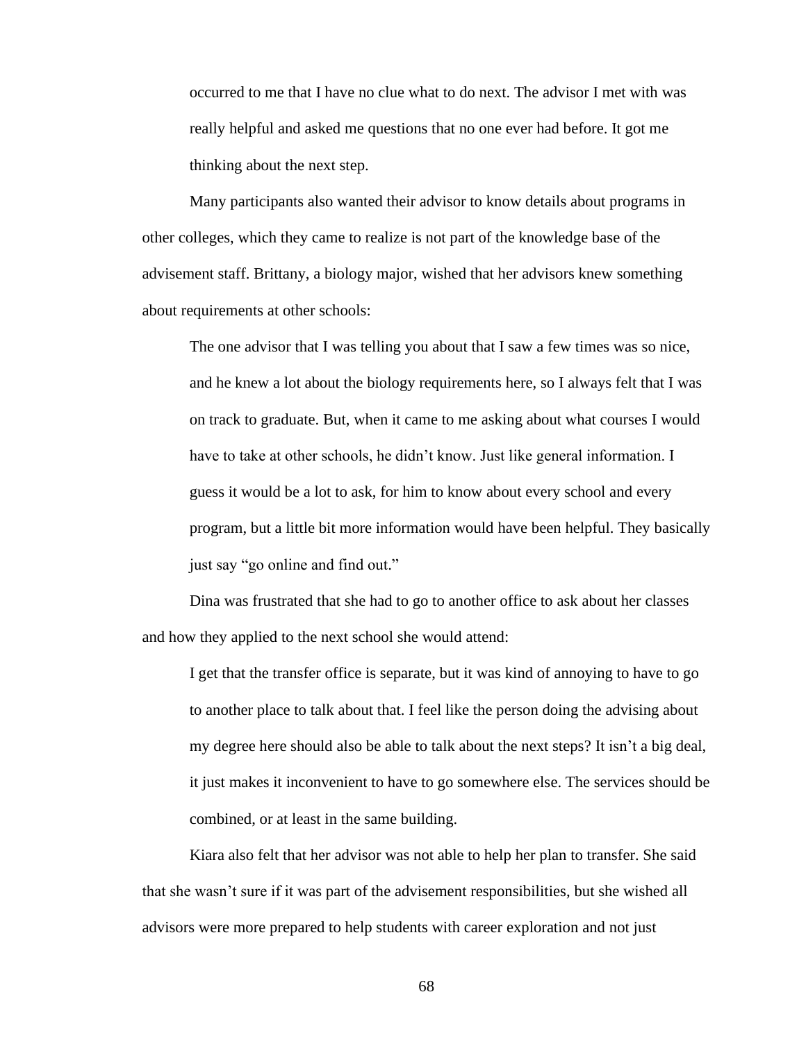occurred to me that I have no clue what to do next. The advisor I met with was really helpful and asked me questions that no one ever had before. It got me thinking about the next step.

Many participants also wanted their advisor to know details about programs in other colleges, which they came to realize is not part of the knowledge base of the advisement staff. Brittany, a biology major, wished that her advisors knew something about requirements at other schools:

> The one advisor that I was telling you about that I saw a few times was so nice, and he knew a lot about the biology requirements here, so I always felt that I was on track to graduate. But, when it came to me asking about what courses I would have to take at other schools, he didn't know. Just like general information. I guess it would be a lot to ask, for him to know about every school and every program, but a little bit more information would have been helpful. They basically just say "go online and find out."

Dina was frustrated that she had to go to another office to ask about her classes and how they applied to the next school she would attend:

> I get that the transfer office is separate, but it was kind of annoying to have to go to another place to talk about that. I feel like the person doing the advising about my degree here should also be able to talk about the next steps? It isn't a big deal, it just makes it inconvenient to have to go somewhere else. The services should be combined, or at least in the same building.

Kiara also felt that her advisor was not able to help her plan to transfer. She said that she wasn't sure if it was part of the advisement responsibilities, but she wished all advisors were more prepared to help students with career exploration and not just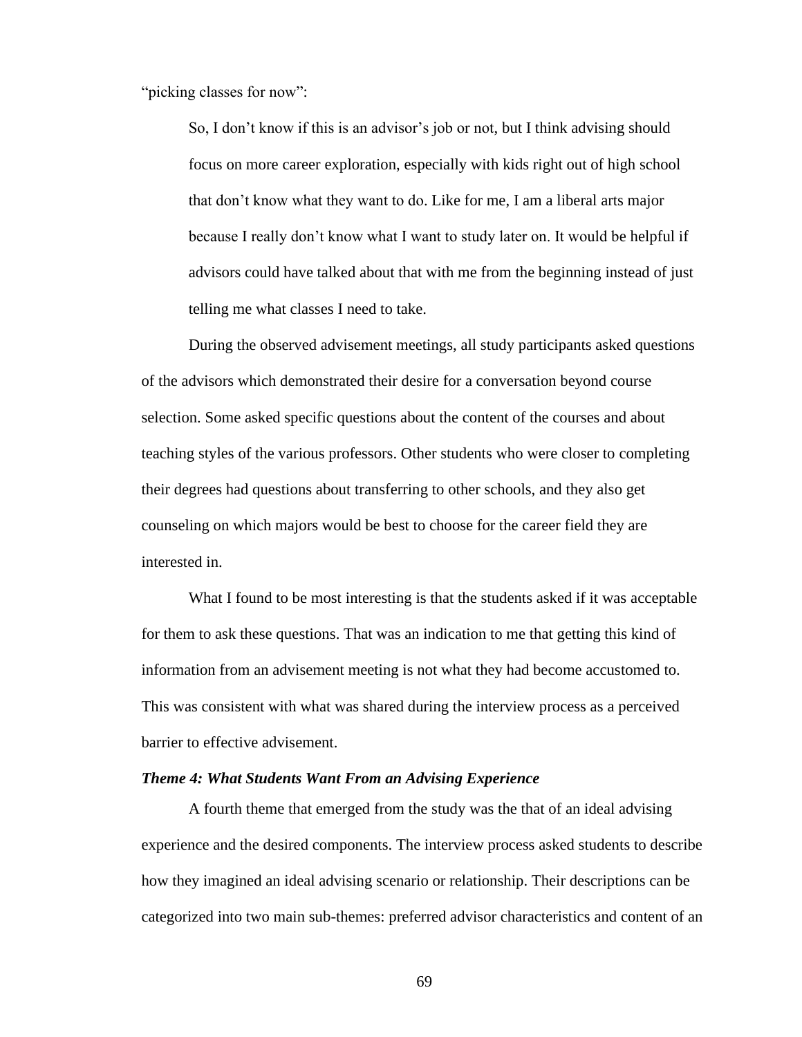"picking classes for now":

> So, I don't know if this is an advisor's job or not, but I think advising should focus on more career exploration, especially with kids right out of high school that don't know what they want to do. Like for me, I am a liberal arts major because I really don't know what I want to study later on. It would be helpful if advisors could have talked about that with me from the beginning instead of just telling me what classes I need to take.

During the observed advisement meetings, all study participants asked questions of the advisors which demonstrated their desire for a conversation beyond course selection. Some asked specific questions about the content of the courses and about teaching styles of the various professors. Other students who were closer to completing their degrees had questions about transferring to other schools, and they also get counseling on which majors would be best to choose for the career field they are interested in.

What I found to be most interesting is that the students asked if it was acceptable for them to ask these questions. That was an indication to me that getting this kind of information from an advisement meeting is not what they had become accustomed to. This was consistent with what was shared during the interview process as a perceived barrier to effective advisement.

### *Theme 4: What Students Want From an Advising Experience*

A fourth theme that emerged from the study was the that of an ideal advising experience and the desired components. The interview process asked students to describe how they imagined an ideal advising scenario or relationship. Their descriptions can be categorized into two main sub-themes: preferred advisor characteristics and content of an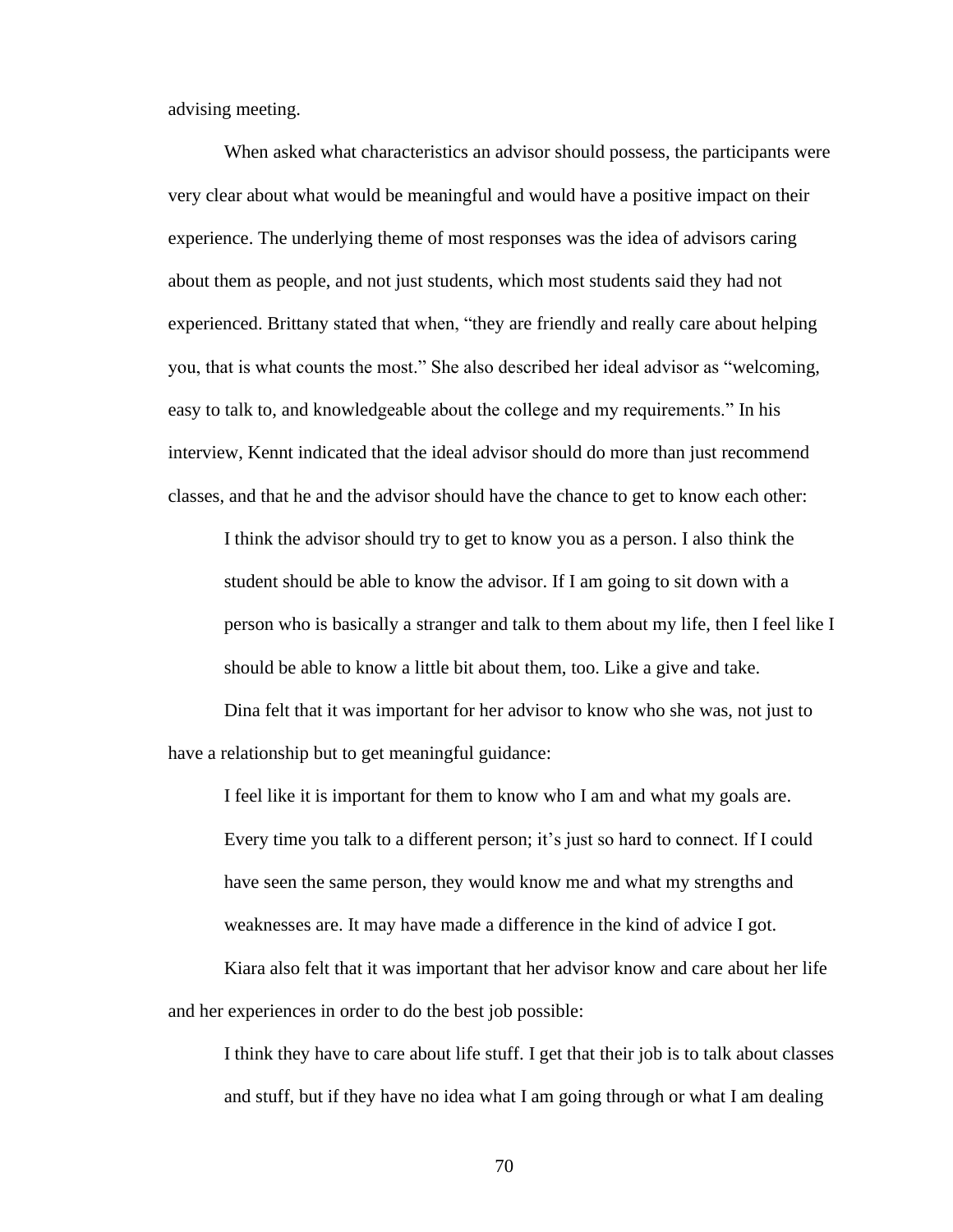advising meeting.

When asked what characteristics an advisor should possess, the participants were very clear about what would be meaningful and would have a positive impact on their experience. The underlying theme of most responses was the idea of advisors caring about them as people, and not just students, which most students said they had not experienced. Brittany stated that when, "they are friendly and really care about helping you, that is what counts the most." She also described her ideal advisor as "welcoming, easy to talk to, and knowledgeable about the college and my requirements." In his interview, Kennt indicated that the ideal advisor should do more than just recommend classes, and that he and the advisor should have the chance to get to know each other:

> I think the advisor should try to get to know you as a person. I also think the student should be able to know the advisor. If I am going to sit down with a person who is basically a stranger and talk to them about my life, then I feel like I should be able to know a little bit about them, too. Like a give and take.

Dina felt that it was important for her advisor to know who she was, not just to have a relationship but to get meaningful guidance:

> I feel like it is important for them to know who I am and what my goals are. Every time you talk to a different person; it's just so hard to connect. If I could have seen the same person, they would know me and what my strengths and weaknesses are. It may have made a difference in the kind of advice I got.

Kiara also felt that it was important that her advisor know and care about her life and her experiences in order to do the best job possible:

> I think they have to care about life stuff. I get that their job is to talk about classes and stuff, but if they have no idea what I am going through or what I am dealing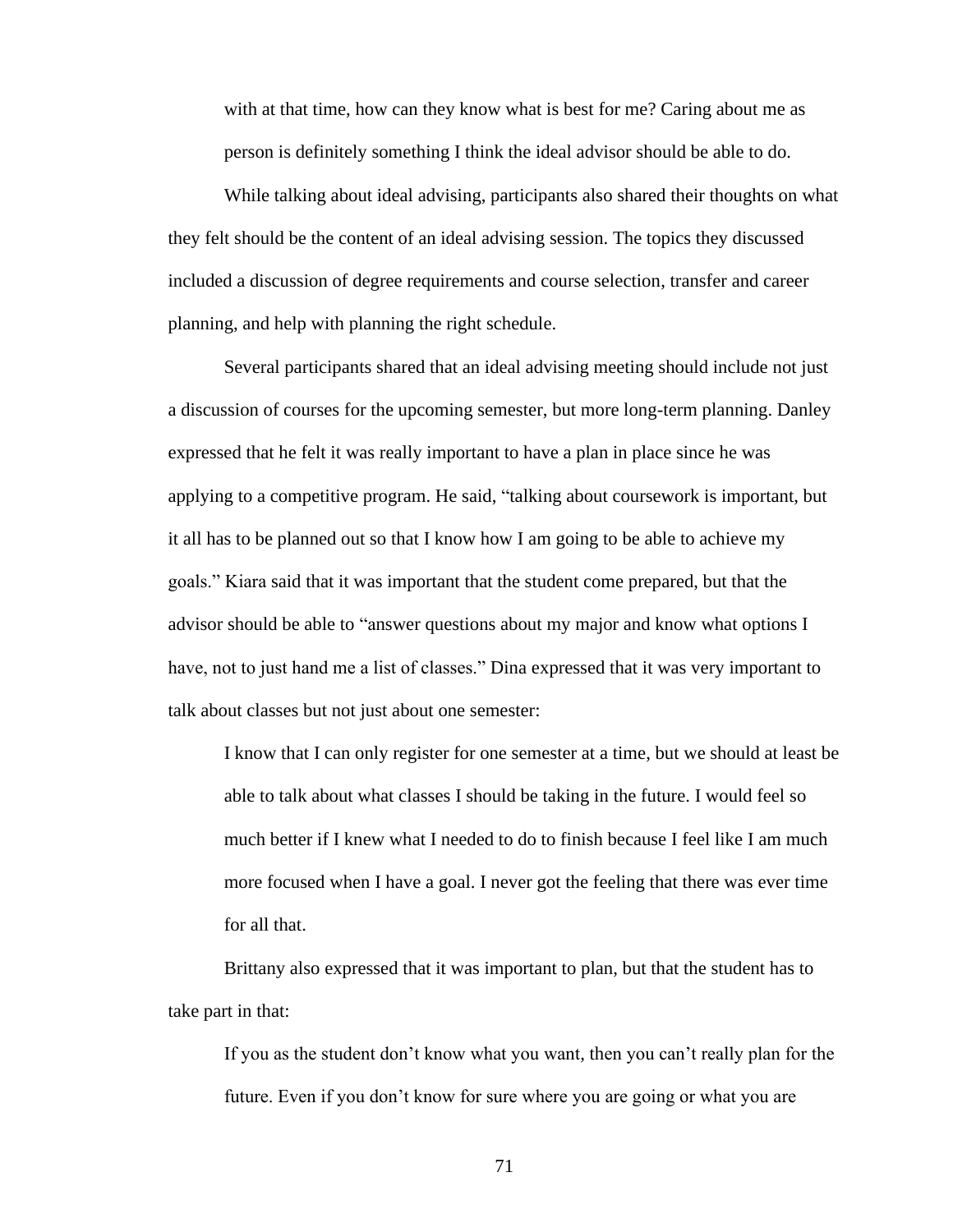> with at that time, how can they know what is best for me? Caring about me as person is definitely something I think the ideal advisor should be able to do.

While talking about ideal advising, participants also shared their thoughts on what they felt should be the content of an ideal advising session. The topics they discussed included a discussion of degree requirements and course selection, transfer and career planning, and help with planning the right schedule.

Several participants shared that an ideal advising meeting should include not just a discussion of courses for the upcoming semester, but more long-term planning. Danley expressed that he felt it was really important to have a plan in place since he was applying to a competitive program. He said, "talking about coursework is important, but it all has to be planned out so that I know how I am going to be able to achieve my goals." Kiara said that it was important that the student come prepared, but that the advisor should be able to "answer questions about my major and know what options I have, not to just hand me a list of classes." Dina expressed that it was very important to talk about classes but not just about one semester:

> I know that I can only register for one semester at a time, but we should at least be able to talk about what classes I should be taking in the future. I would feel so much better if I knew what I needed to do to finish because I feel like I am much more focused when I have a goal. I never got the feeling that there was ever time for all that.

Brittany also expressed that it was important to plan, but that the student has to take part in that:

> If you as the student don't know what you want, then you can't really plan for the future. Even if you don't know for sure where you are going or what you are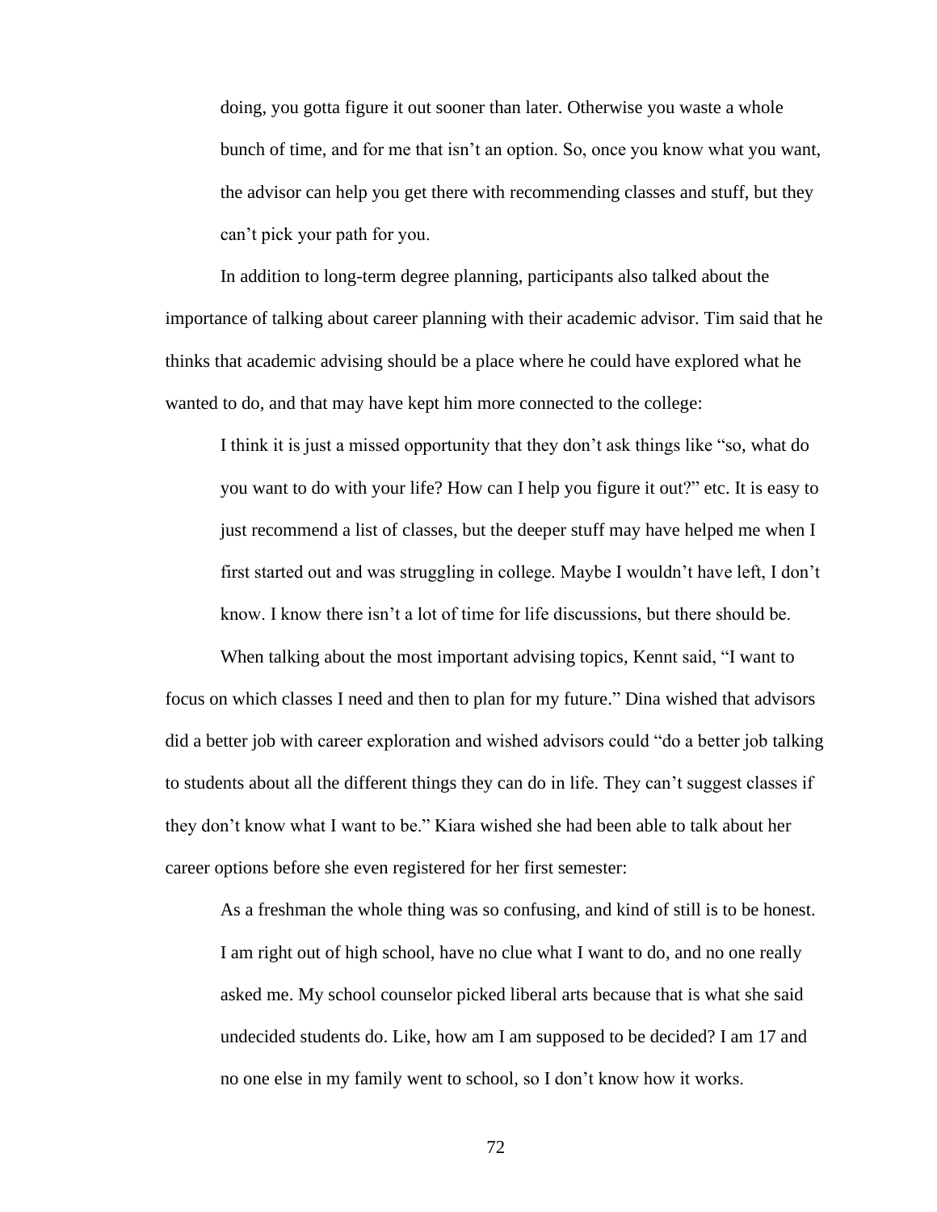doing, you gotta figure it out sooner than later. Otherwise you waste a whole bunch of time, and for me that isn't an option. So, once you know what you want, the advisor can help you get there with recommending classes and stuff, but they can't pick your path for you.

In addition to long-term degree planning, participants also talked about the importance of talking about career planning with their academic advisor. Tim said that he thinks that academic advising should be a place where he could have explored what he wanted to do, and that may have kept him more connected to the college:

> I think it is just a missed opportunity that they don't ask things like "so, what do you want to do with your life? How can I help you figure it out?" etc. It is easy to just recommend a list of classes, but the deeper stuff may have helped me when I first started out and was struggling in college. Maybe I wouldn't have left, I don't know. I know there isn't a lot of time for life discussions, but there should be.

When talking about the most important advising topics, Kennt said, "I want to focus on which classes I need and then to plan for my future." Dina wished that advisors did a better job with career exploration and wished advisors could "do a better job talking to students about all the different things they can do in life. They can't suggest classes if they don't know what I want to be." Kiara wished she had been able to talk about her career options before she even registered for her first semester:

> As a freshman the whole thing was so confusing, and kind of still is to be honest. I am right out of high school, have no clue what I want to do, and no one really asked me. My school counselor picked liberal arts because that is what she said undecided students do. Like, how am I am supposed to be decided? I am 17 and no one else in my family went to school, so I don't know how it works.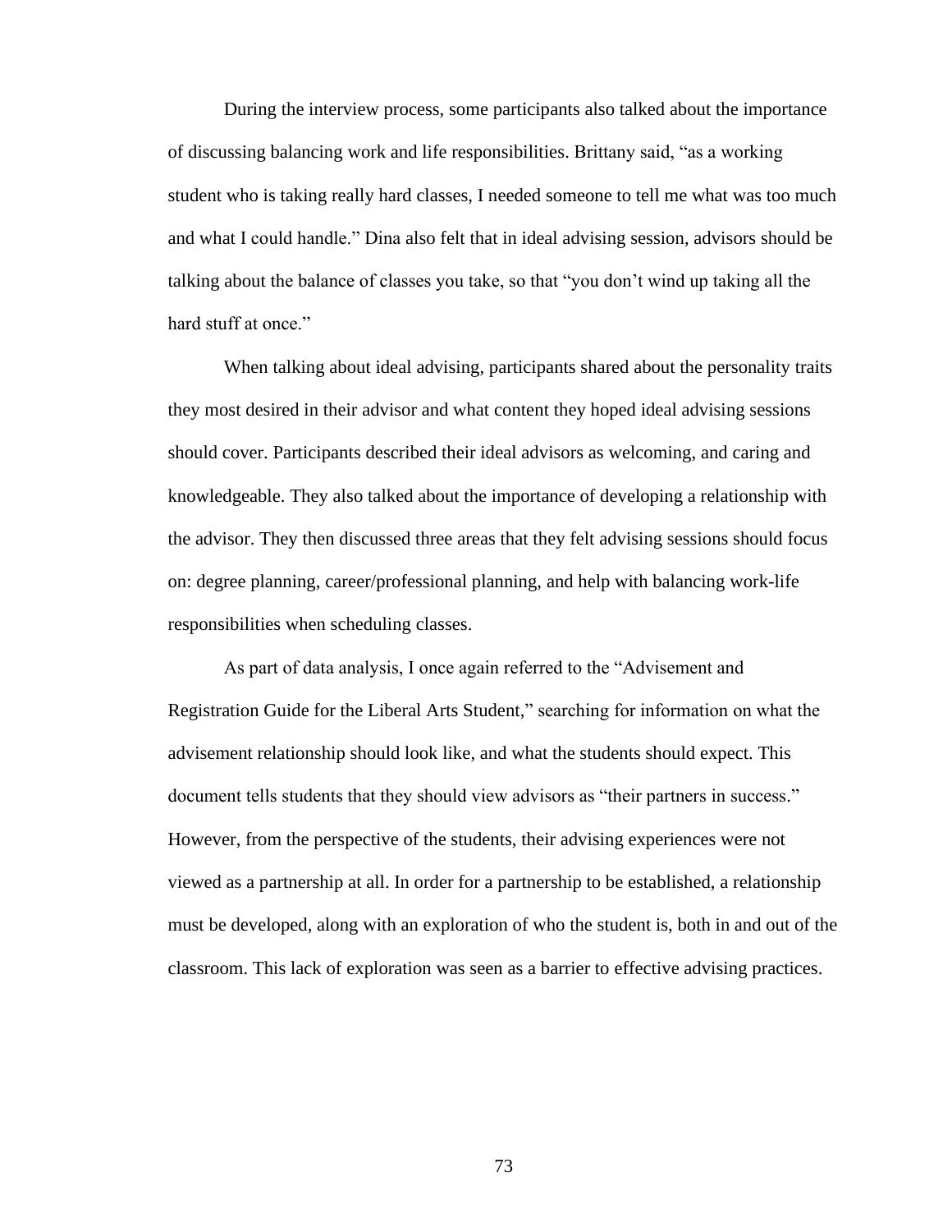During the interview process, some participants also talked about the importance of discussing balancing work and life responsibilities. Brittany said, "as a working student who is taking really hard classes, I needed someone to tell me what was too much and what I could handle." Dina also felt that in ideal advising session, advisors should be talking about the balance of classes you take, so that "you don't wind up taking all the hard stuff at once."

When talking about ideal advising, participants shared about the personality traits they most desired in their advisor and what content they hoped ideal advising sessions should cover. Participants described their ideal advisors as welcoming, and caring and knowledgeable. They also talked about the importance of developing a relationship with the advisor. They then discussed three areas that they felt advising sessions should focus on: degree planning, career/professional planning, and help with balancing work-life responsibilities when scheduling classes.

As part of data analysis, I once again referred to the "Advisement and Registration Guide for the Liberal Arts Student," searching for information on what the advisement relationship should look like, and what the students should expect. This document tells students that they should view advisors as "their partners in success." However, from the perspective of the students, their advising experiences were not viewed as a partnership at all. In order for a partnership to be established, a relationship must be developed, along with an exploration of who the student is, both in and out of the classroom. This lack of exploration was seen as a barrier to effective advising practices.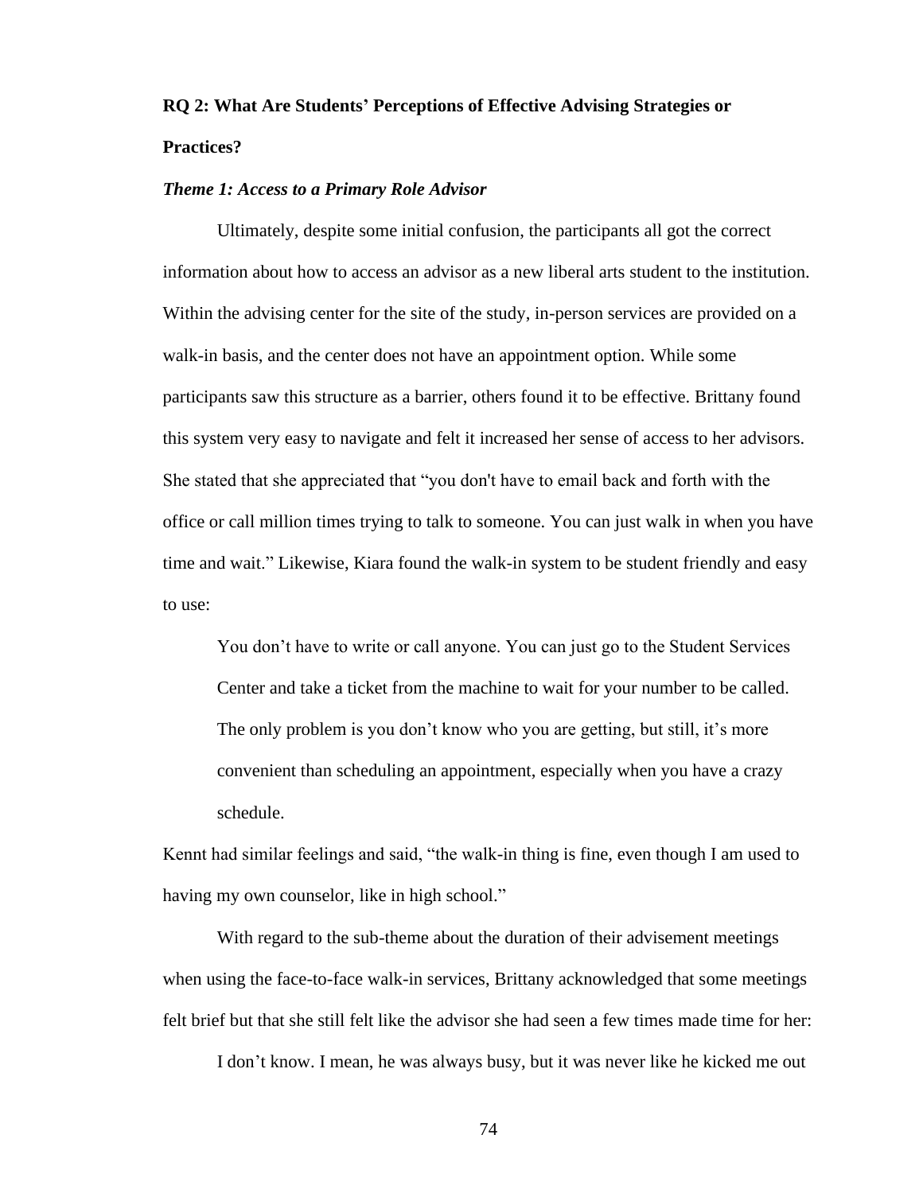## RQ 2: What Are Students' Perceptions of Effective Advising Strategies or Practices?

### *Theme 1: Access to a Primary Role Advisor*

Ultimately, despite some initial confusion, the participants all got the correct information about how to access an advisor as a new liberal arts student to the institution. Within the advising center for the site of the study, in-person services are provided on a walk-in basis, and the center does not have an appointment option. While some participants saw this structure as a barrier, others found it to be effective. Brittany found this system very easy to navigate and felt it increased her sense of access to her advisors. She stated that she appreciated that "you don't have to email back and forth with the office or call million times trying to talk to someone. You can just walk in when you have time and wait." Likewise, Kiara found the walk-in system to be student friendly and easy to use:

> You don't have to write or call anyone. You can just go to the Student Services Center and take a ticket from the machine to wait for your number to be called. The only problem is you don't know who you are getting, but still, it's more convenient than scheduling an appointment, especially when you have a crazy schedule.

Kennt had similar feelings and said, "the walk-in thing is fine, even though I am used to having my own counselor, like in high school."

With regard to the sub-theme about the duration of their advisement meetings when using the face-to-face walk-in services, Brittany acknowledged that some meetings felt brief but that she still felt like the advisor she had seen a few times made time for her:

> I don't know. I mean, he was always busy, but it was never like he kicked me out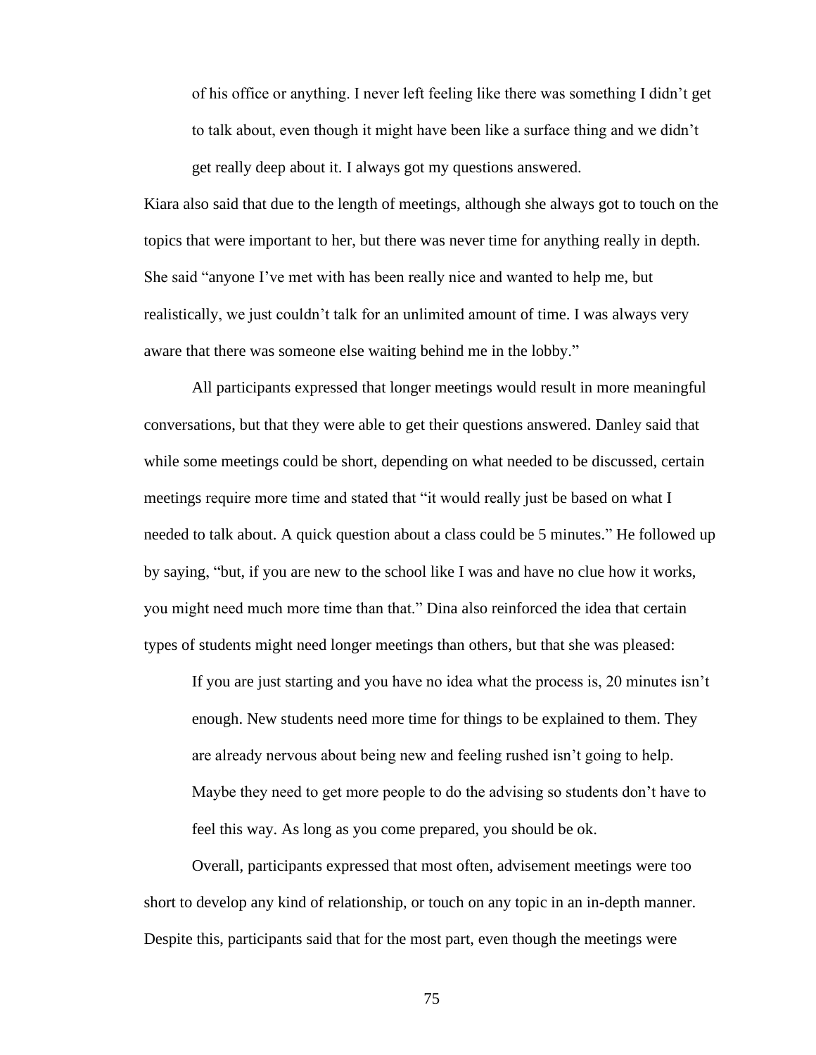> of his office or anything. I never left feeling like there was something I didn't get to talk about, even though it might have been like a surface thing and we didn't get really deep about it. I always got my questions answered.

Kiara also said that due to the length of meetings, although she always got to touch on the topics that were important to her, but there was never time for anything really in depth. She said "anyone I've met with has been really nice and wanted to help me, but realistically, we just couldn't talk for an unlimited amount of time. I was always very aware that there was someone else waiting behind me in the lobby."

All participants expressed that longer meetings would result in more meaningful conversations, but that they were able to get their questions answered. Danley said that while some meetings could be short, depending on what needed to be discussed, certain meetings require more time and stated that "it would really just be based on what I needed to talk about. A quick question about a class could be 5 minutes." He followed up by saying, "but, if you are new to the school like I was and have no clue how it works, you might need much more time than that." Dina also reinforced the idea that certain types of students might need longer meetings than others, but that she was pleased:

> If you are just starting and you have no idea what the process is, 20 minutes isn't enough. New students need more time for things to be explained to them. They are already nervous about being new and feeling rushed isn't going to help. Maybe they need to get more people to do the advising so students don't have to feel this way. As long as you come prepared, you should be ok.

Overall, participants expressed that most often, advisement meetings were too short to develop any kind of relationship, or touch on any topic in an in-depth manner. Despite this, participants said that for the most part, even though the meetings were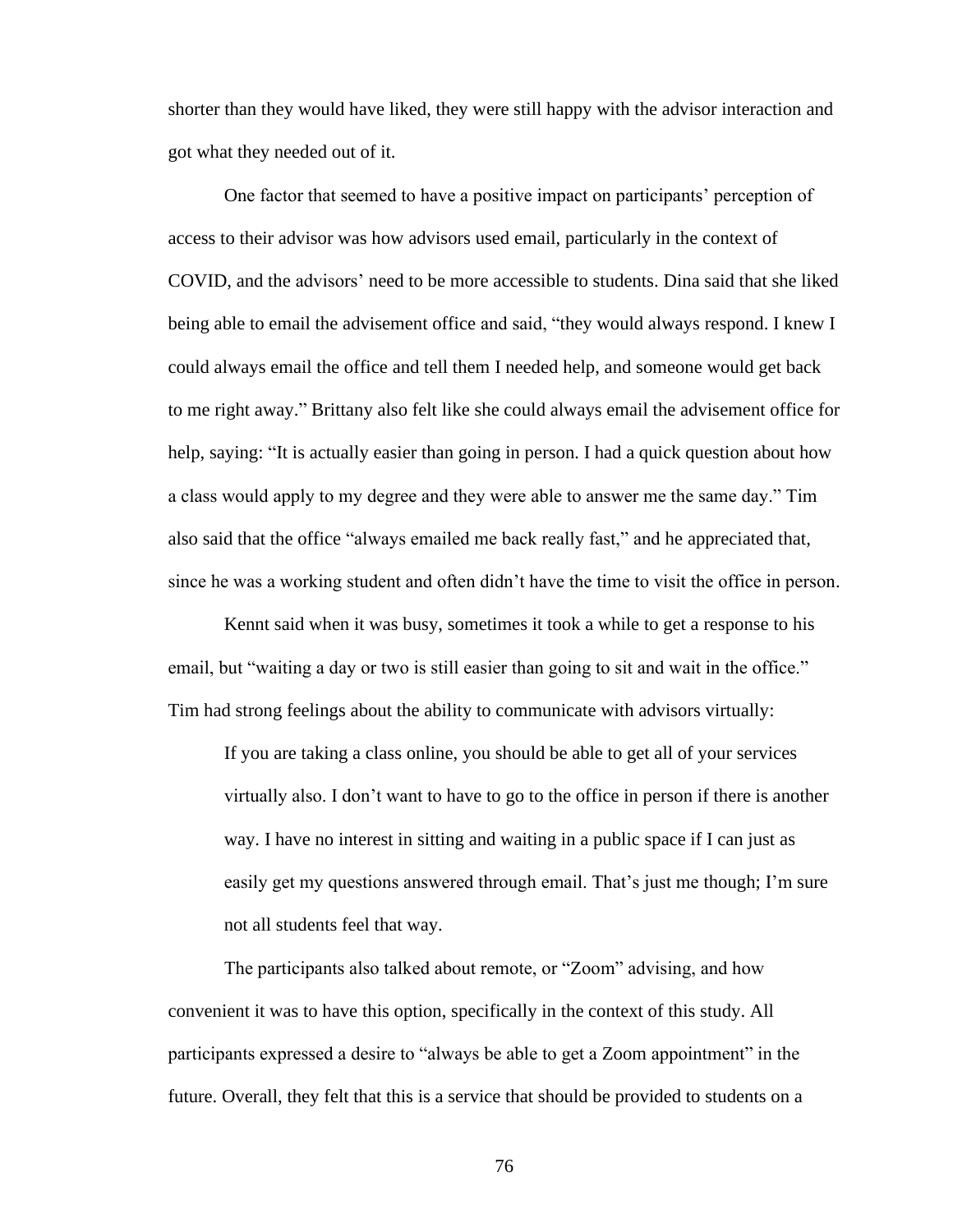shorter than they would have liked, they were still happy with the advisor interaction and got what they needed out of it.

One factor that seemed to have a positive impact on participants' perception of access to their advisor was how advisors used email, particularly in the context of COVID, and the advisors' need to be more accessible to students. Dina said that she liked being able to email the advisement office and said, "they would always respond. I knew I could always email the office and tell them I needed help, and someone would get back to me right away." Brittany also felt like she could always email the advisement office for help, saying: "It is actually easier than going in person. I had a quick question about how a class would apply to my degree and they were able to answer me the same day." Tim also said that the office "always emailed me back really fast," and he appreciated that, since he was a working student and often didn't have the time to visit the office in person.

Kennt said when it was busy, sometimes it took a while to get a response to his email, but "waiting a day or two is still easier than going to sit and wait in the office." Tim had strong feelings about the ability to communicate with advisors virtually:

> If you are taking a class online, you should be able to get all of your services virtually also. I don't want to have to go to the office in person if there is another way. I have no interest in sitting and waiting in a public space if I can just as easily get my questions answered through email. That's just me though; I'm sure not all students feel that way.

The participants also talked about remote, or "Zoom" advising, and how convenient it was to have this option, specifically in the context of this study. All participants expressed a desire to "always be able to get a Zoom appointment" in the future. Overall, they felt that this is a service that should be provided to students on a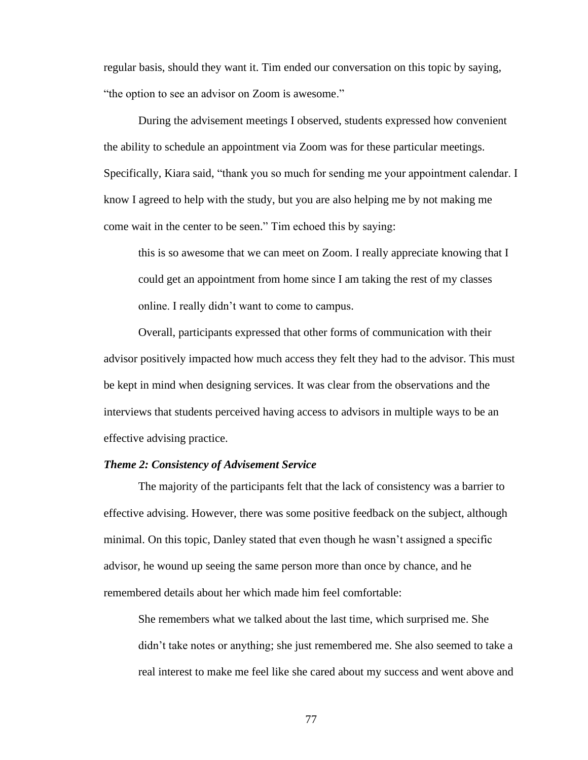regular basis, should they want it. Tim ended our conversation on this topic by saying, "the option to see an advisor on Zoom is awesome."

During the advisement meetings I observed, students expressed how convenient the ability to schedule an appointment via Zoom was for these particular meetings. Specifically, Kiara said, "thank you so much for sending me your appointment calendar. I know I agreed to help with the study, but you are also helping me by not making me come wait in the center to be seen." Tim echoed this by saying:

> this is so awesome that we can meet on Zoom. I really appreciate knowing that I could get an appointment from home since I am taking the rest of my classes online. I really didn't want to come to campus.

Overall, participants expressed that other forms of communication with their advisor positively impacted how much access they felt they had to the advisor. This must be kept in mind when designing services. It was clear from the observations and the interviews that students perceived having access to advisors in multiple ways to be an effective advising practice.

### *Theme 2: Consistency of Advisement Service*

The majority of the participants felt that the lack of consistency was a barrier to effective advising. However, there was some positive feedback on the subject, although minimal. On this topic, Danley stated that even though he wasn't assigned a specific advisor, he wound up seeing the same person more than once by chance, and he remembered details about her which made him feel comfortable:

> She remembers what we talked about the last time, which surprised me. She didn't take notes or anything; she just remembered me. She also seemed to take a real interest to make me feel like she cared about my success and went above and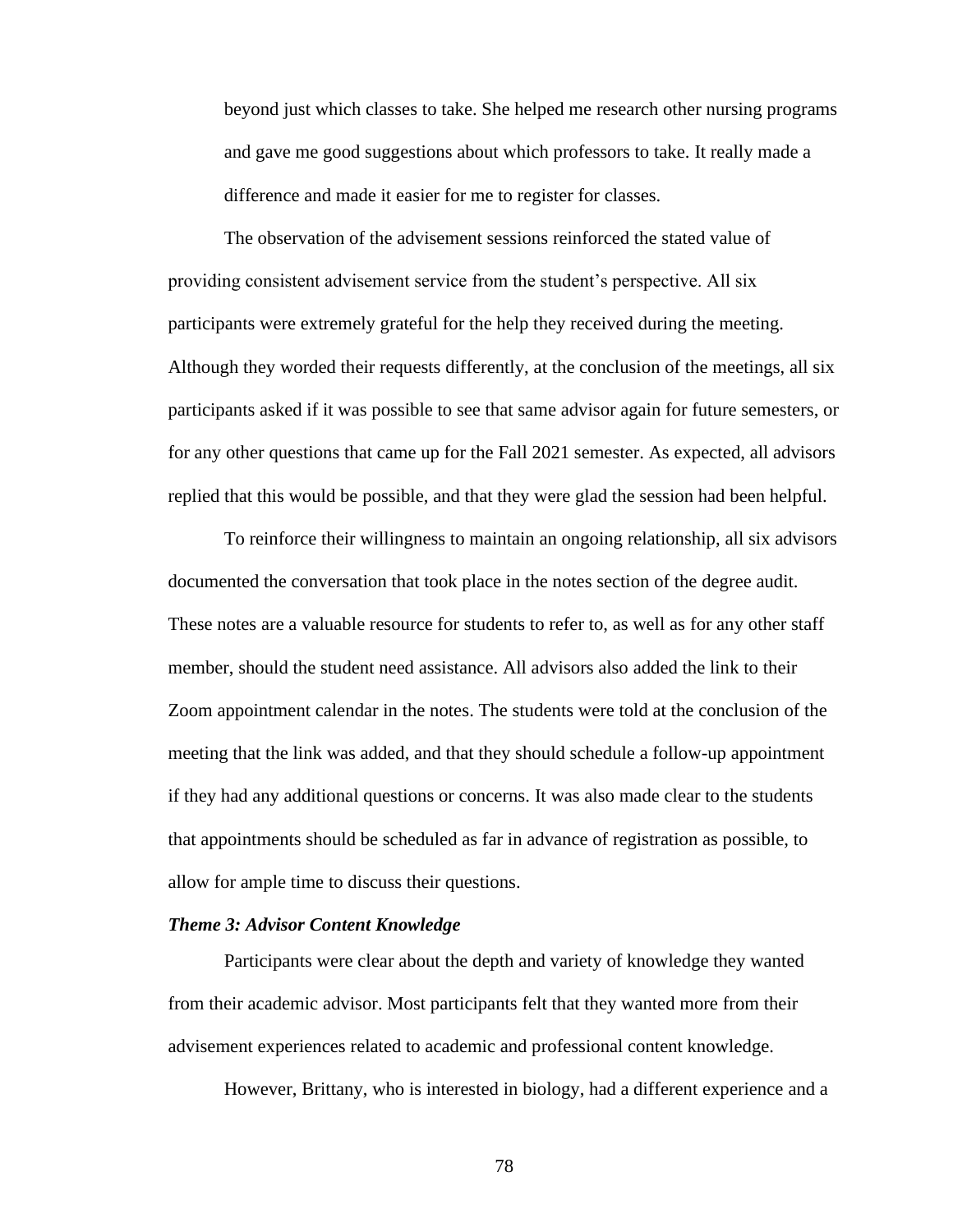> beyond just which classes to take. She helped me research other nursing programs and gave me good suggestions about which professors to take. It really made a difference and made it easier for me to register for classes.

The observation of the advisement sessions reinforced the stated value of providing consistent advisement service from the student's perspective. All six participants were extremely grateful for the help they received during the meeting. Although they worded their requests differently, at the conclusion of the meetings, all six participants asked if it was possible to see that same advisor again for future semesters, or for any other questions that came up for the Fall 2021 semester. As expected, all advisors replied that this would be possible, and that they were glad the session had been helpful.

To reinforce their willingness to maintain an ongoing relationship, all six advisors documented the conversation that took place in the notes section of the degree audit. These notes are a valuable resource for students to refer to, as well as for any other staff member, should the student need assistance. All advisors also added the link to their Zoom appointment calendar in the notes. The students were told at the conclusion of the meeting that the link was added, and that they should schedule a follow-up appointment if they had any additional questions or concerns. It was also made clear to the students that appointments should be scheduled as far in advance of registration as possible, to allow for ample time to discuss their questions.

### *Theme 3: Advisor Content Knowledge*

Participants were clear about the depth and variety of knowledge they wanted from their academic advisor. Most participants felt that they wanted more from their advisement experiences related to academic and professional content knowledge.

However, Brittany, who is interested in biology, had a different experience and a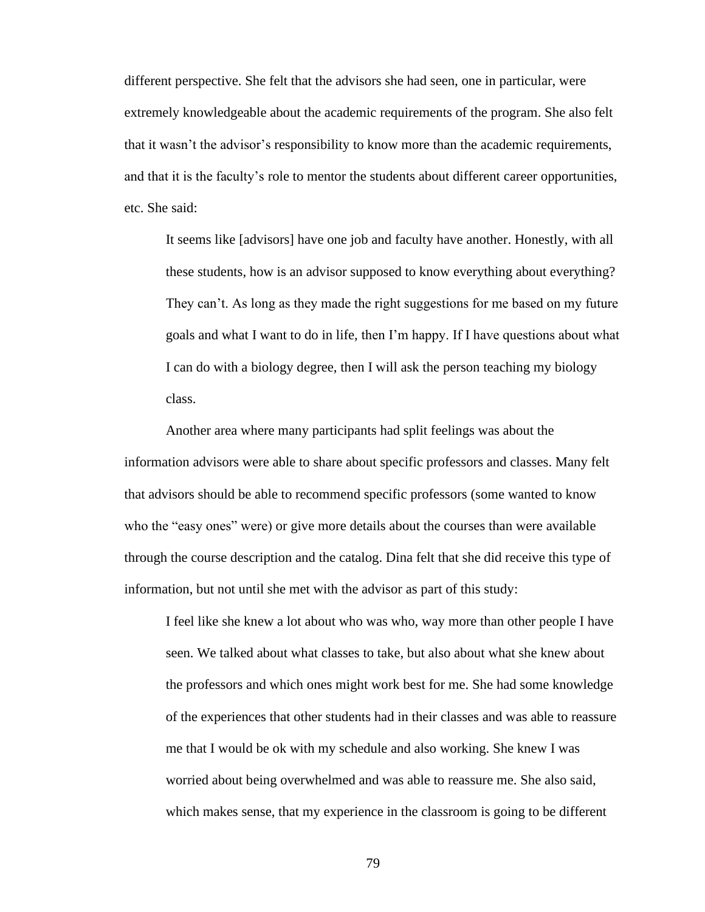different perspective. She felt that the advisors she had seen, one in particular, were extremely knowledgeable about the academic requirements of the program. She also felt that it wasn't the advisor's responsibility to know more than the academic requirements, and that it is the faculty's role to mentor the students about different career opportunities, etc. She said:

> It seems like [advisors] have one job and faculty have another. Honestly, with all these students, how is an advisor supposed to know everything about everything? They can't. As long as they made the right suggestions for me based on my future goals and what I want to do in life, then I'm happy. If I have questions about what I can do with a biology degree, then I will ask the person teaching my biology class.

Another area where many participants had split feelings was about the information advisors were able to share about specific professors and classes. Many felt that advisors should be able to recommend specific professors (some wanted to know who the "easy ones" were) or give more details about the courses than were available through the course description and the catalog. Dina felt that she did receive this type of information, but not until she met with the advisor as part of this study:

> I feel like she knew a lot about who was who, way more than other people I have seen. We talked about what classes to take, but also about what she knew about the professors and which ones might work best for me. She had some knowledge of the experiences that other students had in their classes and was able to reassure me that I would be ok with my schedule and also working. She knew I was worried about being overwhelmed and was able to reassure me. She also said, which makes sense, that my experience in the classroom is going to be different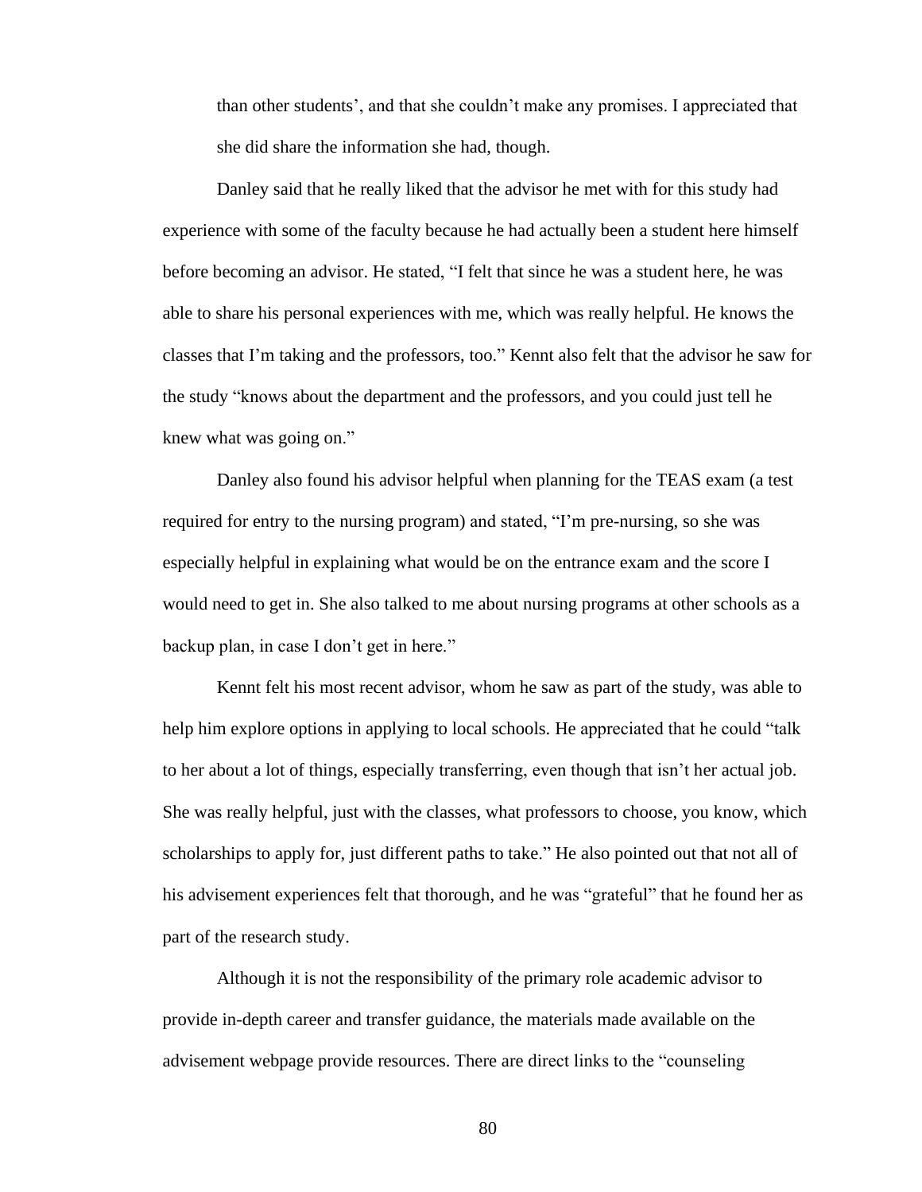than other students', and that she couldn't make any promises. I appreciated that she did share the information she had, though.

Danley said that he really liked that the advisor he met with for this study had experience with some of the faculty because he had actually been a student here himself before becoming an advisor. He stated, "I felt that since he was a student here, he was able to share his personal experiences with me, which was really helpful. He knows the classes that I'm taking and the professors, too." Kennt also felt that the advisor he saw for the study "knows about the department and the professors, and you could just tell he knew what was going on."

Danley also found his advisor helpful when planning for the TEAS exam (a test required for entry to the nursing program) and stated, "I'm pre-nursing, so she was especially helpful in explaining what would be on the entrance exam and the score I would need to get in. She also talked to me about nursing programs at other schools as a backup plan, in case I don't get in here."

Kennt felt his most recent advisor, whom he saw as part of the study, was able to help him explore options in applying to local schools. He appreciated that he could "talk to her about a lot of things, especially transferring, even though that isn't her actual job. She was really helpful, just with the classes, what professors to choose, you know, which scholarships to apply for, just different paths to take." He also pointed out that not all of his advisement experiences felt that thorough, and he was "grateful" that he found her as part of the research study.

Although it is not the responsibility of the primary role academic advisor to provide in-depth career and transfer guidance, the materials made available on the advisement webpage provide resources. There are direct links to the "counseling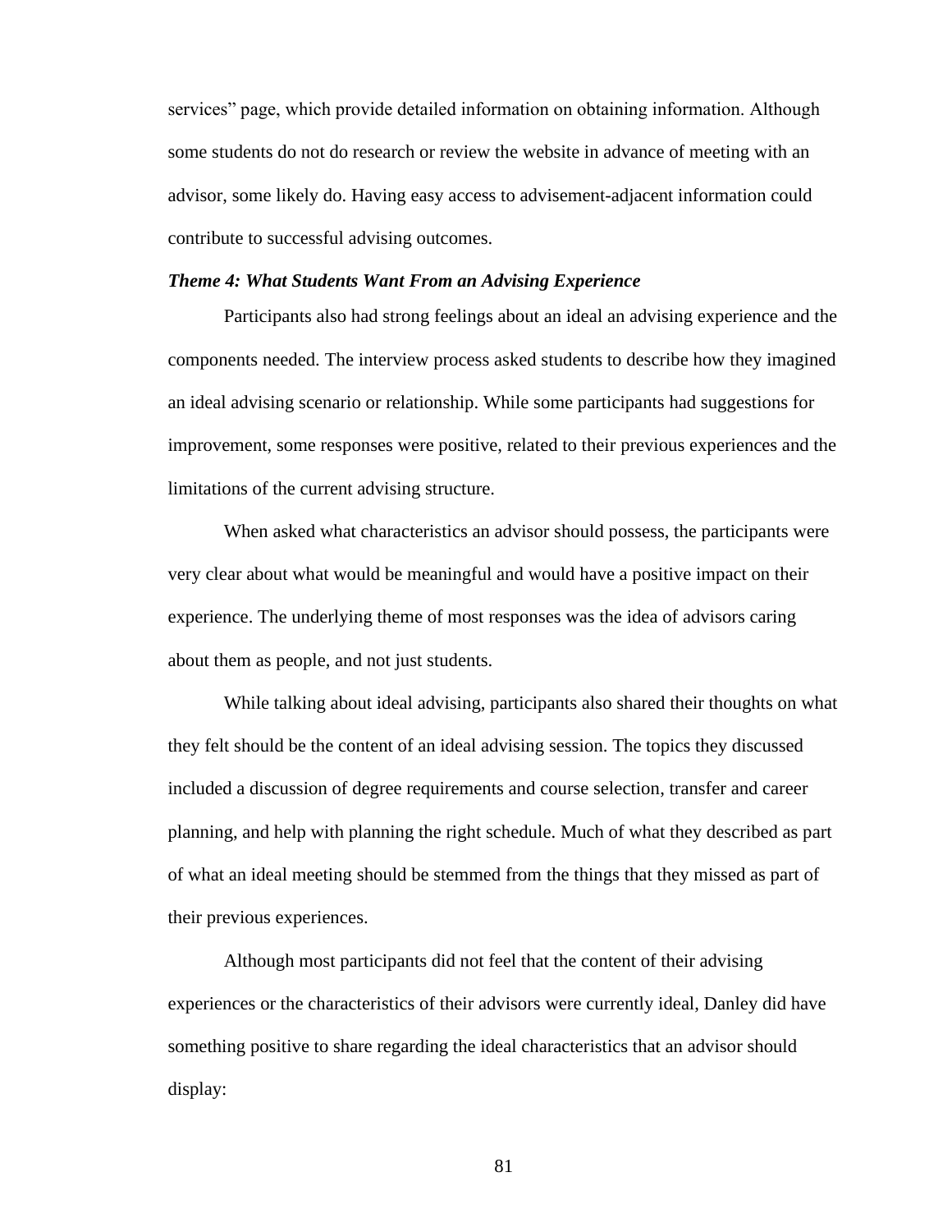services" page, which provide detailed information on obtaining information. Although some students do not do research or review the website in advance of meeting with an advisor, some likely do. Having easy access to advisement-adjacent information could contribute to successful advising outcomes.

### *Theme 4: What Students Want From an Advising Experience*

Participants also had strong feelings about an ideal an advising experience and the components needed. The interview process asked students to describe how they imagined an ideal advising scenario or relationship. While some participants had suggestions for improvement, some responses were positive, related to their previous experiences and the limitations of the current advising structure.

When asked what characteristics an advisor should possess, the participants were very clear about what would be meaningful and would have a positive impact on their experience. The underlying theme of most responses was the idea of advisors caring about them as people, and not just students.

While talking about ideal advising, participants also shared their thoughts on what they felt should be the content of an ideal advising session. The topics they discussed included a discussion of degree requirements and course selection, transfer and career planning, and help with planning the right schedule. Much of what they described as part of what an ideal meeting should be stemmed from the things that they missed as part of their previous experiences.

Although most participants did not feel that the content of their advising experiences or the characteristics of their advisors were currently ideal, Danley did have something positive to share regarding the ideal characteristics that an advisor should display: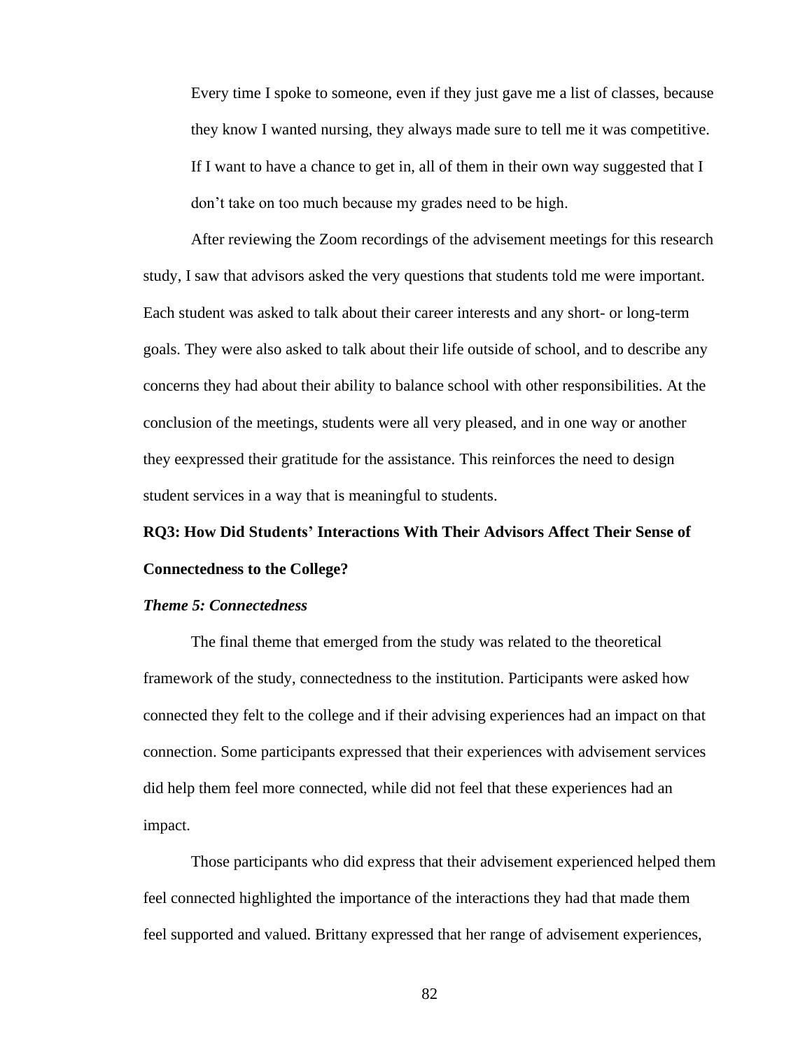> Every time I spoke to someone, even if they just gave me a list of classes, because they know I wanted nursing, they always made sure to tell me it was competitive. If I want to have a chance to get in, all of them in their own way suggested that I don't take on too much because my grades need to be high.

After reviewing the Zoom recordings of the advisement meetings for this research study, I saw that advisors asked the very questions that students told me were important. Each student was asked to talk about their career interests and any short- or long-term goals. They were also asked to talk about their life outside of school, and to describe any concerns they had about their ability to balance school with other responsibilities. At the conclusion of the meetings, students were all very pleased, and in one way or another they eexpressed their gratitude for the assistance. This reinforces the need to design student services in a way that is meaningful to students.

## RQ3: How Did Students' Interactions With Their Advisors Affect Their Sense of Connectedness to the College?

### *Theme 5: Connectedness*

The final theme that emerged from the study was related to the theoretical framework of the study, connectedness to the institution. Participants were asked how connected they felt to the college and if their advising experiences had an impact on that connection. Some participants expressed that their experiences with advisement services did help them feel more connected, while did not feel that these experiences had an impact.

Those participants who did express that their advisement experienced helped them feel connected highlighted the importance of the interactions they had that made them feel supported and valued. Brittany expressed that her range of advisement experiences,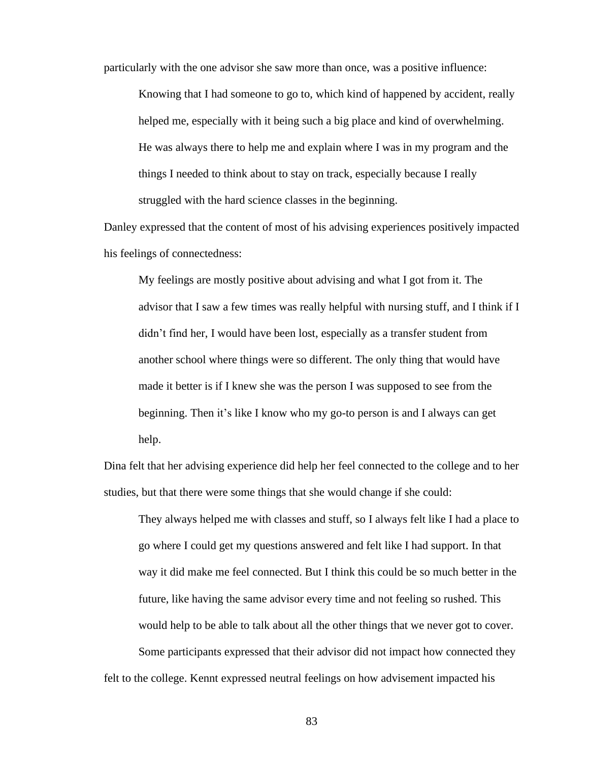particularly with the one advisor she saw more than once, was a positive influence:

> Knowing that I had someone to go to, which kind of happened by accident, really helped me, especially with it being such a big place and kind of overwhelming. He was always there to help me and explain where I was in my program and the things I needed to think about to stay on track, especially because I really struggled with the hard science classes in the beginning.

Danley expressed that the content of most of his advising experiences positively impacted his feelings of connectedness:

> My feelings are mostly positive about advising and what I got from it. The advisor that I saw a few times was really helpful with nursing stuff, and I think if I didn't find her, I would have been lost, especially as a transfer student from another school where things were so different. The only thing that would have made it better is if I knew she was the person I was supposed to see from the beginning. Then it's like I know who my go-to person is and I always can get help.

Dina felt that her advising experience did help her feel connected to the college and to her studies, but that there were some things that she would change if she could:

> They always helped me with classes and stuff, so I always felt like I had a place to go where I could get my questions answered and felt like I had support. In that way it did make me feel connected. But I think this could be so much better in the future, like having the same advisor every time and not feeling so rushed. This would help to be able to talk about all the other things that we never got to cover.

Some participants expressed that their advisor did not impact how connected they felt to the college. Kennt expressed neutral feelings on how advisement impacted his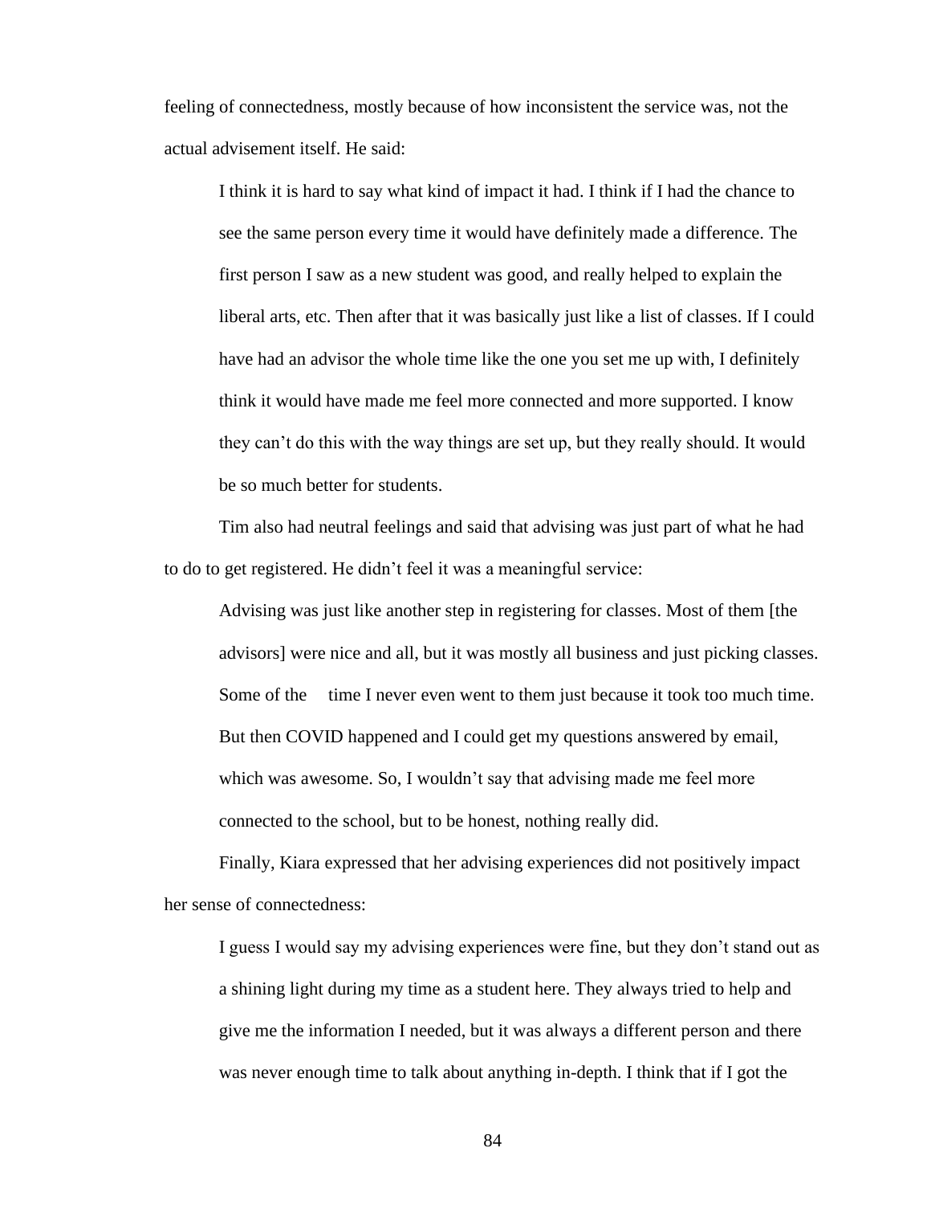feeling of connectedness, mostly because of how inconsistent the service was, not the actual advisement itself. He said:

> I think it is hard to say what kind of impact it had. I think if I had the chance to see the same person every time it would have definitely made a difference. The first person I saw as a new student was good, and really helped to explain the liberal arts, etc. Then after that it was basically just like a list of classes. If I could have had an advisor the whole time like the one you set me up with, I definitely think it would have made me feel more connected and more supported. I know they can't do this with the way things are set up, but they really should. It would be so much better for students.

Tim also had neutral feelings and said that advising was just part of what he had to do to get registered. He didn't feel it was a meaningful service:

> Advising was just like another step in registering for classes. Most of them [the advisors] were nice and all, but it was mostly all business and just picking classes. Some of the time I never even went to them just because it took too much time. But then COVID happened and I could get my questions answered by email, which was awesome. So, I wouldn't say that advising made me feel more connected to the school, but to be honest, nothing really did.

Finally, Kiara expressed that her advising experiences did not positively impact her sense of connectedness:

> I guess I would say my advising experiences were fine, but they don't stand out as a shining light during my time as a student here. They always tried to help and give me the information I needed, but it was always a different person and there was never enough time to talk about anything in-depth. I think that if I got the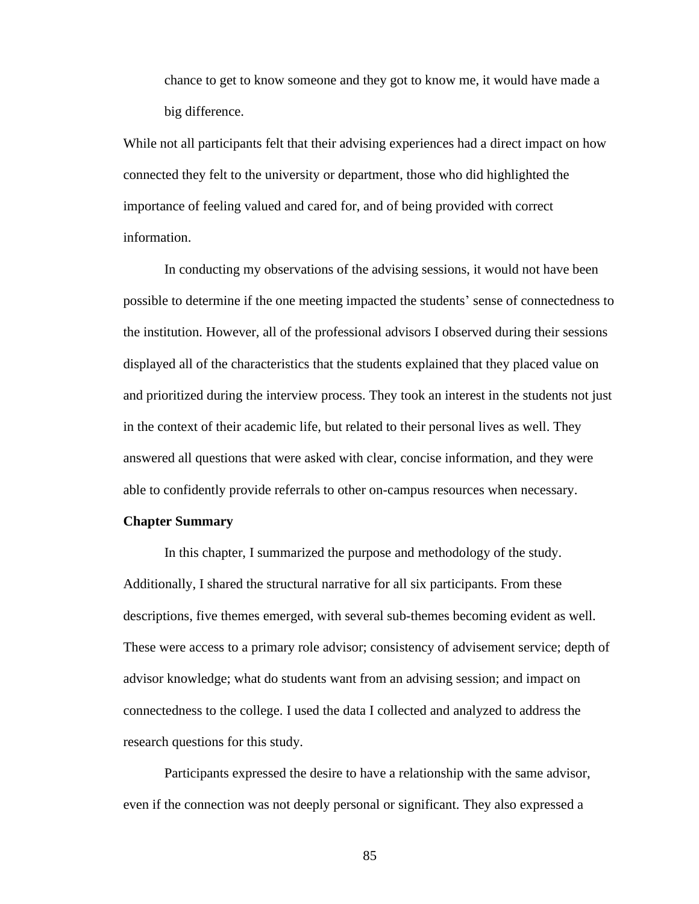> chance to get to know someone and they got to know me, it would have made a big difference.

While not all participants felt that their advising experiences had a direct impact on how connected they felt to the university or department, those who did highlighted the importance of feeling valued and cared for, and of being provided with correct information.

In conducting my observations of the advising sessions, it would not have been possible to determine if the one meeting impacted the students' sense of connectedness to the institution. However, all of the professional advisors I observed during their sessions displayed all of the characteristics that the students explained that they placed value on and prioritized during the interview process. They took an interest in the students not just in the context of their academic life, but related to their personal lives as well. They answered all questions that were asked with clear, concise information, and they were able to confidently provide referrals to other on-campus resources when necessary.

**Chapter Summary**

In this chapter, I summarized the purpose and methodology of the study. Additionally, I shared the structural narrative for all six participants. From these descriptions, five themes emerged, with several sub-themes becoming evident as well. These were access to a primary role advisor; consistency of advisement service; depth of advisor knowledge; what do students want from an advising session; and impact on connectedness to the college. I used the data I collected and analyzed to address the research questions for this study.

Participants expressed the desire to have a relationship with the same advisor, even if the connection was not deeply personal or significant. They also expressed a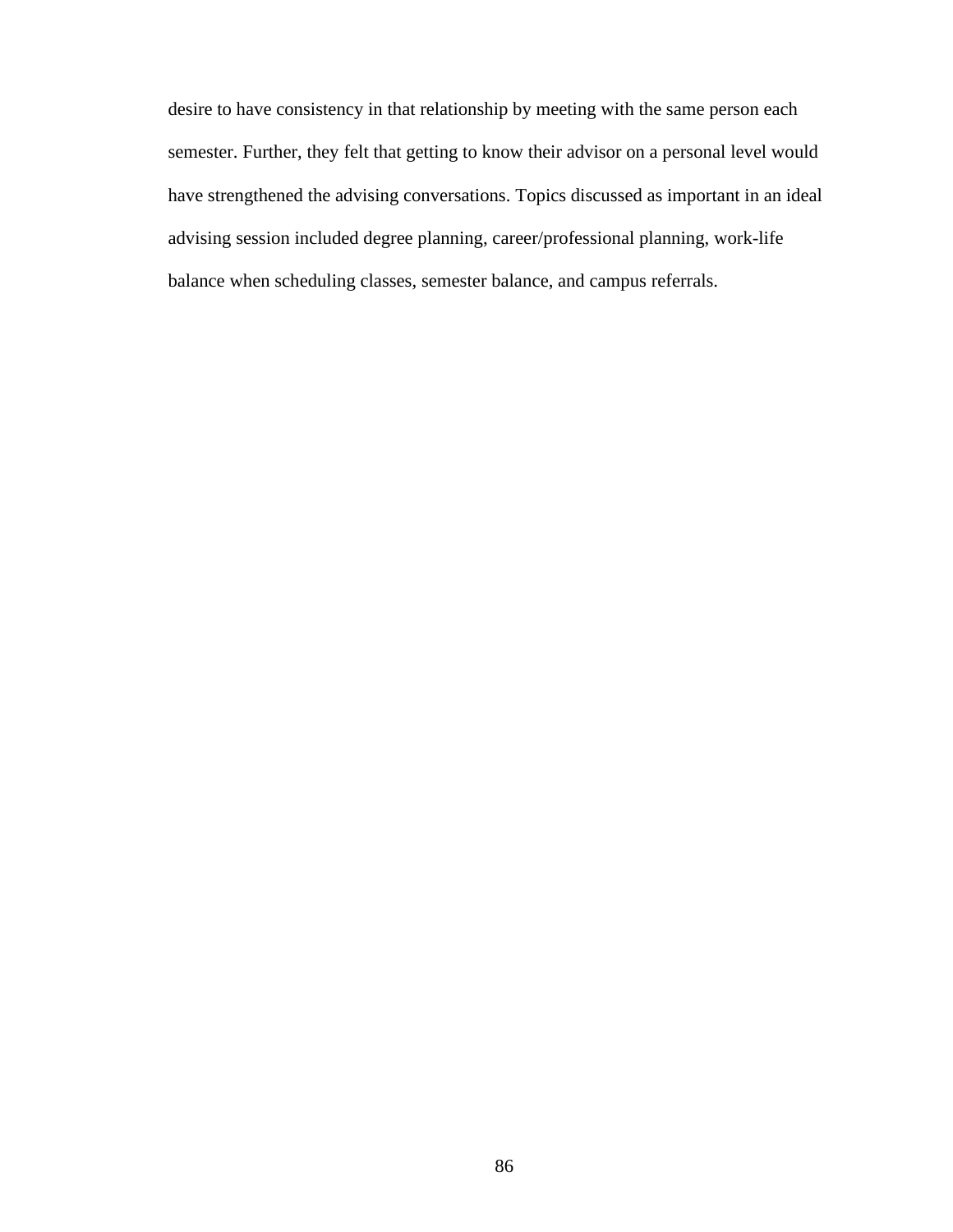desire to have consistency in that relationship by meeting with the same person each semester. Further, they felt that getting to know their advisor on a personal level would have strengthened the advising conversations. Topics discussed as important in an ideal advising session included degree planning, career/professional planning, work-life balance when scheduling classes, semester balance, and campus referrals.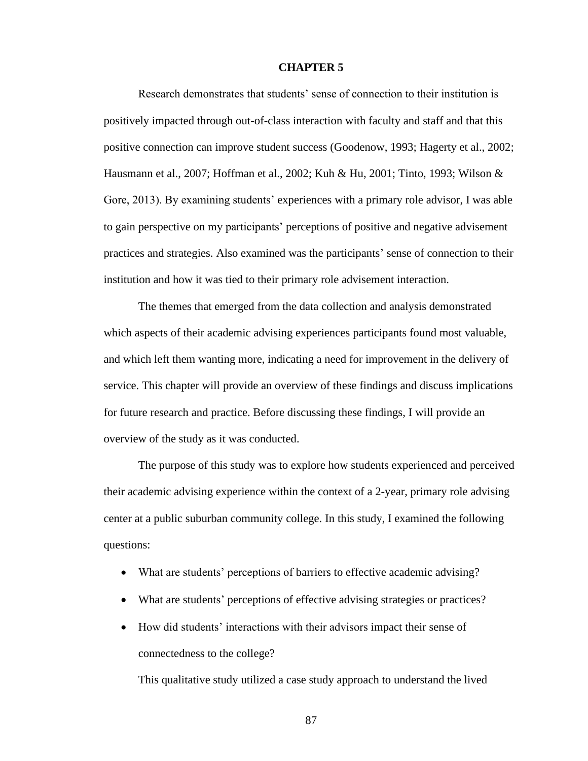# CHAPTER 5

Research demonstrates that students' sense of connection to their institution is positively impacted through out-of-class interaction with faculty and staff and that this positive connection can improve student success (Goodenow, 1993; Hagerty et al., 2002; Hausmann et al., 2007; Hoffman et al., 2002; Kuh & Hu, 2001; Tinto, 1993; Wilson & Gore, 2013). By examining students' experiences with a primary role advisor, I was able to gain perspective on my participants' perceptions of positive and negative advisement practices and strategies. Also examined was the participants' sense of connection to their institution and how it was tied to their primary role advisement interaction.

The themes that emerged from the data collection and analysis demonstrated which aspects of their academic advising experiences participants found most valuable, and which left them wanting more, indicating a need for improvement in the delivery of service. This chapter will provide an overview of these findings and discuss implications for future research and practice. Before discussing these findings, I will provide an overview of the study as it was conducted.

The purpose of this study was to explore how students experienced and perceived their academic advising experience within the context of a 2-year, primary role advising center at a public suburban community college. In this study, I examined the following questions:

- What are students' perceptions of barriers to effective academic advising?
- What are students' perceptions of effective advising strategies or practices?
- How did students' interactions with their advisors impact their sense of connectedness to the college?

This qualitative study utilized a case study approach to understand the lived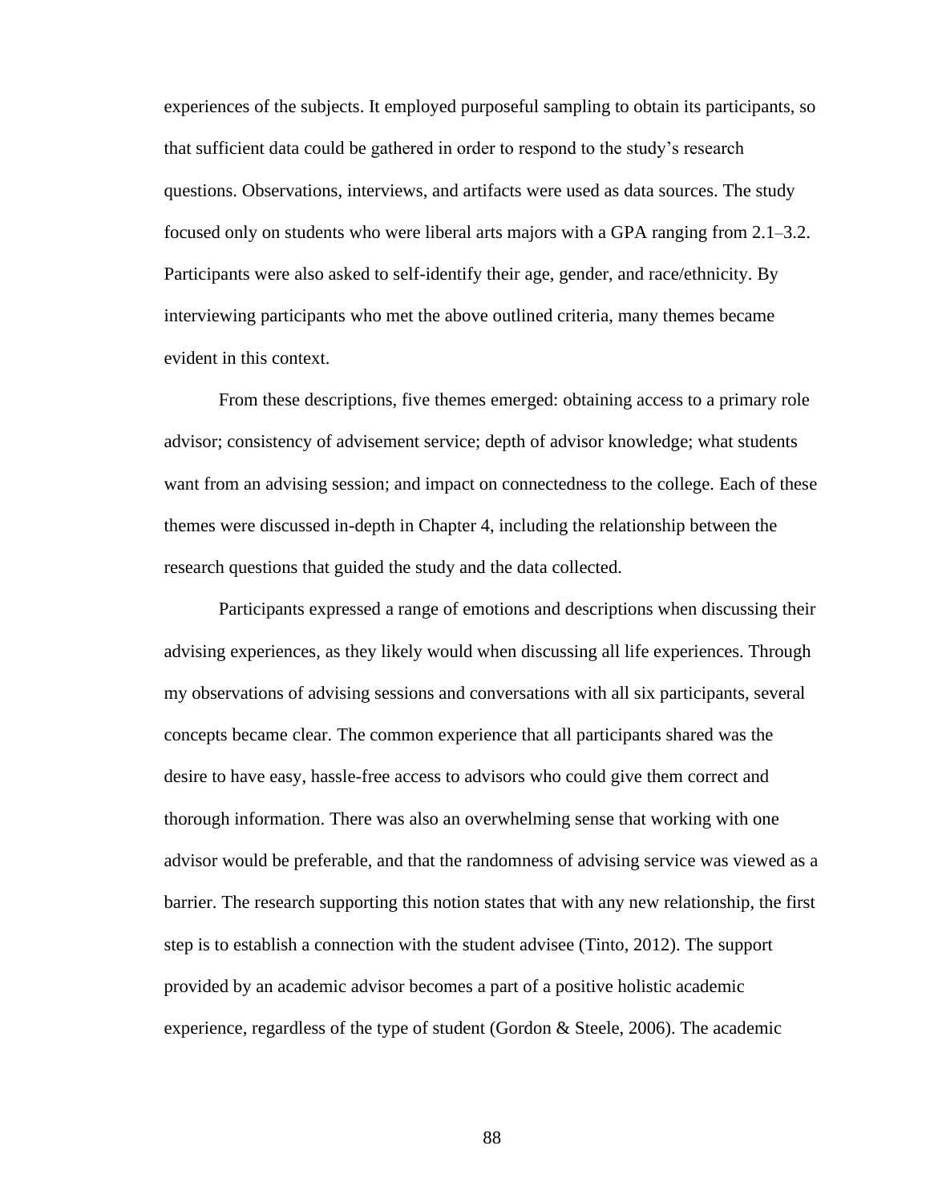experiences of the subjects. It employed purposeful sampling to obtain its participants, so that sufficient data could be gathered in order to respond to the study's research questions. Observations, interviews, and artifacts were used as data sources. The study focused only on students who were liberal arts majors with a GPA ranging from 2.1–3.2. Participants were also asked to self-identify their age, gender, and race/ethnicity. By interviewing participants who met the above outlined criteria, many themes became evident in this context.

From these descriptions, five themes emerged: obtaining access to a primary role advisor; consistency of advisement service; depth of advisor knowledge; what students want from an advising session; and impact on connectedness to the college. Each of these themes were discussed in-depth in Chapter 4, including the relationship between the research questions that guided the study and the data collected.

Participants expressed a range of emotions and descriptions when discussing their advising experiences, as they likely would when discussing all life experiences. Through my observations of advising sessions and conversations with all six participants, several concepts became clear. The common experience that all participants shared was the desire to have easy, hassle-free access to advisors who could give them correct and thorough information. There was also an overwhelming sense that working with one advisor would be preferable, and that the randomness of advising service was viewed as a barrier. The research supporting this notion states that with any new relationship, the first step is to establish a connection with the student advisee (Tinto, 2012). The support provided by an academic advisor becomes a part of a positive holistic academic experience, regardless of the type of student (Gordon & Steele, 2006). The academic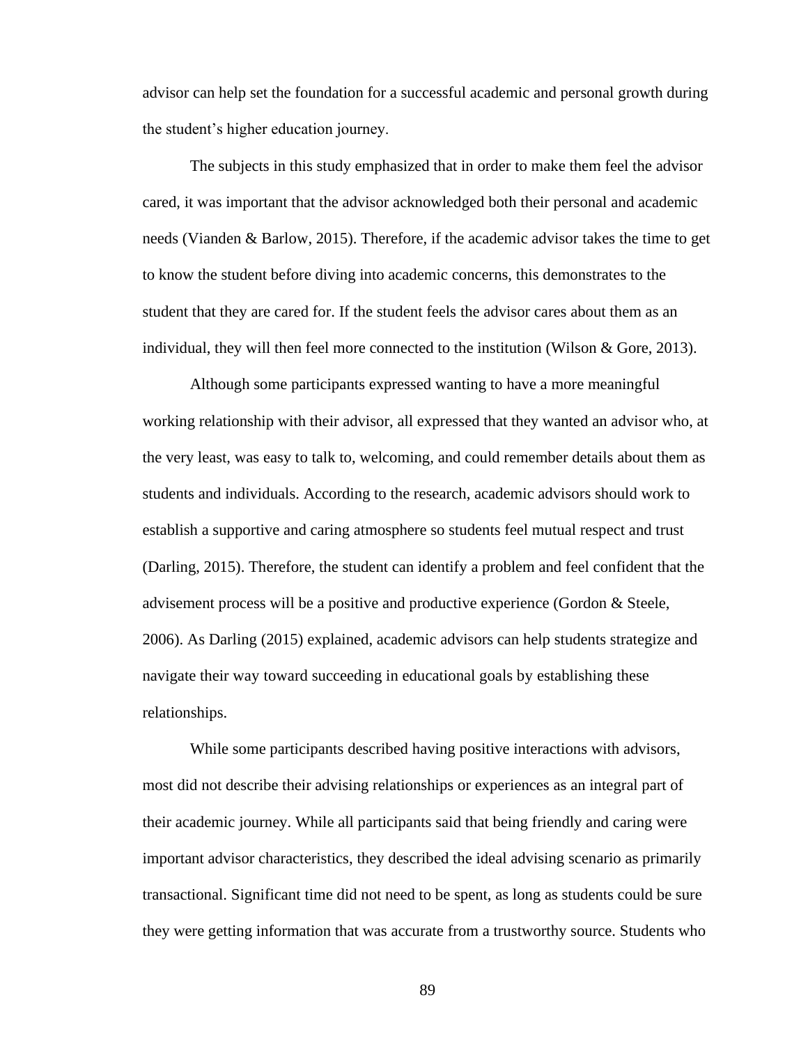advisor can help set the foundation for a successful academic and personal growth during the student's higher education journey.

The subjects in this study emphasized that in order to make them feel the advisor cared, it was important that the advisor acknowledged both their personal and academic needs (Vianden & Barlow, 2015). Therefore, if the academic advisor takes the time to get to know the student before diving into academic concerns, this demonstrates to the student that they are cared for. If the student feels the advisor cares about them as an individual, they will then feel more connected to the institution (Wilson & Gore, 2013).

Although some participants expressed wanting to have a more meaningful working relationship with their advisor, all expressed that they wanted an advisor who, at the very least, was easy to talk to, welcoming, and could remember details about them as students and individuals. According to the research, academic advisors should work to establish a supportive and caring atmosphere so students feel mutual respect and trust (Darling, 2015). Therefore, the student can identify a problem and feel confident that the advisement process will be a positive and productive experience (Gordon & Steele, 2006). As Darling (2015) explained, academic advisors can help students strategize and navigate their way toward succeeding in educational goals by establishing these relationships.

While some participants described having positive interactions with advisors, most did not describe their advising relationships or experiences as an integral part of their academic journey. While all participants said that being friendly and caring were important advisor characteristics, they described the ideal advising scenario as primarily transactional. Significant time did not need to be spent, as long as students could be sure they were getting information that was accurate from a trustworthy source. Students who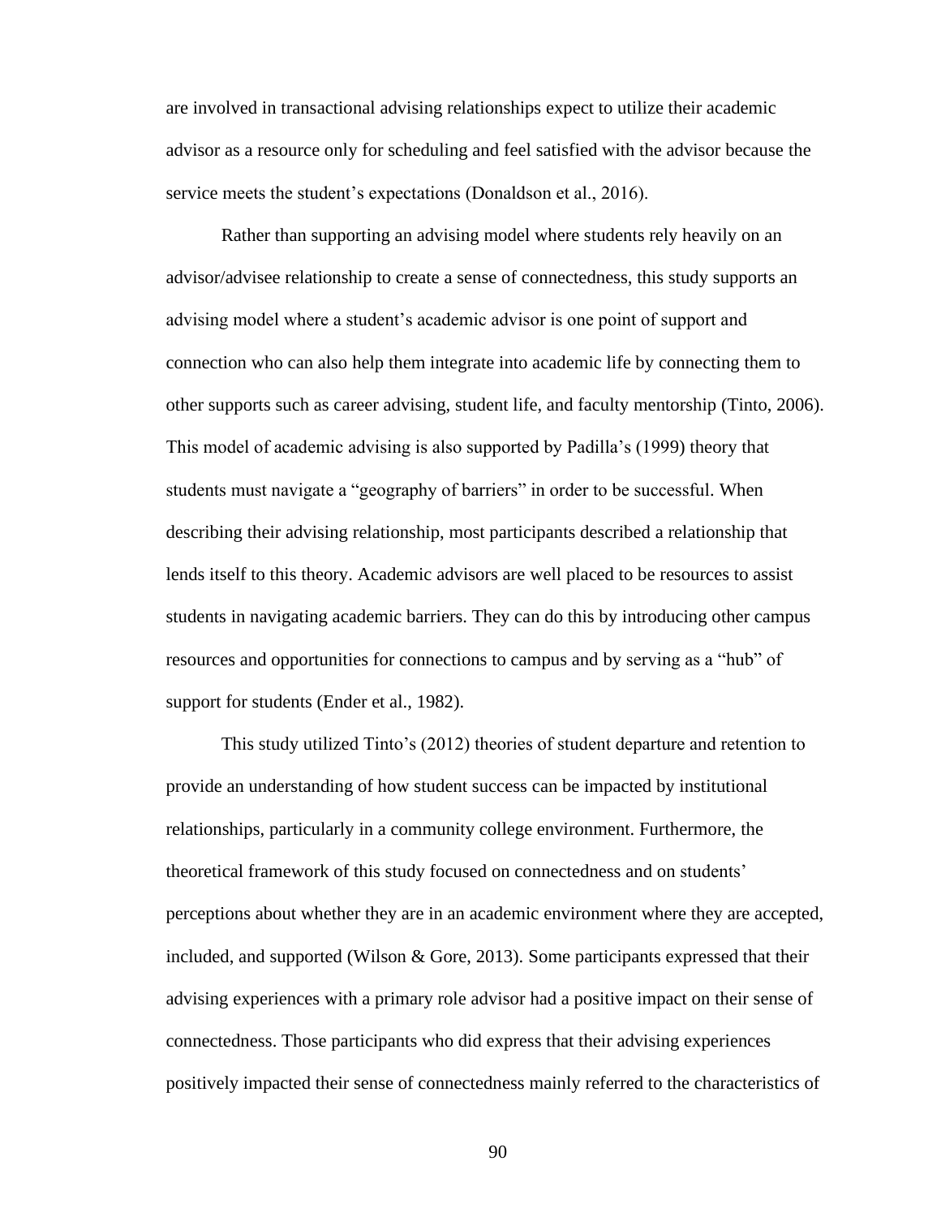are involved in transactional advising relationships expect to utilize their academic advisor as a resource only for scheduling and feel satisfied with the advisor because the service meets the student's expectations (Donaldson et al., 2016).

Rather than supporting an advising model where students rely heavily on an advisor/advisee relationship to create a sense of connectedness, this study supports an advising model where a student's academic advisor is one point of support and connection who can also help them integrate into academic life by connecting them to other supports such as career advising, student life, and faculty mentorship (Tinto, 2006). This model of academic advising is also supported by Padilla's (1999) theory that students must navigate a "geography of barriers" in order to be successful. When describing their advising relationship, most participants described a relationship that lends itself to this theory. Academic advisors are well placed to be resources to assist students in navigating academic barriers. They can do this by introducing other campus resources and opportunities for connections to campus and by serving as a "hub" of support for students (Ender et al., 1982).

This study utilized Tinto's (2012) theories of student departure and retention to provide an understanding of how student success can be impacted by institutional relationships, particularly in a community college environment. Furthermore, the theoretical framework of this study focused on connectedness and on students' perceptions about whether they are in an academic environment where they are accepted, included, and supported (Wilson & Gore, 2013). Some participants expressed that their advising experiences with a primary role advisor had a positive impact on their sense of connectedness. Those participants who did express that their advising experiences positively impacted their sense of connectedness mainly referred to the characteristics of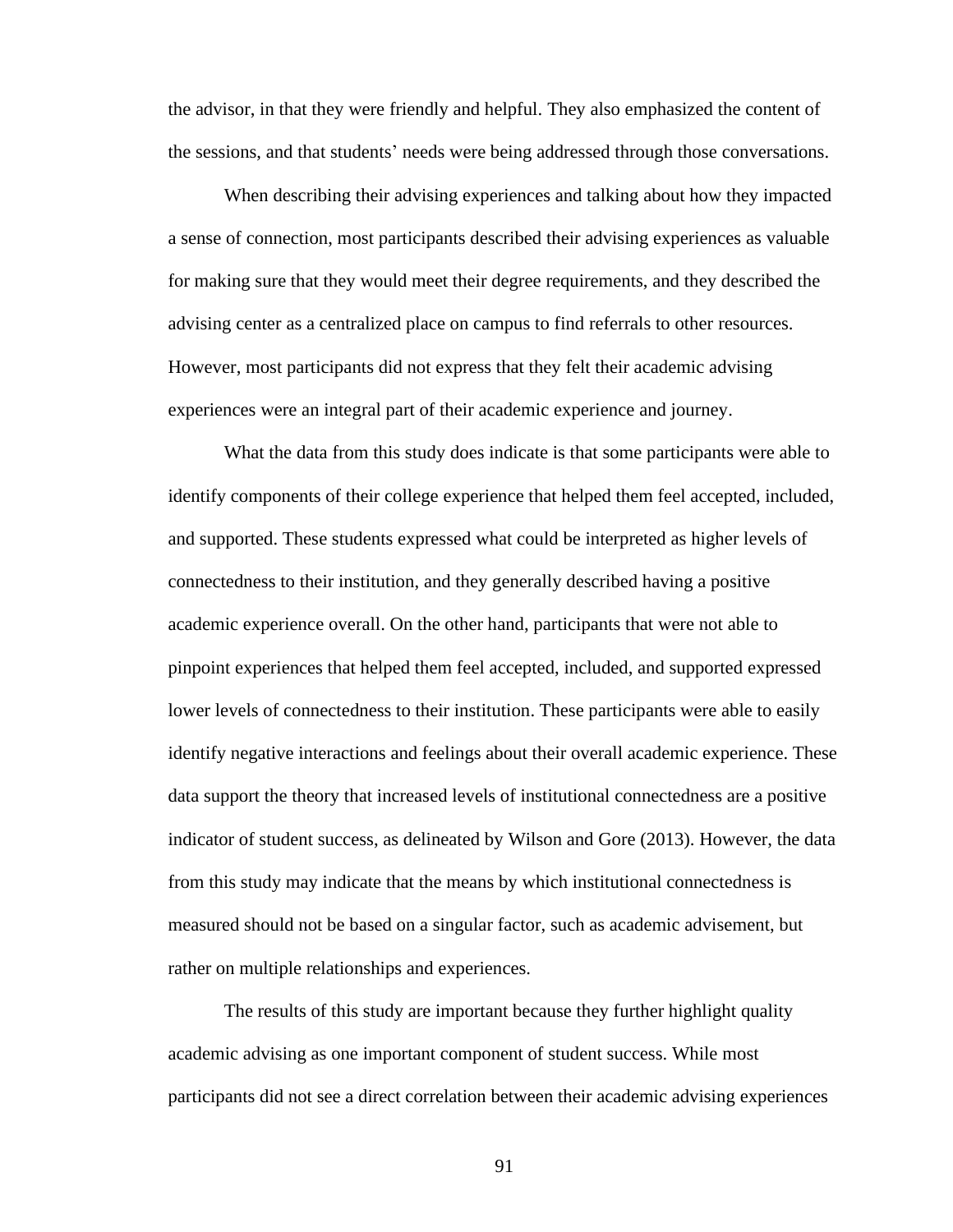the advisor, in that they were friendly and helpful. They also emphasized the content of the sessions, and that students' needs were being addressed through those conversations.

When describing their advising experiences and talking about how they impacted a sense of connection, most participants described their advising experiences as valuable for making sure that they would meet their degree requirements, and they described the advising center as a centralized place on campus to find referrals to other resources. However, most participants did not express that they felt their academic advising experiences were an integral part of their academic experience and journey.

What the data from this study does indicate is that some participants were able to identify components of their college experience that helped them feel accepted, included, and supported. These students expressed what could be interpreted as higher levels of connectedness to their institution, and they generally described having a positive academic experience overall. On the other hand, participants that were not able to pinpoint experiences that helped them feel accepted, included, and supported expressed lower levels of connectedness to their institution. These participants were able to easily identify negative interactions and feelings about their overall academic experience. These data support the theory that increased levels of institutional connectedness are a positive indicator of student success, as delineated by Wilson and Gore (2013). However, the data from this study may indicate that the means by which institutional connectedness is measured should not be based on a singular factor, such as academic advisement, but rather on multiple relationships and experiences.

The results of this study are important because they further highlight quality academic advising as one important component of student success. While most participants did not see a direct correlation between their academic advising experiences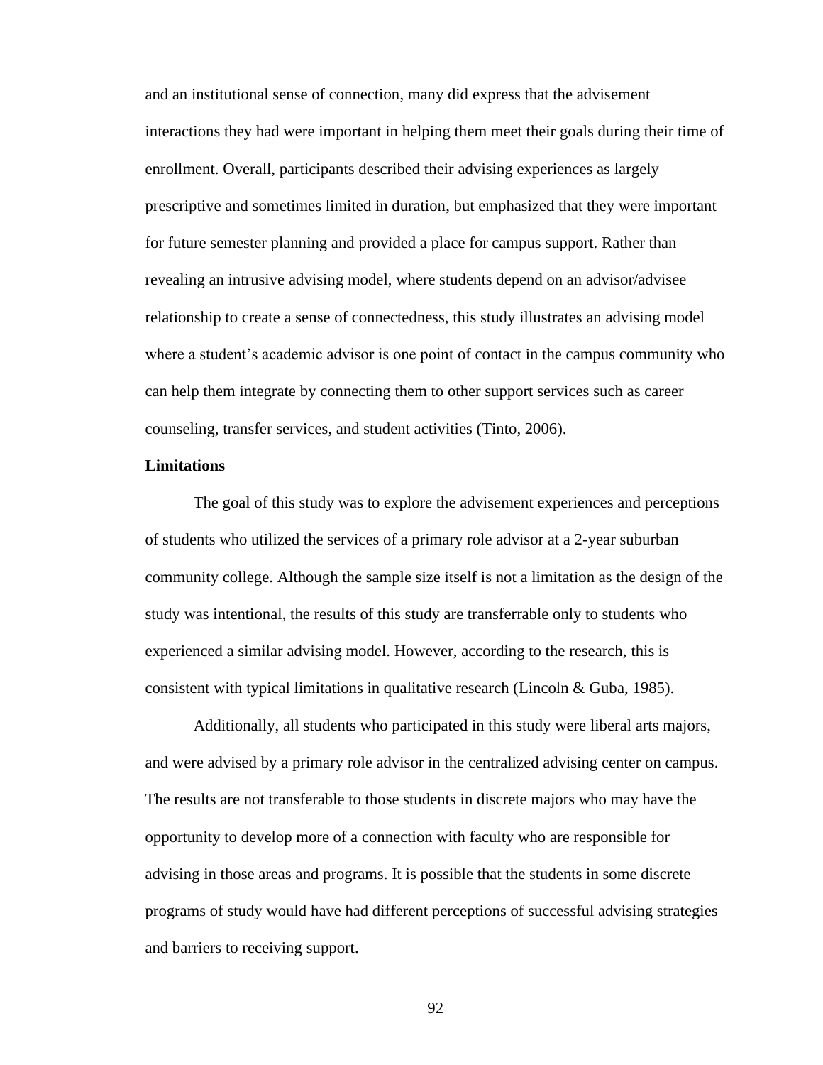and an institutional sense of connection, many did express that the advisement interactions they had were important in helping them meet their goals during their time of enrollment. Overall, participants described their advising experiences as largely prescriptive and sometimes limited in duration, but emphasized that they were important for future semester planning and provided a place for campus support. Rather than revealing an intrusive advising model, where students depend on an advisor/advisee relationship to create a sense of connectedness, this study illustrates an advising model where a student's academic advisor is one point of contact in the campus community who can help them integrate by connecting them to other support services such as career counseling, transfer services, and student activities (Tinto, 2006).

**Limitations**

The goal of this study was to explore the advisement experiences and perceptions of students who utilized the services of a primary role advisor at a 2-year suburban community college. Although the sample size itself is not a limitation as the design of the study was intentional, the results of this study are transferrable only to students who experienced a similar advising model. However, according to the research, this is consistent with typical limitations in qualitative research (Lincoln & Guba, 1985).

Additionally, all students who participated in this study were liberal arts majors, and were advised by a primary role advisor in the centralized advising center on campus. The results are not transferable to those students in discrete majors who may have the opportunity to develop more of a connection with faculty who are responsible for advising in those areas and programs. It is possible that the students in some discrete programs of study would have had different perceptions of successful advising strategies and barriers to receiving support.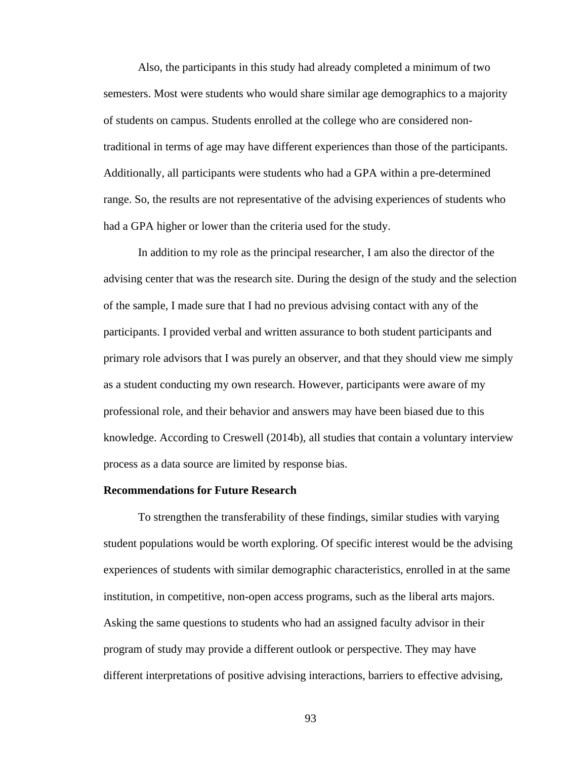Also, the participants in this study had already completed a minimum of two semesters. Most were students who would share similar age demographics to a majority of students on campus. Students enrolled at the college who are considered non-traditional in terms of age may have different experiences than those of the participants. Additionally, all participants were students who had a GPA within a pre-determined range. So, the results are not representative of the advising experiences of students who had a GPA higher or lower than the criteria used for the study.

In addition to my role as the principal researcher, I am also the director of the advising center that was the research site. During the design of the study and the selection of the sample, I made sure that I had no previous advising contact with any of the participants. I provided verbal and written assurance to both student participants and primary role advisors that I was purely an observer, and that they should view me simply as a student conducting my own research. However, participants were aware of my professional role, and their behavior and answers may have been biased due to this knowledge. According to Creswell (2014b), all studies that contain a voluntary interview process as a data source are limited by response bias.

**Recommendations for Future Research**

To strengthen the transferability of these findings, similar studies with varying student populations would be worth exploring. Of specific interest would be the advising experiences of students with similar demographic characteristics, enrolled in at the same institution, in competitive, non-open access programs, such as the liberal arts majors. Asking the same questions to students who had an assigned faculty advisor in their program of study may provide a different outlook or perspective. They may have different interpretations of positive advising interactions, barriers to effective advising,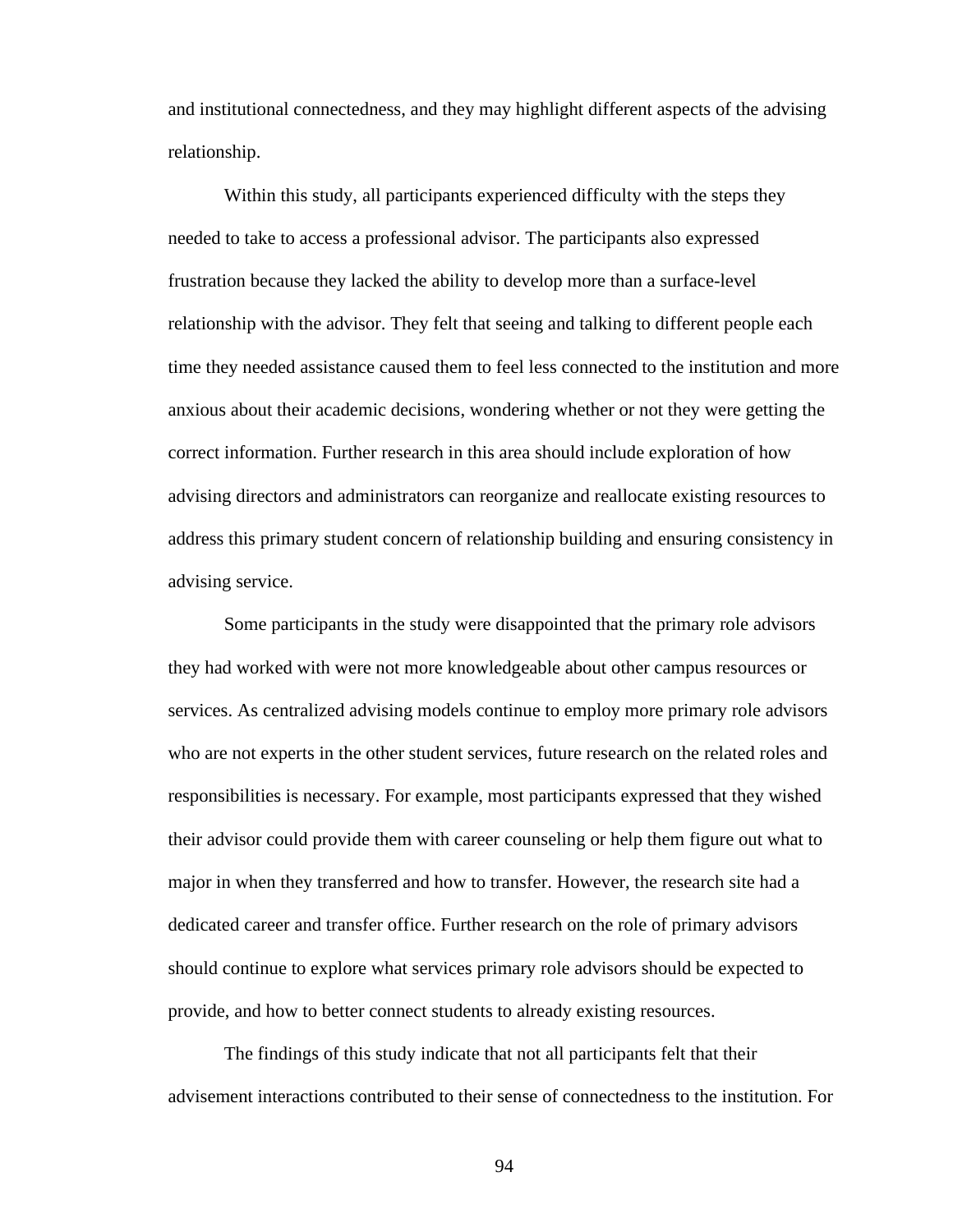and institutional connectedness, and they may highlight different aspects of the advising relationship.

Within this study, all participants experienced difficulty with the steps they needed to take to access a professional advisor. The participants also expressed frustration because they lacked the ability to develop more than a surface-level relationship with the advisor. They felt that seeing and talking to different people each time they needed assistance caused them to feel less connected to the institution and more anxious about their academic decisions, wondering whether or not they were getting the correct information. Further research in this area should include exploration of how advising directors and administrators can reorganize and reallocate existing resources to address this primary student concern of relationship building and ensuring consistency in advising service.

Some participants in the study were disappointed that the primary role advisors they had worked with were not more knowledgeable about other campus resources or services. As centralized advising models continue to employ more primary role advisors who are not experts in the other student services, future research on the related roles and responsibilities is necessary. For example, most participants expressed that they wished their advisor could provide them with career counseling or help them figure out what to major in when they transferred and how to transfer. However, the research site had a dedicated career and transfer office. Further research on the role of primary advisors should continue to explore what services primary role advisors should be expected to provide, and how to better connect students to already existing resources.

The findings of this study indicate that not all participants felt that their advisement interactions contributed to their sense of connectedness to the institution. For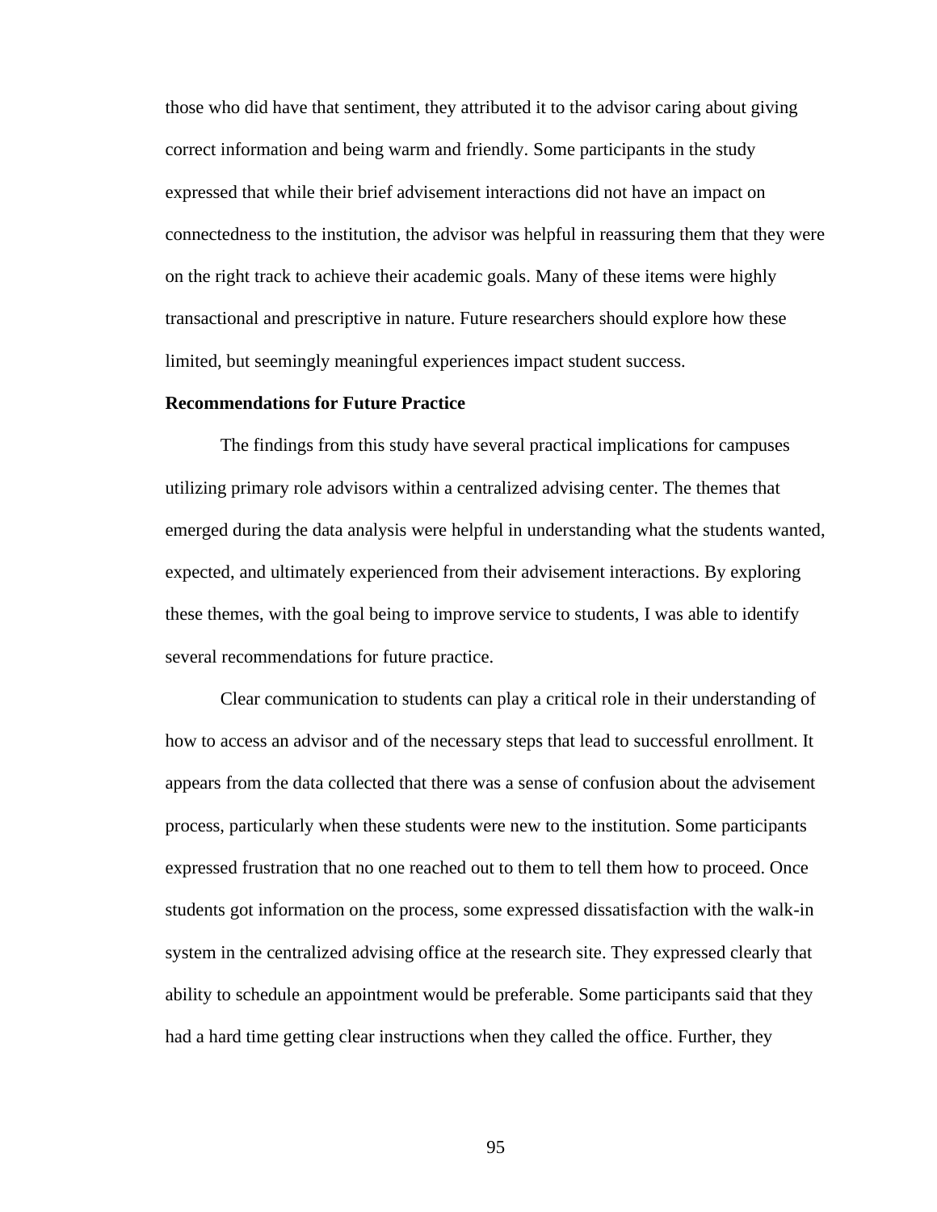those who did have that sentiment, they attributed it to the advisor caring about giving correct information and being warm and friendly. Some participants in the study expressed that while their brief advisement interactions did not have an impact on connectedness to the institution, the advisor was helpful in reassuring them that they were on the right track to achieve their academic goals. Many of these items were highly transactional and prescriptive in nature. Future researchers should explore how these limited, but seemingly meaningful experiences impact student success.

**Recommendations for Future Practice**

The findings from this study have several practical implications for campuses utilizing primary role advisors within a centralized advising center. The themes that emerged during the data analysis were helpful in understanding what the students wanted, expected, and ultimately experienced from their advisement interactions. By exploring these themes, with the goal being to improve service to students, I was able to identify several recommendations for future practice.

Clear communication to students can play a critical role in their understanding of how to access an advisor and of the necessary steps that lead to successful enrollment. It appears from the data collected that there was a sense of confusion about the advisement process, particularly when these students were new to the institution. Some participants expressed frustration that no one reached out to them to tell them how to proceed. Once students got information on the process, some expressed dissatisfaction with the walk-in system in the centralized advising office at the research site. They expressed clearly that ability to schedule an appointment would be preferable. Some participants said that they had a hard time getting clear instructions when they called the office. Further, they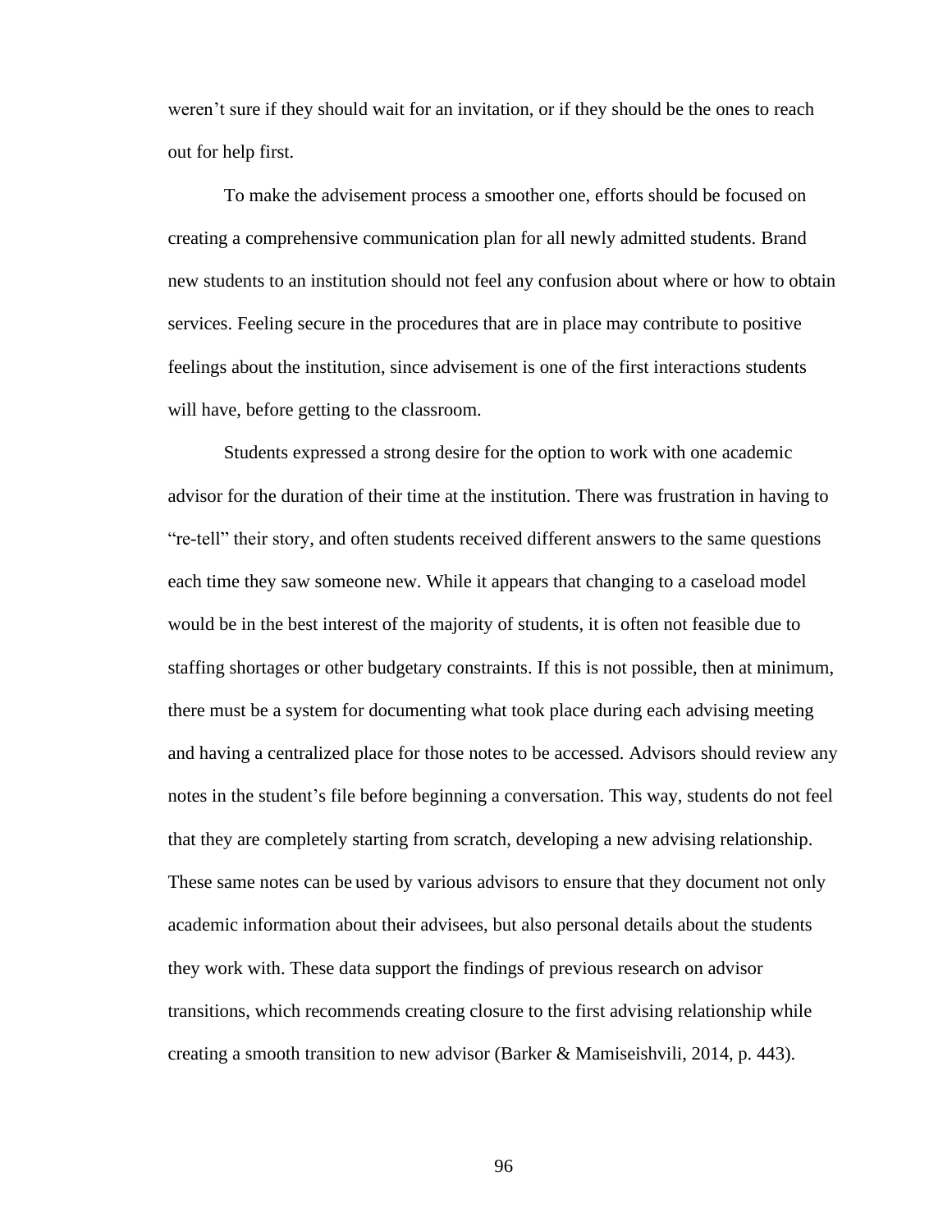weren't sure if they should wait for an invitation, or if they should be the ones to reach out for help first.

To make the advisement process a smoother one, efforts should be focused on creating a comprehensive communication plan for all newly admitted students. Brand new students to an institution should not feel any confusion about where or how to obtain services. Feeling secure in the procedures that are in place may contribute to positive feelings about the institution, since advisement is one of the first interactions students will have, before getting to the classroom.

Students expressed a strong desire for the option to work with one academic advisor for the duration of their time at the institution. There was frustration in having to "re-tell" their story, and often students received different answers to the same questions each time they saw someone new. While it appears that changing to a caseload model would be in the best interest of the majority of students, it is often not feasible due to staffing shortages or other budgetary constraints. If this is not possible, then at minimum, there must be a system for documenting what took place during each advising meeting and having a centralized place for those notes to be accessed. Advisors should review any notes in the student's file before beginning a conversation. This way, students do not feel that they are completely starting from scratch, developing a new advising relationship. These same notes can be used by various advisors to ensure that they document not only academic information about their advisees, but also personal details about the students they work with. These data support the findings of previous research on advisor transitions, which recommends creating closure to the first advising relationship while creating a smooth transition to new advisor (Barker & Mamiseishvili, 2014, p. 443).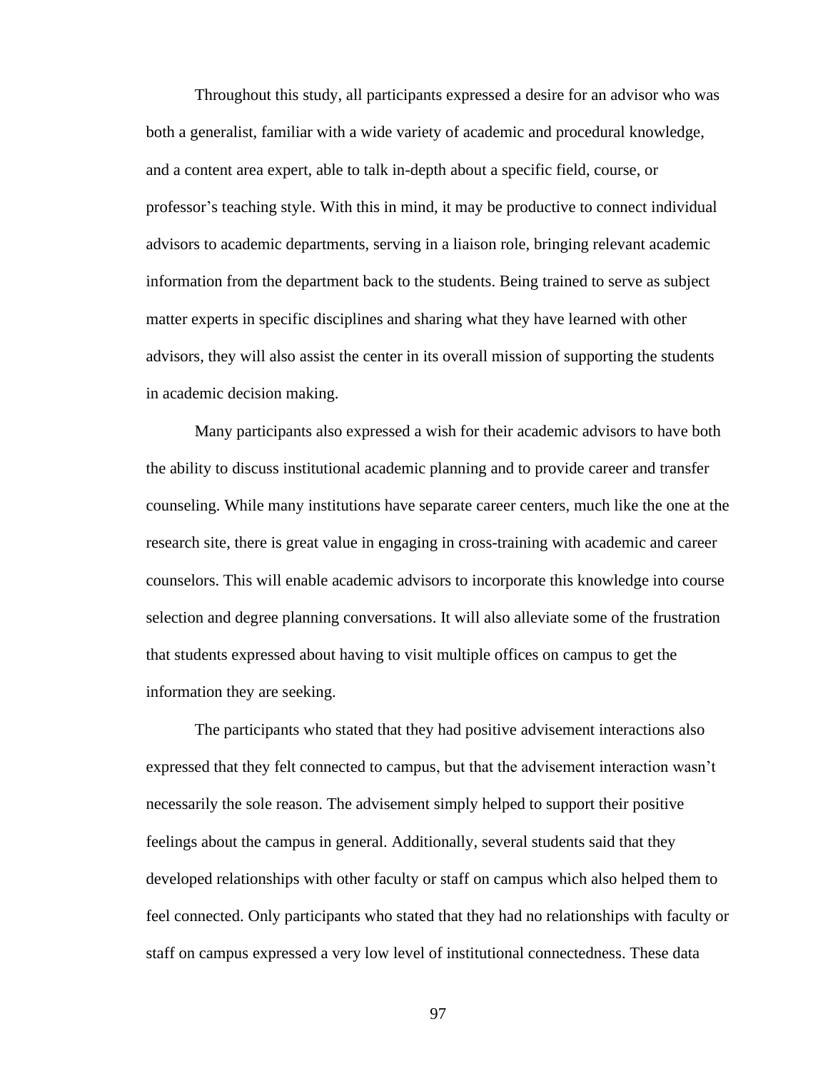Throughout this study, all participants expressed a desire for an advisor who was both a generalist, familiar with a wide variety of academic and procedural knowledge, and a content area expert, able to talk in-depth about a specific field, course, or professor's teaching style. With this in mind, it may be productive to connect individual advisors to academic departments, serving in a liaison role, bringing relevant academic information from the department back to the students. Being trained to serve as subject matter experts in specific disciplines and sharing what they have learned with other advisors, they will also assist the center in its overall mission of supporting the students in academic decision making.

Many participants also expressed a wish for their academic advisors to have both the ability to discuss institutional academic planning and to provide career and transfer counseling. While many institutions have separate career centers, much like the one at the research site, there is great value in engaging in cross-training with academic and career counselors. This will enable academic advisors to incorporate this knowledge into course selection and degree planning conversations. It will also alleviate some of the frustration that students expressed about having to visit multiple offices on campus to get the information they are seeking.

The participants who stated that they had positive advisement interactions also expressed that they felt connected to campus, but that the advisement interaction wasn't necessarily the sole reason. The advisement simply helped to support their positive feelings about the campus in general. Additionally, several students said that they developed relationships with other faculty or staff on campus which also helped them to feel connected. Only participants who stated that they had no relationships with faculty or staff on campus expressed a very low level of institutional connectedness. These data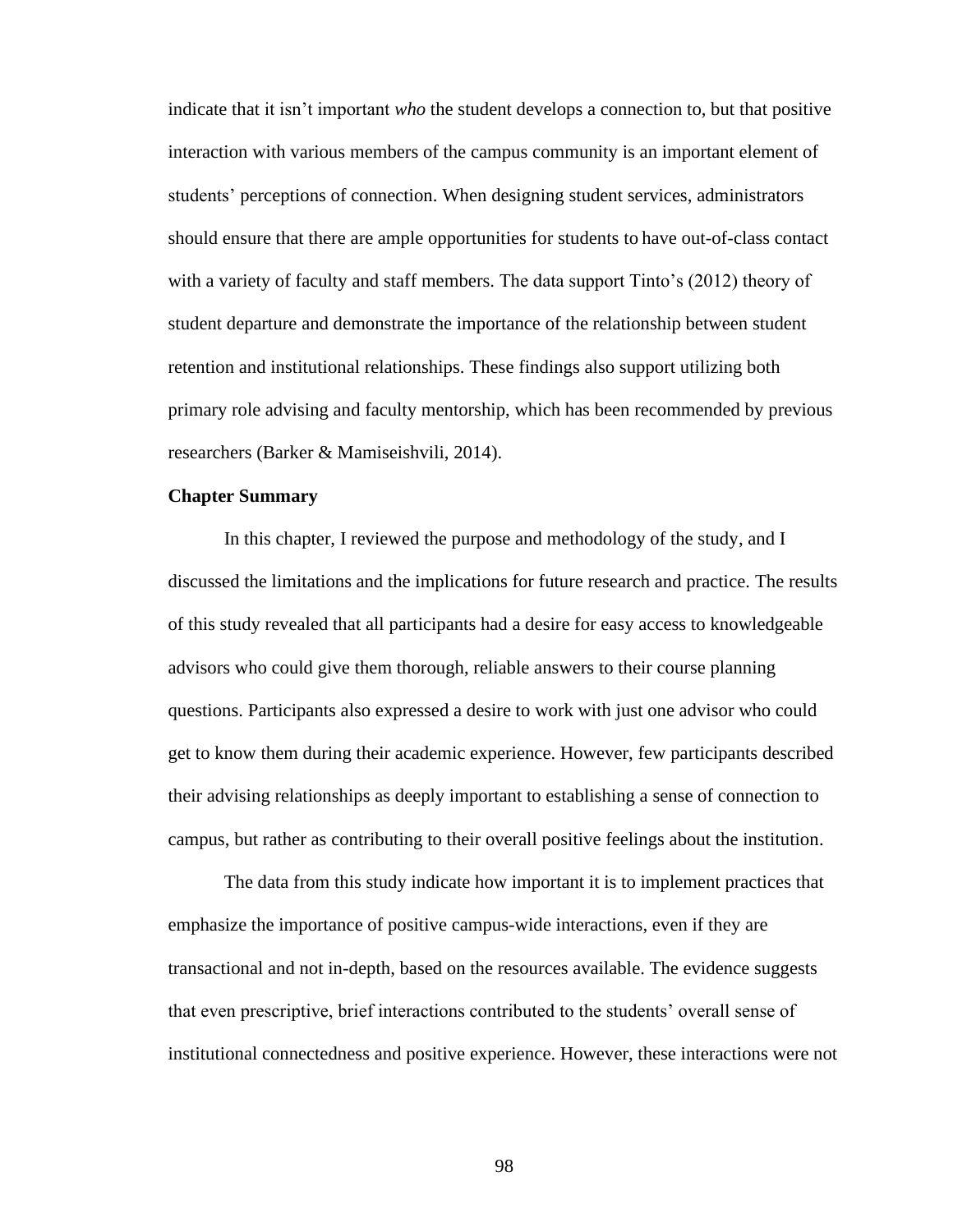indicate that it isn't important *who* the student develops a connection to, but that positive interaction with various members of the campus community is an important element of students' perceptions of connection. When designing student services, administrators should ensure that there are ample opportunities for students to have out-of-class contact with a variety of faculty and staff members. The data support Tinto's (2012) theory of student departure and demonstrate the importance of the relationship between student retention and institutional relationships. These findings also support utilizing both primary role advising and faculty mentorship, which has been recommended by previous researchers (Barker & Mamiseishvili, 2014).

**Chapter Summary**

In this chapter, I reviewed the purpose and methodology of the study, and I discussed the limitations and the implications for future research and practice. The results of this study revealed that all participants had a desire for easy access to knowledgeable advisors who could give them thorough, reliable answers to their course planning questions. Participants also expressed a desire to work with just one advisor who could get to know them during their academic experience. However, few participants described their advising relationships as deeply important to establishing a sense of connection to campus, but rather as contributing to their overall positive feelings about the institution.

The data from this study indicate how important it is to implement practices that emphasize the importance of positive campus-wide interactions, even if they are transactional and not in-depth, based on the resources available. The evidence suggests that even prescriptive, brief interactions contributed to the students' overall sense of institutional connectedness and positive experience. However, these interactions were not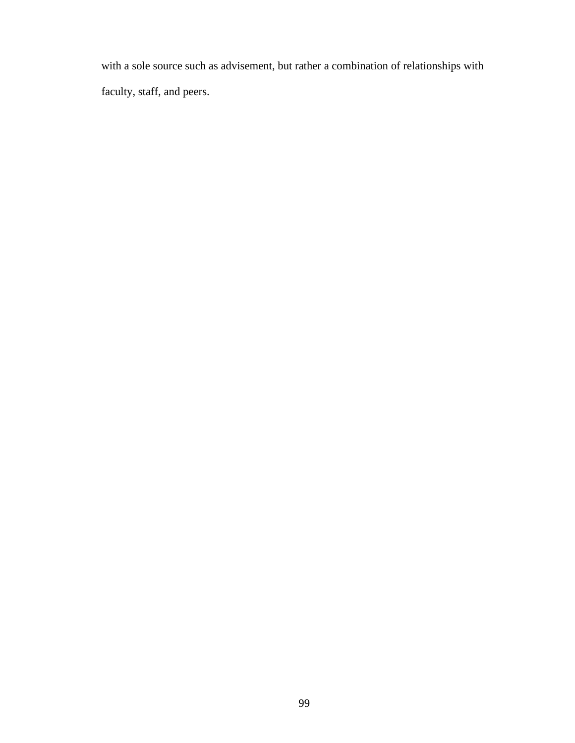with a sole source such as advisement, but rather a combination of relationships with faculty, staff, and peers.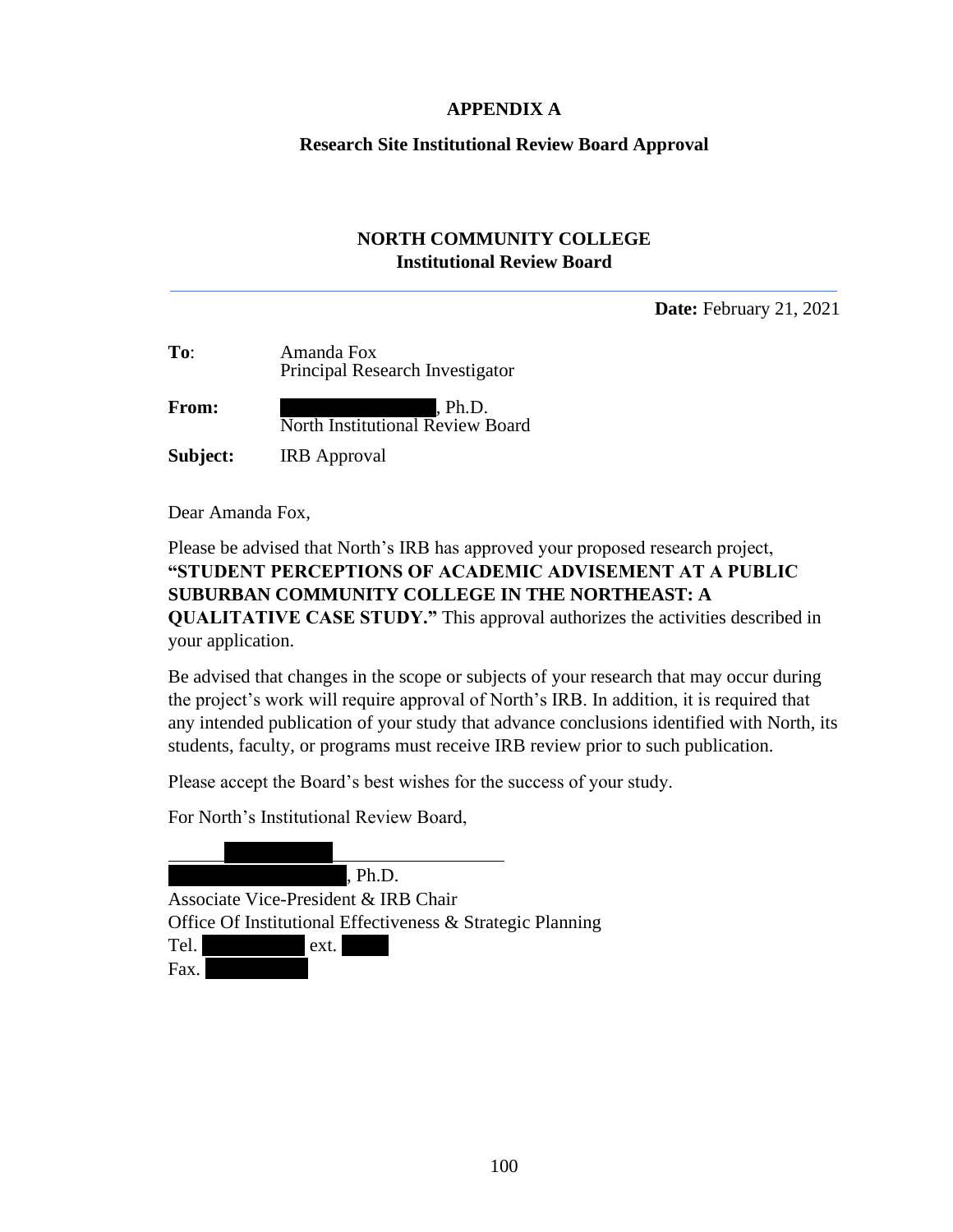# APPENDIX A

## Research Site Institutional Review Board Approval

**NORTH COMMUNITY COLLEGE**
**Institutional Review Board**

---

**Date:** February 21, 2021

**To**: Amanda Fox
Principal Research Investigator

**From:** , Ph.D.
North Institutional Review Board

**Subject:** IRB Approval

Dear Amanda Fox,

Please be advised that North's IRB has approved your proposed research project, **"STUDENT PERCEPTIONS OF ACADEMIC ADVISEMENT AT A PUBLIC SUBURBAN COMMUNITY COLLEGE IN THE NORTHEAST: A QUALITATIVE CASE STUDY."** This approval authorizes the activities described in your application.

Be advised that changes in the scope or subjects of your research that may occur during the project's work will require approval of North's IRB. In addition, it is required that any intended publication of your study that advance conclusions identified with North, its students, faculty, or programs must receive IRB review prior to such publication.

Please accept the Board's best wishes for the success of your study.

For North's Institutional Review Board,

, Ph.D.
Associate Vice-President & IRB Chair
Office Of Institutional Effectiveness & Strategic Planning
Tel. ext.
Fax.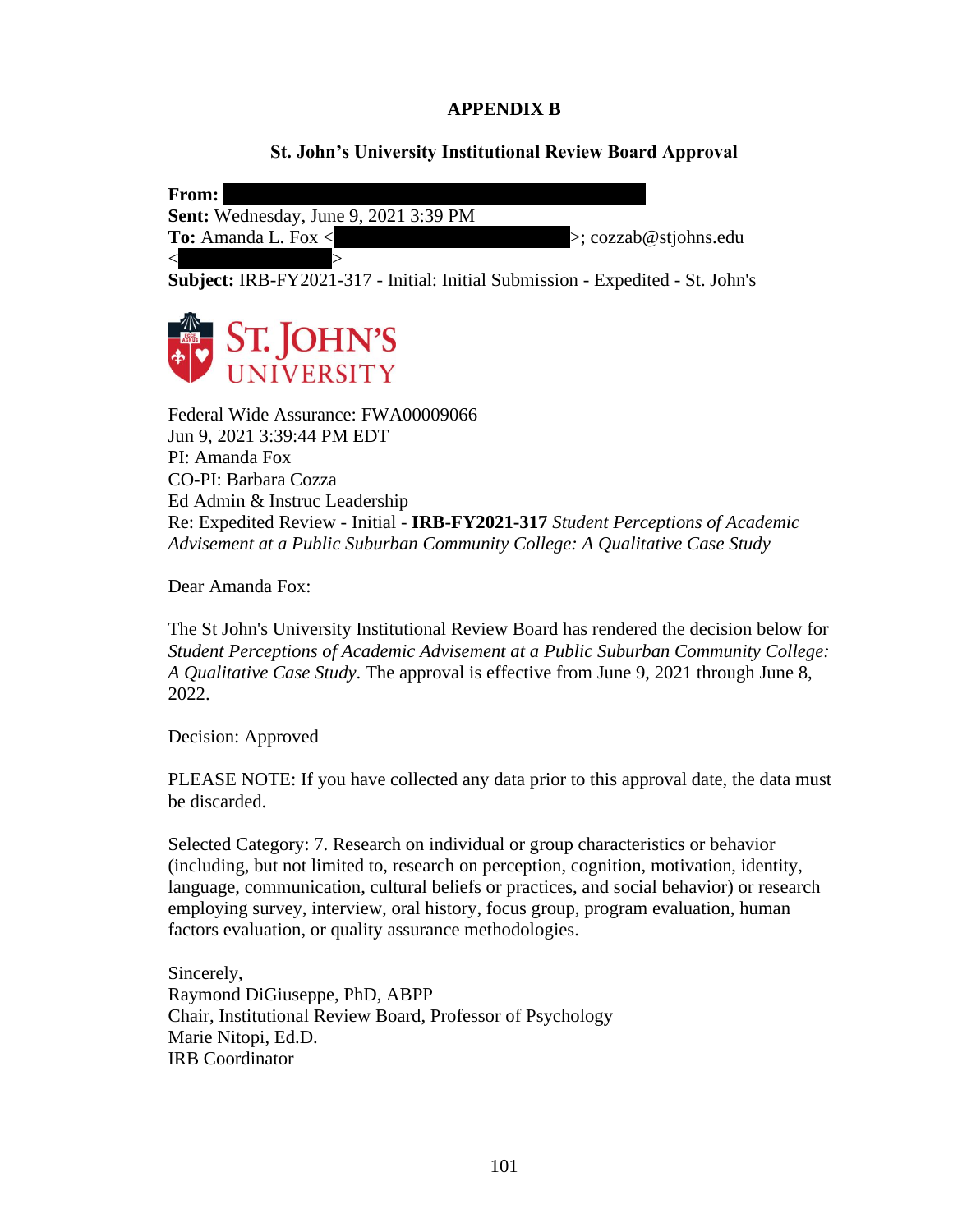# APPENDIX B

## St. John's University Institutional Review Board Approval

**From:**
**Sent:** Wednesday, June 9, 2021 3:39 PM
**To:** Amanda L. Fox < >; cozzab@stjohns.edu
< >
**Subject:** IRB-FY2021-317 - Initial: Initial Submission - Expedited - St. John's

ST. JOHN'S UNIVERSITY

Federal Wide Assurance: FWA00009066
Jun 9, 2021 3:39:44 PM EDT
PI: Amanda Fox
CO-PI: Barbara Cozza
Ed Admin & Instruc Leadership
Re: Expedited Review - Initial - **IRB-FY2021-317** *Student Perceptions of Academic Advisement at a Public Suburban Community College: A Qualitative Case Study*

Dear Amanda Fox:

The St John's University Institutional Review Board has rendered the decision below for *Student Perceptions of Academic Advisement at a Public Suburban Community College: A Qualitative Case Study*. The approval is effective from June 9, 2021 through June 8, 2022.

Decision: Approved

PLEASE NOTE: If you have collected any data prior to this approval date, the data must be discarded.

Selected Category: 7. Research on individual or group characteristics or behavior (including, but not limited to, research on perception, cognition, motivation, identity, language, communication, cultural beliefs or practices, and social behavior) or research employing survey, interview, oral history, focus group, program evaluation, human factors evaluation, or quality assurance methodologies.

Sincerely,
Raymond DiGiuseppe, PhD, ABPP
Chair, Institutional Review Board, Professor of Psychology
Marie Nitopi, Ed.D.
IRB Coordinator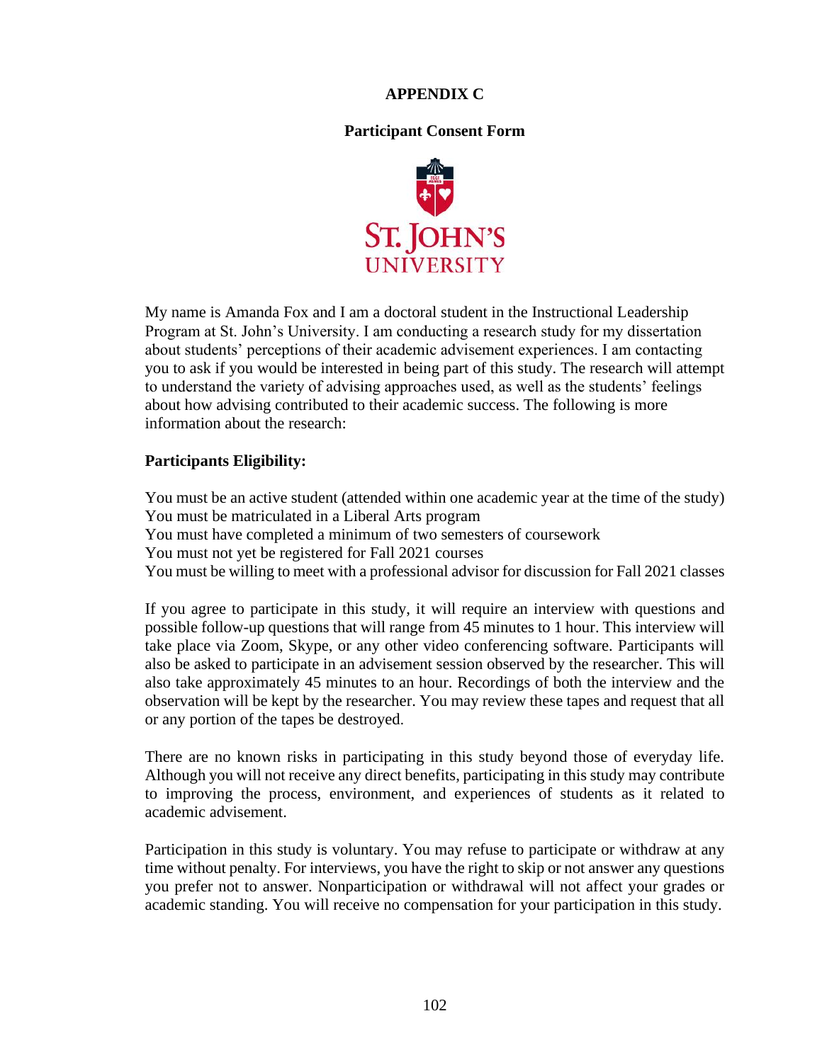# APPENDIX C

## Participant Consent Form

My name is Amanda Fox and I am a doctoral student in the Instructional Leadership Program at St. John's University. I am conducting a research study for my dissertation about students' perceptions of their academic advisement experiences. I am contacting you to ask if you would be interested in being part of this study. The research will attempt to understand the variety of advising approaches used, as well as the students' feelings about how advising contributed to their academic success. The following is more information about the research:

**Participants Eligibility:**

You must be an active student (attended within one academic year at the time of the study)
You must be matriculated in a Liberal Arts program
You must have completed a minimum of two semesters of coursework
You must not yet be registered for Fall 2021 courses
You must be willing to meet with a professional advisor for discussion for Fall 2021 classes

If you agree to participate in this study, it will require an interview with questions and possible follow-up questions that will range from 45 minutes to 1 hour. This interview will take place via Zoom, Skype, or any other video conferencing software. Participants will also be asked to participate in an advisement session observed by the researcher. This will also take approximately 45 minutes to an hour. Recordings of both the interview and the observation will be kept by the researcher. You may review these tapes and request that all or any portion of the tapes be destroyed.

There are no known risks in participating in this study beyond those of everyday life. Although you will not receive any direct benefits, participating in this study may contribute to improving the process, environment, and experiences of students as it related to academic advisement.

Participation in this study is voluntary. You may refuse to participate or withdraw at any time without penalty. For interviews, you have the right to skip or not answer any questions you prefer not to answer. Nonparticipation or withdrawal will not affect your grades or academic standing. You will receive no compensation for your participation in this study.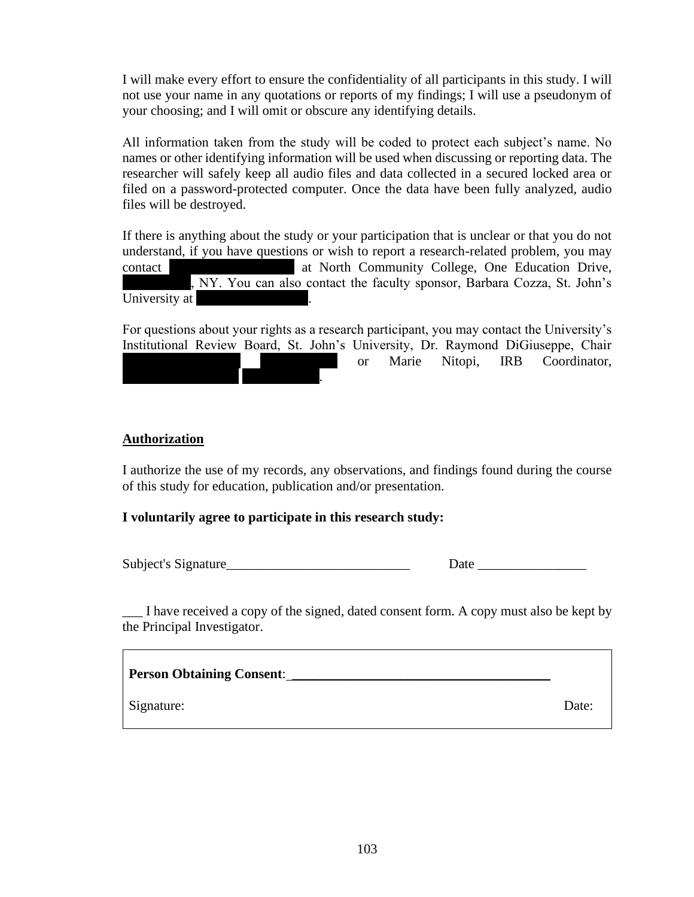I will make every effort to ensure the confidentiality of all participants in this study. I will not use your name in any quotations or reports of my findings; I will use a pseudonym of your choosing; and I will omit or obscure any identifying details.

All information taken from the study will be coded to protect each subject's name. No names or other identifying information will be used when discussing or reporting data. The researcher will safely keep all audio files and data collected in a secured locked area or filed on a password-protected computer. Once the data have been fully analyzed, audio files will be destroyed.

If there is anything about the study or your participation that is unclear or that you do not understand, if you have questions or wish to report a research-related problem, you may contact [REDACTED] at North Community College, One Education Drive, [REDACTED], NY. You can also contact the faculty sponsor, Barbara Cozza, St. John's University at [REDACTED].

For questions about your rights as a research participant, you may contact the University's Institutional Review Board, St. John's University, Dr. Raymond DiGiuseppe, Chair [REDACTED] [REDACTED] or Marie Nitopi, IRB Coordinator, [REDACTED] [REDACTED].

**Authorization**

I authorize the use of my records, any observations, and findings found during the course of this study for education, publication and/or presentation.

**I voluntarily agree to participate in this research study:**

Subject's Signature___________________________ Date ________________

___ I have received a copy of the signed, dated consent form. A copy must also be kept by the Principal Investigator.

| **Person Obtaining Consent**: _______________________________________ | |
|---|---|
| Signature: | Date: |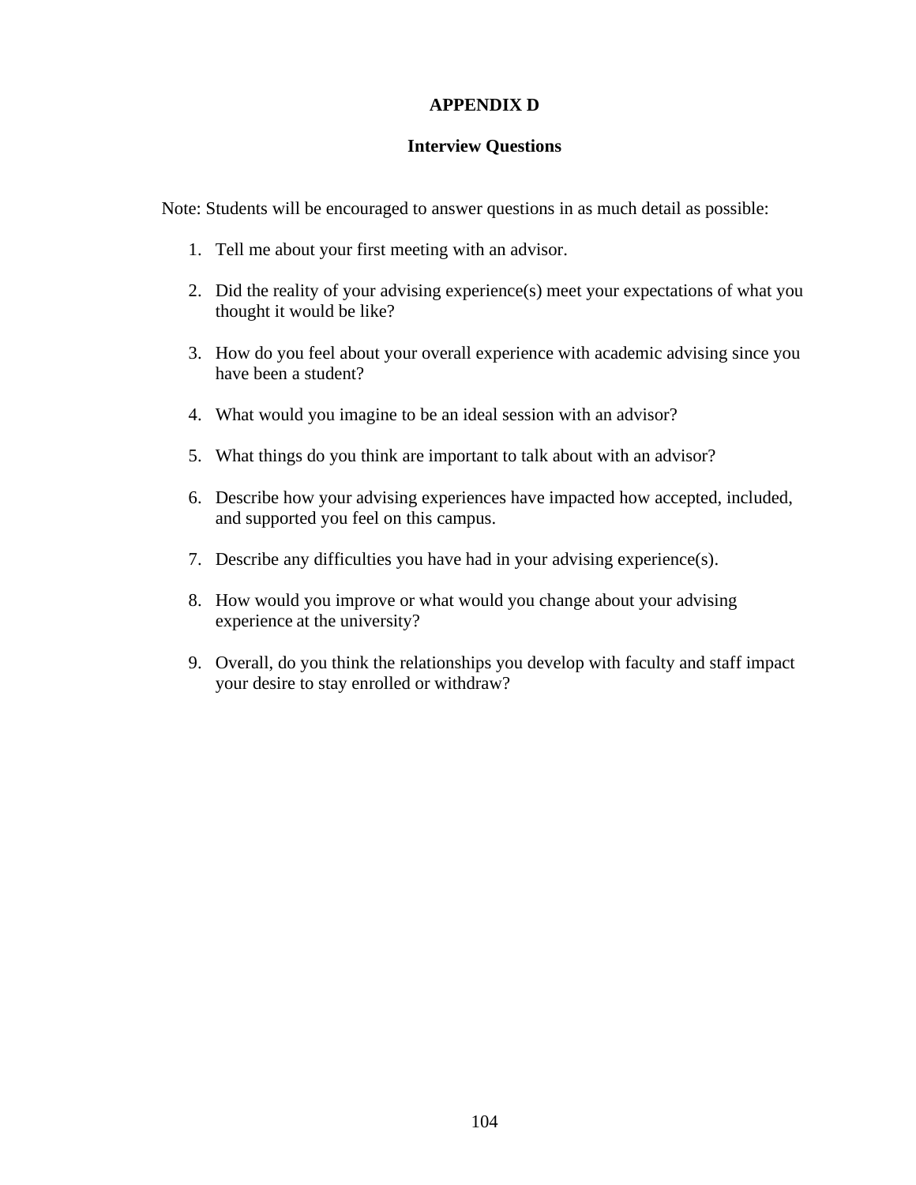# APPENDIX D

## Interview Questions

Note: Students will be encouraged to answer questions in as much detail as possible:

1. Tell me about your first meeting with an advisor.
2. Did the reality of your advising experience(s) meet your expectations of what you thought it would be like?
3. How do you feel about your overall experience with academic advising since you have been a student?
4. What would you imagine to be an ideal session with an advisor?
5. What things do you think are important to talk about with an advisor?
6. Describe how your advising experiences have impacted how accepted, included, and supported you feel on this campus.
7. Describe any difficulties you have had in your advising experience(s).
8. How would you improve or what would you change about your advising experience at the university?
9. Overall, do you think the relationships you develop with faculty and staff impact your desire to stay enrolled or withdraw?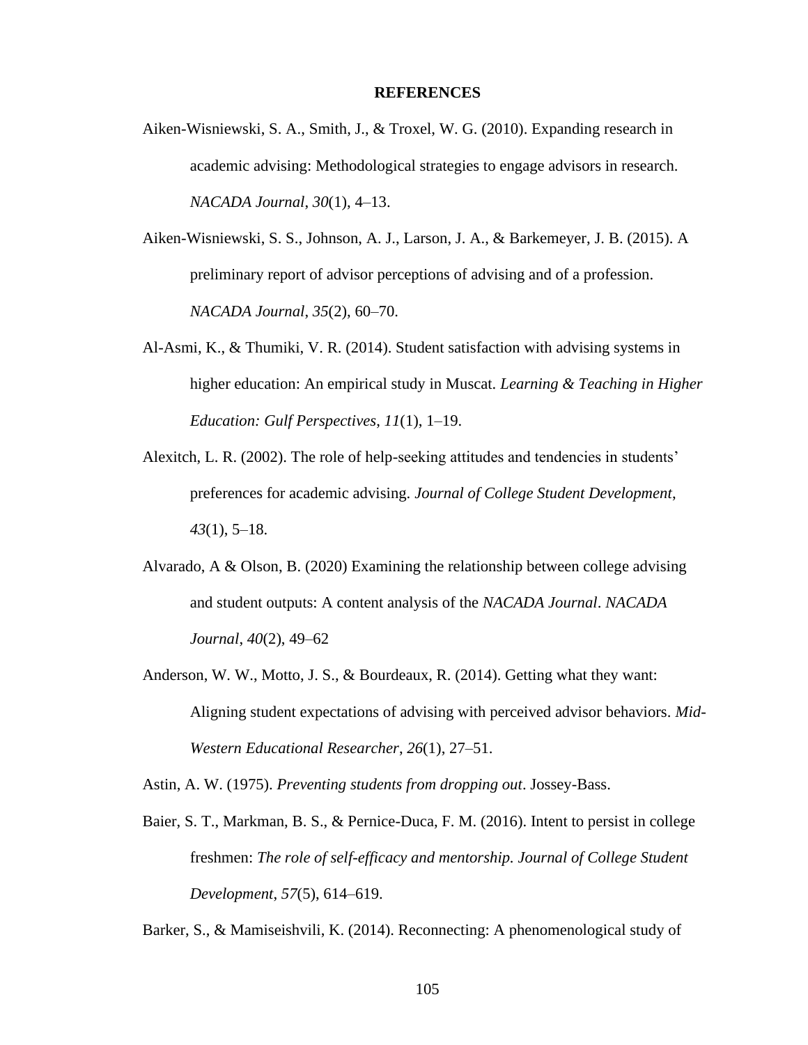# REFERENCES

Aiken-Wisniewski, S. A., Smith, J., & Troxel, W. G. (2010). Expanding research in academic advising: Methodological strategies to engage advisors in research. *NACADA Journal*, *30*(1), 4–13.

Aiken-Wisniewski, S. S., Johnson, A. J., Larson, J. A., & Barkemeyer, J. B. (2015). A preliminary report of advisor perceptions of advising and of a profession. *NACADA Journal*, *35*(2), 60–70.

Al-Asmi, K., & Thumiki, V. R. (2014). Student satisfaction with advising systems in higher education: An empirical study in Muscat. *Learning & Teaching in Higher Education: Gulf Perspectives*, *11*(1), 1–19.

Alexitch, L. R. (2002). The role of help-seeking attitudes and tendencies in students' preferences for academic advising. *Journal of College Student Development*, *43*(1), 5–18.

Alvarado, A & Olson, B. (2020) Examining the relationship between college advising and student outputs: A content analysis of the *NACADA Journal*. *NACADA Journal*, *40*(2), 49–62

Anderson, W. W., Motto, J. S., & Bourdeaux, R. (2014). Getting what they want: Aligning student expectations of advising with perceived advisor behaviors. *Mid-Western Educational Researcher*, *26*(1), 27–51.

Astin, A. W. (1975). *Preventing students from dropping out*. Jossey-Bass.

Baier, S. T., Markman, B. S., & Pernice-Duca, F. M. (2016). Intent to persist in college freshmen: *The role of self-efficacy and mentorship. Journal of College Student Development*, *57*(5), 614–619.

Barker, S., & Mamiseishvili, K. (2014). Reconnecting: A phenomenological study of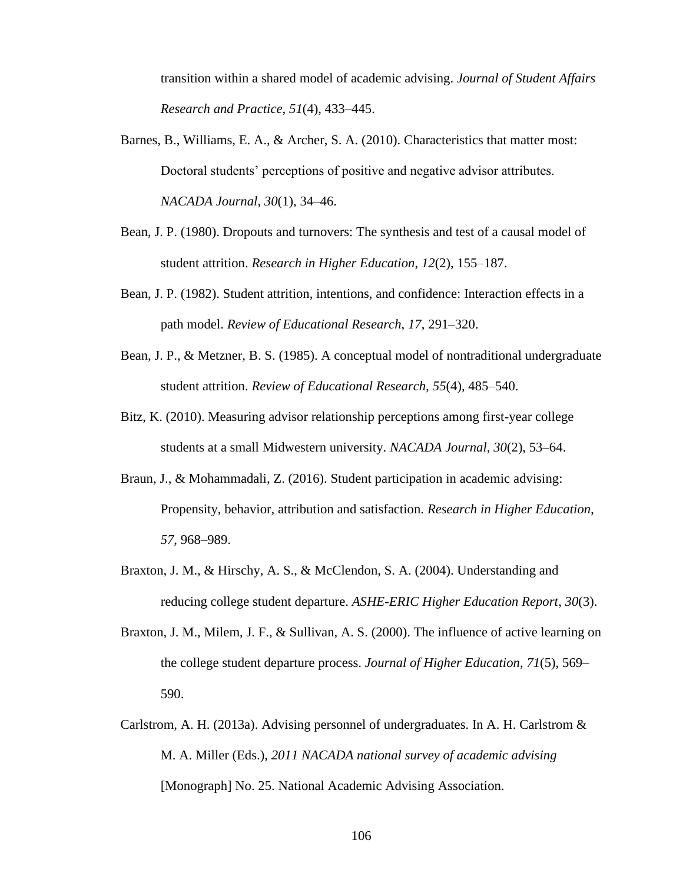transition within a shared model of academic advising. *Journal of Student Affairs Research and Practice*, *51*(4), 433–445.

Barnes, B., Williams, E. A., & Archer, S. A. (2010). Characteristics that matter most: Doctoral students' perceptions of positive and negative advisor attributes. *NACADA Journal*, *30*(1), 34–46.

Bean, J. P. (1980). Dropouts and turnovers: The synthesis and test of a causal model of student attrition. *Research in Higher Education*, *12*(2), 155–187.

Bean, J. P. (1982). Student attrition, intentions, and confidence: Interaction effects in a path model. *Review of Educational Research*, *17*, 291–320.

Bean, J. P., & Metzner, B. S. (1985). A conceptual model of nontraditional undergraduate student attrition. *Review of Educational Research*, *55*(4), 485–540.

Bitz, K. (2010). Measuring advisor relationship perceptions among first-year college students at a small Midwestern university. *NACADA Journal*, *30*(2), 53–64.

Braun, J., & Mohammadali, Z. (2016). Student participation in academic advising: Propensity, behavior, attribution and satisfaction. *Research in Higher Education*, *57*, 968–989.

Braxton, J. M., & Hirschy, A. S., & McClendon, S. A. (2004). Understanding and reducing college student departure. *ASHE-ERIC Higher Education Report*, *30*(3).

Braxton, J. M., Milem, J. F., & Sullivan, A. S. (2000). The influence of active learning on the college student departure process. *Journal of Higher Education*, *71*(5), 569–590.

Carlstrom, A. H. (2013a). Advising personnel of undergraduates. In A. H. Carlstrom & M. A. Miller (Eds.), *2011 NACADA national survey of academic advising* [Monograph] No. 25. National Academic Advising Association.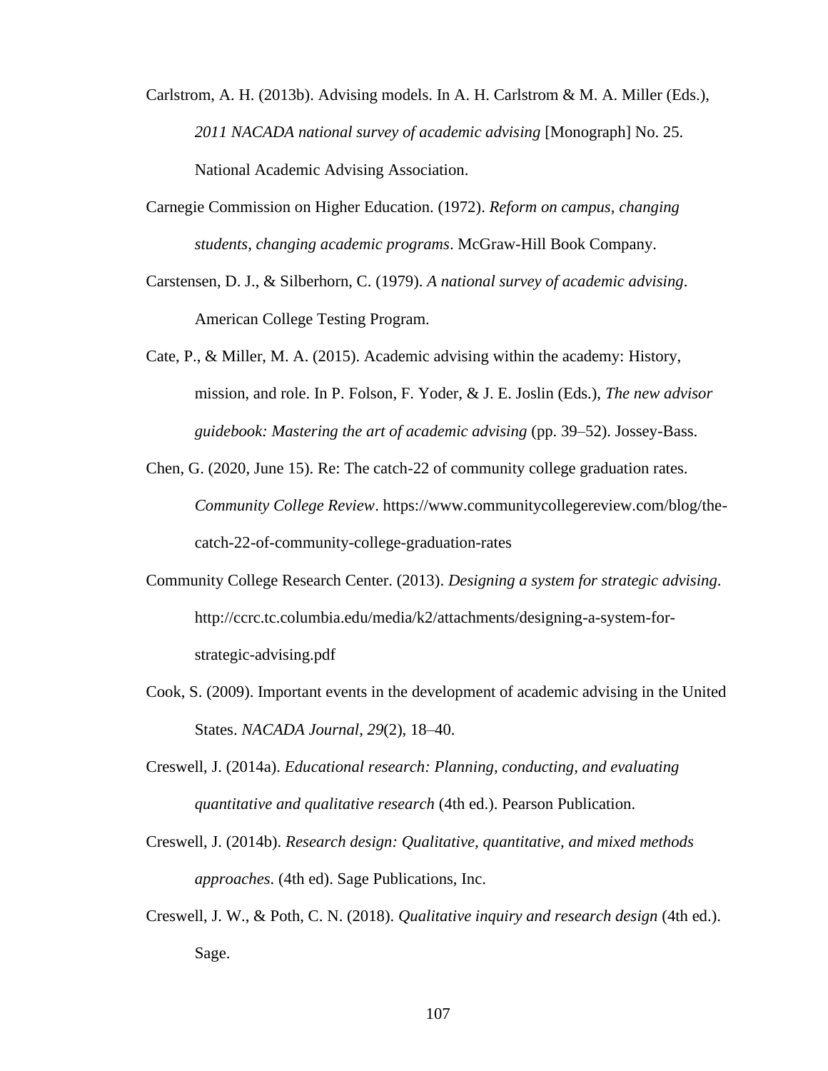Carlstrom, A. H. (2013b). Advising models. In A. H. Carlstrom & M. A. Miller (Eds.), *2011 NACADA national survey of academic advising* [Monograph] No. 25. National Academic Advising Association.

Carnegie Commission on Higher Education. (1972). *Reform on campus, changing students, changing academic programs*. McGraw-Hill Book Company.

Carstensen, D. J., & Silberhorn, C. (1979). *A national survey of academic advising*. American College Testing Program.

Cate, P., & Miller, M. A. (2015). Academic advising within the academy: History, mission, and role. In P. Folson, F. Yoder, & J. E. Joslin (Eds.), *The new advisor guidebook: Mastering the art of academic advising* (pp. 39–52). Jossey-Bass.

Chen, G. (2020, June 15). Re: The catch-22 of community college graduation rates. *Community College Review*. https://www.communitycollegereview.com/blog/the-catch-22-of-community-college-graduation-rates

Community College Research Center. (2013). *Designing a system for strategic advising*. http://ccrc.tc.columbia.edu/media/k2/attachments/designing-a-system-for-strategic-advising.pdf

Cook, S. (2009). Important events in the development of academic advising in the United States. *NACADA Journal*, *29*(2), 18–40.

Creswell, J. (2014a). *Educational research: Planning, conducting, and evaluating quantitative and qualitative research* (4th ed.). Pearson Publication.

Creswell, J. (2014b). *Research design: Qualitative, quantitative, and mixed methods approaches*. (4th ed). Sage Publications, Inc.

Creswell, J. W., & Poth, C. N. (2018). *Qualitative inquiry and research design* (4th ed.). Sage.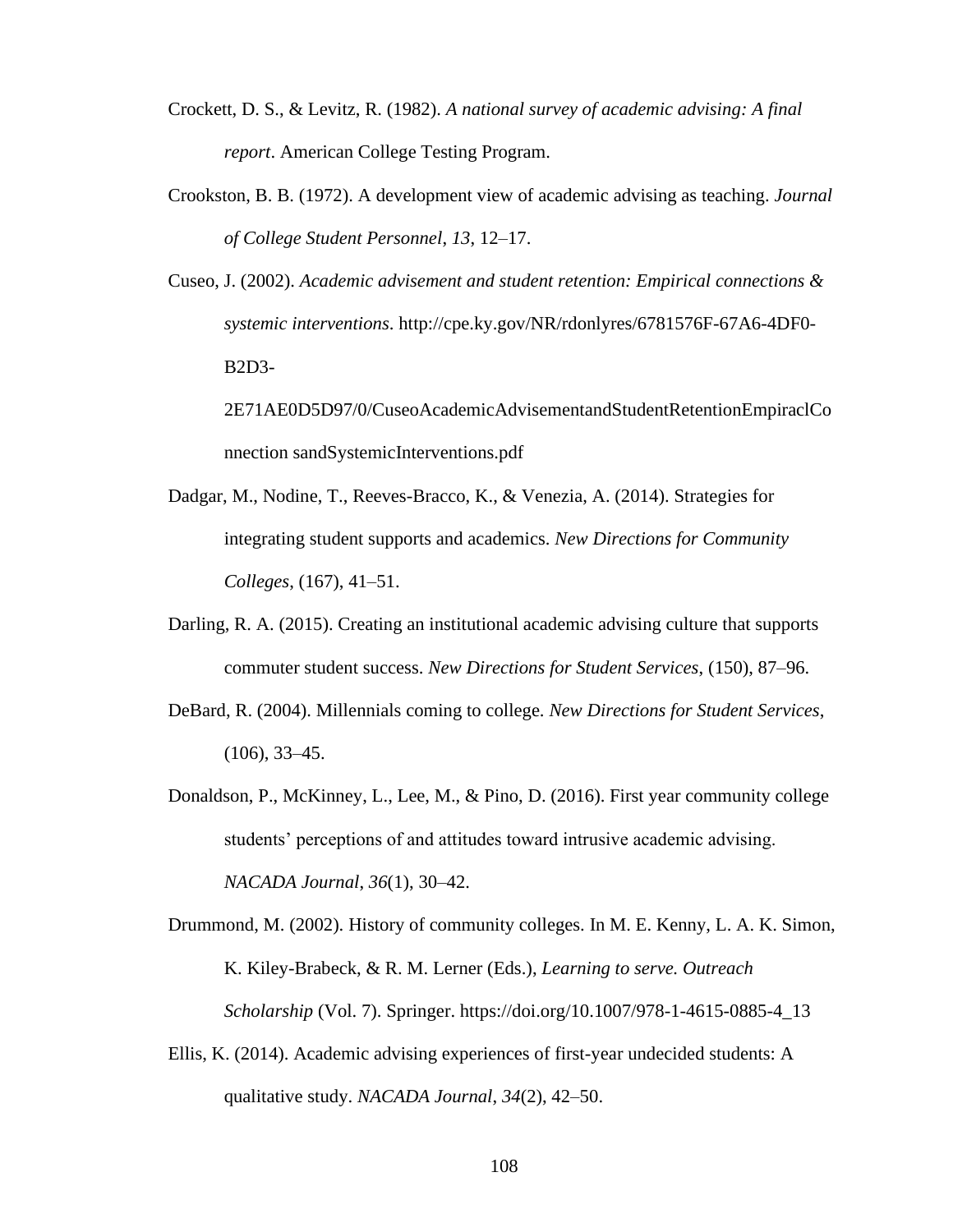Crockett, D. S., & Levitz, R. (1982). *A national survey of academic advising: A final report*. American College Testing Program.

Crookston, B. B. (1972). A development view of academic advising as teaching. *Journal of College Student Personnel*, *13*, 12–17.

Cuseo, J. (2002). *Academic advisement and student retention: Empirical connections & systemic interventions*. http://cpe.ky.gov/NR/rdonlyres/6781576F-67A6-4DF0-B2D3-2E71AE0D5D97/0/CuseoAcademicAdvisementandStudentRetentionEmpiraclConnection sandSystemicInterventions.pdf

Dadgar, M., Nodine, T., Reeves-Bracco, K., & Venezia, A. (2014). Strategies for integrating student supports and academics. *New Directions for Community Colleges*, (167), 41–51.

Darling, R. A. (2015). Creating an institutional academic advising culture that supports commuter student success. *New Directions for Student Services*, (150), 87–96.

DeBard, R. (2004). Millennials coming to college. *New Directions for Student Services*, (106), 33–45.

Donaldson, P., McKinney, L., Lee, M., & Pino, D. (2016). First year community college students' perceptions of and attitudes toward intrusive academic advising. *NACADA Journal*, *36*(1), 30–42.

Drummond, M. (2002). History of community colleges. In M. E. Kenny, L. A. K. Simon, K. Kiley-Brabeck, & R. M. Lerner (Eds.), *Learning to serve. Outreach Scholarship* (Vol. 7). Springer. https://doi.org/10.1007/978-1-4615-0885-4_13

Ellis, K. (2014). Academic advising experiences of first-year undecided students: A qualitative study. *NACADA Journal*, *34*(2), 42–50.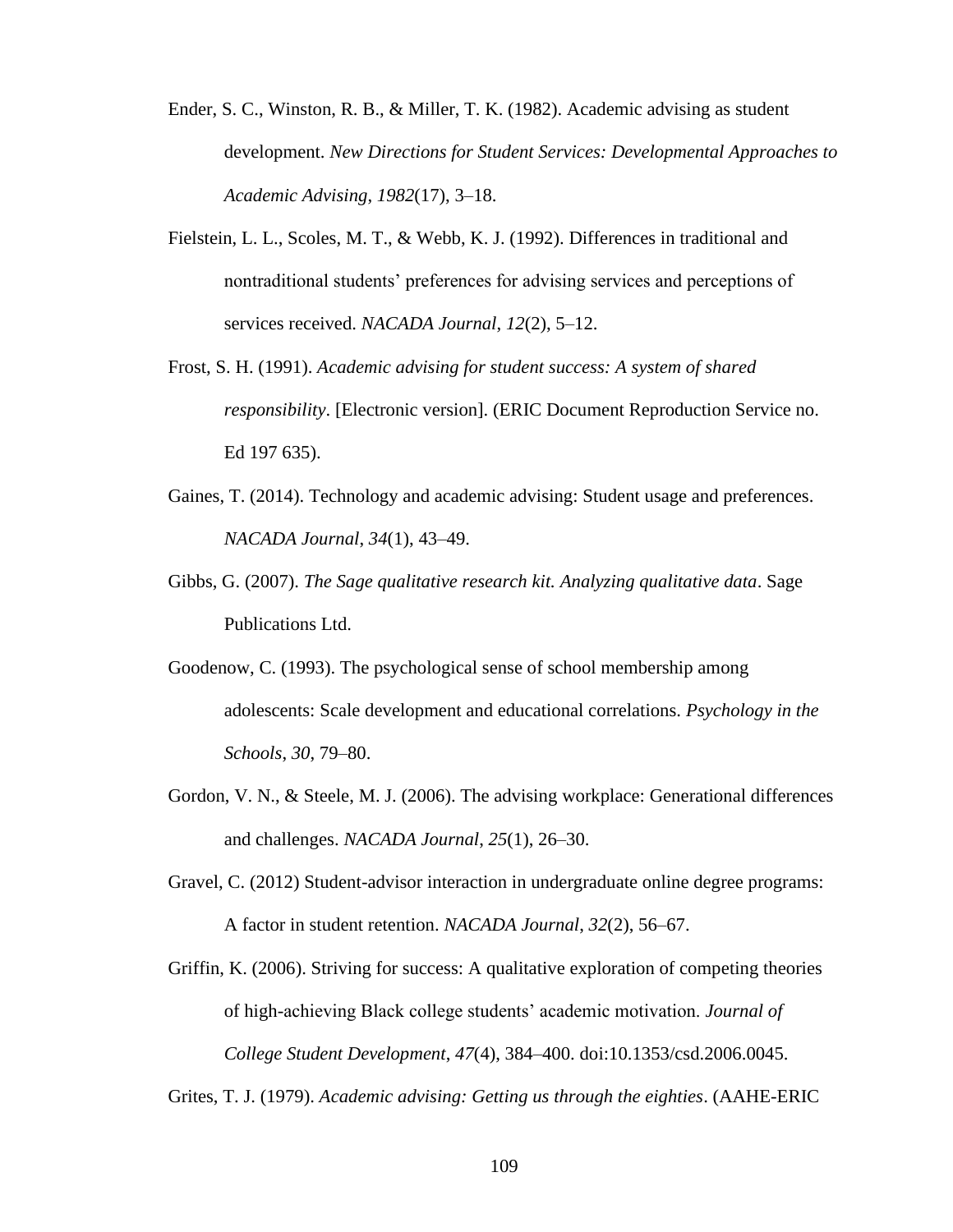Ender, S. C., Winston, R. B., & Miller, T. K. (1982). Academic advising as student development. *New Directions for Student Services: Developmental Approaches to Academic Advising*, *1982*(17), 3–18.

Fielstein, L. L., Scoles, M. T., & Webb, K. J. (1992). Differences in traditional and nontraditional students' preferences for advising services and perceptions of services received. *NACADA Journal*, *12*(2), 5–12.

Frost, S. H. (1991). *Academic advising for student success: A system of shared responsibility*. [Electronic version]. (ERIC Document Reproduction Service no. Ed 197 635).

Gaines, T. (2014). Technology and academic advising: Student usage and preferences. *NACADA Journal*, *34*(1), 43–49.

Gibbs, G. (2007). *The Sage qualitative research kit. Analyzing qualitative data*. Sage Publications Ltd.

Goodenow, C. (1993). The psychological sense of school membership among adolescents: Scale development and educational correlations. *Psychology in the Schools*, *30*, 79–80.

Gordon, V. N., & Steele, M. J. (2006). The advising workplace: Generational differences and challenges. *NACADA Journal*, *25*(1), 26–30.

Gravel, C. (2012) Student-advisor interaction in undergraduate online degree programs: A factor in student retention. *NACADA Journal*, *32*(2), 56–67.

Griffin, K. (2006). Striving for success: A qualitative exploration of competing theories of high-achieving Black college students' academic motivation. *Journal of College Student Development*, *47*(4), 384–400. doi:10.1353/csd.2006.0045.

Grites, T. J. (1979). *Academic advising: Getting us through the eighties*. (AAHE-ERIC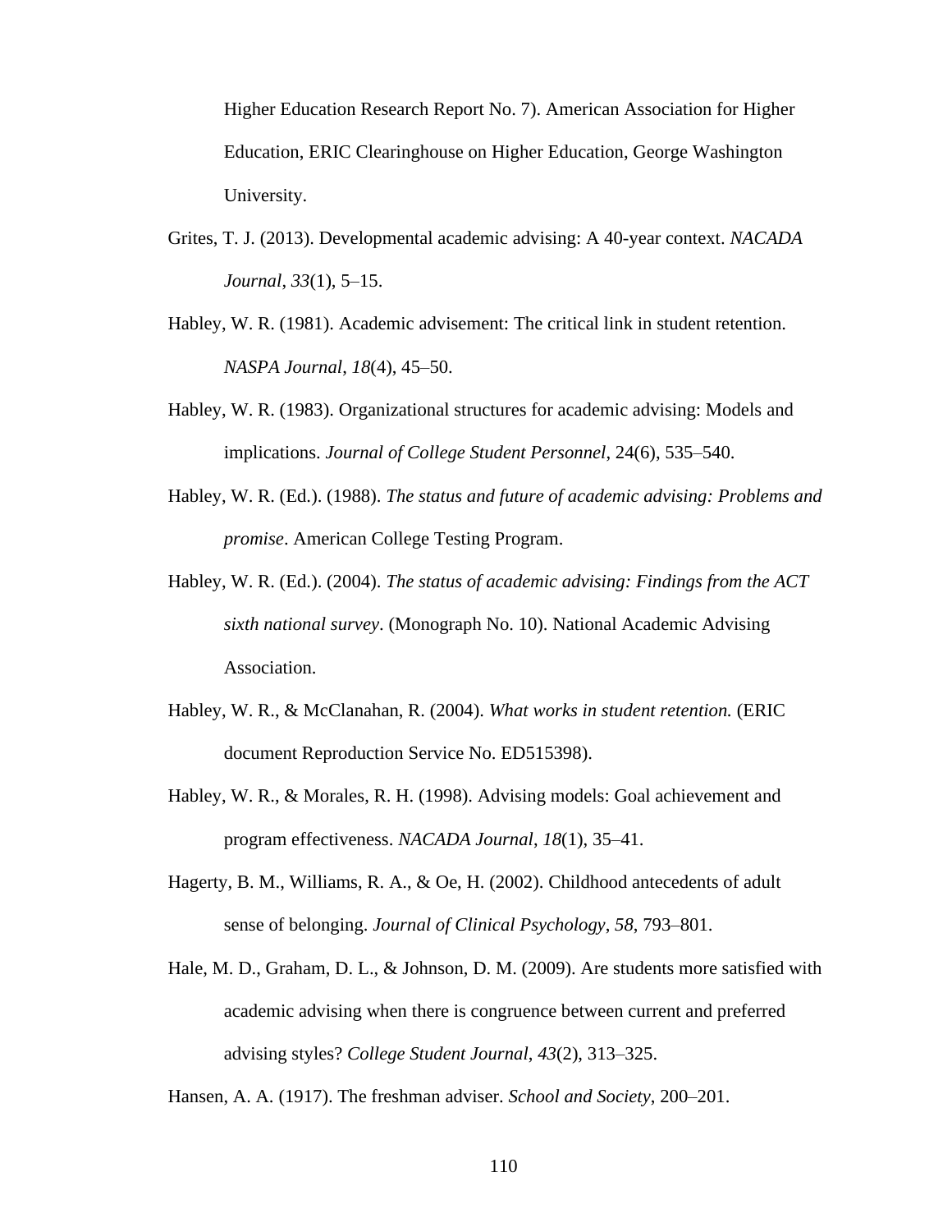Higher Education Research Report No. 7). American Association for Higher Education, ERIC Clearinghouse on Higher Education, George Washington University.

Grites, T. J. (2013). Developmental academic advising: A 40-year context. *NACADA Journal*, *33*(1), 5–15.

Habley, W. R. (1981). Academic advisement: The critical link in student retention. *NASPA Journal*, *18*(4), 45–50.

Habley, W. R. (1983). Organizational structures for academic advising: Models and implications. *Journal of College Student Personnel*, 24(6), 535–540.

Habley, W. R. (Ed.). (1988). *The status and future of academic advising: Problems and promise*. American College Testing Program.

Habley, W. R. (Ed.). (2004). *The status of academic advising: Findings from the ACT sixth national survey*. (Monograph No. 10). National Academic Advising Association.

Habley, W. R., & McClanahan, R. (2004). *What works in student retention.* (ERIC document Reproduction Service No. ED515398).

Habley, W. R., & Morales, R. H. (1998). Advising models: Goal achievement and program effectiveness. *NACADA Journal*, *18*(1), 35–41.

Hagerty, B. M., Williams, R. A., & Oe, H. (2002). Childhood antecedents of adult sense of belonging. *Journal of Clinical Psychology*, *58*, 793–801.

Hale, M. D., Graham, D. L., & Johnson, D. M. (2009). Are students more satisfied with academic advising when there is congruence between current and preferred advising styles? *College Student Journal*, *43*(2), 313–325.

Hansen, A. A. (1917). The freshman adviser. *School and Society*, 200–201.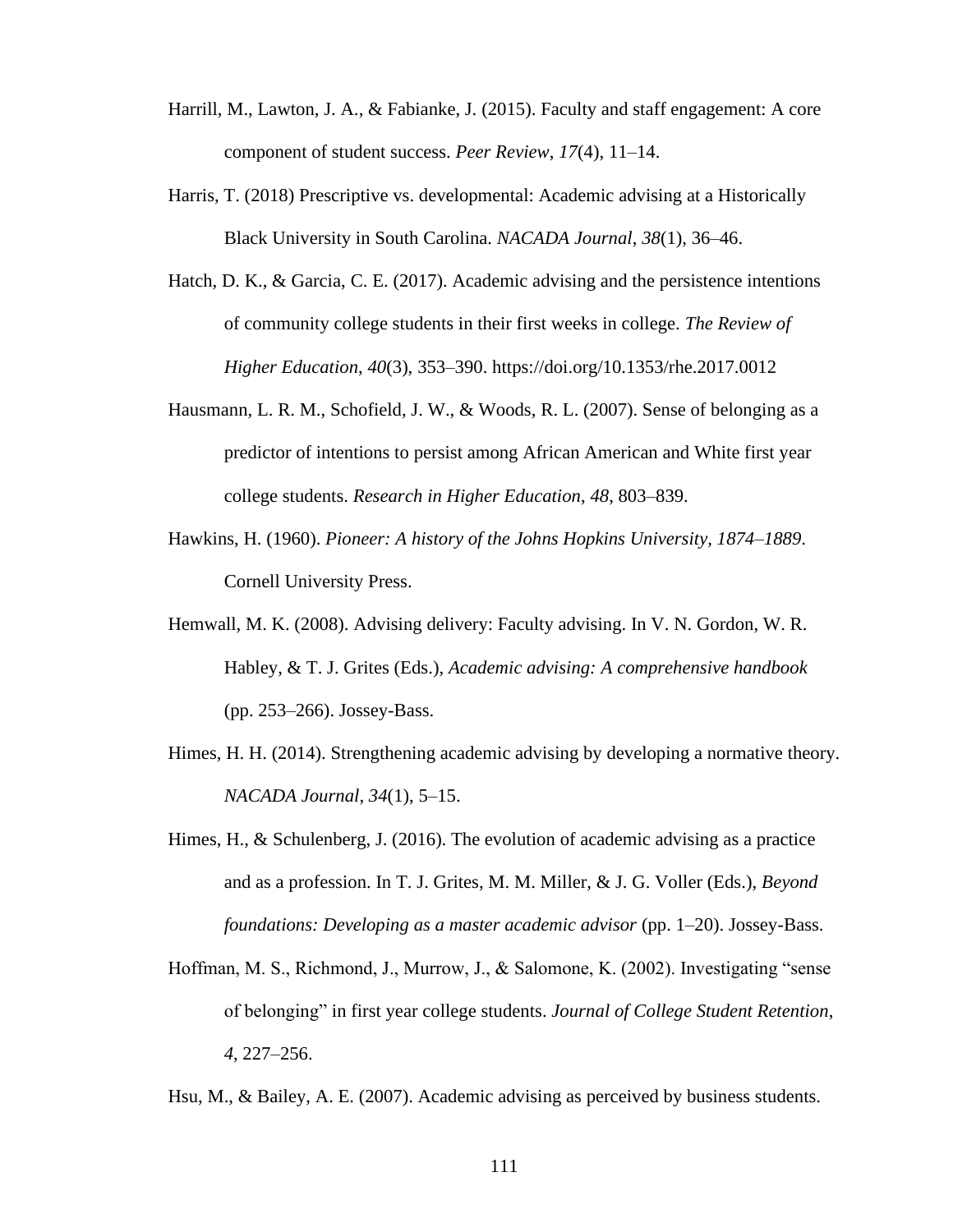Harrill, M., Lawton, J. A., & Fabianke, J. (2015). Faculty and staff engagement: A core component of student success. *Peer Review*, *17*(4), 11–14.

Harris, T. (2018) Prescriptive vs. developmental: Academic advising at a Historically Black University in South Carolina. *NACADA Journal*, *38*(1), 36–46.

Hatch, D. K., & Garcia, C. E. (2017). Academic advising and the persistence intentions of community college students in their first weeks in college. *The Review of Higher Education*, *40*(3), 353–390. https://doi.org/10.1353/rhe.2017.0012

Hausmann, L. R. M., Schofield, J. W., & Woods, R. L. (2007). Sense of belonging as a predictor of intentions to persist among African American and White first year college students. *Research in Higher Education*, *48*, 803–839.

Hawkins, H. (1960). *Pioneer: A history of the Johns Hopkins University, 1874–1889*. Cornell University Press.

Hemwall, M. K. (2008). Advising delivery: Faculty advising. In V. N. Gordon, W. R. Habley, & T. J. Grites (Eds.), *Academic advising: A comprehensive handbook* (pp. 253–266). Jossey-Bass.

Himes, H. H. (2014). Strengthening academic advising by developing a normative theory. *NACADA Journal*, *34*(1), 5–15.

Himes, H., & Schulenberg, J. (2016). The evolution of academic advising as a practice and as a profession. In T. J. Grites, M. M. Miller, & J. G. Voller (Eds.), *Beyond foundations: Developing as a master academic advisor* (pp. 1–20). Jossey-Bass.

Hoffman, M. S., Richmond, J., Murrow, J., & Salomone, K. (2002). Investigating "sense of belonging" in first year college students. *Journal of College Student Retention*, *4*, 227–256.

Hsu, M., & Bailey, A. E. (2007). Academic advising as perceived by business students.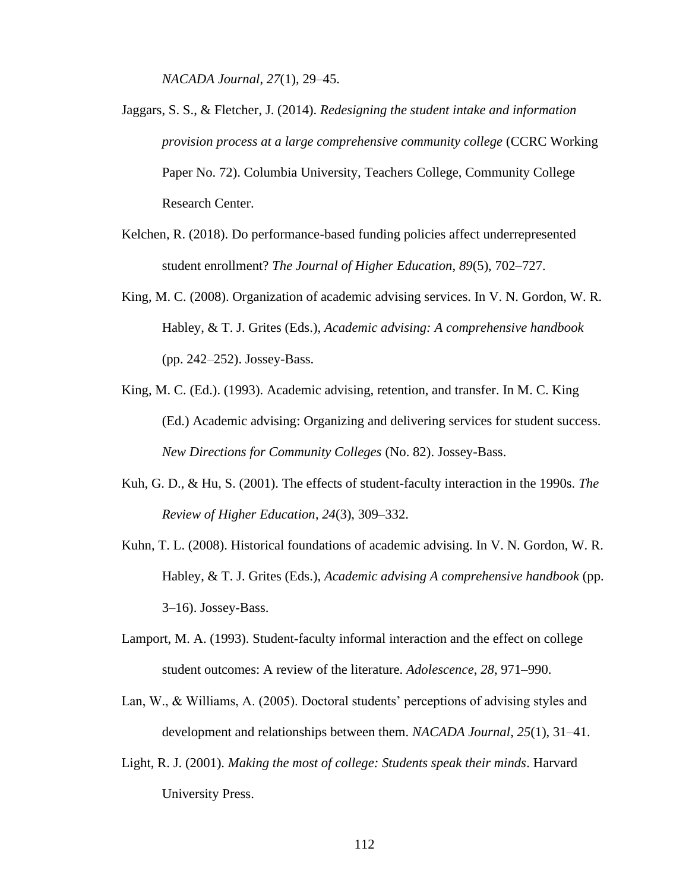*NACADA Journal*, *27*(1), 29–45.

Jaggars, S. S., & Fletcher, J. (2014). *Redesigning the student intake and information provision process at a large comprehensive community college* (CCRC Working Paper No. 72). Columbia University, Teachers College, Community College Research Center.

Kelchen, R. (2018). Do performance-based funding policies affect underrepresented student enrollment? *The Journal of Higher Education*, *89*(5), 702–727.

King, M. C. (2008). Organization of academic advising services. In V. N. Gordon, W. R. Habley, & T. J. Grites (Eds.), *Academic advising: A comprehensive handbook* (pp. 242–252). Jossey-Bass.

King, M. C. (Ed.). (1993). Academic advising, retention, and transfer. In M. C. King (Ed.) Academic advising: Organizing and delivering services for student success. *New Directions for Community Colleges* (No. 82). Jossey-Bass.

Kuh, G. D., & Hu, S. (2001). The effects of student-faculty interaction in the 1990s. *The Review of Higher Education*, *24*(3), 309–332.

Kuhn, T. L. (2008). Historical foundations of academic advising. In V. N. Gordon, W. R. Habley, & T. J. Grites (Eds.), *Academic advising A comprehensive handbook* (pp. 3–16). Jossey-Bass.

Lamport, M. A. (1993). Student-faculty informal interaction and the effect on college student outcomes: A review of the literature. *Adolescence*, *28*, 971–990.

Lan, W., & Williams, A. (2005). Doctoral students' perceptions of advising styles and development and relationships between them. *NACADA Journal*, *25*(1), 31–41.

Light, R. J. (2001). *Making the most of college: Students speak their minds*. Harvard University Press.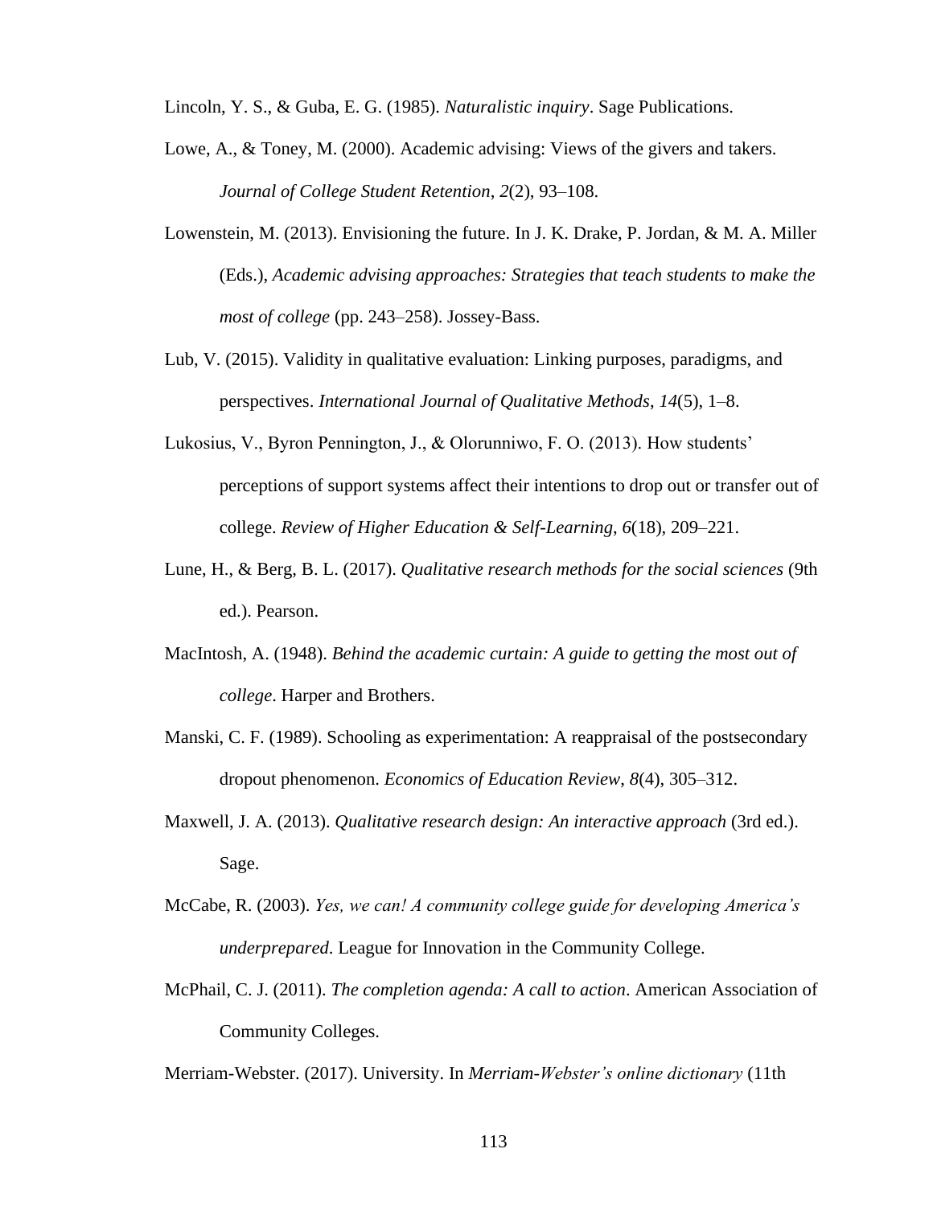Lincoln, Y. S., & Guba, E. G. (1985). *Naturalistic inquiry*. Sage Publications.

Lowe, A., & Toney, M. (2000). Academic advising: Views of the givers and takers. *Journal of College Student Retention*, *2*(2), 93–108.

Lowenstein, M. (2013). Envisioning the future. In J. K. Drake, P. Jordan, & M. A. Miller (Eds.), *Academic advising approaches: Strategies that teach students to make the most of college* (pp. 243–258). Jossey-Bass.

Lub, V. (2015). Validity in qualitative evaluation: Linking purposes, paradigms, and perspectives. *International Journal of Qualitative Methods*, *14*(5), 1–8.

Lukosius, V., Byron Pennington, J., & Olorunniwo, F. O. (2013). How students' perceptions of support systems affect their intentions to drop out or transfer out of college. *Review of Higher Education & Self-Learning*, *6*(18), 209–221.

Lune, H., & Berg, B. L. (2017). *Qualitative research methods for the social sciences* (9th ed.). Pearson.

MacIntosh, A. (1948). *Behind the academic curtain: A guide to getting the most out of college*. Harper and Brothers.

Manski, C. F. (1989). Schooling as experimentation: A reappraisal of the postsecondary dropout phenomenon. *Economics of Education Review*, *8*(4), 305–312.

Maxwell, J. A. (2013). *Qualitative research design: An interactive approach* (3rd ed.). Sage.

McCabe, R. (2003). *Yes, we can! A community college guide for developing America's underprepared*. League for Innovation in the Community College.

McPhail, C. J. (2011). *The completion agenda: A call to action*. American Association of Community Colleges.

Merriam-Webster. (2017). University. In *Merriam-Webster's online dictionary* (11th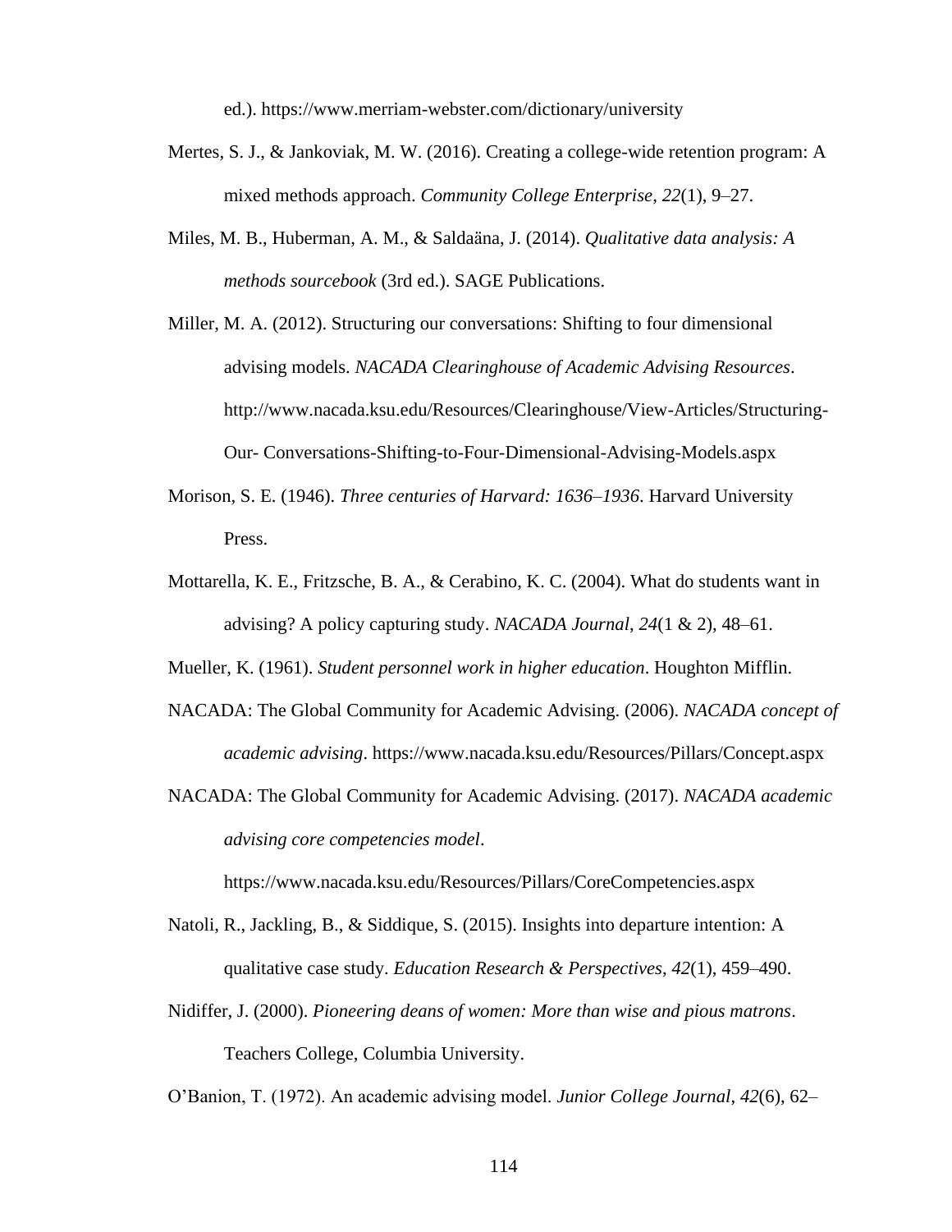ed.). https://www.merriam-webster.com/dictionary/university

Mertes, S. J., & Jankoviak, M. W. (2016). Creating a college-wide retention program: A mixed methods approach. *Community College Enterprise*, *22*(1), 9–27.

Miles, M. B., Huberman, A. M., & Saldaäna, J. (2014). *Qualitative data analysis: A methods sourcebook* (3rd ed.). SAGE Publications.

Miller, M. A. (2012). Structuring our conversations: Shifting to four dimensional advising models. *NACADA Clearinghouse of Academic Advising Resources*. http://www.nacada.ksu.edu/Resources/Clearinghouse/View-Articles/Structuring-Our- Conversations-Shifting-to-Four-Dimensional-Advising-Models.aspx

Morison, S. E. (1946). *Three centuries of Harvard: 1636–1936*. Harvard University Press.

Mottarella, K. E., Fritzsche, B. A., & Cerabino, K. C. (2004). What do students want in advising? A policy capturing study. *NACADA Journal*, *24*(1 & 2), 48–61.

Mueller, K. (1961). *Student personnel work in higher education*. Houghton Mifflin.

NACADA: The Global Community for Academic Advising. (2006). *NACADA concept of academic advising*. https://www.nacada.ksu.edu/Resources/Pillars/Concept.aspx

NACADA: The Global Community for Academic Advising. (2017). *NACADA academic advising core competencies model*. https://www.nacada.ksu.edu/Resources/Pillars/CoreCompetencies.aspx

Natoli, R., Jackling, B., & Siddique, S. (2015). Insights into departure intention: A qualitative case study. *Education Research & Perspectives*, *42*(1), 459–490.

Nidiffer, J. (2000). *Pioneering deans of women: More than wise and pious matrons*. Teachers College, Columbia University.

O'Banion, T. (1972). An academic advising model. *Junior College Journal*, *42*(6), 62–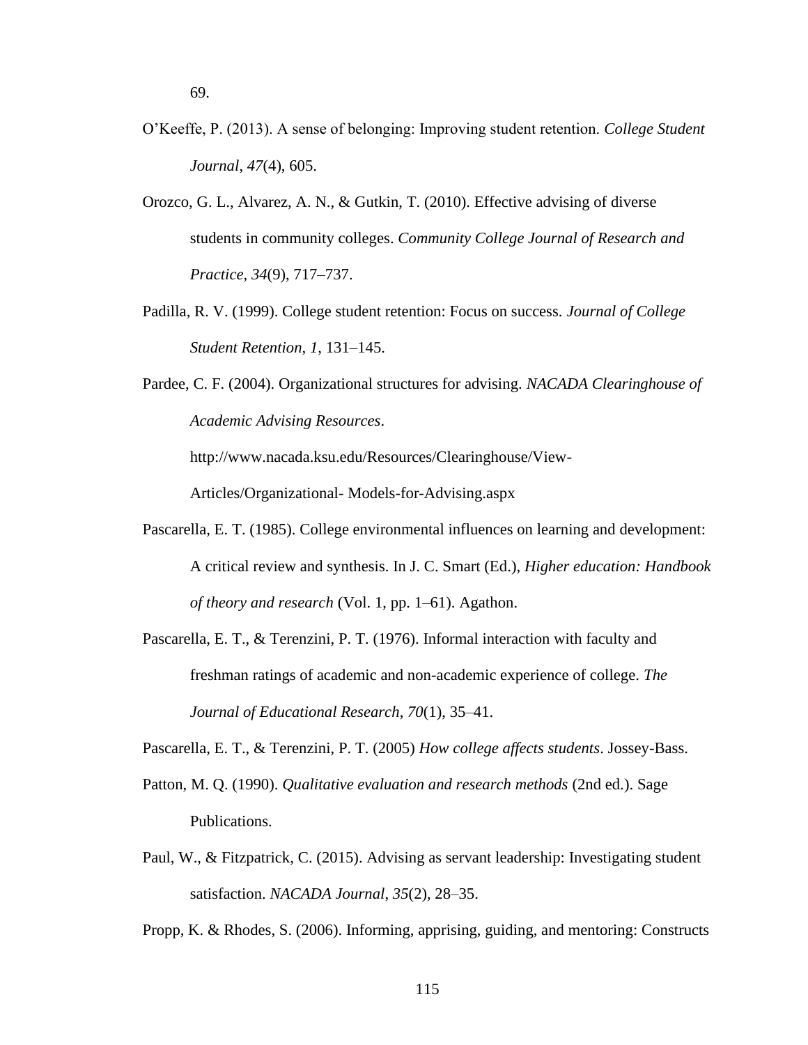69.

O'Keeffe, P. (2013). A sense of belonging: Improving student retention. *College Student Journal*, *47*(4), 605.

Orozco, G. L., Alvarez, A. N., & Gutkin, T. (2010). Effective advising of diverse students in community colleges. *Community College Journal of Research and Practice*, *34*(9), 717–737.

Padilla, R. V. (1999). College student retention: Focus on success. *Journal of College Student Retention*, *1*, 131–145.

Pardee, C. F. (2004). Organizational structures for advising. *NACADA Clearinghouse of Academic Advising Resources*. http://www.nacada.ksu.edu/Resources/Clearinghouse/View-Articles/Organizational- Models-for-Advising.aspx

Pascarella, E. T. (1985). College environmental influences on learning and development: A critical review and synthesis. In J. C. Smart (Ed.), *Higher education: Handbook of theory and research* (Vol. 1, pp. 1–61). Agathon.

Pascarella, E. T., & Terenzini, P. T. (1976). Informal interaction with faculty and freshman ratings of academic and non-academic experience of college. *The Journal of Educational Research*, *70*(1), 35–41.

Pascarella, E. T., & Terenzini, P. T. (2005) *How college affects students*. Jossey-Bass.

Patton, M. Q. (1990). *Qualitative evaluation and research methods* (2nd ed.). Sage Publications.

Paul, W., & Fitzpatrick, C. (2015). Advising as servant leadership: Investigating student satisfaction. *NACADA Journal*, *35*(2), 28–35.

Propp, K. & Rhodes, S. (2006). Informing, apprising, guiding, and mentoring: Constructs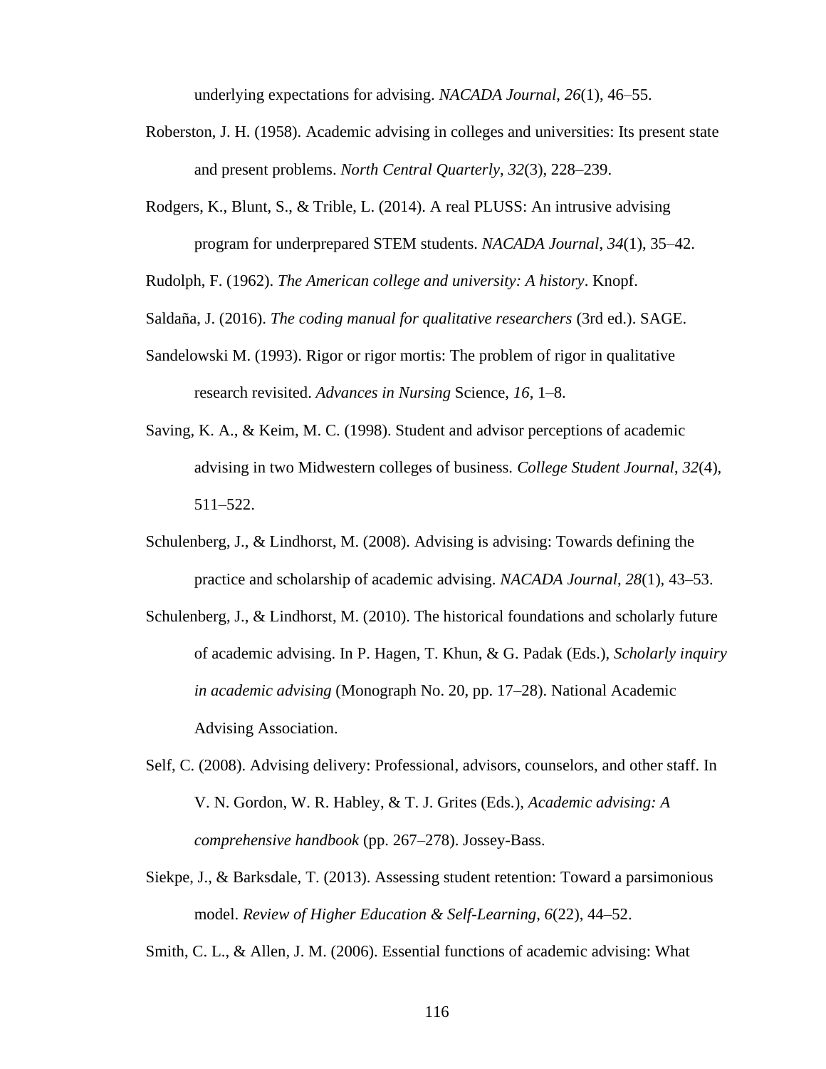underlying expectations for advising. *NACADA Journal*, *26*(1), 46–55.

Roberston, J. H. (1958). Academic advising in colleges and universities: Its present state and present problems. *North Central Quarterly*, *32*(3), 228–239.

Rodgers, K., Blunt, S., & Trible, L. (2014). A real PLUSS: An intrusive advising program for underprepared STEM students. *NACADA Journal*, *34*(1), 35–42.

Rudolph, F. (1962). *The American college and university: A history*. Knopf.

Saldaña, J. (2016). *The coding manual for qualitative researchers* (3rd ed.). SAGE.

Sandelowski M. (1993). Rigor or rigor mortis: The problem of rigor in qualitative research revisited. *Advances in Nursing* Science, *16*, 1–8.

Saving, K. A., & Keim, M. C. (1998). Student and advisor perceptions of academic advising in two Midwestern colleges of business. *College Student Journal*, *32*(4), 511–522.

Schulenberg, J., & Lindhorst, M. (2008). Advising is advising: Towards defining the practice and scholarship of academic advising. *NACADA Journal*, *28*(1), 43–53.

Schulenberg, J., & Lindhorst, M. (2010). The historical foundations and scholarly future of academic advising. In P. Hagen, T. Khun, & G. Padak (Eds.), *Scholarly inquiry in academic advising* (Monograph No. 20, pp. 17–28). National Academic Advising Association.

Self, C. (2008). Advising delivery: Professional, advisors, counselors, and other staff. In V. N. Gordon, W. R. Habley, & T. J. Grites (Eds.), *Academic advising: A comprehensive handbook* (pp. 267–278). Jossey-Bass.

Siekpe, J., & Barksdale, T. (2013). Assessing student retention: Toward a parsimonious model. *Review of Higher Education & Self-Learning*, *6*(22), 44–52.

Smith, C. L., & Allen, J. M. (2006). Essential functions of academic advising: What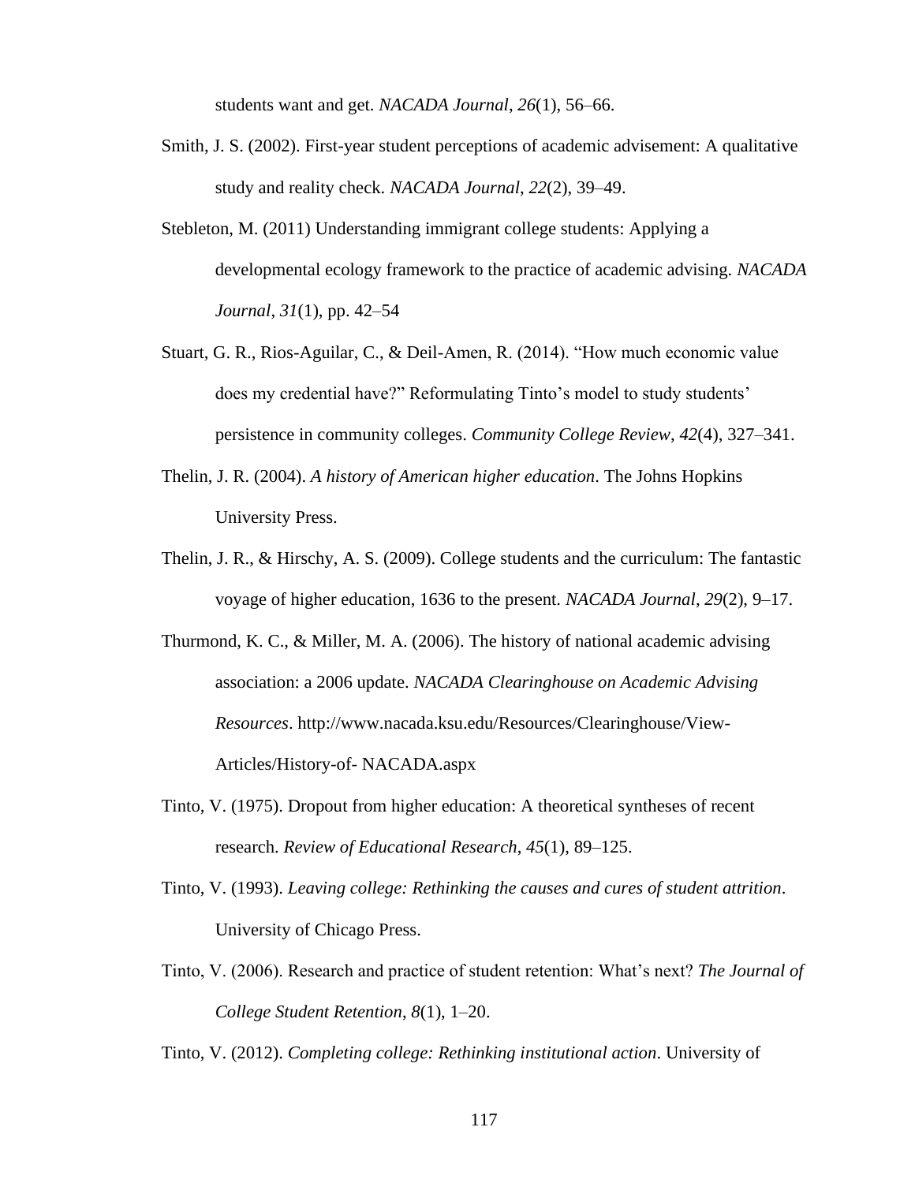students want and get. *NACADA Journal*, *26*(1), 56–66.

Smith, J. S. (2002). First-year student perceptions of academic advisement: A qualitative study and reality check. *NACADA Journal*, *22*(2), 39–49.

Stebleton, M. (2011) Understanding immigrant college students: Applying a developmental ecology framework to the practice of academic advising. *NACADA Journal*, *31*(1), pp. 42–54

Stuart, G. R., Rios-Aguilar, C., & Deil-Amen, R. (2014). "How much economic value does my credential have?" Reformulating Tinto's model to study students' persistence in community colleges. *Community College Review*, *42*(4), 327–341.

Thelin, J. R. (2004). *A history of American higher education*. The Johns Hopkins University Press.

Thelin, J. R., & Hirschy, A. S. (2009). College students and the curriculum: The fantastic voyage of higher education, 1636 to the present. *NACADA Journal*, *29*(2), 9–17.

Thurmond, K. C., & Miller, M. A. (2006). The history of national academic advising association: a 2006 update. *NACADA Clearinghouse on Academic Advising Resources*. http://www.nacada.ksu.edu/Resources/Clearinghouse/View-Articles/History-of- NACADA.aspx

Tinto, V. (1975). Dropout from higher education: A theoretical syntheses of recent research. *Review of Educational Research*, *45*(1), 89–125.

Tinto, V. (1993). *Leaving college: Rethinking the causes and cures of student attrition*. University of Chicago Press.

Tinto, V. (2006). Research and practice of student retention: What's next? *The Journal of College Student Retention*, *8*(1), 1–20.

Tinto, V. (2012). *Completing college: Rethinking institutional action*. University of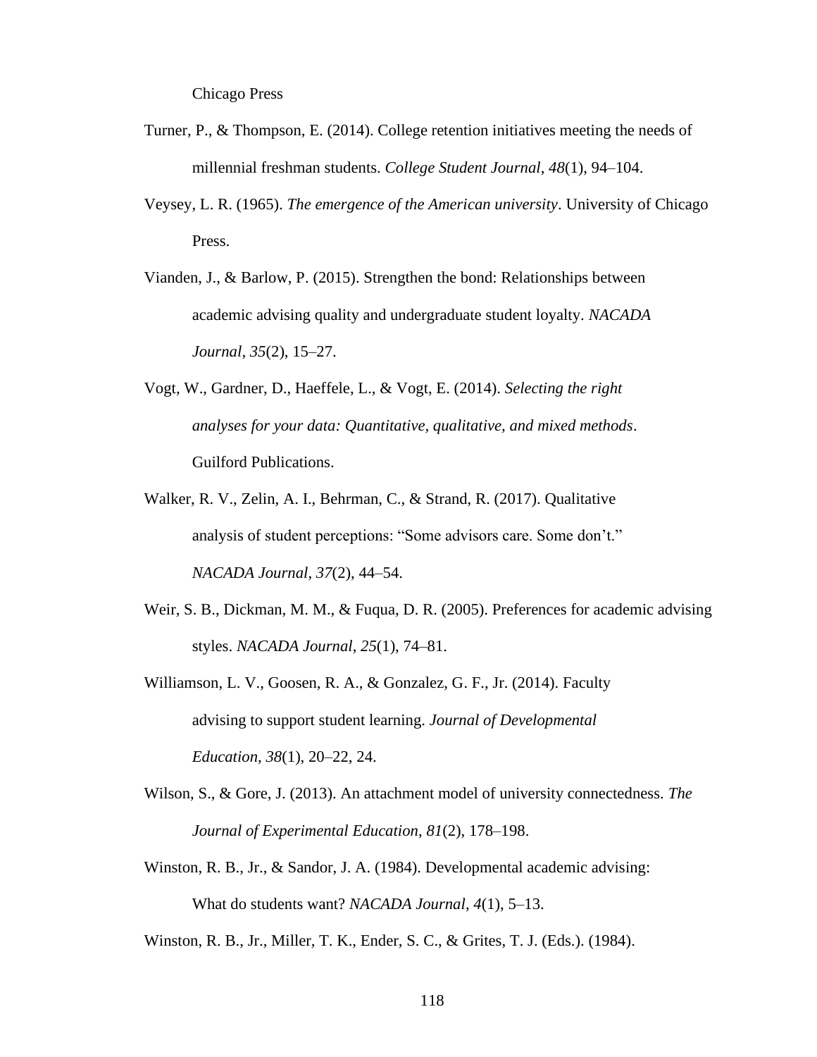Chicago Press

Turner, P., & Thompson, E. (2014). College retention initiatives meeting the needs of millennial freshman students. *College Student Journal*, *48*(1), 94–104.

Veysey, L. R. (1965). *The emergence of the American university*. University of Chicago Press.

Vianden, J., & Barlow, P. (2015). Strengthen the bond: Relationships between academic advising quality and undergraduate student loyalty. *NACADA Journal*, *35*(2), 15–27.

Vogt, W., Gardner, D., Haeffele, L., & Vogt, E. (2014). *Selecting the right analyses for your data: Quantitative, qualitative, and mixed methods*. Guilford Publications.

Walker, R. V., Zelin, A. I., Behrman, C., & Strand, R. (2017). Qualitative analysis of student perceptions: "Some advisors care. Some don't." *NACADA Journal*, *37*(2), 44–54.

Weir, S. B., Dickman, M. M., & Fuqua, D. R. (2005). Preferences for academic advising styles. *NACADA Journal*, *25*(1), 74–81.

Williamson, L. V., Goosen, R. A., & Gonzalez, G. F., Jr. (2014). Faculty advising to support student learning. *Journal of Developmental Education*, *38*(1), 20–22, 24.

Wilson, S., & Gore, J. (2013). An attachment model of university connectedness. *The Journal of Experimental Education*, *81*(2), 178–198.

Winston, R. B., Jr., & Sandor, J. A. (1984). Developmental academic advising: What do students want? *NACADA Journal*, *4*(1), 5–13.

Winston, R. B., Jr., Miller, T. K., Ender, S. C., & Grites, T. J. (Eds.). (1984).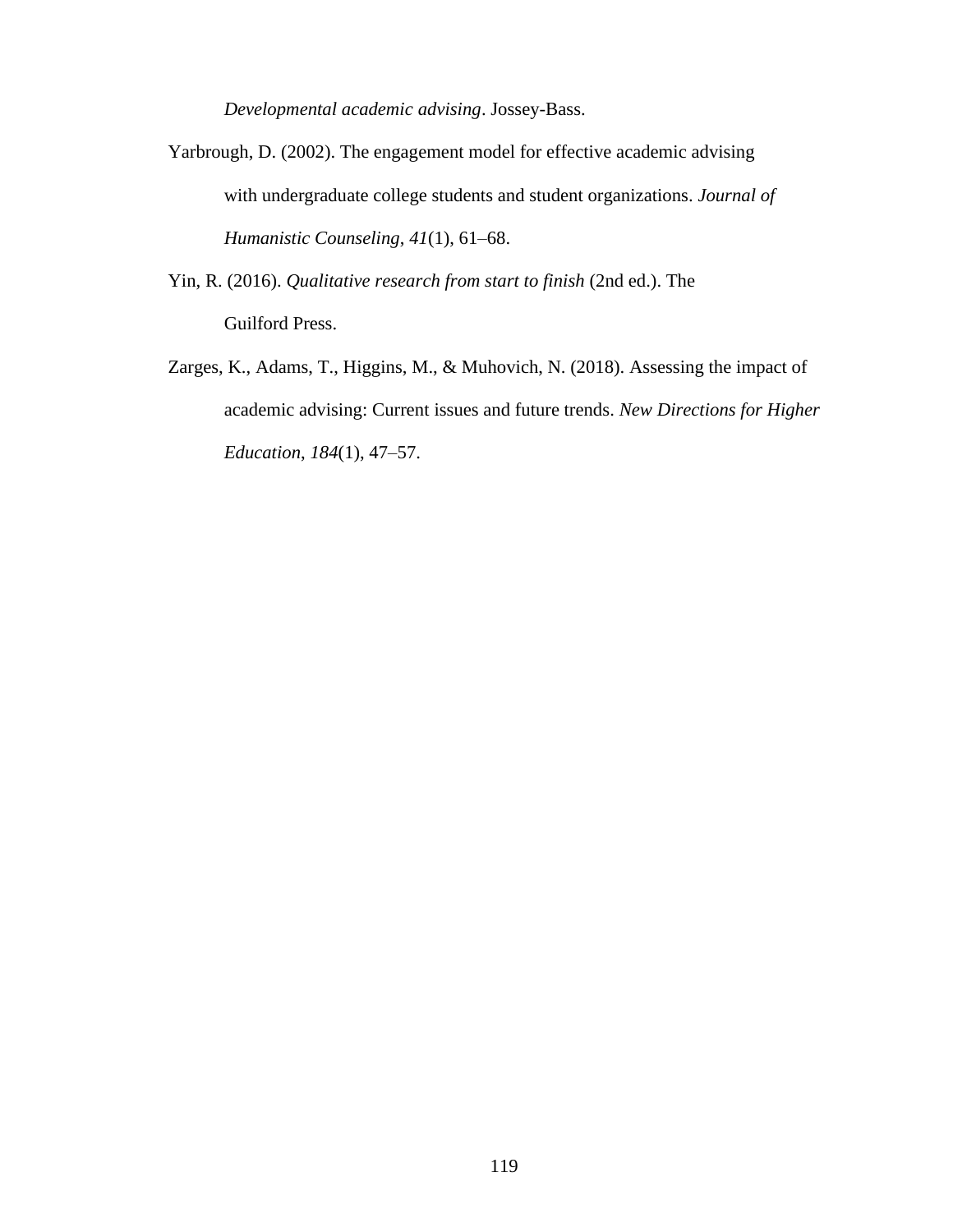*Developmental academic advising*. Jossey-Bass.

Yarbrough, D. (2002). The engagement model for effective academic advising with undergraduate college students and student organizations. *Journal of Humanistic Counseling*, *41*(1), 61–68.

Yin, R. (2016). *Qualitative research from start to finish* (2nd ed.). The Guilford Press.

Zarges, K., Adams, T., Higgins, M., & Muhovich, N. (2018). Assessing the impact of academic advising: Current issues and future trends. *New Directions for Higher Education*, *184*(1), 47–57.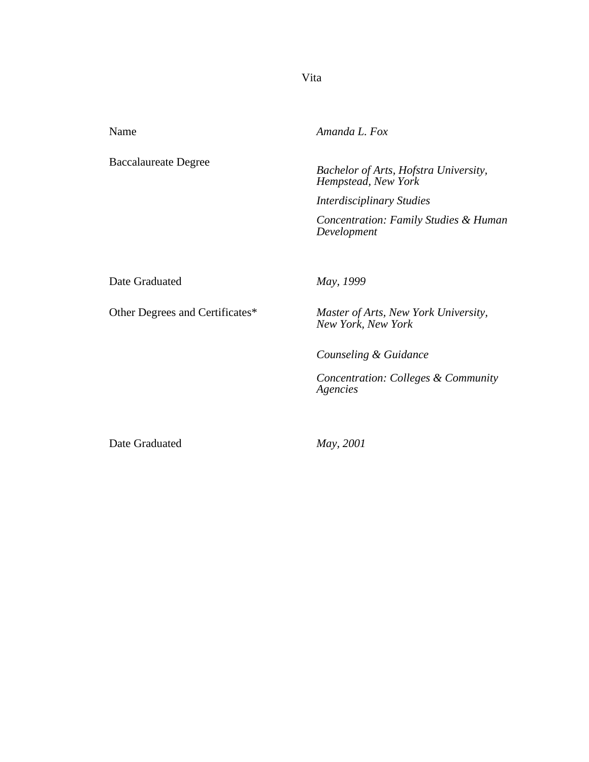# Vita

| | |
|---|---|
| Name | *Amanda L. Fox* |
| Baccalaureate Degree | *Bachelor of Arts, Hofstra University, Hempstead, New York* <br> *Interdisciplinary Studies* <br> *Concentration: Family Studies & Human Development* |
| Date Graduated | *May, 1999* |
| Other Degrees and Certificates* | *Master of Arts, New York University, New York, New York* <br> *Counseling & Guidance* <br> *Concentration: Colleges & Community Agencies* |
| Date Graduated | *May, 2001* |